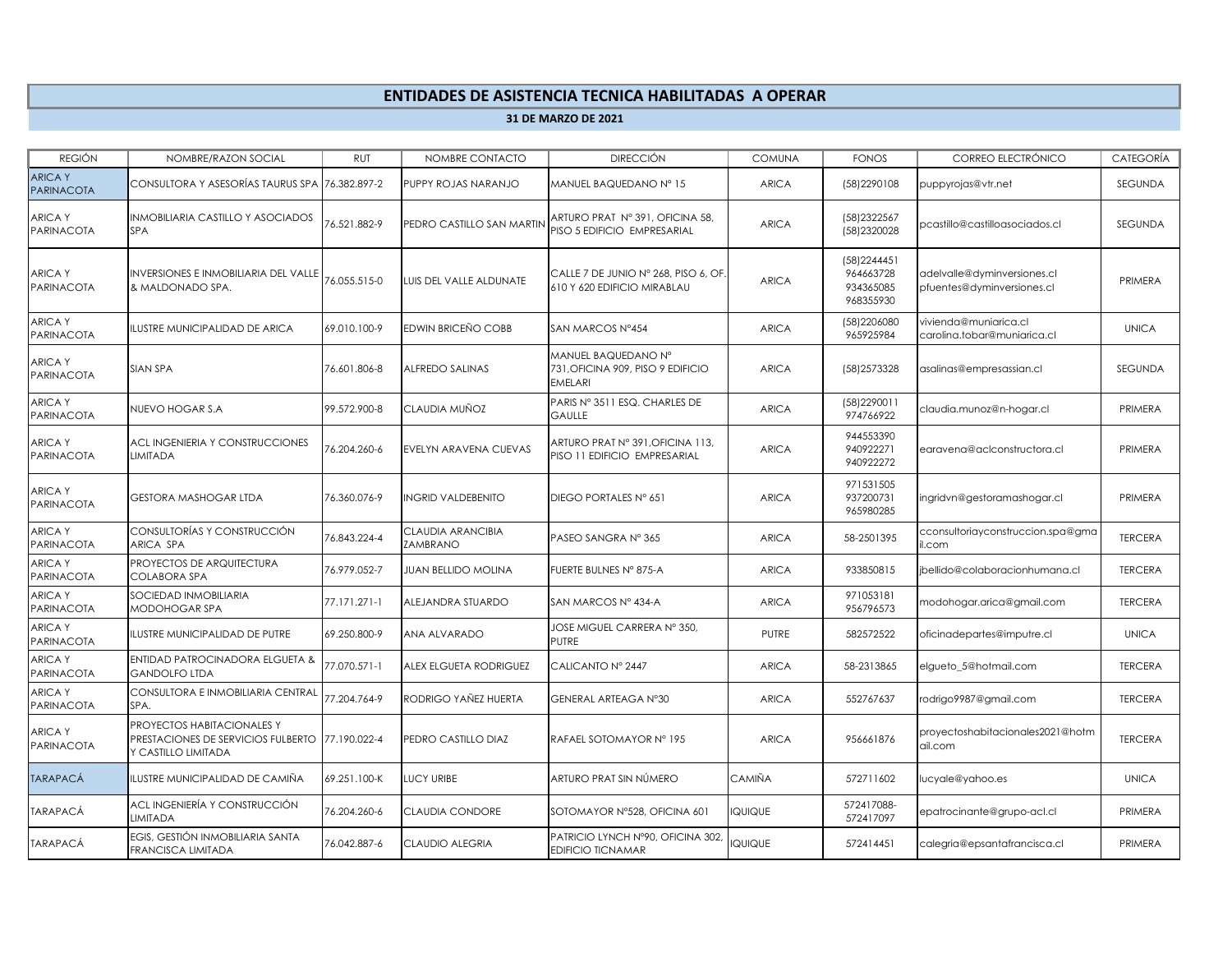# ENTIDADES DE ASISTENCIA TECNICA HABILITADAS A OPERAR

## 31 DE MARZO DE 2021

| REGIÓN | NOMBRE/RAZON SOCIAL | RUT | NOMBRE CONTACTO | DIRECCIÓN | COMUNA | FONOS | CORREO ELECTRÓNICO | CATEGORÍA |
|---|---|---|---|---|---|---|---|---|
| ARICA Y PARINACOTA | CONSULTORA Y ASESORÍAS TAURUS SPA | 76.382.897-2 | PUPPY ROJAS NARANJO | MANUEL BAQUEDANO N° 15 | ARICA | (58)2290108 | puppyrojas@vtr.net | SEGUNDA |
| ARICA Y PARINACOTA | INMOBILIARIA CASTILLO Y ASOCIADOS SPA | 76.521.882-9 | PEDRO CASTILLO SAN MARTIN | ARTURO PRAT N° 391, OFICINA 58, PISO 5 EDIFICIO EMPRESARIAL | ARICA | (58)2322567 (58)2320028 | pcastillo@castilloasociados.cl | SEGUNDA |
| ARICA Y PARINACOTA | INVERSIONES E INMOBILIARIA DEL VALLE & MALDONADO SPA. | 76.055.515-0 | LUIS DEL VALLE ALDUNATE | CALLE 7 DE JUNIO N° 268, PISO 6, OF. 610 Y 620 EDIFICIO MIRABLAU | ARICA | (58)2244451 964663728 934365085 968355930 | adelvalle@dyminversiones.cl pfuentes@dyminversiones.cl | PRIMERA |
| ARICA Y PARINACOTA | ILUSTRE MUNICIPALIDAD DE ARICA | 69.010.100-9 | EDWIN BRICEÑO COBB | SAN MARCOS N°454 | ARICA | (58)2206080 965925984 | vivienda@muniarica.cl carolina.tobar@muniarica.cl | UNICA |
| ARICA Y PARINACOTA | SIAN SPA | 76.601.806-8 | ALFREDO SALINAS | MANUEL BAQUEDANO N° 731,OFICINA 909, PISO 9 EDIFICIO EMELARI | ARICA | (58)2573328 | asalinas@empresassian.cl | SEGUNDA |
| ARICA Y PARINACOTA | NUEVO HOGAR S.A | 99.572.900-8 | CLAUDIA MUÑOZ | PARIS N° 3511 ESQ. CHARLES DE GAULLE | ARICA | (58)2290011 974766922 | claudia.munoz@n-hogar.cl | PRIMERA |
| ARICA Y PARINACOTA | ACL INGENIERIA Y CONSTRUCCIONES LIMITADA | 76.204.260-6 | EVELYN ARAVENA CUEVAS | ARTURO PRAT N° 391,OFICINA 113, PISO 11 EDIFICIO EMPRESARIAL | ARICA | 944553390 940922271 940922272 | earavena@aclconstructora.cl | PRIMERA |
| ARICA Y PARINACOTA | GESTORA MASHOGAR LTDA | 76.360.076-9 | INGRID VALDEBENITO | DIEGO PORTALES N° 651 | ARICA | 971531505 937200731 965980285 | ingridvn@gestoramashogar.cl | PRIMERA |
| ARICA Y PARINACOTA | CONSULTORÍAS Y CONSTRUCCIÓN ARICA SPA | 76.843.224-4 | CLAUDIA ARANCIBIA ZAMBRANO | PASEO SANGRA N° 365 | ARICA | 58-2501395 | cconsultoriayconstruccion.spa@gmail.com | TERCERA |
| ARICA Y PARINACOTA | PROYECTOS DE ARQUITECTURA COLABORA SPA | 76.979.052-7 | JUAN BELLIDO MOLINA | FUERTE BULNES N° 875-A | ARICA | 933850815 | jbellido@colaboracionhumana.cl | TERCERA |
| ARICA Y PARINACOTA | SOCIEDAD INMOBILIARIA MODOHOGAR SPA | 77.171.271-1 | ALEJANDRA STUARDO | SAN MARCOS N° 434-A | ARICA | 971053181 956796573 | modohogar.arica@gmail.com | TERCERA |
| ARICA Y PARINACOTA | ILUSTRE MUNICIPALIDAD DE PUTRE | 69.250.800-9 | ANA ALVARADO | JOSE MIGUEL CARRERA N° 350, PUTRE | PUTRE | 582572522 | oficinadepartes@imputre.cl | UNICA |
| ARICA Y PARINACOTA | ENTIDAD PATROCINADORA ELGUETA & GANDOLFO LTDA | 77.070.571-1 | ALEX ELGUETA RODRIGUEZ | CALICANTO N° 2447 | ARICA | 58-2313865 | elgueto_5@hotmail.com | TERCERA |
| ARICA Y PARINACOTA | CONSULTORA E INMOBILIARIA CENTRAL SPA. | 77.204.764-9 | RODRIGO YAÑEZ HUERTA | GENERAL ARTEAGA N°30 | ARICA | 552767637 | rodrigo9987@gmail.com | TERCERA |
| ARICA Y PARINACOTA | PROYECTOS HABITACIONALES Y PRESTACIONES DE SERVICIOS FULBERTO Y CASTILLO LIMITADA | 77.190.022-4 | PEDRO CASTILLO DIAZ | RAFAEL SOTOMAYOR N° 195 | ARICA | 956661876 | proyectoshabitacionales2021@hotmail.com | TERCERA |
| TARAPACÁ | ILUSTRE MUNICIPALIDAD DE CAMIÑA | 69.251.100-K | LUCY URIBE | ARTURO PRAT SIN NÚMERO | CAMIÑA | 572711602 | lucyale@yahoo.es | UNICA |
| TARAPACÁ | ACL INGENIERÍA Y CONSTRUCCIÓN LIMITADA | 76.204.260-6 | CLAUDIA CONDORE | SOTOMAYOR N°528, OFICINA 601 | IQUIQUE | 572417088- 572417097 | epatrocinante@grupo-acl.cl | PRIMERA |
| TARAPACÁ | EGIS, GESTIÓN INMOBILIARIA SANTA FRANCISCA LIMITADA | 76.042.887-6 | CLAUDIO ALEGRIA | PATRICIO LYNCH N°90, OFICINA 302, EDIFICIO TICNAMAR | IQUIQUE | 572414451 | calegria@epsantafrancisca.cl | PRIMERA |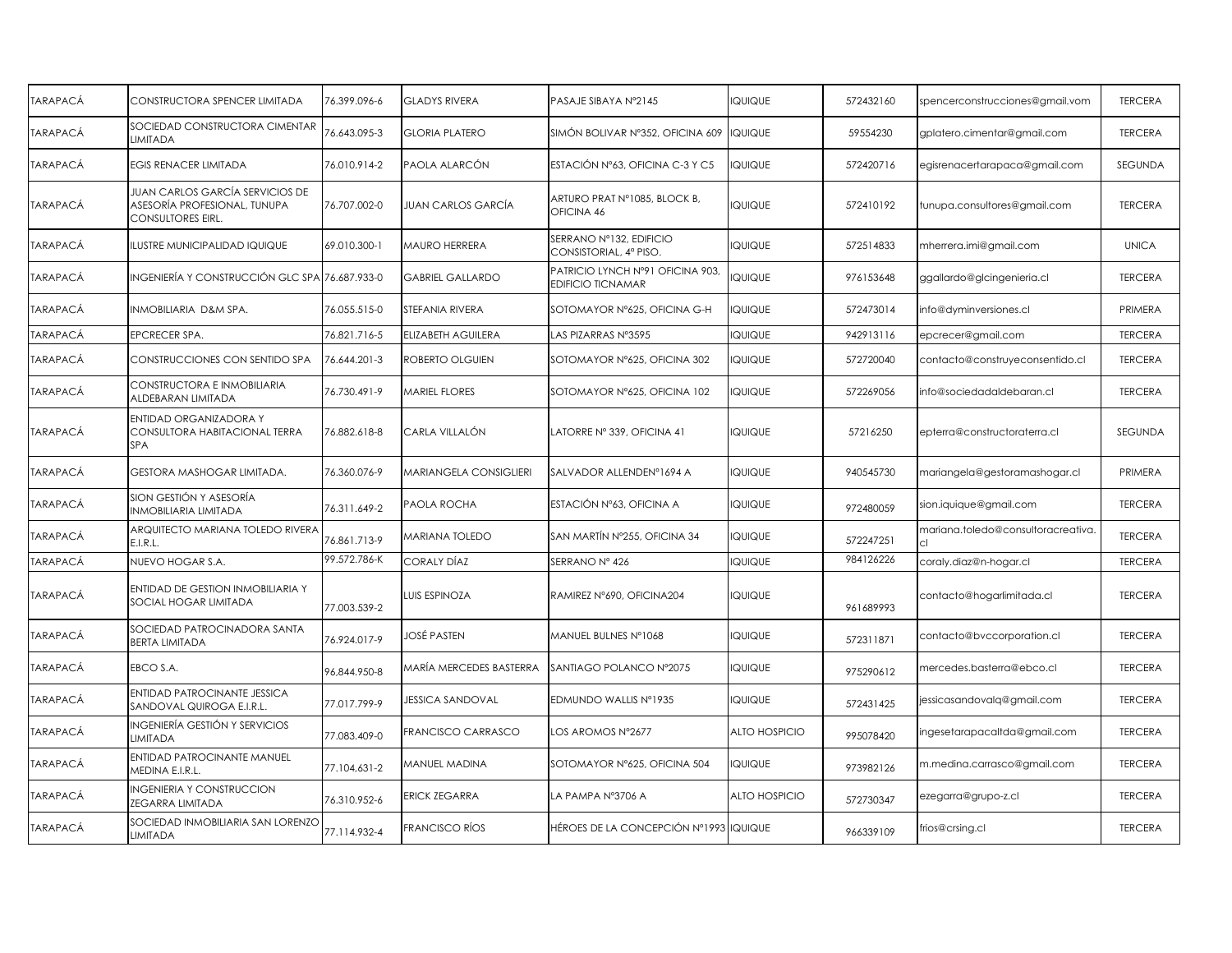| | | | | | | | | |
|---|---|---|---|---|---|---|---|---|
| TARAPACÁ | CONSTRUCTORA SPENCER LIMITADA | 76.399.096-6 | GLADYS RIVERA | PASAJE SIBAYA N°2145 | IQUIQUE | 572432160 | spencerconstrucciones@gmail.vom | TERCERA |
| TARAPACÁ | SOCIEDAD CONSTRUCTORA CIMENTAR LIMITADA | 76.643.095-3 | GLORIA PLATERO | SIMÓN BOLIVAR N°352, OFICINA 609 | IQUIQUE | 59554230 | gplatero.cimentar@gmail.com | TERCERA |
| TARAPACÁ | EGIS RENACER LIMITADA | 76.010.914-2 | PAOLA ALARCÓN | ESTACIÓN N°63, OFICINA C-3 Y C5 | IQUIQUE | 572420716 | egisrenacertarapaca@gmail.com | SEGUNDA |
| TARAPACÁ | JUAN CARLOS GARCÍA SERVICIOS DE ASESORÍA PROFESIONAL, TUNUPA CONSULTORES EIRL. | 76.707.002-0 | JUAN CARLOS GARCÍA | ARTURO PRAT N°1085, BLOCK B, OFICINA 46 | IQUIQUE | 572410192 | tunupa.consultores@gmail.com | TERCERA |
| TARAPACÁ | ILUSTRE MUNICIPALIDAD IQUIQUE | 69.010.300-1 | MAURO HERRERA | SERRANO N°132, EDIFICIO CONSISTORIAL, 4° PISO. | IQUIQUE | 572514833 | mherrera.imi@gmail.com | UNICA |
| TARAPACÁ | INGENIERÍA Y CONSTRUCCIÓN GLC SPA | 76.687.933-0 | GABRIEL GALLARDO | PATRICIO LYNCH N°91 OFICINA 903, EDIFICIO TICNAMAR | IQUIQUE | 976153648 | ggallardo@glcingenieria.cl | TERCERA |
| TARAPACÁ | INMOBILIARIA D&M SPA. | 76.055.515-0 | STEFANIA RIVERA | SOTOMAYOR N°625, OFICINA G-H | IQUIQUE | 572473014 | info@dyminversiones.cl | PRIMERA |
| TARAPACÁ | EPCRECER SPA. | 76.821.716-5 | ELIZABETH AGUILERA | LAS PIZARRAS N°3595 | IQUIQUE | 942913116 | epcrecer@gmail.com | TERCERA |
| TARAPACÁ | CONSTRUCCIONES CON SENTIDO SPA | 76.644.201-3 | ROBERTO OLGUIEN | SOTOMAYOR N°625, OFICINA 302 | IQUIQUE | 572720040 | contacto@construyeconsentido.cl | TERCERA |
| TARAPACÁ | CONSTRUCTORA E INMOBILIARIA ALDEBARAN LIMITADA | 76.730.491-9 | MARIEL FLORES | SOTOMAYOR N°625, OFICINA 102 | IQUIQUE | 572269056 | info@sociedadaldebaran.cl | TERCERA |
| TARAPACÁ | ENTIDAD ORGANIZADORA Y CONSULTORA HABITACIONAL TERRA SPA | 76.882.618-8 | CARLA VILLALÓN | LATORRE N° 339, OFICINA 41 | IQUIQUE | 57216250 | epterra@constructoraterra.cl | SEGUNDA |
| TARAPACÁ | GESTORA MASHOGAR LIMITADA. | 76.360.076-9 | MARIANGELA CONSIGLIERI | SALVADOR ALLENDEN°1694 A | IQUIQUE | 940545730 | mariangela@gestoramashogar.cl | PRIMERA |
| TARAPACÁ | SION GESTIÓN Y ASESORÍA INMOBILIARIA LIMITADA | 76.311.649-2 | PAOLA ROCHA | ESTACIÓN N°63, OFICINA A | IQUIQUE | 972480059 | sion.iquique@gmail.com | TERCERA |
| TARAPACÁ | ARQUITECTO MARIANA TOLEDO RIVERA E.I.R.L. | 76.861.713-9 | MARIANA TOLEDO | SAN MARTÍN N°255, OFICINA 34 | IQUIQUE | 572247251 | mariana.toledo@consultoracreativa.cl | TERCERA |
| TARAPACÁ | NUEVO HOGAR S.A. | 99.572.786-K | CORALY DÍAZ | SERRANO N° 426 | IQUIQUE | 984126226 | coraly.diaz@n-hogar.cl | TERCERA |
| TARAPACÁ | ENTIDAD DE GESTION INMOBILIARIA Y SOCIAL HOGAR LIMITADA | 77.003.539-2 | LUIS ESPINOZA | RAMIREZ N°690, OFICINA204 | IQUIQUE | 961689993 | contacto@hogarlimitada.cl | TERCERA |
| TARAPACÁ | SOCIEDAD PATROCINADORA SANTA BERTA LIMITADA | 76.924.017-9 | JOSÉ PASTEN | MANUEL BULNES N°1068 | IQUIQUE | 572311871 | contacto@bvccorporation.cl | TERCERA |
| TARAPACÁ | EBCO S.A. | 96,844.950-8 | MARÍA MERCEDES BASTERRA | SANTIAGO POLANCO N°2075 | IQUIQUE | 975290612 | mercedes.basterra@ebco.cl | TERCERA |
| TARAPACÁ | ENTIDAD PATROCINANTE JESSICA SANDOVAL QUIROGA E.I.R.L. | 77.017.799-9 | JESSICA SANDOVAL | EDMUNDO WALLIS N°1935 | IQUIQUE | 572431425 | jessicasandovalq@gmail.com | TERCERA |
| TARAPACÁ | INGENIERÍA GESTIÓN Y SERVICIOS LIMITADA | 77.083.409-0 | FRANCISCO CARRASCO | LOS AROMOS N°2677 | ALTO HOSPICIO | 995078420 | ingesetarapacaltda@gmail.com | TERCERA |
| TARAPACÁ | ENTIDAD PATROCINANTE MANUEL MEDINA E.I.R.L. | 77.104,631-2 | MANUEL MADINA | SOTOMAYOR N°625, OFICINA 504 | IQUIQUE | 973982126 | m.medina.carrasco@gmail.com | TERCERA |
| TARAPACÁ | INGENIERIA Y CONSTRUCCION ZEGARRA LIMITADA | 76.310.952-6 | ERICK ZEGARRA | LA PAMPA N°3706 A | ALTO HOSPICIO | 572730347 | ezegarra@grupo-z.cl | TERCERA |
| TARAPACÁ | SOCIEDAD INMOBILIARIA SAN LORENZO LIMITADA | 77.114.932-4 | FRANCISCO RÍOS | HÉROES DE LA CONCEPCIÓN N°1993 | IQUIQUE | 966339109 | frios@crsing.cl | TERCERA |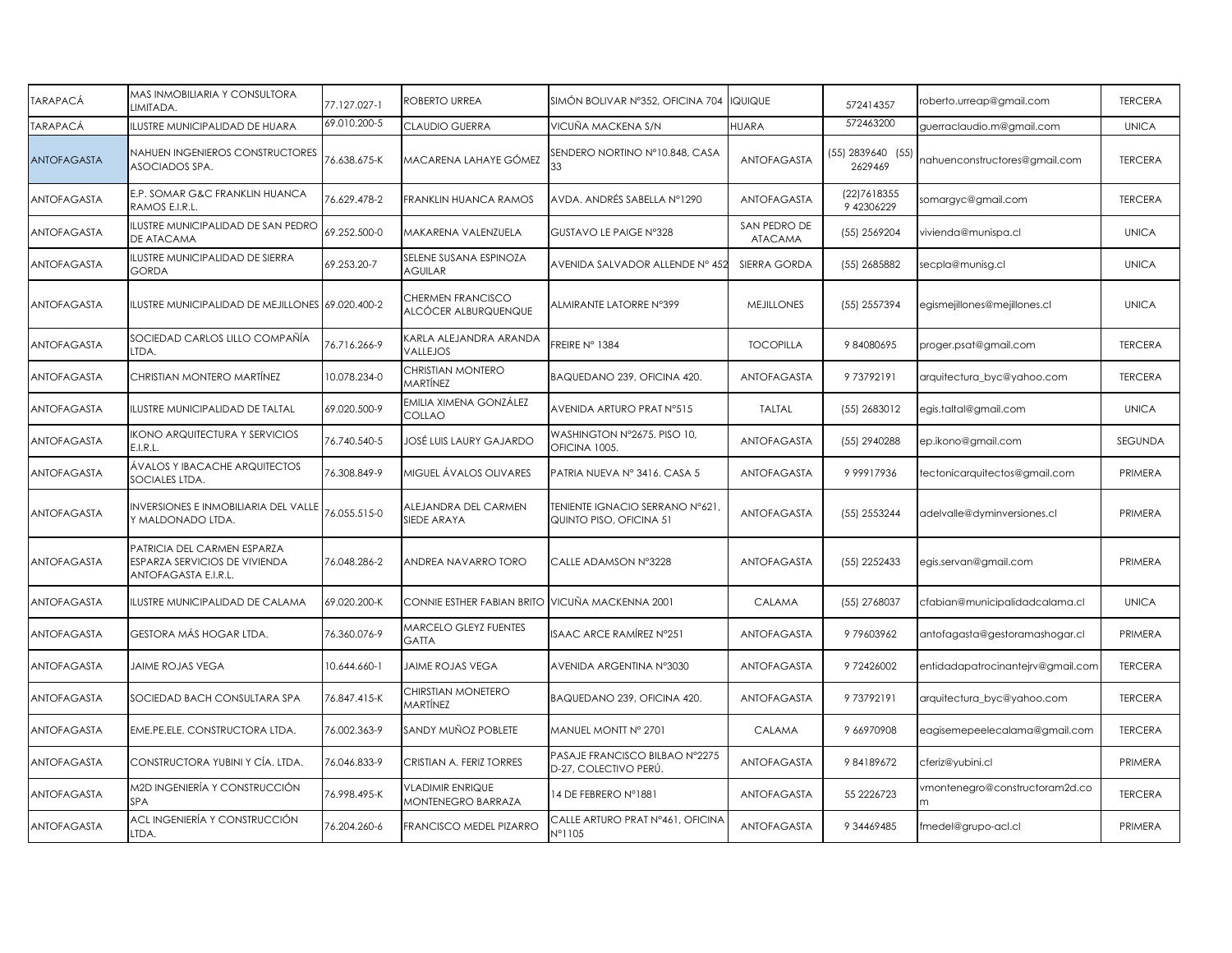| | | | | | | | | |
|---|---|---|---|---|---|---|---|---|
| TARAPACÁ | MAS INMOBILIARIA Y CONSULTORA LIMITADA. | 77.127.027-1 | ROBERTO URREA | SIMÓN BOLIVAR N°352, OFICINA 704 | IQUIQUE | 572414357 | roberto.urreap@gmail.com | TERCERA |
| TARAPACÁ | ILUSTRE MUNICIPALIDAD DE HUARA | 69.010.200-5 | CLAUDIO GUERRA | VICUÑA MACKENA S/N | HUARA | 572463200 | guerraclaudio.m@gmail.com | UNICA |
| ANTOFAGASTA | NAHUEN INGENIEROS CONSTRUCTORES ASOCIADOS SPA. | 76.638.675-K | MACARENA LAHAYE GÓMEZ | SENDERO NORTINO N°10.848, CASA 33 | ANTOFAGASTA | (55) 2839640 (55) 2629469 | nahuenconstructores@gmail.com | TERCERA |
| ANTOFAGASTA | E.P. SOMAR G&C FRANKLIN HUANCA RAMOS E.I.R.L. | 76.629.478-2 | FRANKLIN HUANCA RAMOS | AVDA. ANDRÉS SABELLA N°1290 | ANTOFAGASTA | (22)7618355 9 42306229 | somargyc@gmail.com | TERCERA |
| ANTOFAGASTA | ILUSTRE MUNICIPALIDAD DE SAN PEDRO DE ATACAMA | 69.252.500-0 | MAKARENA VALENZUELA | GUSTAVO LE PAIGE N°328 | SAN PEDRO DE ATACAMA | (55) 2569204 | vivienda@munispa.cl | UNICA |
| ANTOFAGASTA | ILUSTRE MUNICIPALIDAD DE SIERRA GORDA | 69.253.20-7 | SELENE SUSANA ESPINOZA AGUILAR | AVENIDA SALVADOR ALLENDE N° 452 | SIERRA GORDA | (55) 2685882 | secpla@munisg.cl | UNICA |
| ANTOFAGASTA | ILUSTRE MUNICIPALIDAD DE MEJILLONES | 69.020.400-2 | CHERMEN FRANCISCO ALCÓCER ALBURQUENQUE | ALMIRANTE LATORRE N°399 | MEJILLONES | (55) 2557394 | egismejillones@mejillones.cl | UNICA |
| ANTOFAGASTA | SOCIEDAD CARLOS LILLO COMPAÑÍA LTDA. | 76.716.266-9 | KARLA ALEJANDRA ARANDA VALLEJOS | FREIRE N° 1384 | TOCOPILLA | 9 84080695 | proger.psat@gmail.com | TERCERA |
| ANTOFAGASTA | CHRISTIAN MONTERO MARTÍNEZ | 10.078.234-0 | CHRISTIAN MONTERO MARTÍNEZ | BAQUEDANO 239, OFICINA 420. | ANTOFAGASTA | 9 73792191 | arquitectura_byc@yahoo.com | TERCERA |
| ANTOFAGASTA | ILUSTRE MUNICIPALIDAD DE TALTAL | 69.020.500-9 | EMILIA XIMENA GONZÁLEZ COLLAO | AVENIDA ARTURO PRAT N°515 | TALTAL | (55) 2683012 | egis.taltal@gmail.com | UNICA |
| ANTOFAGASTA | IKONO ARQUITECTURA Y SERVICIOS E.I.R.L. | 76.740.540-5 | JOSÉ LUIS LAURY GAJARDO | WASHINGTON N°2675. PISO 10, OFICINA 1005. | ANTOFAGASTA | (55) 2940288 | ep.ikono@gmail.com | SEGUNDA |
| ANTOFAGASTA | ÁVALOS Y IBACACHE ARQUITECTOS SOCIALES LTDA. | 76.308.849-9 | MIGUEL ÁVALOS OLIVARES | PATRIA NUEVA N° 3416. CASA 5 | ANTOFAGASTA | 9 99917936 | tectonicarquitectos@gmail.com | PRIMERA |
| ANTOFAGASTA | INVERSIONES E INMOBILIARIA DEL VALLE Y MALDONADO LTDA. | 76.055.515-0 | ALEJANDRA DEL CARMEN SIEDE ARAYA | TENIENTE IGNACIO SERRANO N°621, QUINTO PISO, OFICINA 51 | ANTOFAGASTA | (55) 2553244 | adelvalle@dyminversiones.cl | PRIMERA |
| ANTOFAGASTA | PATRICIA DEL CARMEN ESPARZA ESPARZA SERVICIOS DE VIVIENDA ANTOFAGASTA E.I.R.L. | 76.048.286-2 | ANDREA NAVARRO TORO | CALLE ADAMSON N°3228 | ANTOFAGASTA | (55) 2252433 | egis.servan@gmail.com | PRIMERA |
| ANTOFAGASTA | ILUSTRE MUNICIPALIDAD DE CALAMA | 69.020.200-K | CONNIE ESTHER FABIAN BRITO | VICUÑA MACKENNA 2001 | CALAMA | (55) 2768037 | cfabian@municipalidadcalama.cl | UNICA |
| ANTOFAGASTA | GESTORA MÁS HOGAR LTDA. | 76.360.076-9 | MARCELO GLEYZ FUENTES GATTA | ISAAC ARCE RAMÍREZ N°251 | ANTOFAGASTA | 9 79603962 | antofagasta@gestoramashogar.cl | PRIMERA |
| ANTOFAGASTA | JAIME ROJAS VEGA | 10.644.660-1 | JAIME ROJAS VEGA | AVENIDA ARGENTINA N°3030 | ANTOFAGASTA | 9 72426002 | entidadapatrocinantejrv@gmail.com | TERCERA |
| ANTOFAGASTA | SOCIEDAD BACH CONSULTARA SPA | 76.847.415-K | CHIRSTIAN MONETERO MARTÍNEZ | BAQUEDANO 239, OFICINA 420. | ANTOFAGASTA | 9 73792191 | arquitectura_byc@yahoo.com | TERCERA |
| ANTOFAGASTA | EME.PE.ELE. CONSTRUCTORA LTDA. | 76.002.363-9 | SANDY MUÑOZ POBLETE | MANUEL MONTT N° 2701 | CALAMA | 9 66970908 | eagisemepeelecalama@gmail.com | TERCERA |
| ANTOFAGASTA | CONSTRUCTORA YUBINI Y CÍA. LTDA. | 76.046.833-9 | CRISTIAN A. FERIZ TORRES | PASAJE FRANCISCO BILBAO N°2275 D-27, COLECTIVO PERÚ. | ANTOFAGASTA | 9 84189672 | cferiz@yubini.cl | PRIMERA |
| ANTOFAGASTA | M2D INGENIERÍA Y CONSTRUCCIÓN SPA | 76.998.495-K | VLADIMIR ENRIQUE MONTENEGRO BARRAZA | 14 DE FEBRERO N°1881 | ANTOFAGASTA | 55 2226723 | vmontenegro@constructoram2d.com | TERCERA |
| ANTOFAGASTA | ACL INGENIERÍA Y CONSTRUCCIÓN LTDA. | 76.204.260-6 | FRANCISCO MEDEL PIZARRO | CALLE ARTURO PRAT N°461, OFICINA N°1105 | ANTOFAGASTA | 9 34469485 | fmedel@grupo-acl.cl | PRIMERA |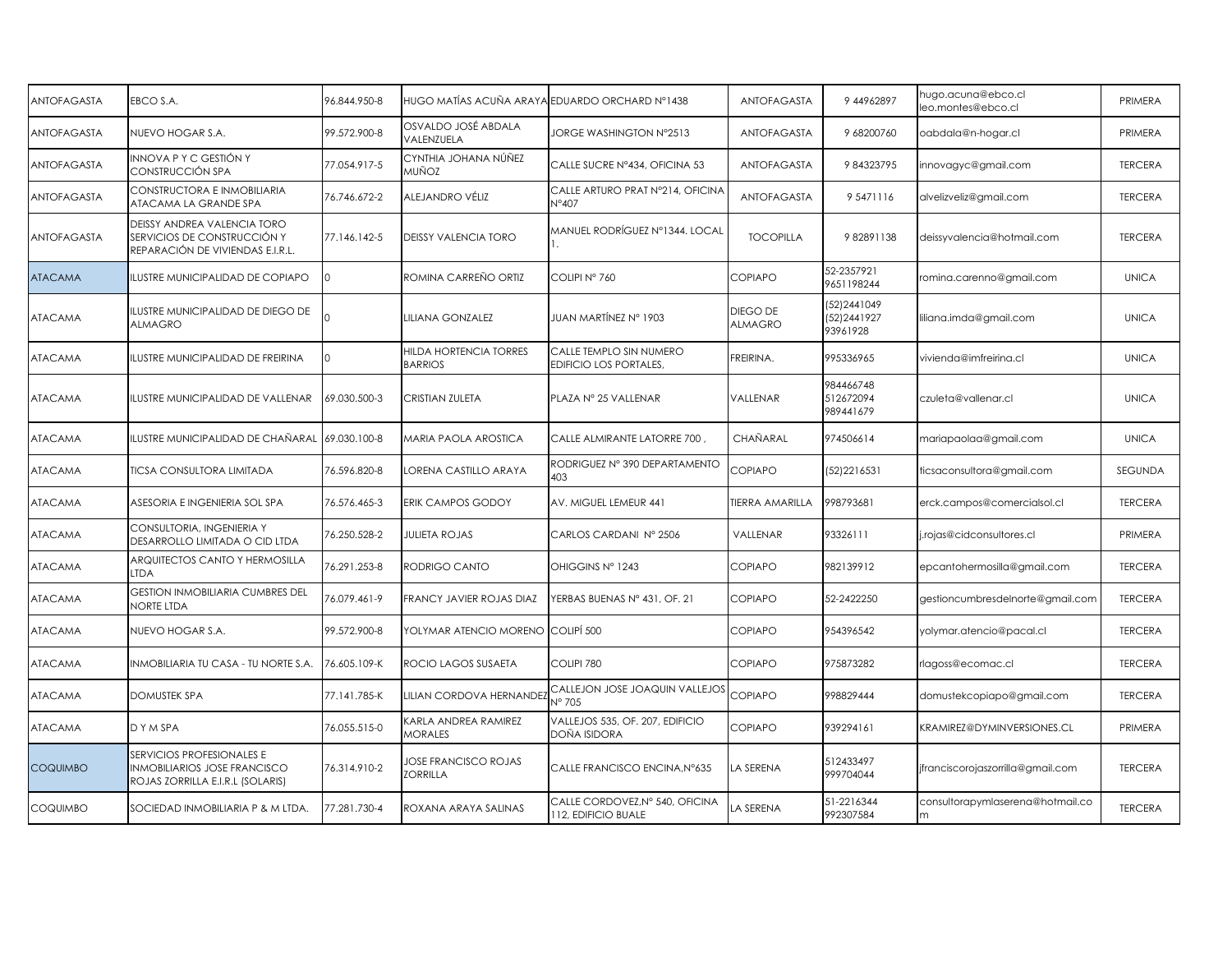| | | | | | | | | |
|---|---|---|---|---|---|---|---|---|
| ANTOFAGASTA | EBCO S.A. | 96.844.950-8 | HUGO MATÍAS ACUÑA ARAYA | EDUARDO ORCHARD N°1438 | ANTOFAGASTA | 9 44962897 | hugo.acuna@ebco.cl leo.montes@ebco.cl | PRIMERA |
| ANTOFAGASTA | NUEVO HOGAR S.A. | 99.572.900-8 | OSVALDO JOSÉ ABDALA VALENZUELA | JORGE WASHINGTON N°2513 | ANTOFAGASTA | 9 68200760 | oabdala@n-hogar.cl | PRIMERA |
| ANTOFAGASTA | INNOVA P Y C GESTIÓN Y CONSTRUCCIÓN SPA | 77.054.917-5 | CYNTHIA JOHANA NÚÑEZ MUÑOZ | CALLE SUCRE N°434, OFICINA 53 | ANTOFAGASTA | 9 84323795 | innovagyc@gmail.com | TERCERA |
| ANTOFAGASTA | CONSTRUCTORA E INMOBILIARIA ATACAMA LA GRANDE SPA | 76.746.672-2 | ALEJANDRO VÉLIZ | CALLE ARTURO PRAT N°214, OFICINA N°407 | ANTOFAGASTA | 9 5471116 | alvelizveliz@gmail.com | TERCERA |
| ANTOFAGASTA | DEISSY ANDREA VALENCIA TORO SERVICIOS DE CONSTRUCCIÓN Y REPARACIÓN DE VIVIENDAS E.I.R.L. | 77.146.142-5 | DEISSY VALENCIA TORO | MANUEL RODRÍGUEZ N°1344. LOCAL 1. | TOCOPILLA | 9 82891138 | deissyvalencia@hotmail.com | TERCERA |
| ATACAMA | ILUSTRE MUNICIPALIDAD DE COPIAPO | 0 | ROMINA CARREÑO ORTIZ | COLIPI N° 760 | COPIAPO | 52-2357921 9651198244 | romina.carenno@gmail.com | UNICA |
| ATACAMA | ILUSTRE MUNICIPALIDAD DE DIEGO DE ALMAGRO | 0 | LILIANA GONZALEZ | JUAN MARTÍNEZ N° 1903 | DIEGO DE ALMAGRO | (52)2441049 (52)2441927 93961928 | liliana.imda@gmail.com | UNICA |
| ATACAMA | ILUSTRE MUNICIPALIDAD DE FREIRINA | 0 | HILDA HORTENCIA TORRES BARRIOS | CALLE TEMPLO SIN NUMERO EDIFICIO LOS PORTALES, | FREIRINA. | 995336965 | vivienda@imfreirina.cl | UNICA |
| ATACAMA | ILUSTRE MUNICIPALIDAD DE VALLENAR | 69.030.500-3 | CRISTIAN ZULETA | PLAZA N° 25 VALLENAR | VALLENAR | 984466748 512672094 989441679 | czuleta@vallenar.cl | UNICA |
| ATACAMA | ILUSTRE MUNICIPALIDAD DE CHAÑARAL | 69.030.100-8 | MARIA PAOLA AROSTICA | CALLE ALMIRANTE LATORRE 700 , | CHAÑARAL | 974506614 | mariapaolaa@gmail.com | UNICA |
| ATACAMA | TICSA CONSULTORA LIMITADA | 76.596.820-8 | LORENA CASTILLO ARAYA | RODRIGUEZ N° 390 DEPARTAMENTO 403 | COPIAPO | (52)2216531 | ticsaconsultora@gmail.com | SEGUNDA |
| ATACAMA | ASESORIA E INGENIERIA SOL SPA | 76.576.465-3 | ERIK CAMPOS GODOY | AV. MIGUEL LEMEUR 441 | TIERRA AMARILLA | 998793681 | erck.campos@comercialsol.cl | TERCERA |
| ATACAMA | CONSULTORIA, INGENIERIA Y DESARROLLO LIMITADA O CID LTDA | 76.250.528-2 | JULIETA ROJAS | CARLOS CARDANI N° 2506 | VALLENAR | 93326111 | j.rojas@cidconsultores.cl | PRIMERA |
| ATACAMA | ARQUITECTOS CANTO Y HERMOSILLA LTDA | 76.291.253-8 | RODRIGO CANTO | OHIGGINS N° 1243 | COPIAPO | 982139912 | epcantohermosilla@gmail.com | TERCERA |
| ATACAMA | GESTION INMOBILIARIA CUMBRES DEL NORTE LTDA | 76.079.461-9 | FRANCY JAVIER ROJAS DIAZ | YERBAS BUENAS N° 431, OF. 21 | COPIAPO | 52-2422250 | gestioncumbresdelnorte@gmail.com | TERCERA |
| ATACAMA | NUEVO HOGAR S.A. | 99.572.900-8 | YOLYMAR ATENCIO MORENO | COLIPÍ 500 | COPIAPO | 954396542 | yolymar.atencio@pacal.cl | TERCERA |
| ATACAMA | INMOBILIARIA TU CASA - TU NORTE S.A. | 76.605.109-K | ROCIO LAGOS SUSAETA | COLIPI 780 | COPIAPO | 975873282 | rlagoss@ecomac.cl | TERCERA |
| ATACAMA | DOMUSTEK SPA | 77.141.785-K | LILIAN CORDOVA HERNANDEZ | CALLEJON JOSE JOAQUIN VALLEJOS N° 705 | COPIAPO | 998829444 | domustekcopiapo@gmail.com | TERCERA |
| ATACAMA | D Y M SPA | 76.055.515-0 | KARLA ANDREA RAMIREZ MORALES | VALLEJOS 535, OF. 207, EDIFICIO DOÑA ISIDORA | COPIAPO | 939294161 | KRAMIREZ@DYMINVERSIONES.CL | PRIMERA |
| COQUIMBO | SERVICIOS PROFESIONALES E INMOBILIARIOS JOSE FRANCISCO ROJAS ZORRILLA E.I.R.L (SOLARIS) | 76.314.910-2 | JOSE FRANCISCO ROJAS ZORRILLA | CALLE FRANCISCO ENCINA,N°635 | LA SERENA | 512433497 999704044 | jfranciscorojaszorrilla@gmail.com | TERCERA |
| COQUIMBO | SOCIEDAD INMOBILIARIA P & M LTDA. | 77.281.730-4 | ROXANA ARAYA SALINAS | CALLE CORDOVEZ,N° 540, OFICINA 112, EDIFICIO BUALE | LA SERENA | 51-2216344 992307584 | consultorapymlaserena@hotmail.com | TERCERA |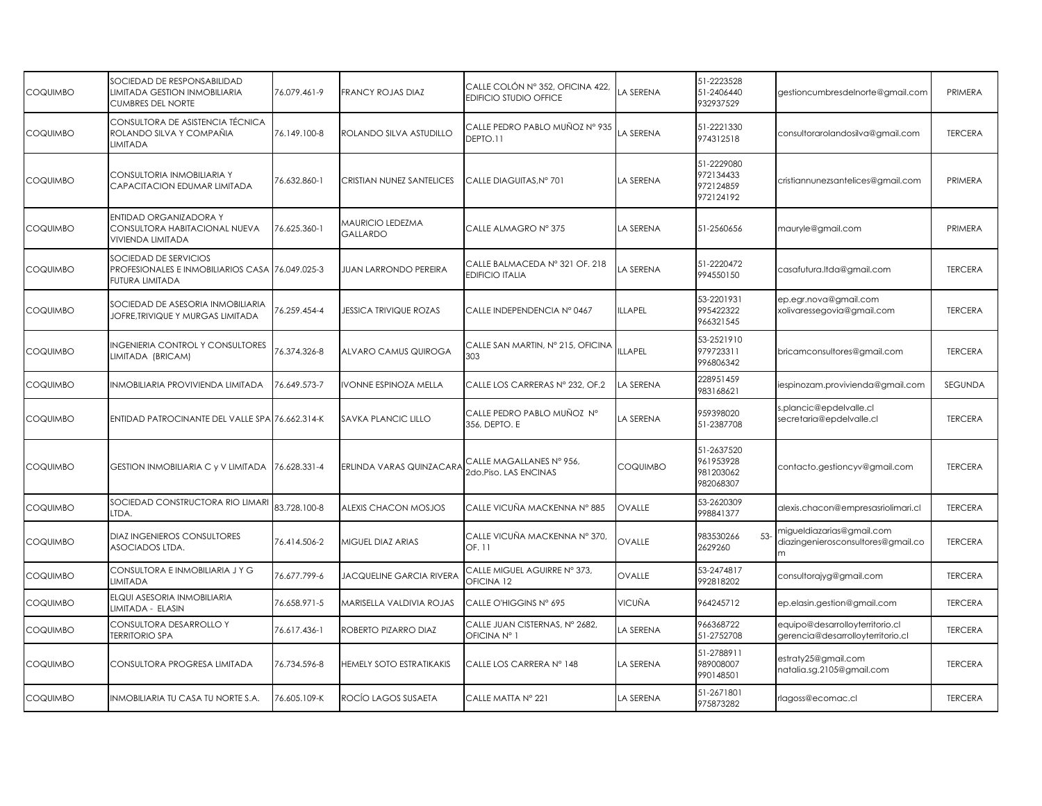| | | | | | | | | |
|---|---|---|---|---|---|---|---|---|
| COQUIMBO | SOCIEDAD DE RESPONSABILIDAD LIMITADA GESTION INMOBILIARIA CUMBRES DEL NORTE | 76.079.461-9 | FRANCY ROJAS DIAZ | CALLE COLÓN N° 352, OFICINA 422, EDIFICIO STUDIO OFFICE | LA SERENA | 51-2223528 51-2406440 932937529 | gestioncumbresdelnorte@gmail.com | PRIMERA |
| COQUIMBO | CONSULTORA DE ASISTENCIA TÉCNICA ROLANDO SILVA Y COMPAÑIA LIMITADA | 76.149.100-8 | ROLANDO SILVA ASTUDILLO | CALLE PEDRO PABLO MUÑOZ N° 935 DEPTO.11 | LA SERENA | 51-2221330 974312518 | consultorarolandosilva@gmail.com | TERCERA |
| COQUIMBO | CONSULTORIA INMOBILIARIA Y CAPACITACION EDUMAR LIMITADA | 76.632.860-1 | CRISTIAN NUNEZ SANTELICES | CALLE DIAGUITAS,N° 701 | LA SERENA | 51-2229080 972134433 972124859 972124192 | cristiannunezsantelices@gmail.com | PRIMERA |
| COQUIMBO | ENTIDAD ORGANIZADORA Y CONSULTORA HABITACIONAL NUEVA VIVIENDA LIMITADA | 76.625.360-1 | MAURICIO LEDEZMA GALLARDO | CALLE ALMAGRO N° 375 | LA SERENA | 51-2560656 | mauryle@gmail.com | PRIMERA |
| COQUIMBO | SOCIEDAD DE SERVICIOS PROFESIONALES E INMOBILIARIOS CASA FUTURA LIMITADA | 76.049.025-3 | JUAN LARRONDO PEREIRA | CALLE BALMACEDA N° 321 OF. 218 EDIFICIO ITALIA | LA SERENA | 51-2220472 994550150 | casafutura.ltda@gmail.com | TERCERA |
| COQUIMBO | SOCIEDAD DE ASESORIA INMOBILIARIA JOFRE,TRIVIQUE Y MURGAS LIMITADA | 76.259.454-4 | JESSICA TRIVIQUE ROZAS | CALLE INDEPENDENCIA N° 0467 | ILLAPEL | 53-2201931 995422322 966321545 | ep.egr.nova@gmail.com xolivaressegovia@gmail.com | TERCERA |
| COQUIMBO | INGENIERIA CONTROL Y CONSULTORES LIMITADA (BRICAM) | 76.374.326-8 | ALVARO CAMUS QUIROGA | CALLE SAN MARTIN, N° 215, OFICINA 303 | ILLAPEL | 53-2521910 979723311 996806342 | bricamconsultores@gmail.com | TERCERA |
| COQUIMBO | INMOBILIARIA PROVIVIENDA LIMITADA | 76.649.573-7 | IVONNE ESPINOZA MELLA | CALLE LOS CARRERAS N° 232, OF.2 | LA SERENA | 228951459 983168621 | iespinozam.provivienda@gmail.com | SEGUNDA |
| COQUIMBO | ENTIDAD PATROCINANTE DEL VALLE SPA | 76.662.314-K | SAVKA PLANCIC LILLO | CALLE PEDRO PABLO MUÑOZ N° 356, DEPTO. E | LA SERENA | 959398020 51-2387708 | s.plancic@epdelvalle.cl secretaria@epdelvalle.cl | TERCERA |
| COQUIMBO | GESTION INMOBILIARIA C y V LIMITADA | 76.628.331-4 | ERLINDA VARAS QUINZACARA | CALLE MAGALLANES N° 956, 2do.Piso. LAS ENCINAS | COQUIMBO | 51-2637520 961953928 981203062 982068307 | contacto.gestioncyv@gmail.com | TERCERA |
| COQUIMBO | SOCIEDAD CONSTRUCTORA RIO LIMARI LTDA. | 83.728.100-8 | ALEXIS CHACON MOSJOS | CALLE VICUÑA MACKENNA N° 885 | OVALLE | 53-2620309 998841377 | alexis.chacon@empresasriolimari.cl | TERCERA |
| COQUIMBO | DIAZ INGENIEROS CONSULTORES ASOCIADOS LTDA. | 76.414.506-2 | MIGUEL DIAZ ARIAS | CALLE VICUÑA MACKENNA N° 370, OF. 11 | OVALLE | 983530266 53-2629260 | migueldiazarias@gmail.com diazingenierosconsultores@gmail.com | TERCERA |
| COQUIMBO | CONSULTORA E INMOBILIARIA J Y G LIMITADA | 76.677.799-6 | JACQUELINE GARCIA RIVERA | CALLE MIGUEL AGUIRRE N° 373, OFICINA 12 | OVALLE | 53-2474817 992818202 | consultorajyg@gmail.com | TERCERA |
| COQUIMBO | ELQUI ASESORIA INMOBILIARIA LIMITADA - ELASIN | 76.658.971-5 | MARISELLA VALDIVIA ROJAS | CALLE O'HIGGINS N° 695 | VICUÑA | 964245712 | ep.elasin.gestion@gmail.com | TERCERA |
| COQUIMBO | CONSULTORA DESARROLLO Y TERRITORIO SPA | 76.617.436-1 | ROBERTO PIZARRO DIAZ | CALLE JUAN CISTERNAS, N° 2682, OFICINA N° 1 | LA SERENA | 966368722 51-2752708 | equipo@desarrolloyterritorio.cl gerencia@desarrolloyterritorio.cl | TERCERA |
| COQUIMBO | CONSULTORA PROGRESA LIMITADA | 76.734.596-8 | HEMELY SOTO ESTRATIKAKIS | CALLE LOS CARRERA N° 148 | LA SERENA | 51-2788911 989008007 990148501 | estraty25@gmail.com natalia.sg.2105@gmail.com | TERCERA |
| COQUIMBO | INMOBILIARIA TU CASA TU NORTE S.A. | 76.605.109-K | ROCÍO LAGOS SUSAETA | CALLE MATTA N° 221 | LA SERENA | 51-2671801 975873282 | rlagoss@ecomac.cl | TERCERA |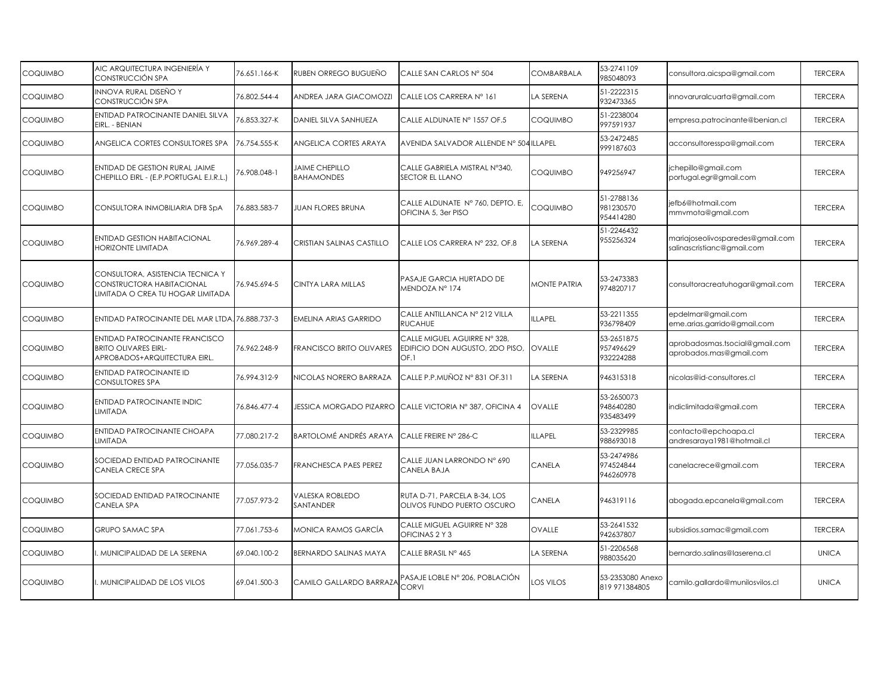| | | | | | | | | |
|---|---|---|---|---|---|---|---|---|
| COQUIMBO | AIC ARQUITECTURA INGENIERÍA Y CONSTRUCCIÓN SPA | 76.651.166-K | RUBEN ORREGO BUGUEÑO | CALLE SAN CARLOS N° 504 | COMBARBALA | 53-2741109<br>985048093 | consultora.aicspa@gmail.com | TERCERA |
| COQUIMBO | INNOVA RURAL DISEÑO Y CONSTRUCCIÓN SPA | 76.802.544-4 | ANDREA JARA GIACOMOZZI | CALLE LOS CARRERA N° 161 | LA SERENA | 51-2222315<br>932473365 | innovaruralcuarta@gmail.com | TERCERA |
| COQUIMBO | ENTIDAD PATROCINANTE DANIEL SILVA EIRL. - BENIAN | 76.853.327-K | DANIEL SILVA SANHUEZA | CALLE ALDUNATE N° 1557 OF.5 | COQUIMBO | 51-2238004<br>997591937 | empresa.patrocinante@benian.cl | TERCERA |
| COQUIMBO | ANGELICA CORTES CONSULTORES SPA | 76.754.555-K | ANGELICA CORTES ARAYA | AVENIDA SALVADOR ALLENDE N° 504 | ILLAPEL | 53-2472485<br>999187603 | acconsultoresspa@gmail.com | TERCERA |
| COQUIMBO | ENTIDAD DE GESTION RURAL JAIME CHEPILLO EIRL - (E.P.PORTUGAL E.I.R.L.) | 76.908.048-1 | JAIME CHEPILLO BAHAMONDES | CALLE GABRIELA MISTRAL N°340, SECTOR EL LLANO | COQUIMBO | 949256947 | jchepillo@gmail.com<br>portugal.egr@gmail.com | TERCERA |
| COQUIMBO | CONSULTORA INMOBILIARIA DFB SpA | 76.883.583-7 | JUAN FLORES BRUNA | CALLE ALDUNATE N° 760, DEPTO. E, OFICINA 5, 3er PISO | COQUIMBO | 51-2788136<br>981230570<br>954414280 | jefb6@hotmail.com<br>mmvmota@gmail.com | TERCERA |
| COQUIMBO | ENTIDAD GESTION HABITACIONAL HORIZONTE LIMITADA | 76.969.289-4 | CRISTIAN SALINAS CASTILLO | CALLE LOS CARRERA N° 232, OF.8 | LA SERENA | 51-2246432<br>955256324 | mariajoseolivosparedes@gmail.com<br>salinascristianc@gmail.com | TERCERA |
| COQUIMBO | CONSULTORA, ASISTENCIA TECNICA Y CONSTRUCTORA HABITACIONAL LIMITADA O CREA TU HOGAR LIMITADA | 76.945.694-5 | CINTYA LARA MILLAS | PASAJE GARCIA HURTADO DE MENDOZA N° 174 | MONTE PATRIA | 53-2473383<br>974820717 | consultoracreatuhogar@gmail.com | TERCERA |
| COQUIMBO | ENTIDAD PATROCINANTE DEL MAR LTDA. | 76.888.737-3 | EMELINA ARIAS GARRIDO | CALLE ANTILLANCA N° 212 VILLA RUCAHUE | ILLAPEL | 53-2211355<br>936798409 | epdelmar@gmail.com<br>eme.arias.garrido@gmail.com | TERCERA |
| COQUIMBO | ENTIDAD PATROCINANTE FRANCISCO BRITO OLIVARES EIRL- APROBADOS+ARQUITECTURA EIRL. | 76.962.248-9 | FRANCISCO BRITO OLIVARES | CALLE MIGUEL AGUIRRE N° 328, EDIFICIO DON AUGUSTO, 2DO PISO, OF.1 | OVALLE | 53-2651875<br>957496629<br>932224288 | aprobadosmas.tsocial@gmail.com<br>aprobados.mas@gmail.com | TERCERA |
| COQUIMBO | ENTIDAD PATROCINANTE ID CONSULTORES SPA | 76.994.312-9 | NICOLAS NORERO BARRAZA | CALLE P.P.MUÑOZ N° 831 OF.311 | LA SERENA | 946315318 | nicolas@id-consultores.cl | TERCERA |
| COQUIMBO | ENTIDAD PATROCINANTE INDIC LIMITADA | 76.846.477-4 | JESSICA MORGADO PIZARRO | CALLE VICTORIA N° 387, OFICINA 4 | OVALLE | 53-2650073<br>948640280<br>935483499 | indiclimitada@gmail.com | TERCERA |
| COQUIMBO | ENTIDAD PATROCINANTE CHOAPA LIMITADA | 77.080.217-2 | BARTOLOMÉ ANDRÉS ARAYA | CALLE FREIRE N° 286-C | ILLAPEL | 53-2329985<br>988693018 | contacto@epchoapa.cl<br>andresaraya1981@hotmail.cl | TERCERA |
| COQUIMBO | SOCIEDAD ENTIDAD PATROCINANTE CANELA CRECE SPA | 77.056.035-7 | FRANCHESCA PAES PEREZ | CALLE JUAN LARRONDO N° 690 CANELA BAJA | CANELA | 53-2474986<br>974524844<br>946260978 | canelacrece@gmail.com | TERCERA |
| COQUIMBO | SOCIEDAD ENTIDAD PATROCINANTE CANELA SPA | 77.057.973-2 | VALESKA ROBLEDO SANTANDER | RUTA D-71, PARCELA B-34, LOS OLIVOS FUNDO PUERTO OSCURO | CANELA | 946319116 | abogada.epcanela@gmail.com | TERCERA |
| COQUIMBO | GRUPO SAMAC SPA | 77.061.753-6 | MONICA RAMOS GARCÍA | CALLE MIGUEL AGUIRRE N° 328 OFICINAS 2 Y 3 | OVALLE | 53-2641532<br>942637807 | subsidios.samac@gmail.com | TERCERA |
| COQUIMBO | I. MUNICIPALIDAD DE LA SERENA | 69.040.100-2 | BERNARDO SALINAS MAYA | CALLE BRASIL N° 465 | LA SERENA | 51-2206568<br>988035620 | bernardo.salinas@laserena.cl | UNICA |
| COQUIMBO | I. MUNICIPALIDAD DE LOS VILOS | 69.041.500-3 | CAMILO GALLARDO BARRAZA | PASAJE LOBLE N° 206, POBLACIÓN CORVI | LOS VILOS | 53-2353080 Anexo 819 971384805 | camilo.gallardo@munilosvilos.cl | UNICA |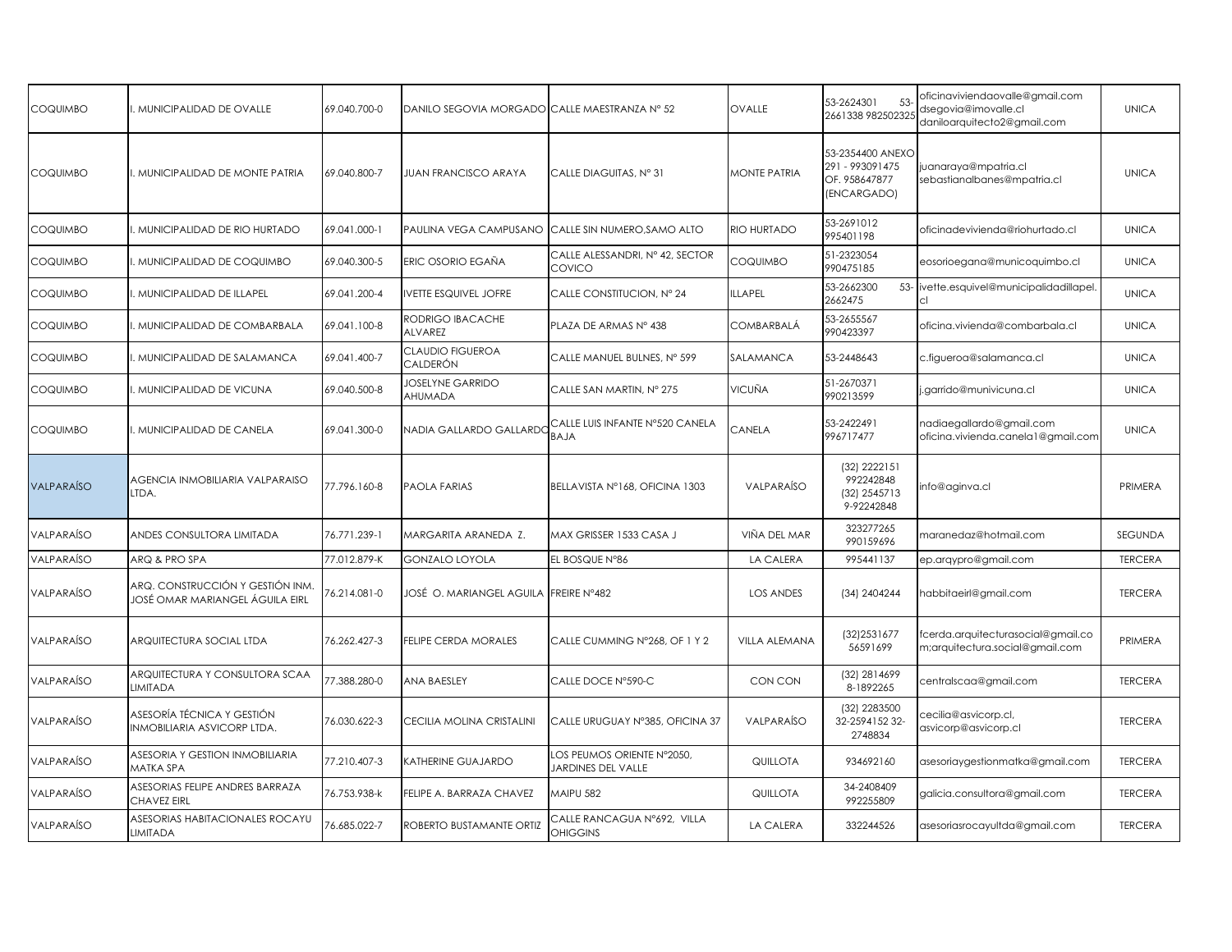| | | | | | | | | |
|---|---|---|---|---|---|---|---|---|
| COQUIMBO | I. MUNICIPALIDAD DE OVALLE | 69.040.700-0 | DANILO SEGOVIA MORGADO | CALLE MAESTRANZA N° 52 | OVALLE | 53-2624301 53-2661338 982502325 | oficinaviviendaovalle@gmail.com dsegovia@imovalle.cl daniloarquitecto2@gmail.com | UNICA |
| COQUIMBO | I. MUNICIPALIDAD DE MONTE PATRIA | 69.040.800-7 | JUAN FRANCISCO ARAYA | CALLE DIAGUITAS, N° 31 | MONTE PATRIA | 53-2354400 ANEXO 291 - 993091475 OF. 958647877 (ENCARGADO) | juanaraya@mpatria.cl sebastianalbanes@mpatria.cl | UNICA |
| COQUIMBO | I. MUNICIPALIDAD DE RIO HURTADO | 69.041.000-1 | PAULINA VEGA CAMPUSANO | CALLE SIN NUMERO,SAMO ALTO | RIO HURTADO | 53-2691012 995401198 | oficinadevivienda@riohurtado.cl | UNICA |
| COQUIMBO | I. MUNICIPALIDAD DE COQUIMBO | 69.040.300-5 | ERIC OSORIO EGAÑA | CALLE ALESSANDRI, N° 42, SECTOR COVICO | COQUIMBO | 51-2323054 990475185 | eosorioegana@municoquimbo.cl | UNICA |
| COQUIMBO | I. MUNICIPALIDAD DE ILLAPEL | 69.041.200-4 | IVETTE ESQUIVEL JOFRE | CALLE CONSTITUCION, N° 24 | ILLAPEL | 53-2662300 53-2662475 | ivette.esquivel@municipalidadillapel.cl | UNICA |
| COQUIMBO | I. MUNICIPALIDAD DE COMBARBALA | 69.041.100-8 | RODRIGO IBACACHE ALVAREZ | PLAZA DE ARMAS N° 438 | COMBARBALÁ | 53-2655567 990423397 | oficina.vivienda@combarbala.cl | UNICA |
| COQUIMBO | I. MUNICIPALIDAD DE SALAMANCA | 69.041.400-7 | CLAUDIO FIGUEROA CALDERÓN | CALLE MANUEL BULNES, N° 599 | SALAMANCA | 53-2448643 | c.figueroa@salamanca.cl | UNICA |
| COQUIMBO | I. MUNICIPALIDAD DE VICUNA | 69.040.500-8 | JOSELYNE GARRIDO AHUMADA | CALLE SAN MARTIN, N° 275 | VICUÑA | 51-2670371 990213599 | j.garrido@munivicuna.cl | UNICA |
| COQUIMBO | I. MUNICIPALIDAD DE CANELA | 69.041.300-0 | NADIA GALLARDO GALLARDO | CALLE LUIS INFANTE N°520 CANELA BAJA | CANELA | 53-2422491 996717477 | nadiaegallardo@gmail.com oficina.vivienda.canela1@gmail.com | UNICA |
| VALPARAÍSO | AGENCIA INMOBILIARIA VALPARAISO LTDA. | 77.796.160-8 | PAOLA FARIAS | BELLAVISTA N°168, OFICINA 1303 | VALPARAÍSO | (32) 2222151 992242848 (32) 2545713 9-92242848 | info@aginva.cl | PRIMERA |
| VALPARAÍSO | ANDES CONSULTORA LIMITADA | 76.771.239-1 | MARGARITA ARANEDA Z. | MAX GRISSER 1533 CASA J | VIÑA DEL MAR | 323277265 990159696 | maranedaz@hotmail.com | SEGUNDA |
| VALPARAÍSO | ARQ & PRO SPA | 77.012.879-K | GONZALO LOYOLA | EL BOSQUE N°86 | LA CALERA | 995441137 | ep.arqypro@gmail.com | TERCERA |
| VALPARAÍSO | ARQ. CONSTRUCCIÓN Y GESTIÓN INM. JOSÉ OMAR MARIANGEL ÁGUILA EIRL | 76.214.081-0 | JOSÉ O. MARIANGEL AGUILA | FREIRE N°482 | LOS ANDES | (34) 2404244 | habbitaeirl@gmail.com | TERCERA |
| VALPARAÍSO | ARQUITECTURA SOCIAL LTDA | 76.262.427-3 | FELIPE CERDA MORALES | CALLE CUMMING N°268, OF 1 Y 2 | VILLA ALEMANA | (32)2531677 56591699 | fcerda.arquitecturasocial@gmail.com;arquitectura.social@gmail.com | PRIMERA |
| VALPARAÍSO | ARQUITECTURA Y CONSULTORA SCAA LIMITADA | 77.388.280-0 | ANA BAESLEY | CALLE DOCE N°590-C | CON CON | (32) 2814699 8-1892265 | centralscaa@gmail.com | TERCERA |
| VALPARAÍSO | ASESORÍA TÉCNICA Y GESTIÓN INMOBILIARIA ASVICORP LTDA. | 76.030.622-3 | CECILIA MOLINA CRISTALINI | CALLE URUGUAY N°385, OFICINA 37 | VALPARAÍSO | (32) 2283500 32-2594152 32-2748834 | cecilia@asvicorp.cl, asvicorp@asvicorp.cl | TERCERA |
| VALPARAÍSO | ASESORIA Y GESTION INMOBILIARIA MATKA SPA | 77.210.407-3 | KATHERINE GUAJARDO | LOS PEUMOS ORIENTE N°2050, JARDINES DEL VALLE | QUILLOTA | 934692160 | asesoriaygestionmatka@gmail.com | TERCERA |
| VALPARAÍSO | ASESORIAS FELIPE ANDRES BARRAZA CHAVEZ EIRL | 76.753.938-k | FELIPE A. BARRAZA CHAVEZ | MAIPU 582 | QUILLOTA | 34-2408409 992255809 | galicia.consultora@gmail.com | TERCERA |
| VALPARAÍSO | ASESORIAS HABITACIONALES ROCAYU LIMITADA | 76.685.022-7 | ROBERTO BUSTAMANTE ORTIZ | CALLE RANCAGUA N°692, VILLA OHIGGINS | LA CALERA | 332244526 | asesoriasrocayultda@gmail.com | TERCERA |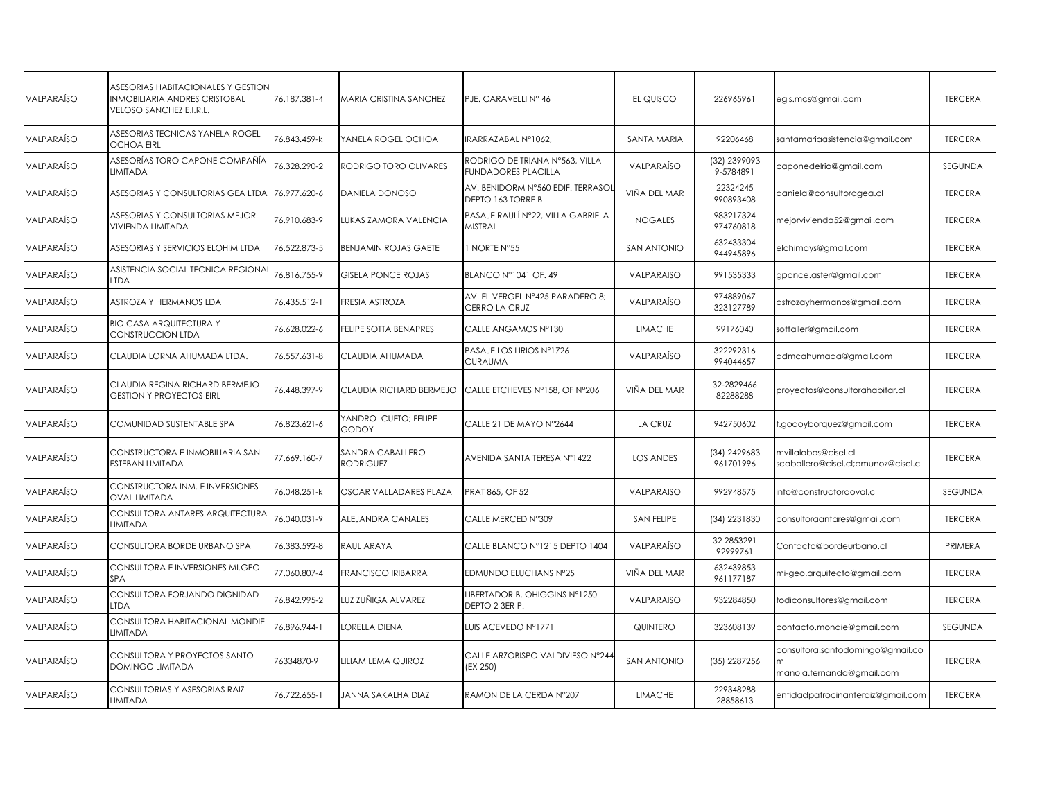| | | | | | | | | |
|---|---|---|---|---|---|---|---|---|
| VALPARAÍSO | ASESORIAS HABITACIONALES Y GESTION INMOBILIARIA ANDRES CRISTOBAL VELOSO SANCHEZ E.I.R.L. | 76.187.381-4 | MARIA CRISTINA SANCHEZ | PJE. CARAVELLI N° 46 | EL QUISCO | 226965961 | egis.mcs@gmail.com | TERCERA |
| VALPARAÍSO | ASESORIAS TECNICAS YANELA ROGEL OCHOA EIRL | 76.843.459-k | YANELA ROGEL OCHOA | IRARRAZABAL N°1062, | SANTA MARIA | 92206468 | santamariaasistencia@gmail.com | TERCERA |
| VALPARAÍSO | ASESORÍAS TORO CAPONE COMPAÑÍA LIMITADA | 76.328.290-2 | RODRIGO TORO OLIVARES | RODRIGO DE TRIANA N°563, VILLA FUNDADORES PLACILLA | VALPARAÍSO | (32) 2399093 9-5784891 | caponedelrio@gmail.com | SEGUNDA |
| VALPARAÍSO | ASESORIAS Y CONSULTORIAS GEA LTDA | 76.977.620-6 | DANIELA DONOSO | AV. BENIDORM N°560 EDIF. TERRASOL DEPTO 163 TORRE B | VIÑA DEL MAR | 22324245 990893408 | daniela@consultoragea.cl | TERCERA |
| VALPARAÍSO | ASESORIAS Y CONSULTORIAS MEJOR VIVIENDA LIMITADA | 76.910.683-9 | LUKAS ZAMORA VALENCIA | PASAJE RAULÍ N°22, VILLA GABRIELA MISTRAL | NOGALES | 983217324 974760818 | mejorvivienda52@gmail.com | TERCERA |
| VALPARAÍSO | ASESORIAS Y SERVICIOS ELOHIM LTDA | 76.522.873-5 | BENJAMIN ROJAS GAETE | 1 NORTE N°55 | SAN ANTONIO | 632433304 944945896 | elohimays@gmail.com | TERCERA |
| VALPARAÍSO | ASISTENCIA SOCIAL TECNICA REGIONAL LTDA | 76.816.755-9 | GISELA PONCE ROJAS | BLANCO N°1041 OF. 49 | VALPARAISO | 991535333 | gponce.aster@gmail.com | TERCERA |
| VALPARAÍSO | ASTROZA Y HERMANOS LDA | 76.435.512-1 | FRESIA ASTROZA | AV. EL VERGEL N°425 PARADERO 8; CERRO LA CRUZ | VALPARAÍSO | 974889067 323127789 | astrozayhermanos@gmail.com | TERCERA |
| VALPARAÍSO | BIO CASA ARQUITECTURA Y CONSTRUCCION LTDA | 76.628.022-6 | FELIPE SOTTA BENAPRES | CALLE ANGAMOS N°130 | LIMACHE | 99176040 | sottaller@gmail.com | TERCERA |
| VALPARAÍSO | CLAUDIA LORNA AHUMADA LTDA. | 76.557.631-8 | CLAUDIA AHUMADA | PASAJE LOS LIRIOS N°1726 CURAUMA | VALPARAÍSO | 322292316 994044657 | admcahumada@gmail.com | TERCERA |
| VALPARAÍSO | CLAUDIA REGINA RICHARD BERMEJO GESTION Y PROYECTOS EIRL | 76.448.397-9 | CLAUDIA RICHARD BERMEJO | CALLE ETCHEVES N°158, OF N°206 | VIÑA DEL MAR | 32-2829466 82288288 | proyectos@consultorahabitar.cl | TERCERA |
| VALPARAÍSO | COMUNIDAD SUSTENTABLE SPA | 76.823.621-6 | YANDRO CUETO; FELIPE GODOY | CALLE 21 DE MAYO N°2644 | LA CRUZ | 942750602 | f.godoyborquez@gmail.com | TERCERA |
| VALPARAÍSO | CONSTRUCTORA E INMOBILIARIA SAN ESTEBAN LIMITADA | 77.669.160-7 | SANDRA CABALLERO RODRIGUEZ | AVENIDA SANTA TERESA N°1422 | LOS ANDES | (34) 2429683 961701996 | mvillalobos@cisel.cl scaballero@cisel.cl;pmunoz@cisel.cl | TERCERA |
| VALPARAÍSO | CONSTRUCTORA INM. E INVERSIONES OVAL LIMITADA | 76.048.251-k | OSCAR VALLADARES PLAZA | PRAT 865, OF 52 | VALPARAISO | 992948575 | info@constructoraoval.cl | SEGUNDA |
| VALPARAÍSO | CONSULTORA ANTARES ARQUITECTURA LIMITADA | 76.040.031-9 | ALEJANDRA CANALES | CALLE MERCED N°309 | SAN FELIPE | (34) 2231830 | consultoraantares@gmail.com | TERCERA |
| VALPARAÍSO | CONSULTORA BORDE URBANO SPA | 76.383.592-8 | RAUL ARAYA | CALLE BLANCO N°1215 DEPTO 1404 | VALPARAÍSO | 32 2853291 92999761 | Contacto@bordeurbano.cl | PRIMERA |
| VALPARAÍSO | CONSULTORA E INVERSIONES MI.GEO SPA | 77.060.807-4 | FRANCISCO IRIBARRA | EDMUNDO ELUCHANS N°25 | VIÑA DEL MAR | 632439853 961177187 | mi-geo.arquitecto@gmail.com | TERCERA |
| VALPARAÍSO | CONSULTORA FORJANDO DIGNIDAD LTDA | 76.842.995-2 | LUZ ZUÑIGA ALVAREZ | LIBERTADOR B. OHIGGINS N°1250 DEPTO 2 3ER P. | VALPARAISO | 932284850 | fodiconsultores@gmail.com | TERCERA |
| VALPARAÍSO | CONSULTORA HABITACIONAL MONDIE LIMITADA | 76.896.944-1 | LORELLA DIENA | LUIS ACEVEDO N°1771 | QUINTERO | 323608139 | contacto.mondie@gmail.com | SEGUNDA |
| VALPARAÍSO | CONSULTORA Y PROYECTOS SANTO DOMINGO LIMITADA | 76334870-9 | LILIAM LEMA QUIROZ | CALLE ARZOBISPO VALDIVIESO N°244 (EX 250) | SAN ANTONIO | (35) 2287256 | consultora.santodomingo@gmail.com manola.fernanda@gmail.com | TERCERA |
| VALPARAÍSO | CONSULTORIAS Y ASESORIAS RAIZ LIMITADA | 76.722.655-1 | JANNA SAKALHA DIAZ | RAMON DE LA CERDA N°207 | LIMACHE | 229348288 28858613 | entidadpatrocinanteraiz@gmail.com | TERCERA |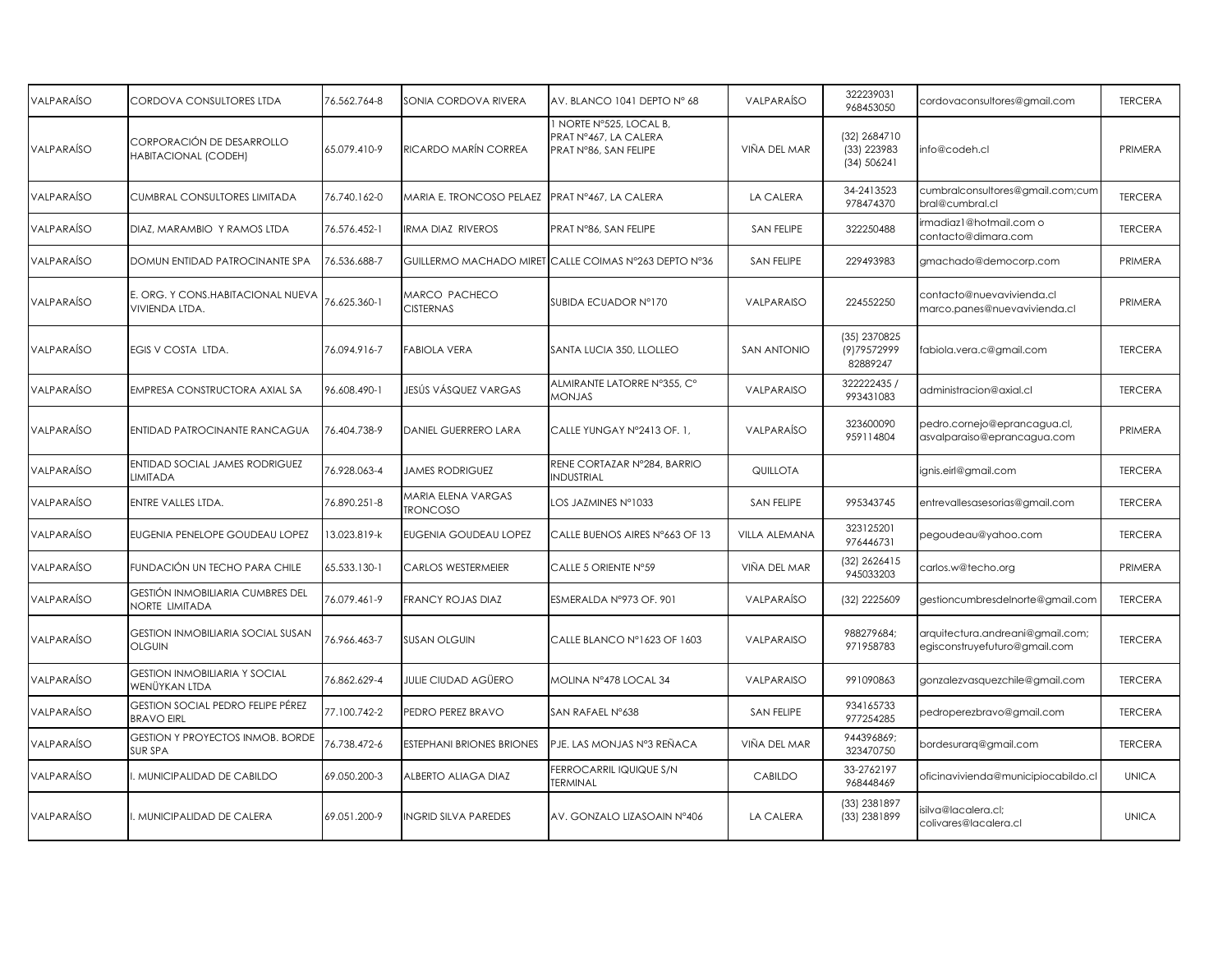| | | | | | | | | |
|---|---|---|---|---|---|---|---|---|
| VALPARAÍSO | CORDOVA CONSULTORES LTDA | 76.562.764-8 | SONIA CORDOVA RIVERA | AV. BLANCO 1041 DEPTO N° 68 | VALPARAÍSO | 322239031 968453050 | cordovaconsultores@gmail.com | TERCERA |
| VALPARAÍSO | CORPORACIÓN DE DESARROLLO HABITACIONAL (CODEH) | 65.079.410-9 | RICARDO MARÍN CORREA | 1 NORTE N°525, LOCAL B, PRAT N°467, LA CALERA PRAT N°86, SAN FELIPE | VIÑA DEL MAR | (32) 2684710 (33) 223983 (34) 506241 | info@codeh.cl | PRIMERA |
| VALPARAÍSO | CUMBRAL CONSULTORES LIMITADA | 76.740.162-0 | MARIA E. TRONCOSO PELAEZ | PRAT N°467, LA CALERA | LA CALERA | 34-2413523 978474370 | cumbralconsultores@gmail.com;cumbral@cumbral.cl | TERCERA |
| VALPARAÍSO | DIAZ, MARAMBIO Y RAMOS LTDA | 76.576.452-1 | IRMA DIAZ RIVEROS | PRAT N°86, SAN FELIPE | SAN FELIPE | 322250488 | irmadiaz1@hotmail.com o contacto@dimara.com | TERCERA |
| VALPARAÍSO | DOMUN ENTIDAD PATROCINANTE SPA | 76.536.688-7 | GUILLERMO MACHADO MIRET | CALLE COIMAS N°263 DEPTO N°36 | SAN FELIPE | 229493983 | gmachado@democorp.com | PRIMERA |
| VALPARAÍSO | E. ORG. Y CONS.HABITACIONAL NUEVA VIVIENDA LTDA. | 76.625.360-1 | MARCO PACHECO CISTERNAS | SUBIDA ECUADOR N°170 | VALPARAISO | 224552250 | contacto@nuevavivienda.cl marco.panes@nuevavivienda.cl | PRIMERA |
| VALPARAÍSO | EGIS V COSTA LTDA. | 76.094.916-7 | FABIOLA VERA | SANTA LUCIA 350, LLOLLEO | SAN ANTONIO | (35) 2370825 (9)79572999 82889247 | fabiola.vera.c@gmail.com | TERCERA |
| VALPARAÍSO | EMPRESA CONSTRUCTORA AXIAL SA | 96.608.490-1 | JESÚS VÁSQUEZ VARGAS | ALMIRANTE LATORRE N°355, C° MONJAS | VALPARAISO | 322222435 / 993431083 | administracion@axial.cl | TERCERA |
| VALPARAÍSO | ENTIDAD PATROCINANTE RANCAGUA | 76.404.738-9 | DANIEL GUERRERO LARA | CALLE YUNGAY N°2413 OF. 1, | VALPARAÍSO | 323600090 959114804 | pedro.cornejo@eprancagua.cl, asvalparaiso@eprancagua.com | PRIMERA |
| VALPARAÍSO | ENTIDAD SOCIAL JAMES RODRIGUEZ LIMITADA | 76.928.063-4 | JAMES RODRIGUEZ | RENE CORTAZAR N°284, BARRIO INDUSTRIAL | QUILLOTA | | ignis.eirl@gmail.com | TERCERA |
| VALPARAÍSO | ENTRE VALLES LTDA. | 76.890.251-8 | MARIA ELENA VARGAS TRONCOSO | LOS JAZMINES N°1033 | SAN FELIPE | 995343745 | entrevallesasesorias@gmail.com | TERCERA |
| VALPARAÍSO | EUGENIA PENELOPE GOUDEAU LOPEZ | 13.023.819-k | EUGENIA GOUDEAU LOPEZ | CALLE BUENOS AIRES N°663 OF 13 | VILLA ALEMANA | 323125201 976446731 | pegoudeau@yahoo.com | TERCERA |
| VALPARAÍSO | FUNDACIÓN UN TECHO PARA CHILE | 65.533.130-1 | CARLOS WESTERMEIER | CALLE 5 ORIENTE N°59 | VIÑA DEL MAR | (32) 2626415 945033203 | carlos.w@techo.org | PRIMERA |
| VALPARAÍSO | GESTIÓN INMOBILIARIA CUMBRES DEL NORTE LIMITADA | 76.079.461-9 | FRANCY ROJAS DIAZ | ESMERALDA N°973 OF. 901 | VALPARAÍSO | (32) 2225609 | gestioncumbresdelnorte@gmail.com | TERCERA |
| VALPARAÍSO | GESTION INMOBILIARIA SOCIAL SUSAN OLGUIN | 76.966.463-7 | SUSAN OLGUIN | CALLE BLANCO N°1623 OF 1603 | VALPARAISO | 988279684; 971958783 | arquitectura.andreani@gmail.com; egisconstruyefuturo@gmail.com | TERCERA |
| VALPARAÍSO | GESTION INMOBILIARIA Y SOCIAL WENÜYKAN LTDA | 76.862.629-4 | JULIE CIUDAD AGÜERO | MOLINA N°478 LOCAL 34 | VALPARAISO | 991090863 | gonzalezvasquezchile@gmail.com | TERCERA |
| VALPARAÍSO | GESTION SOCIAL PEDRO FELIPE PÉREZ BRAVO EIRL | 77.100.742-2 | PEDRO PEREZ BRAVO | SAN RAFAEL N°638 | SAN FELIPE | 934165733 977254285 | pedroperezbravo@gmail.com | TERCERA |
| VALPARAÍSO | GESTION Y PROYECTOS INMOB. BORDE SUR SPA | 76.738.472-6 | ESTEPHANI BRIONES BRIONES | PJE. LAS MONJAS N°3 REÑACA | VIÑA DEL MAR | 944396869; 323470750 | bordesurarq@gmail.com | TERCERA |
| VALPARAÍSO | I. MUNICIPALIDAD DE CABILDO | 69.050.200-3 | ALBERTO ALIAGA DIAZ | FERROCARRIL IQUIQUE S/N TERMINAL | CABILDO | 33-2762197 968448469 | oficinavivienda@municipiocabildo.cl | UNICA |
| VALPARAÍSO | I. MUNICIPALIDAD DE CALERA | 69.051.200-9 | INGRID SILVA PAREDES | AV. GONZALO LIZASOAIN N°406 | LA CALERA | (33) 2381897 (33) 2381899 | isilva@lacalera.cl; colivares@lacalera.cl | UNICA |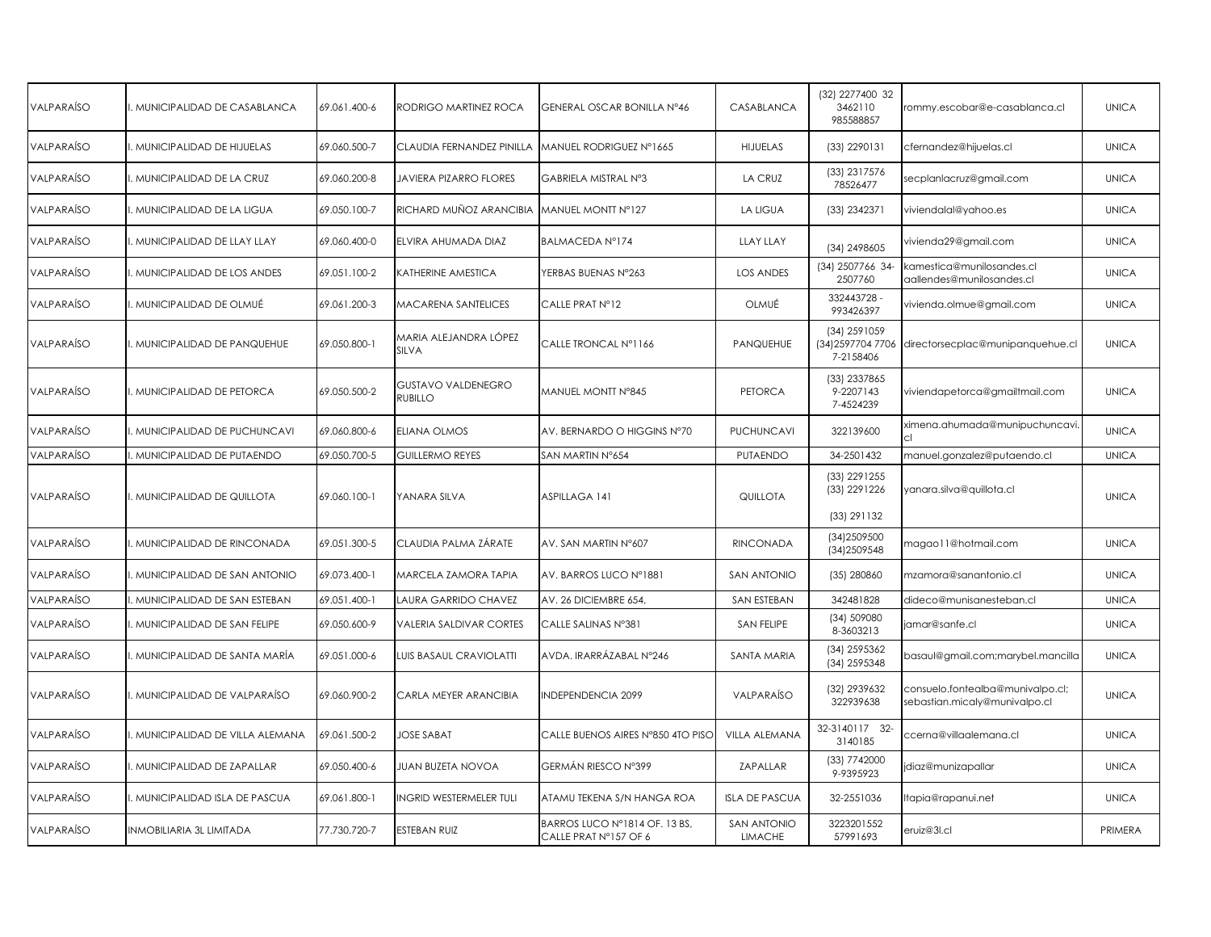| | | | | | | | | |
|---|---|---|---|---|---|---|---|---|
| VALPARAÍSO | I. MUNICIPALIDAD DE CASABLANCA | 69.061.400-6 | RODRIGO MARTINEZ ROCA | GENERAL OSCAR BONILLA N°46 | CASABLANCA | (32) 2277400 32 3462110 985588857 | rommy.escobar@e-casablanca.cl | UNICA |
| VALPARAÍSO | I. MUNICIPALIDAD DE HIJUELAS | 69.060.500-7 | CLAUDIA FERNANDEZ PINILLA | MANUEL RODRIGUEZ N°1665 | HIJUELAS | (33) 2290131 | cfernandez@hijuelas.cl | UNICA |
| VALPARAÍSO | I. MUNICIPALIDAD DE LA CRUZ | 69.060.200-8 | JAVIERA PIZARRO FLORES | GABRIELA MISTRAL N°3 | LA CRUZ | (33) 2317576 78526477 | secplanlacruz@gmail.com | UNICA |
| VALPARAÍSO | I. MUNICIPALIDAD DE LA LIGUA | 69.050.100-7 | RICHARD MUÑOZ ARANCIBIA | MANUEL MONTT N°127 | LA LIGUA | (33) 2342371 | viviendalal@yahoo.es | UNICA |
| VALPARAÍSO | I. MUNICIPALIDAD DE LLAY LLAY | 69.060.400-0 | ELVIRA AHUMADA DIAZ | BALMACEDA N°174 | LLAY LLAY | (34) 2498605 | vivienda29@gmail.com | UNICA |
| VALPARAÍSO | I. MUNICIPALIDAD DE LOS ANDES | 69.051.100-2 | KATHERINE AMESTICA | YERBAS BUENAS N°263 | LOS ANDES | (34) 2507766 34-2507760 | kamestica@munilosandes.cl aallendes@munilosandes.cl | UNICA |
| VALPARAÍSO | I. MUNICIPALIDAD DE OLMUÉ | 69.061.200-3 | MACARENA SANTELICES | CALLE PRAT N°12 | OLMUÉ | 332443728 - 993426397 | vivienda.olmue@gmail.com | UNICA |
| VALPARAÍSO | I. MUNICIPALIDAD DE PANQUEHUE | 69.050.800-1 | MARIA ALEJANDRA LÓPEZ SILVA | CALLE TRONCAL N°1166 | PANQUEHUE | (34) 2591059 (34)2597704 7706 7-2158406 | directorsecplac@munipanquehue.cl | UNICA |
| VALPARAÍSO | I. MUNICIPALIDAD DE PETORCA | 69.050.500-2 | GUSTAVO VALDENEGRO RUBILLO | MANUEL MONTT N°845 | PETORCA | (33) 2337865 9-2207143 7-4524239 | viviendapetorca@gmailtmail.com | UNICA |
| VALPARAÍSO | I. MUNICIPALIDAD DE PUCHUNCAVI | 69.060.800-6 | ELIANA OLMOS | AV. BERNARDO O HIGGINS N°70 | PUCHUNCAVI | 322139600 | ximena.ahumada@munipuchuncavi.cl | UNICA |
| VALPARAÍSO | I. MUNICIPALIDAD DE PUTAENDO | 69.050.700-5 | GUILLERMO REYES | SAN MARTIN N°654 | PUTAENDO | 34-2501432 | manuel.gonzalez@putaendo.cl | UNICA |
| VALPARAÍSO | I. MUNICIPALIDAD DE QUILLOTA | 69.060.100-1 | YANARA SILVA | ASPILLAGA 141 | QUILLOTA | (33) 2291255 (33) 2291226 (33) 291132 | yanara.silva@quillota.cl | UNICA |
| VALPARAÍSO | I. MUNICIPALIDAD DE RINCONADA | 69.051.300-5 | CLAUDIA PALMA ZÁRATE | AV. SAN MARTIN N°607 | RINCONADA | (34)2509500 (34)2509548 | magao11@hotmail.com | UNICA |
| VALPARAÍSO | I. MUNICIPALIDAD DE SAN ANTONIO | 69.073.400-1 | MARCELA ZAMORA TAPIA | AV. BARROS LUCO N°1881 | SAN ANTONIO | (35) 280860 | mzamora@sanantonio.cl | UNICA |
| VALPARAÍSO | I. MUNICIPALIDAD DE SAN ESTEBAN | 69.051.400-1 | LAURA GARRIDO CHAVEZ | AV. 26 DICIEMBRE 654, | SAN ESTEBAN | 342481828 | dideco@munisanesteban.cl | UNICA |
| VALPARAÍSO | I. MUNICIPALIDAD DE SAN FELIPE | 69.050.600-9 | VALERIA SALDIVAR CORTES | CALLE SALINAS N°381 | SAN FELIPE | (34) 509080 8-3603213 | jamar@sanfe.cl | UNICA |
| VALPARAÍSO | I. MUNICIPALIDAD DE SANTA MARÍA | 69.051.000-6 | LUIS BASAUL CRAVIOLATTI | AVDA. IRARRÁZABAL N°246 | SANTA MARIA | (34) 2595362 (34) 2595348 | basaul@gmail.com;marybel.mancilla | UNICA |
| VALPARAÍSO | I. MUNICIPALIDAD DE VALPARAÍSO | 69.060.900-2 | CARLA MEYER ARANCIBIA | INDEPENDENCIA 2099 | VALPARAÍSO | (32) 2939632 322939638 | consuelo.fontealba@munivalpo.cl; sebastian.micaly@munivalpo.cl | UNICA |
| VALPARAÍSO | I. MUNICIPALIDAD DE VILLA ALEMANA | 69.061.500-2 | JOSE SABAT | CALLE BUENOS AIRES N°850 4TO PISO | VILLA ALEMANA | 32-3140117 32-3140185 | ccerna@villaalemana.cl | UNICA |
| VALPARAÍSO | I. MUNICIPALIDAD DE ZAPALLAR | 69.050.400-6 | JUAN BUZETA NOVOA | GERMÁN RIESCO N°399 | ZAPALLAR | (33) 7742000 9-9395923 | jdiaz@munizapallar | UNICA |
| VALPARAÍSO | I. MUNICIPALIDAD ISLA DE PASCUA | 69.061.800-1 | INGRID WESTERMELER TULI | ATAMU TEKENA S/N HANGA ROA | ISLA DE PASCUA | 32-2551036 | ltapia@rapanui.net | UNICA |
| VALPARAÍSO | INMOBILIARIA 3L LIMITADA | 77.730.720-7 | ESTEBAN RUIZ | BARROS LUCO N°1814 OF. 13 BS, CALLE PRAT N°157 OF 6 | SAN ANTONIO LIMACHE | 3223201552 57991693 | eruiz@3l.cl | PRIMERA |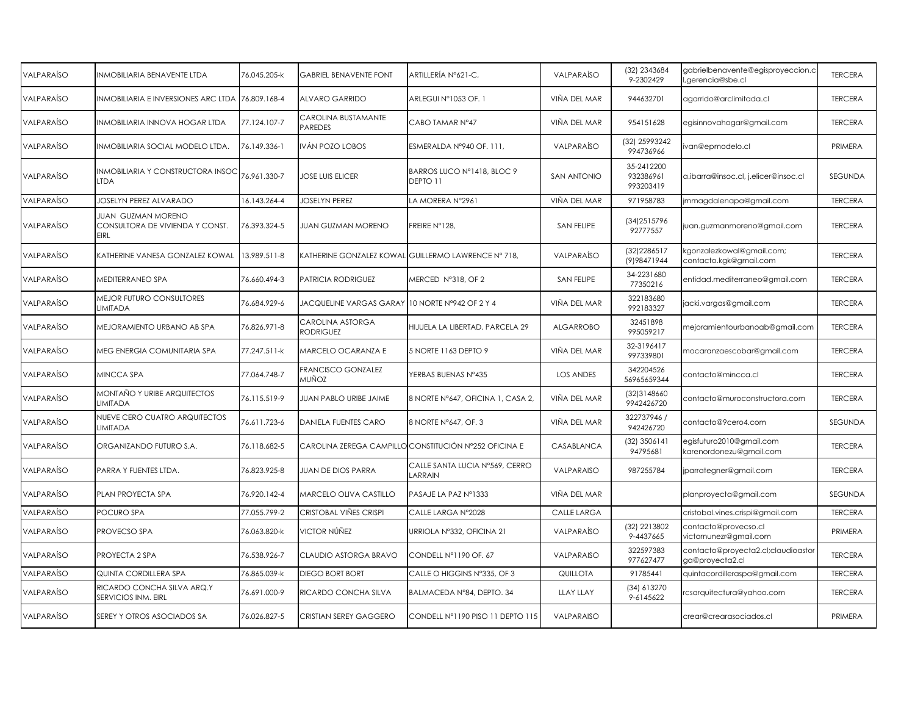| VALPARAÍSO | INMOBILIARIA BENAVENTE LTDA | 76.045.205-k | GABRIEL BENAVENTE FONT | ARTILLERÍA N°621-C, | VALPARAÍSO | (32) 2343684 9-2302429 | gabrielbenavente@egisproyeccion.cl,gerencia@sbe.cl | TERCERA |
|---|---|---|---|---|---|---|---|---|
| VALPARAÍSO | INMOBILIARIA E INVERSIONES ARC LTDA | 76.809.168-4 | ALVARO GARRIDO | ARLEGUI N°1053 OF. 1 | VIÑA DEL MAR | 944632701 | agarrido@arclimitada.cl | TERCERA |
| VALPARAÍSO | INMOBILIARIA INNOVA HOGAR LTDA | 77.124.107-7 | CAROLINA BUSTAMANTE PAREDES | CABO TAMAR N°47 | VIÑA DEL MAR | 954151628 | egisinnovahogar@gmail.com | TERCERA |
| VALPARAÍSO | INMOBILIARIA SOCIAL MODELO LTDA. | 76.149.336-1 | IVÁN POZO LOBOS | ESMERALDA N°940 OF. 111, | VALPARAÍSO | (32) 25993242 994736966 | ivan@epmodelo.cl | PRIMERA |
| VALPARAÍSO | INMOBILIARIA Y CONSTRUCTORA INSOC LTDA | 76.961.330-7 | JOSE LUIS ELICER | BARROS LUCO N°1418, BLOC 9 DEPTO 11 | SAN ANTONIO | 35-2412200 932386961 993203419 | a.ibarra@insoc.cl, j.elicer@insoc.cl | SEGUNDA |
| VALPARAÍSO | JOSELYN PEREZ ALVARADO | 16.143.264-4 | JOSELYN PEREZ | LA MORERA N°2961 | VIÑA DEL MAR | 971958783 | jmmagdalenapa@gmail.com | TERCERA |
| VALPARAÍSO | JUAN GUZMAN MORENO CONSULTORA DE VIVIENDA Y CONST. EIRL | 76.393.324-5 | JUAN GUZMAN MORENO | FREIRE N°128, | SAN FELIPE | (34)2515796 92777557 | juan.guzmanmoreno@gmail.com | TERCERA |
| VALPARAÍSO | KATHERINE VANESA GONZALEZ KOWAL | 13.989.511-8 | KATHERINE GONZALEZ KOWAL | GUILLERMO LAWRENCE N° 718, | VALPARAÍSO | (32)2286517 (9)98471944 | kgonzalezkowal@gmail.com; contacto.kgk@gmail.com | TERCERA |
| VALPARAÍSO | MEDITERRANEO SPA | 76.660.494-3 | PATRICIA RODRIGUEZ | MERCED N°318, OF 2 | SAN FELIPE | 34-2231680 77350216 | entidad.mediterraneo@gmail.com | TERCERA |
| VALPARAÍSO | MEJOR FUTURO CONSULTORES LIMITADA | 76.684.929-6 | JACQUELINE VARGAS GARAY | 10 NORTE N°942 OF 2 Y 4 | VIÑA DEL MAR | 322183680 992183327 | jacki.vargas@gmail.com | TERCERA |
| VALPARAÍSO | MEJORAMIENTO URBANO AB SPA | 76.826.971-8 | CAROLINA ASTORGA RODRIGUEZ | HIJUELA LA LIBERTAD, PARCELA 29 | ALGARROBO | 32451898 995059217 | mejoramientourbanoab@gmail.com | TERCERA |
| VALPARAÍSO | MEG ENERGIA COMUNITARIA SPA | 77.247.511-k | MARCELO OCARANZA E | 5 NORTE 1163 DEPTO 9 | VIÑA DEL MAR | 32-3196417 997339801 | mocaranzaescobar@gmail.com | TERCERA |
| VALPARAÍSO | MINCCA SPA | 77.064.748-7 | FRANCISCO GONZALEZ MUÑOZ | YERBAS BUENAS N°435 | LOS ANDES | 342204526 56965659344 | contacto@mincca.cl | TERCERA |
| VALPARAÍSO | MONTAÑO Y URIBE ARQUITECTOS LIMITADA | 76.115.519-9 | JUAN PABLO URIBE JAIME | 8 NORTE N°647, OFICINA 1, CASA 2, | VIÑA DEL MAR | (32)3148660 9942426720 | contacto@muroconstructora.com | TERCERA |
| VALPARAÍSO | NUEVE CERO CUATRO ARQUITECTOS LIMITADA | 76.611.723-6 | DANIELA FUENTES CARO | 8 NORTE N°647, OF. 3 | VIÑA DEL MAR | 322737946 / 942426720 | contacto@9cero4.com | SEGUNDA |
| VALPARAÍSO | ORGANIZANDO FUTURO S.A. | 76.118.682-5 | CAROLINA ZEREGA CAMPILLO | CONSTITUCIÓN N°252 OFICINA E | CASABLANCA | (32) 3506141 94795681 | egisfuturo2010@gmail.com karenordonezu@gmail.com | TERCERA |
| VALPARAÍSO | PARRA Y FUENTES LTDA. | 76.823.925-8 | JUAN DE DIOS PARRA | CALLE SANTA LUCIA N°569, CERRO LARRAIN | VALPARAISO | 987255784 | jparrategner@gmail.com | TERCERA |
| VALPARAÍSO | PLAN PROYECTA SPA | 76.920.142-4 | MARCELO OLIVA CASTILLO | PASAJE LA PAZ N°1333 | VIÑA DEL MAR | | planproyecta@gmail.com | SEGUNDA |
| VALPARAÍSO | POCURO SPA | 77.055.799-2 | CRISTOBAL VIÑES CRISPI | CALLE LARGA N°2028 | CALLE LARGA | | cristobal.vines.crispi@gmail.com | TERCERA |
| VALPARAÍSO | PROVECSO SPA | 76.063.820-k | VICTOR NÚÑEZ | URRIOLA N°332, OFICINA 21 | VALPARAÍSO | (32) 2213802 9-4437665 | contacto@provecso.cl victornunezr@gmail.com | PRIMERA |
| VALPARAÍSO | PROYECTA 2 SPA | 76.538.926-7 | CLAUDIO ASTORGA BRAVO | CONDELL N°1190 OF. 67 | VALPARAISO | 322597383 977627477 | contacto@proyecta2.cl;claudioastorga@proyecta2.cl | TERCERA |
| VALPARAÍSO | QUINTA CORDILLERA SPA | 76.865.039-k | DIEGO BORT BORT | CALLE O HIGGINS N°335, OF 3 | QUILLOTA | 91785441 | quintacordilleraspa@gmail.com | TERCERA |
| VALPARAÍSO | RICARDO CONCHA SILVA ARQ.Y SERVICIOS INM. EIRL | 76.691.000-9 | RICARDO CONCHA SILVA | BALMACEDA N°84, DEPTO. 34 | LLAY LLAY | (34) 613270 9-6145622 | rcsarquitectura@yahoo.com | TERCERA |
| VALPARAÍSO | SEREY Y OTROS ASOCIADOS SA | 76.026.827-5 | CRISTIAN SEREY GAGGERO | CONDELL N°1190 PISO 11 DEPTO 115 | VALPARAISO | | crear@crearasociados.cl | PRIMERA |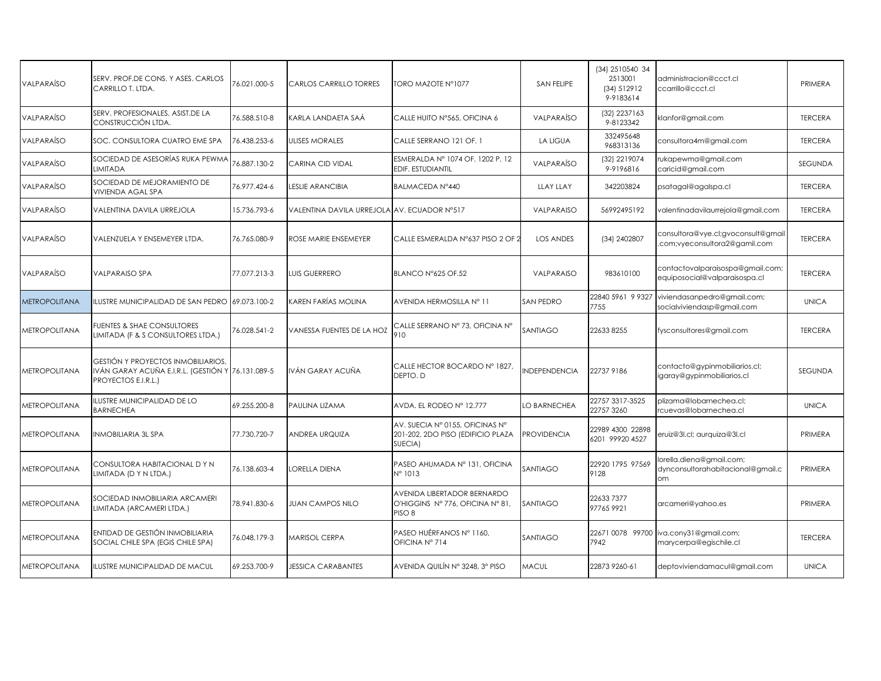| | | | | | | | | |
|---|---|---|---|---|---|---|---|---|
| VALPARAÍSO | SERV. PROF.DE CONS. Y ASES. CARLOS CARRILLO T. LTDA. | 76.021.000-5 | CARLOS CARRILLO TORRES | TORO MAZOTE N°1077 | SAN FELIPE | (34) 2510540 34 2513001 (34) 512912 9-9183614 | administracion@ccct.cl ccarrillo@ccct.cl | PRIMERA |
| VALPARAÍSO | SERV. PROFESIONALES, ASIST.DE LA CONSTRUCCIÓN LTDA. | 76.588.510-8 | KARLA LANDAETA SAÁ | CALLE HUITO N°565, OFICINA 6 | VALPARAÍSO | (32) 2237163 9-8123342 | klanfor@gmail.com | TERCERA |
| VALPARAÍSO | SOC. CONSULTORA CUATRO EME SPA | 76.438.253-6 | ULISES MORALES | CALLE SERRANO 121 OF. 1 | LA LIGUA | 332495648 968313136 | consultora4m@gmail.com | TERCERA |
| VALPARAÍSO | SOCIEDAD DE ASESORÍAS RUKA PEWMA LIMITADA | 76.887.130-2 | CARINA CID VIDAL | ESMERALDA N° 1074 OF. 1202 P. 12 EDIF. ESTUDIANTIL | VALPARAÍSO | (32) 2219074 9-9196816 | rukapewma@gmail.com caricid@gmail.com | SEGUNDA |
| VALPARAÍSO | SOCIEDAD DE MEJORAMIENTO DE VIVIENDA AGAL SPA | 76.977.424-6 | LESLIE ARANCIBIA | BALMACEDA N°440 | LLAY LLAY | 342203824 | psatagal@agalspa.cl | TERCERA |
| VALPARAÍSO | VALENTINA DAVILA URREJOLA | 15.736.793-6 | VALENTINA DAVILA URREJOLA | AV. ECUADOR N°517 | VALPARAISO | 56992495192 | valentinadavilaurrejola@gmail.com | TERCERA |
| VALPARAÍSO | VALENZUELA Y ENSEMEYER LTDA. | 76.765.080-9 | ROSE MARIE ENSEMEYER | CALLE ESMERALDA N°637 PISO 2 OF 2 | LOS ANDES | (34) 2402807 | consultora@vye.cl;gvoconsult@gmail.com;vyeconsultora2@gamil.com | TERCERA |
| VALPARAÍSO | VALPARAISO SPA | 77.077.213-3 | LUIS GUERRERO | BLANCO N°625 OF.52 | VALPARAISO | 983610100 | contactovalparaisospa@gmail.com; equiposocial@valparaisospa.cl | TERCERA |
| METROPOLITANA | ILUSTRE MUNICIPALIDAD DE SAN PEDRO | 69.073.100-2 | KAREN FARÍAS MOLINA | AVENIDA HERMOSILLA N° 11 | SAN PEDRO | 22840 5961 9 9327 7755 | viviendasanpedro@gmail.com; socialviviendasp@gmail.com | UNICA |
| METROPOLITANA | FUENTES & SHAE CONSULTORES LIMITADA (F & S CONSULTORES LTDA.) | 76.028.541-2 | VANESSA FUENTES DE LA HOZ | CALLE SERRANO N° 73, OFICINA N° 910 | SANTIAGO | 22633 8255 | fysconsultores@gmail.com | TERCERA |
| METROPOLITANA | GESTIÓN Y PROYECTOS INMOBILIARIOS, IVÁN GARAY ACUÑA E.I.R.L. (GESTIÓN Y PROYECTOS E.I.R.L.) | 76.131.089-5 | IVÁN GARAY ACUÑA | CALLE HECTOR BOCARDO N° 1827, DEPTO. D | INDEPENDENCIA | 22737 9186 | contacto@gypinmobiliarios.cl; igaray@gypinmobiliarios.cl | SEGUNDA |
| METROPOLITANA | ILUSTRE MUNICIPALIDAD DE LO BARNECHEA | 69.255.200-8 | PAULINA LIZAMA | AVDA. EL RODEO N° 12.777 | LO BARNECHEA | 22757 3317-3525 22757 3260 | plizama@lobarnechea.cl; rcuevas@lobarnechea.cl | UNICA |
| METROPOLITANA | INMOBILIARIA 3L SPA | 77.730.720-7 | ANDREA URQUIZA | AV. SUECIA N° 0155, OFICINAS N° 201-202, 2DO PISO (EDIFICIO PLAZA SUECIA) | PROVIDENCIA | 22989 4300 22898 6201 99920 4527 | eruiz@3l.cl; aurquiza@3l.cl | PRIMERA |
| METROPOLITANA | CONSULTORA HABITACIONAL D Y N LIMITADA (D Y N LTDA.) | 76.138.603-4 | LORELLA DIENA | PASEO AHUMADA N° 131, OFICINA N° 1013 | SANTIAGO | 22920 1795 97569 9128 | lorella.diena@gmail.com; dynconsultorahabitacional@gmail.com | PRIMERA |
| METROPOLITANA | SOCIEDAD INMOBILIARIA ARCAMERI LIMITADA (ARCAMERI LTDA.) | 78.941.830-6 | JUAN CAMPOS NILO | AVENIDA LIBERTADOR BERNARDO O'HIGGINS N° 776, OFICINA N° 81, PISO 8 | SANTIAGO | 22633 7377 97765 9921 | arcameri@yahoo.es | PRIMERA |
| METROPOLITANA | ENTIDAD DE GESTIÓN INMOBILIARIA SOCIAL CHILE SPA (EGIS CHILE SPA) | 76.048.179-3 | MARISOL CERPA | PASEO HUÉRFANOS N° 1160, OFICINA N° 714 | SANTIAGO | 22671 0078 99700 7942 | iva.cony31@gmail.com; marycerpa@egischile.cl | TERCERA |
| METROPOLITANA | ILUSTRE MUNICIPALIDAD DE MACUL | 69.253.700-9 | JESSICA CARABANTES | AVENIDA QUILÍN N° 3248, 3° PISO | MACUL | 22873 9260-61 | deptoviviendamacul@gmail.com | UNICA |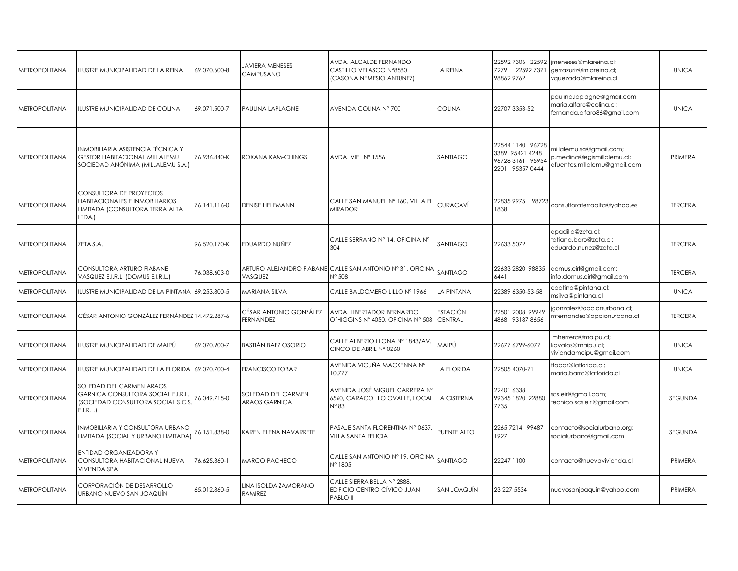| | | | | | | | | |
|---|---|---|---|---|---|---|---|---|
| METROPOLITANA | ILUSTRE MUNICIPALIDAD DE LA REINA | 69.070.600-8 | JAVIERA MENESES CAMPUSANO | AVDA. ALCALDE FERNANDO CASTILLO VELASCO N°8580 (CASONA NEMESIO ANTUNEZ) | LA REINA | 22592 7306 22592 7279 22592 7371 98862 9762 | jmeneses@mlareina.cl; gerrazuriz@mlareina.cl; vquezada@mlareina.cl | UNICA |
| METROPOLITANA | ILUSTRE MUNICIPALIDAD DE COLINA | 69.071.500-7 | PAULINA LAPLAGNE | AVENIDA COLINA N° 700 | COLINA | 22707 3353-52 | paulina.laplagne@gmail.com maria.alfaro@colina.cl; fernanda.alfaro86@gmail.com | UNICA |
| METROPOLITANA | INMOBILIARIA ASISTENCIA TÉCNICA Y GESTOR HABITACIONAL MILLALEMU SOCIEDAD ANÓNIMA (MILLALEMU S.A.) | 76.936.840-K | ROXANA KAM-CHINGS | AVDA. VIEL N° 1556 | SANTIAGO | 22544 1140 96728 3389 95421 4248 96728 3161 95954 2201 95357 0444 | millalemu.sa@gmail.com; p.medina@egismillalemu.cl; afuentes.millalemu@gmail.com | PRIMERA |
| METROPOLITANA | CONSULTORA DE PROYECTOS HABITACIONALES E INMOBILIARIOS LIMITADA (CONSULTORA TERRA ALTA LTDA.) | 76.141.116-0 | DENISE HELFMANN | CALLE SAN MANUEL N° 160, VILLA EL MIRADOR | CURACAVÍ | 22835 9975 98723 1838 | consultoraterraalta@yahoo.es | TERCERA |
| METROPOLITANA | ZETA S.A. | 96.520.170-K | EDUARDO NUÑEZ | CALLE SERRANO N° 14, OFICINA N° 304 | SANTIAGO | 22633 5072 | apadilla@zeta.cl; tatiana.baro@zeta.cl; eduardo.nunez@zeta.cl | TERCERA |
| METROPOLITANA | CONSULTORA ARTURO FIABANE VASQUEZ E.I.R.L. (DOMUS E.I.R.L.) | 76.038.603-0 | ARTURO ALEJANDRO FIABANE VASQUEZ | CALLE SAN ANTONIO N° 31, OFICINA N° 508 | SANTIAGO | 22633 2820 98835 6441 | domus.eirl@gmail.com; info.domus.eirl@gmail.com | TERCERA |
| METROPOLITANA | ILUSTRE MUNICIPALIDAD DE LA PINTANA | 69.253.800-5 | MARIANA SILVA | CALLE BALDOMERO LILLO N° 1966 | LA PINTANA | 22389 6350-53-58 | cpatino@pintana.cl; msilva@pintana.cl | UNICA |
| METROPOLITANA | CÉSAR ANTONIO GONZÁLEZ FERNÁNDEZ | 14.472.287-6 | CÉSAR ANTONIO GONZÁLEZ FERNÁNDEZ | AVDA. LIBERTADOR BERNARDO O´HIGGINS N° 4050, OFICINA N° 508 | ESTACIÓN CENTRAL | 22501 2008 99949 4868 93187 8656 | jgonzalez@opcionurbana.cl; mfernandez@opcionurbana.cl | TERCERA |
| METROPOLITANA | ILUSTRE MUNICIPALIDAD DE MAIPÚ | 69.070.900-7 | BASTIÁN BAEZ OSORIO | CALLE ALBERTO LLONA N° 1843/AV. CINCO DE ABRIL N° 0260 | MAIPÚ | 22677 6799-6077 | mherrera@maipu.cl; kavalos@maipu.cl; viviendamaipu@gmail.com | UNICA |
| METROPOLITANA | ILUSTRE MUNICIPALIDAD DE LA FLORIDA | 69.070.700-4 | FRANCISCO TOBAR | AVENIDA VICUÑA MACKENNA N° 10.777 | LA FLORIDA | 22505 4070-71 | ftobar@laflorida.cl; maria.barra@laflorida.cl | UNICA |
| METROPOLITANA | SOLEDAD DEL CARMEN ARAOS GARNICA CONSULTORA SOCIAL E.I.R.L. (SOCIEDAD CONSULTORA SOCIAL S.C.S. E.I.R.L.) | 76.049.715-0 | SOLEDAD DEL CARMEN ARAOS GARNICA | AVENIDA JOSÉ MIGUEL CARRERA N° 6560, CARACOL LO OVALLE, LOCAL N° 83 | LA CISTERNA | 22401 6338 99345 1820 22880 7735 | scs.eirl@gmail.com; tecnico.scs.eirl@gmail.com | SEGUNDA |
| METROPOLITANA | INMOBILIARIA Y CONSULTORA URBANO LIMITADA (SOCIAL Y URBANO LIMITADA) | 76.151.838-0 | KAREN ELENA NAVARRETE | PASAJE SANTA FLORENTINA N° 0637, VILLA SANTA FELICIA | PUENTE ALTO | 2265 7214 99487 1927 | contacto@socialurbano.org; socialurbano@gmail.com | SEGUNDA |
| METROPOLITANA | ENTIDAD ORGANIZADORA Y CONSULTORA HABITACIONAL NUEVA VIVIENDA SPA | 76.625.360-1 | MARCO PACHECO | CALLE SAN ANTONIO N° 19, OFICINA N° 1805 | SANTIAGO | 22247 1100 | contacto@nuevavivienda.cl | PRIMERA |
| METROPOLITANA | CORPORACIÓN DE DESARROLLO URBANO NUEVO SAN JOAQUÍN | 65.012.860-5 | LINA ISOLDA ZAMORANO RAMIREZ | CALLE SIERRA BELLA N° 2888, EDIFICIO CENTRO CÍVICO JUAN PABLO II | SAN JOAQUÍN | 23 227 5534 | nuevosanjoaquin@yahoo.com | PRIMERA |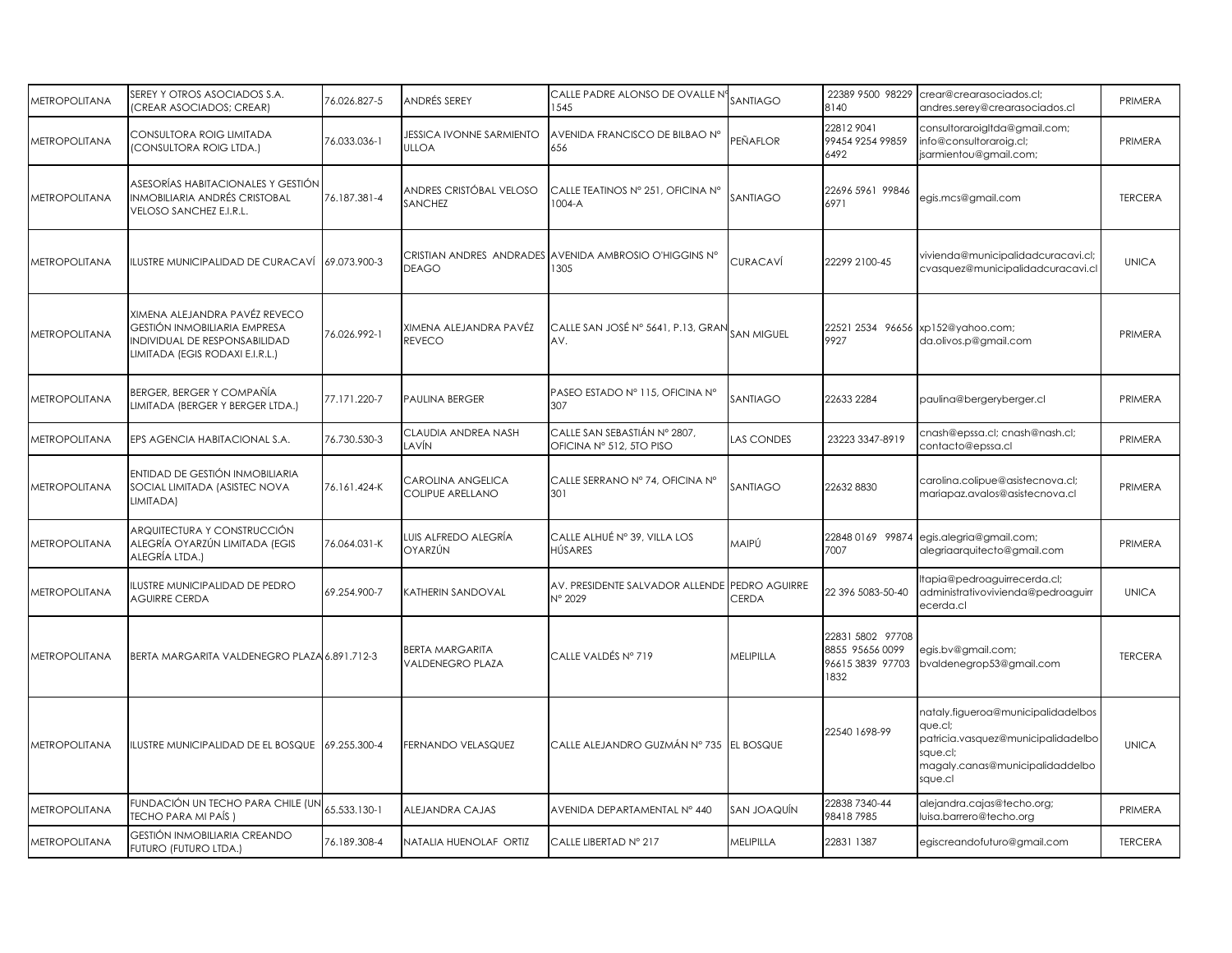| | | | | | | | | |
|---|---|---|---|---|---|---|---|---|
| METROPOLITANA | SEREY Y OTROS ASOCIADOS S.A. (CREAR ASOCIADOS; CREAR) | 76.026.827-5 | ANDRÉS SEREY | CALLE PADRE ALONSO DE OVALLE N° 1545 | SANTIAGO | 22389 9500 98229 8140 | crear@crearasociados.cl; andres.serey@crearasociados.cl | PRIMERA |
| METROPOLITANA | CONSULTORA ROIG LIMITADA (CONSULTORA ROIG LTDA.) | 76.033.036-1 | JESSICA IVONNE SARMIENTO ULLOA | AVENIDA FRANCISCO DE BILBAO N° 656 | PEÑAFLOR | 22812 9041 99454 9254 99859 6492 | consultoraroigltda@gmail.com; info@consultoraroig.cl; jsarmientou@gmail.com; | PRIMERA |
| METROPOLITANA | ASESORÍAS HABITACIONALES Y GESTIÓN INMOBILIARIA ANDRÉS CRISTOBAL VELOSO SANCHEZ E.I.R.L. | 76.187.381-4 | ANDRES CRISTÓBAL VELOSO SANCHEZ | CALLE TEATINOS N° 251, OFICINA N° 1004-A | SANTIAGO | 22696 5961 99846 6971 | egis.mcs@gmail.com | TERCERA |
| METROPOLITANA | ILUSTRE MUNICIPALIDAD DE CURACAVÍ | 69.073.900-3 | CRISTIAN ANDRES ANDRADES DEAGO | AVENIDA AMBROSIO O'HIGGINS N° 1305 | CURACAVÍ | 22299 2100-45 | vivienda@municipalidadcuracavi.cl; cvasquez@municipalidadcuracavi.cl | UNICA |
| METROPOLITANA | XIMENA ALEJANDRA PAVÉZ REVECO GESTIÓN INMOBILIARIA EMPRESA INDIVIDUAL DE RESPONSABILIDAD LIMITADA (EGIS RODAXI E.I.R.L.) | 76.026.992-1 | XIMENA ALEJANDRA PAVÉZ REVECO | CALLE SAN JOSÉ N° 5641, P.13, GRAN AV. | SAN MIGUEL | 22521 2534 96656 9927 | xp152@yahoo.com; da.olivos.p@gmail.com | PRIMERA |
| METROPOLITANA | BERGER, BERGER Y COMPAÑÍA LIMITADA (BERGER Y BERGER LTDA.) | 77.171.220-7 | PAULINA BERGER | PASEO ESTADO N° 115, OFICINA N° 307 | SANTIAGO | 22633 2284 | paulina@bergeryberger.cl | PRIMERA |
| METROPOLITANA | EPS AGENCIA HABITACIONAL S.A. | 76.730.530-3 | CLAUDIA ANDREA NASH LAVÍN | CALLE SAN SEBASTIÁN N° 2807, OFICINA N° 512, 5TO PISO | LAS CONDES | 23223 3347-8919 | cnash@epssa.cl; cnash@nash.cl; contacto@epssa.cl | PRIMERA |
| METROPOLITANA | ENTIDAD DE GESTIÓN INMOBILIARIA SOCIAL LIMITADA (ASISTEC NOVA LIMITADA) | 76.161.424-K | CAROLINA ANGELICA COLIPUE ARELLANO | CALLE SERRANO N° 74, OFICINA N° 301 | SANTIAGO | 22632 8830 | carolina.colipue@asistecnova.cl; mariapaz.avalos@asistecnova.cl | PRIMERA |
| METROPOLITANA | ARQUITECTURA Y CONSTRUCCIÓN ALEGRÍA OYARZÚN LIMITADA (EGIS ALEGRÍA LTDA.) | 76.064.031-K | LUIS ALFREDO ALEGRÍA OYARZÚN | CALLE ALHUÉ N° 39, VILLA LOS HÚSARES | MAIPÚ | 22848 0169 99874 7007 | egis.alegria@gmail.com; alegriaarquitecto@gmail.com | PRIMERA |
| METROPOLITANA | ILUSTRE MUNICIPALIDAD DE PEDRO AGUIRRE CERDA | 69.254.900-7 | KATHERIN SANDOVAL | AV. PRESIDENTE SALVADOR ALLENDE N° 2029 | PEDRO AGUIRRE CERDA | 22 396 5083-50-40 | ltapia@pedroaguirrecerda.cl; administrativovivienda@pedroaguirrecerda.cl | UNICA |
| METROPOLITANA | BERTA MARGARITA VALDENEGRO PLAZA | 6.891.712-3 | BERTA MARGARITA VALDENEGRO PLAZA | CALLE VALDÉS N° 719 | MELIPILLA | 22831 5802 97708 8855 95656 0099 96615 3839 97703 1832 | egis.bv@gmail.com; bvaldenegrop53@gmail.com | TERCERA |
| METROPOLITANA | ILUSTRE MUNICIPALIDAD DE EL BOSQUE | 69.255.300-4 | FERNANDO VELASQUEZ | CALLE ALEJANDRO GUZMÁN N° 735 | EL BOSQUE | 22540 1698-99 | nataly.figueroa@municipalidadelbosque.cl; patricia.vasquez@municipalidadelbosque.cl; magaly.canas@municipalidaddelbosque.cl | UNICA |
| METROPOLITANA | FUNDACIÓN UN TECHO PARA CHILE (UN TECHO PARA MI PAÍS ) | 65.533.130-1 | ALEJANDRA CAJAS | AVENIDA DEPARTAMENTAL N° 440 | SAN JOAQUÍN | 22838 7340-44 98418 7985 | alejandra.cajas@techo.org; luisa.barrero@techo.org | PRIMERA |
| METROPOLITANA | GESTIÓN INMOBILIARIA CREANDO FUTURO (FUTURO LTDA.) | 76.189.308-4 | NATALIA HUENOLAF ORTIZ | CALLE LIBERTAD N° 217 | MELIPILLA | 22831 1387 | egiscreandofuturo@gmail.com | TERCERA |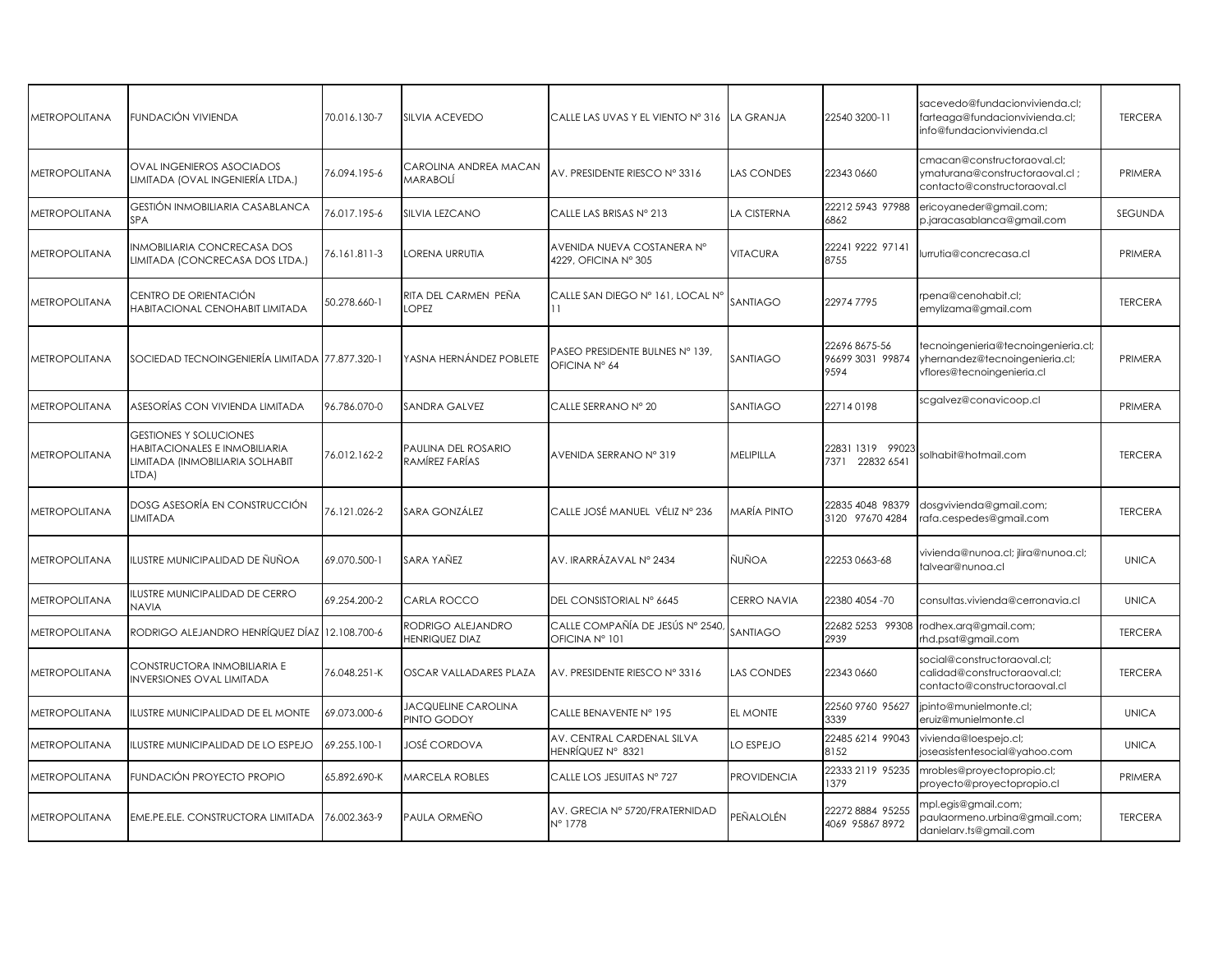| | | | | | | | | |
|---|---|---|---|---|---|---|---|---|
| METROPOLITANA | FUNDACIÓN VIVIENDA | 70.016.130-7 | SILVIA ACEVEDO | CALLE LAS UVAS Y EL VIENTO N° 316 | LA GRANJA | 22540 3200-11 | sacevedo@fundacionvivienda.cl; farteaga@fundacionvivienda.cl; info@fundacionvivienda.cl | TERCERA |
| METROPOLITANA | OVAL INGENIEROS ASOCIADOS LIMITADA (OVAL INGENIERÍA LTDA.) | 76.094.195-6 | CAROLINA ANDREA MACAN MARABOLÍ | AV. PRESIDENTE RIESCO N° 3316 | LAS CONDES | 22343 0660 | cmacan@constructoraoval.cl; ymaturana@constructoraoval.cl ; contacto@constructoraoval.cl | PRIMERA |
| METROPOLITANA | GESTIÓN INMOBILIARIA CASABLANCA SPA | 76.017.195-6 | SILVIA LEZCANO | CALLE LAS BRISAS N° 213 | LA CISTERNA | 22212 5943 97988 6862 | ericoyaneder@gmail.com; p.jaracasablanca@gmail.com | SEGUNDA |
| METROPOLITANA | INMOBILIARIA CONCRECASA DOS LIMITADA (CONCRECASA DOS LTDA.) | 76.161.811-3 | LORENA URRUTIA | AVENIDA NUEVA COSTANERA N° 4229, OFICINA N° 305 | VITACURA | 22241 9222 97141 8755 | lurrutia@concrecasa.cl | PRIMERA |
| METROPOLITANA | CENTRO DE ORIENTACIÓN HABITACIONAL CENOHABIT LIMITADA | 50.278.660-1 | RITA DEL CARMEN PEÑA LOPEZ | CALLE SAN DIEGO N° 161, LOCAL N° 11 | SANTIAGO | 22974 7795 | rpena@cenohabit.cl; emylizama@gmail.com | TERCERA |
| METROPOLITANA | SOCIEDAD TECNOINGENIERÍA LIMITADA | 77.877.320-1 | YASNA HERNÁNDEZ POBLETE | PASEO PRESIDENTE BULNES N° 139, OFICINA N° 64 | SANTIAGO | 22696 8675-56 96699 3031 99874 9594 | tecnoingenieria@tecnoingenieria.cl; yhernandez@tecnoingenieria.cl; vflores@tecnoingenieria.cl | PRIMERA |
| METROPOLITANA | ASESORÍAS CON VIVIENDA LIMITADA | 96.786.070-0 | SANDRA GALVEZ | CALLE SERRANO N° 20 | SANTIAGO | 22714 0198 | scgalvez@conavicoop.cl | PRIMERA |
| METROPOLITANA | GESTIONES Y SOLUCIONES HABITACIONALES E INMOBILIARIA LIMITADA (INMOBILIARIA SOLHABIT LTDA) | 76.012.162-2 | PAULINA DEL ROSARIO RAMÍREZ FARÍAS | AVENIDA SERRANO N° 319 | MELIPILLA | 22831 1319 99023 7371 22832 6541 | solhabit@hotmail.com | TERCERA |
| METROPOLITANA | DOSG ASESORÍA EN CONSTRUCCIÓN LIMITADA | 76.121.026-2 | SARA GONZÁLEZ | CALLE JOSÉ MANUEL VÉLIZ N° 236 | MARÍA PINTO | 22835 4048 98379 3120 97670 4284 | dosgvivienda@gmail.com; rafa.cespedes@gmail.com | TERCERA |
| METROPOLITANA | ILUSTRE MUNICIPALIDAD DE ÑUÑOA | 69.070.500-1 | SARA YAÑEZ | AV. IRARRÁZAVAL N° 2434 | ÑUÑOA | 22253 0663-68 | vivienda@nunoa.cl; jlira@nunoa.cl; talvear@nunoa.cl | UNICA |
| METROPOLITANA | ILUSTRE MUNICIPALIDAD DE CERRO NAVIA | 69.254.200-2 | CARLA ROCCO | DEL CONSISTORIAL N° 6645 | CERRO NAVIA | 22380 4054 -70 | consultas.vivienda@cerronavia.cl | UNICA |
| METROPOLITANA | RODRIGO ALEJANDRO HENRÍQUEZ DÍAZ | 12.108.700-6 | RODRIGO ALEJANDRO HENRIQUEZ DIAZ | CALLE COMPAÑÍA DE JESÚS N° 2540, OFICINA N° 101 | SANTIAGO | 22682 5253 99308 2939 | rodhex.arq@gmail.com; rhd.psat@gmail.com | TERCERA |
| METROPOLITANA | CONSTRUCTORA INMOBILIARIA E INVERSIONES OVAL LIMITADA | 76.048.251-K | OSCAR VALLADARES PLAZA | AV. PRESIDENTE RIESCO N° 3316 | LAS CONDES | 22343 0660 | social@constructoraoval.cl; calidad@constructoraoval.cl; contacto@constructoraoval.cl | TERCERA |
| METROPOLITANA | ILUSTRE MUNICIPALIDAD DE EL MONTE | 69.073.000-6 | JACQUELINE CAROLINA PINTO GODOY | CALLE BENAVENTE N° 195 | EL MONTE | 22560 9760 95627 3339 | jpinto@munielmonte.cl; eruiz@munielmonte.cl | UNICA |
| METROPOLITANA | ILUSTRE MUNICIPALIDAD DE LO ESPEJO | 69.255.100-1 | JOSÉ CORDOVA | AV. CENTRAL CARDENAL SILVA HENRÍQUEZ N° 8321 | LO ESPEJO | 22485 6214 99043 8152 | vivienda@loespejo.cl; joseasistentesocial@yahoo.com | UNICA |
| METROPOLITANA | FUNDACIÓN PROYECTO PROPIO | 65.892.690-K | MARCELA ROBLES | CALLE LOS JESUITAS N° 727 | PROVIDENCIA | 22333 2119 95235 1379 | mrobles@proyectopropio.cl; proyecto@proyectopropio.cl | PRIMERA |
| METROPOLITANA | EME.PE.ELE. CONSTRUCTORA LIMITADA | 76.002.363-9 | PAULA ORMEÑO | AV. GRECIA N° 5720/FRATERNIDAD N° 1778 | PEÑALOLÉN | 22272 8884 95255 4069 95867 8972 | mpl.egis@gmail.com; paulaormeno.urbina@gmail.com; danielarv.ts@gmail.com | TERCERA |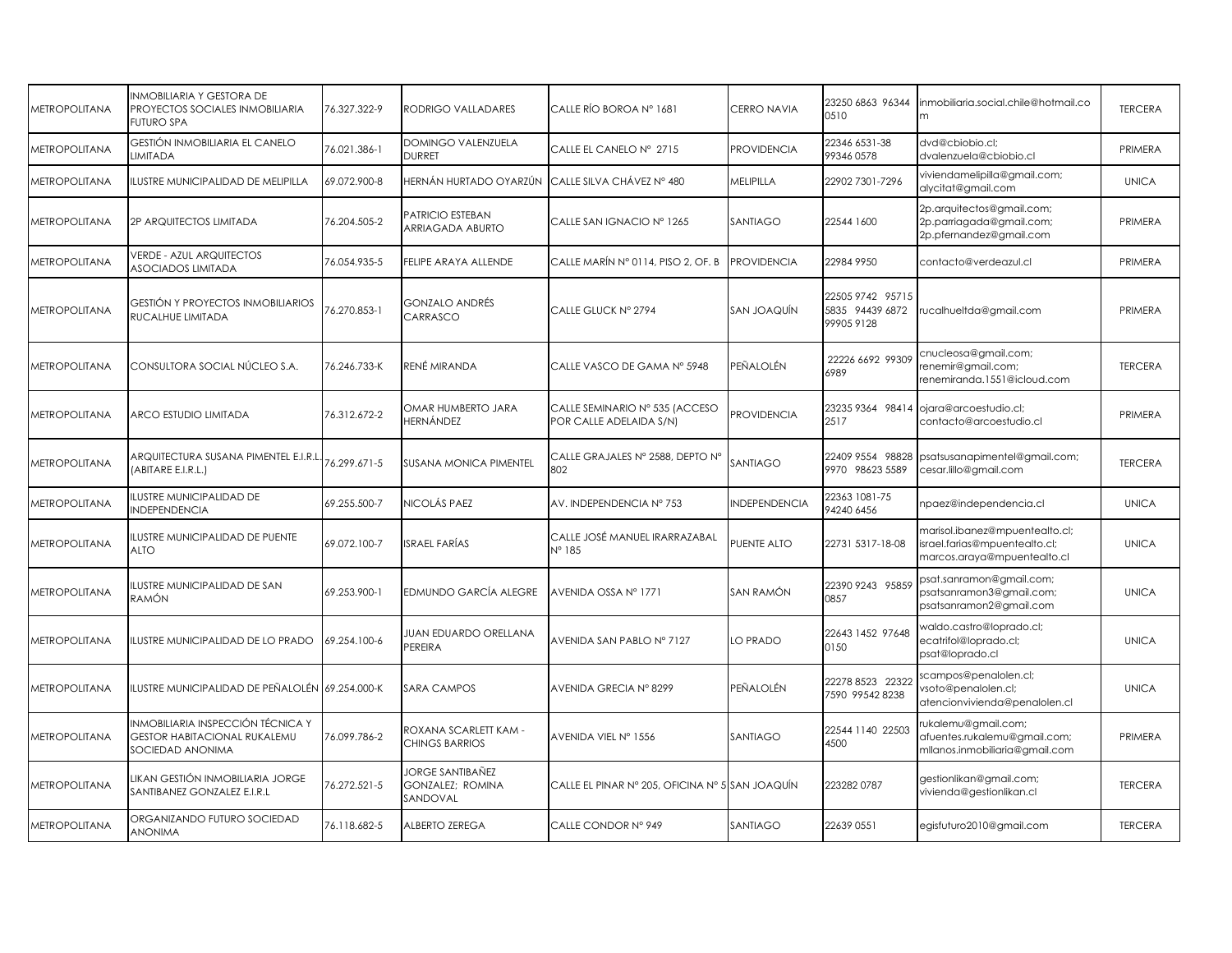| | | | | | | | | |
|---|---|---|---|---|---|---|---|---|
| METROPOLITANA | INMOBILIARIA Y GESTORA DE PROYECTOS SOCIALES INMOBILIARIA FUTURO SPA | 76.327.322-9 | RODRIGO VALLADARES | CALLE RÍO BOROA N° 1681 | CERRO NAVIA | 23250 6863 96344 0510 | inmobiliaria.social.chile@hotmail.com | TERCERA |
| METROPOLITANA | GESTIÓN INMOBILIARIA EL CANELO LIMITADA | 76.021.386-1 | DOMINGO VALENZUELA DURRET | CALLE EL CANELO N° 2715 | PROVIDENCIA | 22346 6531-38 99346 0578 | dvd@cbiobio.cl; dvalenzuela@cbiobio.cl | PRIMERA |
| METROPOLITANA | ILUSTRE MUNICIPALIDAD DE MELIPILLA | 69.072.900-8 | HERNÁN HURTADO OYARZÚN | CALLE SILVA CHÁVEZ N° 480 | MELIPILLA | 22902 7301-7296 | viviendamelipilla@gmail.com; alycitat@gmail.com | UNICA |
| METROPOLITANA | 2P ARQUITECTOS LIMITADA | 76.204.505-2 | PATRICIO ESTEBAN ARRIAGADA ABURTO | CALLE SAN IGNACIO N° 1265 | SANTIAGO | 22544 1600 | 2p.arquitectos@gmail.com; 2p.parriagada@gmail.com; 2p.pfernandez@gmail.com | PRIMERA |
| METROPOLITANA | VERDE - AZUL ARQUITECTOS ASOCIADOS LIMITADA | 76.054.935-5 | FELIPE ARAYA ALLENDE | CALLE MARÍN N° 0114, PISO 2, OF. B | PROVIDENCIA | 22984 9950 | contacto@verdeazul.cl | PRIMERA |
| METROPOLITANA | GESTIÓN Y PROYECTOS INMOBILIARIOS RUCALHUE LIMITADA | 76.270.853-1 | GONZALO ANDRÉS CARRASCO | CALLE GLUCK N° 2794 | SAN JOAQUÍN | 22505 9742 95715 5835 94439 6872 99905 9128 | rucalhueltda@gmail.com | PRIMERA |
| METROPOLITANA | CONSULTORA SOCIAL NÚCLEO S.A. | 76.246.733-K | RENÉ MIRANDA | CALLE VASCO DE GAMA N° 5948 | PEÑALOLÉN | 22226 6692 99309 6989 | cnucleosa@gmail.com; renemir@gmail.com; renemiranda.1551@icloud.com | TERCERA |
| METROPOLITANA | ARCO ESTUDIO LIMITADA | 76.312.672-2 | OMAR HUMBERTO JARA HERNÁNDEZ | CALLE SEMINARIO N° 535 (ACCESO POR CALLE ADELAIDA S/N) | PROVIDENCIA | 23235 9364 98414 2517 | ojara@arcoestudio.cl; contacto@arcoestudio.cl | PRIMERA |
| METROPOLITANA | ARQUITECTURA SUSANA PIMENTEL E.I.R.L. (ABITARE E.I.R.L.) | 76.299.671-5 | SUSANA MONICA PIMENTEL | CALLE GRAJALES N° 2588, DEPTO N° 802 | SANTIAGO | 22409 9554 98828 9970 98623 5589 | psatsusanapimentel@gmail.com; cesar.lillo@gmail.com | TERCERA |
| METROPOLITANA | ILUSTRE MUNICIPALIDAD DE INDEPENDENCIA | 69.255.500-7 | NICOLÁS PAEZ | AV. INDEPENDENCIA N° 753 | INDEPENDENCIA | 22363 1081-75 94240 6456 | npaez@independencia.cl | UNICA |
| METROPOLITANA | ILUSTRE MUNICIPALIDAD DE PUENTE ALTO | 69.072.100-7 | ISRAEL FARÍAS | CALLE JOSÉ MANUEL IRARRAZABAL N° 185 | PUENTE ALTO | 22731 5317-18-08 | marisol.ibanez@mpuentealto.cl; israel.farias@mpuentealto.cl; marcos.araya@mpuentealto.cl | UNICA |
| METROPOLITANA | ILUSTRE MUNICIPALIDAD DE SAN RAMÓN | 69.253.900-1 | EDMUNDO GARCÍA ALEGRE | AVENIDA OSSA N° 1771 | SAN RAMÓN | 22390 9243 95859 0857 | psat.sanramon@gmail.com; psatsanramon3@gmail.com; psatsanramon2@gmail.com | UNICA |
| METROPOLITANA | ILUSTRE MUNICIPALIDAD DE LO PRADO | 69.254.100-6 | JUAN EDUARDO ORELLANA PEREIRA | AVENIDA SAN PABLO N° 7127 | LO PRADO | 22643 1452 97648 0150 | waldo.castro@loprado.cl; ecatrifol@loprado.cl; psat@loprado.cl | UNICA |
| METROPOLITANA | ILUSTRE MUNICIPALIDAD DE PEÑALOLÉN | 69.254.000-K | SARA CAMPOS | AVENIDA GRECIA N° 8299 | PEÑALOLÉN | 22278 8523 22322 7590 99542 8238 | scampos@penalolen.cl; vsoto@penalolen.cl; atencionvivienda@penalolen.cl | UNICA |
| METROPOLITANA | INMOBILIARIA INSPECCIÓN TÉCNICA Y GESTOR HABITACIONAL RUKALEMU SOCIEDAD ANONIMA | 76.099.786-2 | ROXANA SCARLETT KAM - CHINGS BARRIOS | AVENIDA VIEL N° 1556 | SANTIAGO | 22544 1140 22503 4500 | rukalemu@gmail.com; afuentes.rukalemu@gmail.com; mllanos.inmobiliaria@gmail.com | PRIMERA |
| METROPOLITANA | LIKAN GESTIÓN INMOBILIARIA JORGE SANTIBANEZ GONZALEZ E.I.R.L | 76.272.521-5 | JORGE SANTIBAÑEZ GONZALEZ; ROMINA SANDOVAL | CALLE EL PINAR N° 205, OFICINA N° 5 | SAN JOAQUÍN | 223282 0787 | gestionlikan@gmail.com; vivienda@gestionlikan.cl | TERCERA |
| METROPOLITANA | ORGANIZANDO FUTURO SOCIEDAD ANONIMA | 76.118.682-5 | ALBERTO ZEREGA | CALLE CONDOR N° 949 | SANTIAGO | 22639 0551 | egisfuturo2010@gmail.com | TERCERA |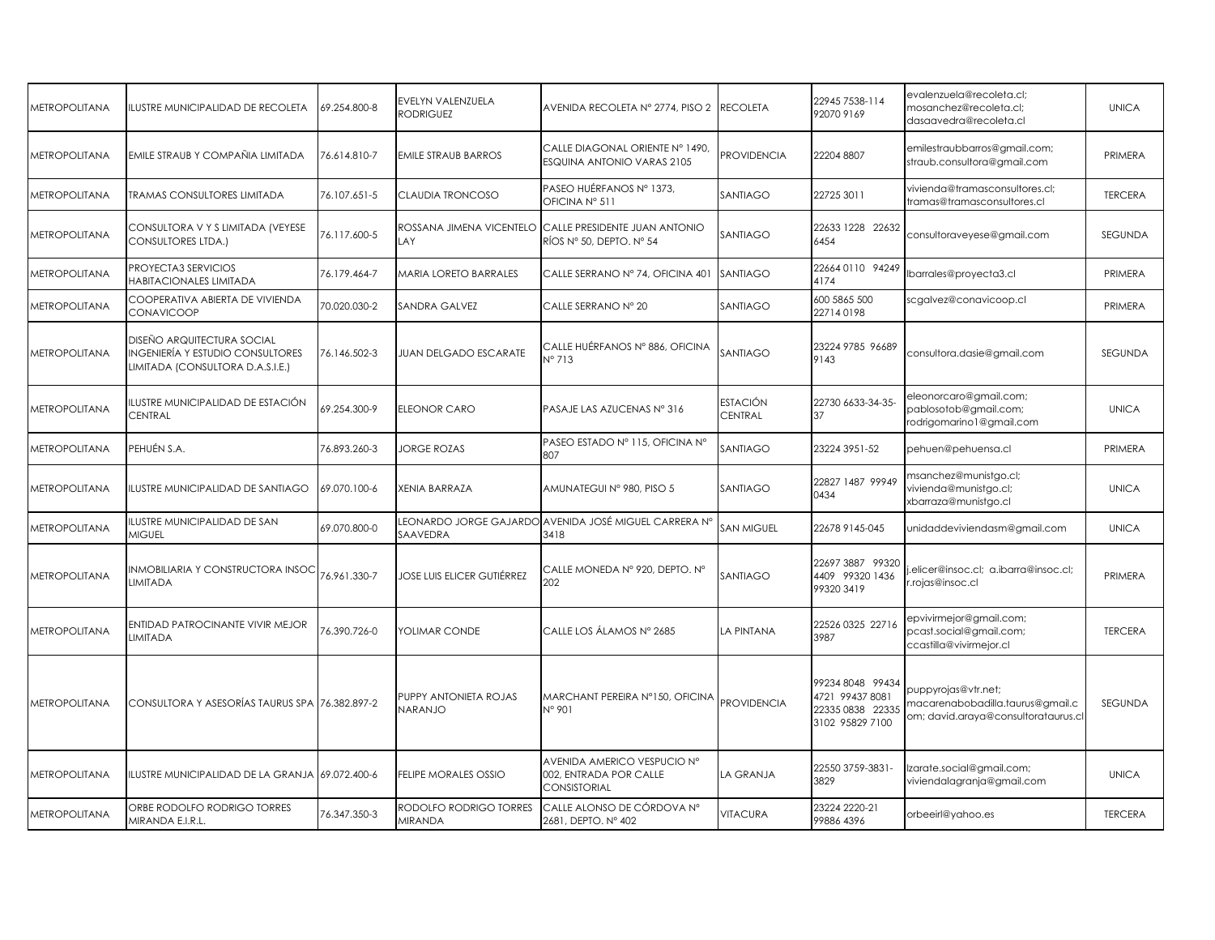| | | | | | | | | |
|---|---|---|---|---|---|---|---|---|
| METROPOLITANA | ILUSTRE MUNICIPALIDAD DE RECOLETA | 69.254.800-8 | EVELYN VALENZUELA RODRIGUEZ | AVENIDA RECOLETA N° 2774, PISO 2 | RECOLETA | 22945 7538-114 92070 9169 | evalenzuela@recoleta.cl; mosanchez@recoleta.cl; dasaavedra@recoleta.cl | UNICA |
| METROPOLITANA | EMILE STRAUB Y COMPAÑIA LIMITADA | 76.614.810-7 | EMILE STRAUB BARROS | CALLE DIAGONAL ORIENTE N° 1490, ESQUINA ANTONIO VARAS 2105 | PROVIDENCIA | 22204 8807 | emilestraubbarros@gmail.com; straub.consultora@gmail.com | PRIMERA |
| METROPOLITANA | TRAMAS CONSULTORES LIMITADA | 76.107.651-5 | CLAUDIA TRONCOSO | PASEO HUÉRFANOS N° 1373, OFICINA N° 511 | SANTIAGO | 22725 3011 | vivienda@tramasconsultores.cl; tramas@tramasconsultores.cl | TERCERA |
| METROPOLITANA | CONSULTORA V Y S LIMITADA (VEYESE CONSULTORES LTDA.) | 76.117.600-5 | ROSSANA JIMENA VICENTELO LAY | CALLE PRESIDENTE JUAN ANTONIO RÍOS N° 50, DEPTO. N° 54 | SANTIAGO | 22633 1228 22632 6454 | consultoraveyese@gmail.com | SEGUNDA |
| METROPOLITANA | PROYECTA3 SERVICIOS HABITACIONALES LIMITADA | 76.179.464-7 | MARIA LORETO BARRALES | CALLE SERRANO N° 74, OFICINA 401 | SANTIAGO | 22664 0110 94249 4174 | lbarrales@proyecta3.cl | PRIMERA |
| METROPOLITANA | COOPERATIVA ABIERTA DE VIVIENDA CONAVICOOP | 70.020.030-2 | SANDRA GALVEZ | CALLE SERRANO N° 20 | SANTIAGO | 600 5865 500 22714 0198 | scgalvez@conavicoop.cl | PRIMERA |
| METROPOLITANA | DISEÑO ARQUITECTURA SOCIAL INGENIERÍA Y ESTUDIO CONSULTORES LIMITADA (CONSULTORA D.A.S.I.E.) | 76.146.502-3 | JUAN DELGADO ESCARATE | CALLE HUÉRFANOS N° 886, OFICINA N° 713 | SANTIAGO | 23224 9785 96689 9143 | consultora.dasie@gmail.com | SEGUNDA |
| METROPOLITANA | ILUSTRE MUNICIPALIDAD DE ESTACIÓN CENTRAL | 69.254.300-9 | ELEONOR CARO | PASAJE LAS AZUCENAS N° 316 | ESTACIÓN CENTRAL | 22730 6633-34-35-37 | eleonorcaro@gmail.com; pablosotob@gmail.com; rodrigomarino1@gmail.com | UNICA |
| METROPOLITANA | PEHUÉN S.A. | 76.893.260-3 | JORGE ROZAS | PASEO ESTADO N° 115, OFICINA N° 807 | SANTIAGO | 23224 3951-52 | pehuen@pehuensa.cl | PRIMERA |
| METROPOLITANA | ILUSTRE MUNICIPALIDAD DE SANTIAGO | 69.070.100-6 | XENIA BARRAZA | AMUNATEGUI N° 980, PISO 5 | SANTIAGO | 22827 1487 99949 0434 | msanchez@munistgo.cl; vivienda@munistgo.cl; xbarraza@munistgo.cl | UNICA |
| METROPOLITANA | ILUSTRE MUNICIPALIDAD DE SAN MIGUEL | 69.070.800-0 | LEONARDO JORGE GAJARDO SAAVEDRA | AVENIDA JOSÉ MIGUEL CARRERA N° 3418 | SAN MIGUEL | 22678 9145-045 | unidaddeviviendasm@gmail.com | UNICA |
| METROPOLITANA | INMOBILIARIA Y CONSTRUCTORA INSOC LIMITADA | 76.961.330-7 | JOSE LUIS ELICER GUTIÉRREZ | CALLE MONEDA N° 920, DEPTO. N° 202 | SANTIAGO | 22697 3887 99320 4409 99320 1436 99320 3419 | j.elicer@insoc.cl; a.ibarra@insoc.cl; r.rojas@insoc.cl | PRIMERA |
| METROPOLITANA | ENTIDAD PATROCINANTE VIVIR MEJOR LIMITADA | 76.390.726-0 | YOLIMAR CONDE | CALLE LOS ÁLAMOS N° 2685 | LA PINTANA | 22526 0325 22716 3987 | epvivirmejor@gmail.com; pcast.social@gmail.com; ccastilla@vivirmejor.cl | TERCERA |
| METROPOLITANA | CONSULTORA Y ASESORÍAS TAURUS SPA | 76.382.897-2 | PUPPY ANTONIETA ROJAS NARANJO | MARCHANT PEREIRA N°150, OFICINA N° 901 | PROVIDENCIA | 99234 8048 99434 4721 99437 8081 22335 0838 22335 3102 95829 7100 | puppyrojas@vtr.net; macarenabobadilla.taurus@gmail.com; david.araya@consultorataurus.cl | SEGUNDA |
| METROPOLITANA | ILUSTRE MUNICIPALIDAD DE LA GRANJA | 69.072.400-6 | FELIPE MORALES OSSIO | AVENIDA AMERICO VESPUCIO N° 002, ENTRADA POR CALLE CONSISTORIAL | LA GRANJA | 22550 3759-3831-3829 | lzarate.social@gmail.com; viviendalagranja@gmail.com | UNICA |
| METROPOLITANA | ORBE RODOLFO RODRIGO TORRES MIRANDA E.I.R.L. | 76.347.350-3 | RODOLFO RODRIGO TORRES MIRANDA | CALLE ALONSO DE CÓRDOVA N° 2681, DEPTO. N° 402 | VITACURA | 23224 2220-21 99886 4396 | orbeeirl@yahoo.es | TERCERA |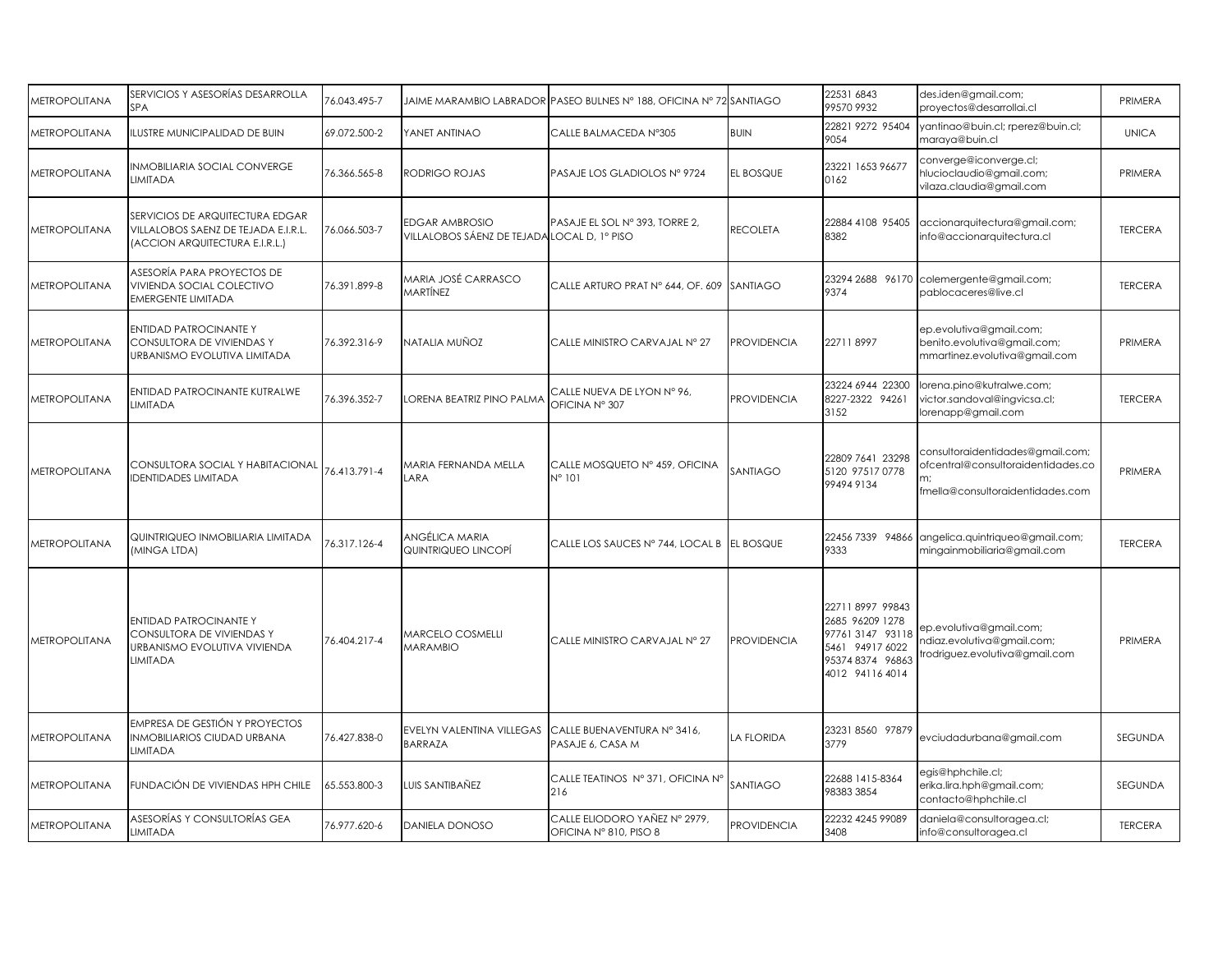| METROPOLITANA | SERVICIOS Y ASESORÍAS DESARROLLA SPA | 76.043.495-7 | JAIME MARAMBIO LABRADOR | PASEO BULNES N° 188, OFICINA N° 72 | SANTIAGO | 22531 6843 99570 9932 | des.iden@gmail.com; proyectos@desarrollai.cl | PRIMERA |
|---|---|---|---|---|---|---|---|---|
| METROPOLITANA | ILUSTRE MUNICIPALIDAD DE BUIN | 69.072.500-2 | YANET ANTINAO | CALLE BALMACEDA N°305 | BUIN | 22821 9272 95404 9054 | yantinao@buin.cl; rperez@buin.cl; maraya@buin.cl | UNICA |
| METROPOLITANA | INMOBILIARIA SOCIAL CONVERGE LIMITADA | 76.366.565-8 | RODRIGO ROJAS | PASAJE LOS GLADIOLOS N° 9724 | EL BOSQUE | 23221 1653 96677 0162 | converge@iconverge.cl; hlucioclaudio@gmail.com; vilaza.claudia@gmail.com | PRIMERA |
| METROPOLITANA | SERVICIOS DE ARQUITECTURA EDGAR VILLALOBOS SAENZ DE TEJADA E.I.R.L. (ACCION ARQUITECTURA E.I.R.L.) | 76.066.503-7 | EDGAR AMBROSIO VILLALOBOS SÁENZ DE TEJADA | PASAJE EL SOL N° 393, TORRE 2, LOCAL D, 1° PISO | RECOLETA | 22884 4108 95405 8382 | accionarquitectura@gmail.com; info@accionarquitectura.cl | TERCERA |
| METROPOLITANA | ASESORÍA PARA PROYECTOS DE VIVIENDA SOCIAL COLECTIVO EMERGENTE LIMITADA | 76.391.899-8 | MARIA JOSÉ CARRASCO MARTÍNEZ | CALLE ARTURO PRAT N° 644, OF. 609 | SANTIAGO | 23294 2688 96170 9374 | colemergente@gmail.com; pablocaceres@live.cl | TERCERA |
| METROPOLITANA | ENTIDAD PATROCINANTE Y CONSULTORA DE VIVIENDAS Y URBANISMO EVOLUTIVA LIMITADA | 76.392.316-9 | NATALIA MUÑOZ | CALLE MINISTRO CARVAJAL N° 27 | PROVIDENCIA | 22711 8997 | ep.evolutiva@gmail.com; benito.evolutiva@gmail.com; mmartinez.evolutiva@gmail.com | PRIMERA |
| METROPOLITANA | ENTIDAD PATROCINANTE KUTRALWE LIMITADA | 76.396.352-7 | LORENA BEATRIZ PINO PALMA | CALLE NUEVA DE LYON N° 96, OFICINA N° 307 | PROVIDENCIA | 23224 6944 22300 8227-2322 94261 3152 | lorena.pino@kutralwe.com; victor.sandoval@ingvicsa.cl; lorenapp@gmail.com | TERCERA |
| METROPOLITANA | CONSULTORA SOCIAL Y HABITACIONAL IDENTIDADES LIMITADA | 76.413.791-4 | MARIA FERNANDA MELLA LARA | CALLE MOSQUETO N° 459, OFICINA N° 101 | SANTIAGO | 22809 7641 23298 5120 97517 0778 99494 9134 | consultoraidentidades@gmail.com; ofcentral@consultoraidentidades.com; fmella@consultoraidentidades.com | PRIMERA |
| METROPOLITANA | QUINTRIQUEO INMOBILIARIA LIMITADA (MINGA LTDA) | 76.317.126-4 | ANGÉLICA MARIA QUINTRIQUEO LINCOPÍ | CALLE LOS SAUCES N° 744, LOCAL B | EL BOSQUE | 22456 7339 94866 9333 | angelica.quintriqueo@gmail.com; mingainmobiliaria@gmail.com | TERCERA |
| METROPOLITANA | ENTIDAD PATROCINANTE Y CONSULTORA DE VIVIENDAS Y URBANISMO EVOLUTIVA VIVIENDA LIMITADA | 76.404.217-4 | MARCELO COSMELLI MARAMBIO | CALLE MINISTRO CARVAJAL N° 27 | PROVIDENCIA | 22711 8997 99843 2685 96209 1278 97761 3147 93118 5461 94917 6022 95374 8374 96863 4012 94116 4014 | ep.evolutiva@gmail.com; ndiaz.evolutiva@gmail.com; trodriguez.evolutiva@gmail.com | PRIMERA |
| METROPOLITANA | EMPRESA DE GESTIÓN Y PROYECTOS INMOBILIARIOS CIUDAD URBANA LIMITADA | 76.427.838-0 | EVELYN VALENTINA VILLEGAS BARRAZA | CALLE BUENAVENTURA N° 3416, PASAJE 6, CASA M | LA FLORIDA | 23231 8560 97879 3779 | evciudadurbana@gmail.com | SEGUNDA |
| METROPOLITANA | FUNDACIÓN DE VIVIENDAS HPH CHILE | 65.553.800-3 | LUIS SANTIBAÑEZ | CALLE TEATINOS N° 371, OFICINA N° 216 | SANTIAGO | 22688 1415-8364 98383 3854 | egis@hphchile.cl; erika.lira.hph@gmail.com; contacto@hphchile.cl | SEGUNDA |
| METROPOLITANA | ASESORÍAS Y CONSULTORÍAS GEA LIMITADA | 76.977.620-6 | DANIELA DONOSO | CALLE ELIODORO YAÑEZ N° 2979, OFICINA N° 810, PISO 8 | PROVIDENCIA | 22232 4245 99089 3408 | daniela@consultoragea.cl; info@consultoragea.cl | TERCERA |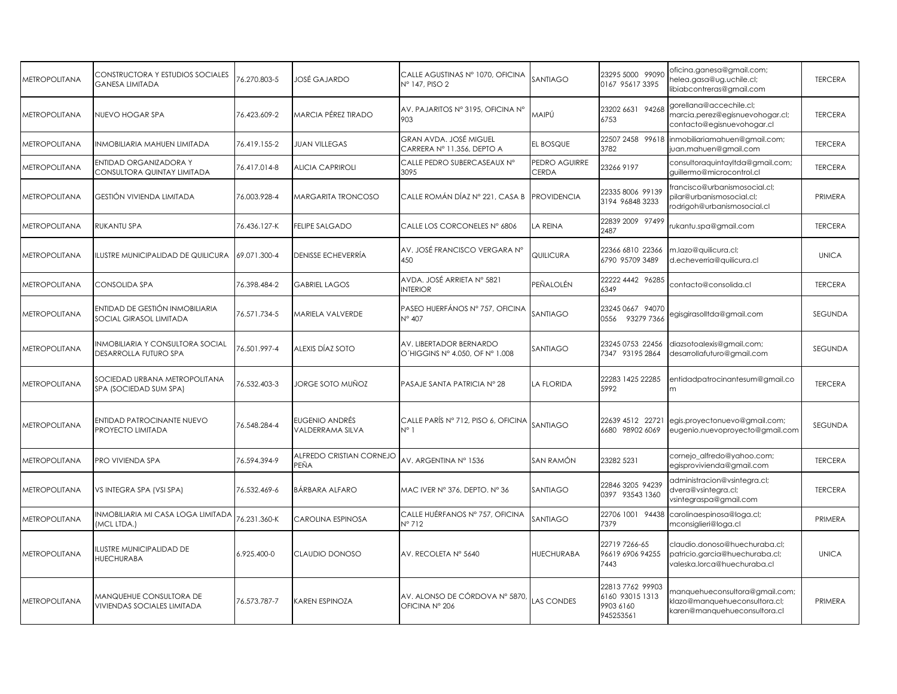| | | | | | | | | |
|---|---|---|---|---|---|---|---|---|
| METROPOLITANA | CONSTRUCTORA Y ESTUDIOS SOCIALES GANESA LIMITADA | 76.270.803-5 | JOSÉ GAJARDO | CALLE AGUSTINAS N° 1070, OFICINA N° 147, PISO 2 | SANTIAGO | 23295 5000 99090 0167 95617 3395 | oficina.ganesa@gmail.com; helea.gasa@ug.uchile.cl; libiabcontreras@gmail.com | TERCERA |
| METROPOLITANA | NUEVO HOGAR SPA | 76.423.609-2 | MARCIA PÉREZ TIRADO | AV. PAJARITOS N° 3195, OFICINA N° 903 | MAIPÚ | 23202 6631 94268 6753 | gorellana@accechile.cl; marcia.perez@egisnuevohogar.cl; contacto@egisnuevohogar.cl | TERCERA |
| METROPOLITANA | INMOBILIARIA MAHUEN LIMITADA | 76.419.155-2 | JUAN VILLEGAS | GRAN AVDA. JOSÉ MIGUEL CARRERA N° 11.356, DEPTO A | EL BOSQUE | 22507 2458 99618 3782 | inmobiliariamahuen@gmail.com; juan.mahuen@gmail.com | TERCERA |
| METROPOLITANA | ENTIDAD ORGANIZADORA Y CONSULTORA QUINTAY LIMITADA | 76.417.014-8 | ALICIA CAPRIROLI | CALLE PEDRO SUBERCASEAUX N° 3095 | PEDRO AGUIRRE CERDA | 23266 9197 | consultoraquintayltda@gmail.com; guillermo@microcontrol.cl | TERCERA |
| METROPOLITANA | GESTIÓN VIVIENDA LIMITADA | 76.003.928-4 | MARGARITA TRONCOSO | CALLE ROMÁN DÍAZ N° 221, CASA B | PROVIDENCIA | 22335 8006 99139 3194 96848 3233 | francisco@urbanismosocial.cl; pilar@urbanismosocial.cl; rodrigoh@urbanismosocial.cl | PRIMERA |
| METROPOLITANA | RUKANTU SPA | 76.436.127-K | FELIPE SALGADO | CALLE LOS CORCONELES N° 6806 | LA REINA | 22839 2009 97499 2487 | rukantu.spa@gmail.com | TERCERA |
| METROPOLITANA | ILUSTRE MUNICIPALIDAD DE QUILICURA | 69.071.300-4 | DENISSE ECHEVERRÍA | AV. JOSÉ FRANCISCO VERGARA N° 450 | QUILICURA | 22366 6810 22366 6790 95709 3489 | m.lazo@quilicura.cl; d.echeverria@quilicura.cl | UNICA |
| METROPOLITANA | CONSOLIDA SPA | 76.398.484-2 | GABRIEL LAGOS | AVDA. JOSÉ ARRIETA N° 5821 INTERIOR | PEÑALOLÉN | 22222 4442 96285 6349 | contacto@consolida.cl | TERCERA |
| METROPOLITANA | ENTIDAD DE GESTIÓN INMOBILIARIA SOCIAL GIRASOL LIMITADA | 76.571.734-5 | MARIELA VALVERDE | PASEO HUERFÁNOS N° 757, OFICINA N° 407 | SANTIAGO | 23245 0667 94070 0556 93279 7366 | egisgirasolltda@gmail.com | SEGUNDA |
| METROPOLITANA | INMOBILIARIA Y CONSULTORA SOCIAL DESARROLLA FUTURO SPA | 76.501.997-4 | ALEXIS DÍAZ SOTO | AV. LIBERTADOR BERNARDO O´HIGGINS N° 4.050, OF N° 1.008 | SANTIAGO | 23245 0753 22456 7347 93195 2864 | diazsotoalexis@gmail.com; desarrollafuturo@gmail.com | SEGUNDA |
| METROPOLITANA | SOCIEDAD URBANA METROPOLITANA SPA (SOCIEDAD SUM SPA) | 76.532.403-3 | JORGE SOTO MUÑOZ | PASAJE SANTA PATRICIA N° 28 | LA FLORIDA | 22283 1425 22285 5992 | entidadpatrocinantesum@gmail.com | TERCERA |
| METROPOLITANA | ENTIDAD PATROCINANTE NUEVO PROYECTO LIMITADA | 76.548.284-4 | EUGENIO ANDRÉS VALDERRAMA SILVA | CALLE PARÍS N° 712, PISO 6, OFICINA N° 1 | SANTIAGO | 22639 4512 22721 6680 98902 6069 | egis.proyectonuevo@gmail.com; eugenio.nuevoproyecto@gmail.com | SEGUNDA |
| METROPOLITANA | PRO VIVIENDA SPA | 76.594.394-9 | ALFREDO CRISTIAN CORNEJO PEÑA | AV. ARGENTINA N° 1536 | SAN RAMÓN | 23282 5231 | cornejo_alfredo@yahoo.com; egisprovivienda@gmail.com | TERCERA |
| METROPOLITANA | VS INTEGRA SPA (VSI SPA) | 76.532.469-6 | BÁRBARA ALFARO | MAC IVER N° 376, DEPTO. N° 36 | SANTIAGO | 22846 3205 94239 0397 93543 1360 | administracion@vsintegra.cl; dvera@vsintegra.cl; vsintegraspa@gmail.com | TERCERA |
| METROPOLITANA | INMOBILIARIA MI CASA LOGA LIMITADA (MCL LTDA.) | 76.231.360-K | CAROLINA ESPINOSA | CALLE HUÉRFANOS N° 757, OFICINA N° 712 | SANTIAGO | 22706 1001 94438 7379 | carolinaespinosa@loga.cl; mconsiglieri@loga.cl | PRIMERA |
| METROPOLITANA | ILUSTRE MUNICIPALIDAD DE HUECHURABA | 6.925.400-0 | CLAUDIO DONOSO | AV. RECOLETA N° 5640 | HUECHURABA | 22719 7266-65 96619 6906 94255 7443 | claudio.donoso@huechuraba.cl; patricio.garcia@huechuraba.cl; valeska.lorca@huechuraba.cl | UNICA |
| METROPOLITANA | MANQUEHUE CONSULTORA DE VIVIENDAS SOCIALES LIMITADA | 76.573.787-7 | KAREN ESPINOZA | AV. ALONSO DE CÓRDOVA N° 5870, OFICINA N° 206 | LAS CONDES | 22813 7762 99903 6160 93015 1313 9903 6160 945253561 | manquehueconsultora@gmail.com; klazo@manquehueconsultora.cl; karen@manquehueconsultora.cl | PRIMERA |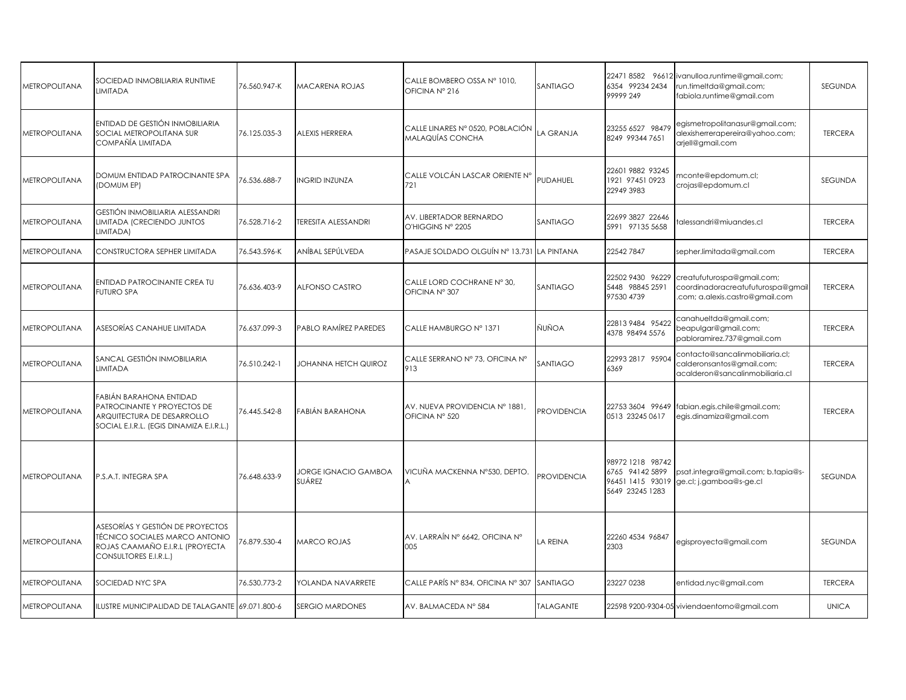| | | | | | | | | |
|---|---|---|---|---|---|---|---|---|
| METROPOLITANA | SOCIEDAD INMOBILIARIA RUNTIME LIMITADA | 76.560.947-K | MACARENA ROJAS | CALLE BOMBERO OSSA N° 1010, OFICINA N° 216 | SANTIAGO | 22471 8582 96612 6354 99234 2434 99999 249 | ivanulloa.runtime@gmail.com; run.timeltda@gmail.com; fabiola.runtime@gmail.com | SEGUNDA |
| METROPOLITANA | ENTIDAD DE GESTIÓN INMOBILIARIA SOCIAL METROPOLITANA SUR COMPAÑÍA LIMITADA | 76.125.035-3 | ALEXIS HERRERA | CALLE LINARES N° 0520, POBLACIÓN MALAQUÍAS CONCHA | LA GRANJA | 23255 6527 98479 8249 99344 7651 | egismetropolitanasur@gmail.com; alexisherrerapereira@yahoo.com; arjell@gmail.com | TERCERA |
| METROPOLITANA | DOMUM ENTIDAD PATROCINANTE SPA (DOMUM EP) | 76.536.688-7 | INGRID INZUNZA | CALLE VOLCÁN LASCAR ORIENTE N° 721 | PUDAHUEL | 22601 9882 93245 1921 97451 0923 22949 3983 | mconte@epdomum.cl; crojas@epdomum.cl | SEGUNDA |
| METROPOLITANA | GESTIÓN INMOBILIARIA ALESSANDRI LIMITADA (CRECIENDO JUNTOS LIMITADA) | 76.528.716-2 | TERESITA ALESSANDRI | AV. LIBERTADOR BERNARDO O'HIGGINS N° 2205 | SANTIAGO | 22699 3827 22646 5991 97135 5658 | talessandri@miuandes.cl | TERCERA |
| METROPOLITANA | CONSTRUCTORA SEPHER LIMITADA | 76.543.596-K | ANÍBAL SEPÚLVEDA | PASAJE SOLDADO OLGUÍN N° 13.731 | LA PINTANA | 22542 7847 | sepher.limitada@gmail.com | TERCERA |
| METROPOLITANA | ENTIDAD PATROCINANTE CREA TU FUTURO SPA | 76.636.403-9 | ALFONSO CASTRO | CALLE LORD COCHRANE N° 30, OFICINA N° 307 | SANTIAGO | 22502 9430 96229 5448 98845 2591 97530 4739 | creatufuturospa@gmail.com; coordinadoracreatufuturospa@gmail.com; a.alexis.castro@gmail.com | TERCERA |
| METROPOLITANA | ASESORÍAS CANAHUE LIMITADA | 76.637.099-3 | PABLO RAMÍREZ PAREDES | CALLE HAMBURGO N° 1371 | ÑUÑOA | 22813 9484 95422 4378 98494 5576 | canahueltda@gmail.com; beapulgar@gmail.com; pabloramirez.737@gmail.com | TERCERA |
| METROPOLITANA | SANCAL GESTIÓN INMOBILIARIA LIMITADA | 76.510.242-1 | JOHANNA HETCH QUIROZ | CALLE SERRANO N° 73, OFICINA N° 913 | SANTIAGO | 22993 2817 95904 6369 | contacto@sancalinmobiliaria.cl; calderonsantos@gmail.com; acalderon@sancalinmobiliaria.cl | TERCERA |
| METROPOLITANA | FABIÁN BARAHONA ENTIDAD PATROCINANTE Y PROYECTOS DE ARQUITECTURA DE DESARROLLO SOCIAL E.I.R.L. (EGIS DINAMIZA E.I.R.L.) | 76.445.542-8 | FABIÁN BARAHONA | AV. NUEVA PROVIDENCIA N° 1881, OFICINA N° 520 | PROVIDENCIA | 22753 3604 99649 0513 23245 0617 | fabian.egis.chile@gmail.com; egis.dinamiza@gmail.com | TERCERA |
| METROPOLITANA | P.S.A.T. INTEGRA SPA | 76.648.633-9 | JORGE IGNACIO GAMBOA SUÁREZ | VICUÑA MACKENNA N°530, DEPTO. A | PROVIDENCIA | 98972 1218 98742 6765 94142 5899 96451 1415 93019 5649 23245 1283 | psat.integra@gmail.com; b.tapia@s-ge.cl; j.gamboa@s-ge.cl | SEGUNDA |
| METROPOLITANA | ASESORÍAS Y GESTIÓN DE PROYECTOS TÉCNICO SOCIALES MARCO ANTONIO ROJAS CAAMAÑO E.I.R.L (PROYECTA CONSULTORES E.I.R.L.) | 76.879.530-4 | MARCO ROJAS | AV. LARRAÍN N° 6642, OFICINA N° 005 | LA REINA | 22260 4534 96847 2303 | egisproyecta@gmail.com | SEGUNDA |
| METROPOLITANA | SOCIEDAD NYC SPA | 76.530.773-2 | YOLANDA NAVARRETE | CALLE PARÍS N° 834, OFICINA N° 307 | SANTIAGO | 23227 0238 | entidad.nyc@gmail.com | TERCERA |
| METROPOLITANA | ILUSTRE MUNICIPALIDAD DE TALAGANTE | 69.071.800-6 | SERGIO MARDONES | AV. BALMACEDA N° 584 | TALAGANTE | 22598 9200-9304-05 | viviendaentorno@gmail.com | UNICA |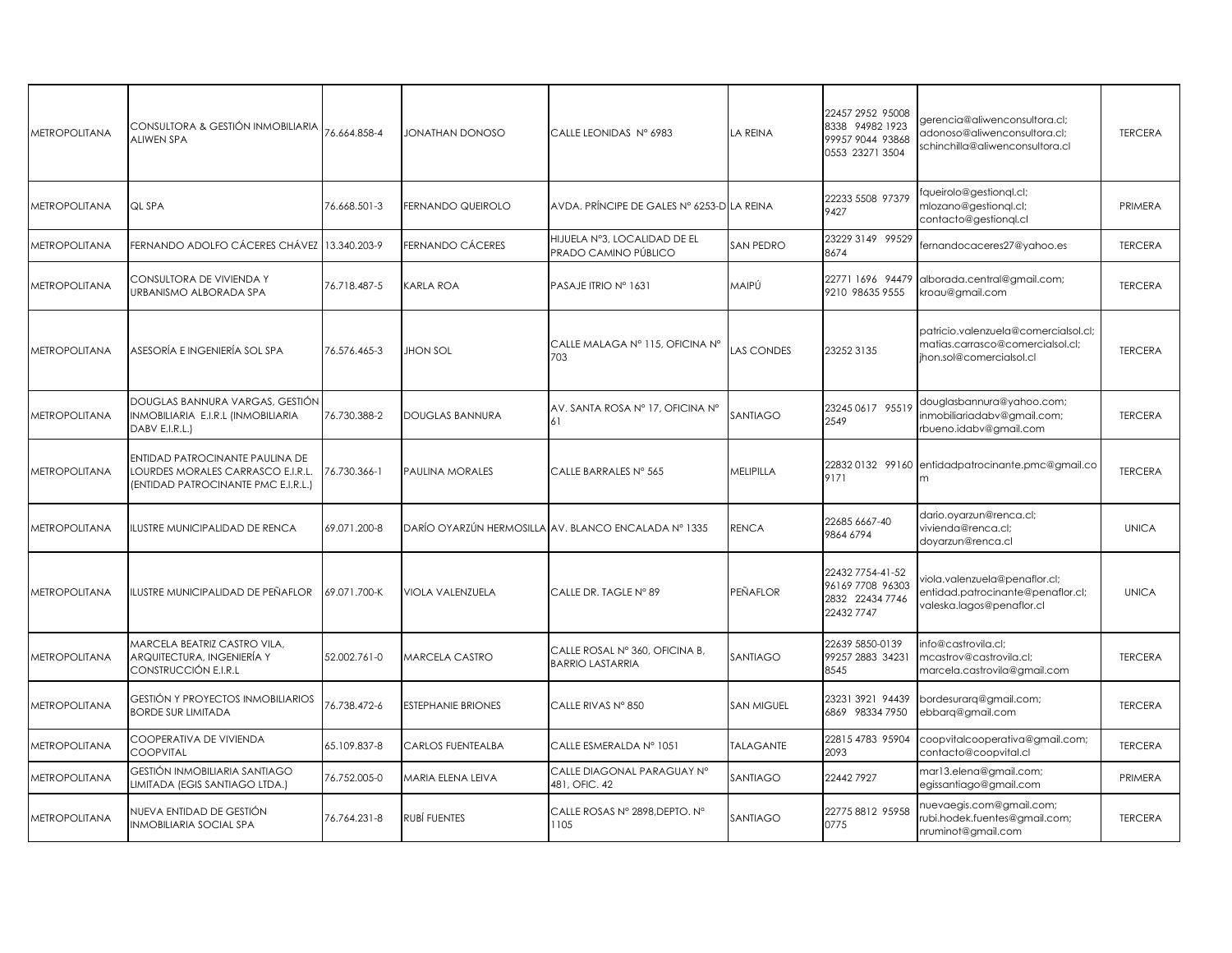| | | | | | | | | |
|---|---|---|---|---|---|---|---|---|
| METROPOLITANA | CONSULTORA & GESTIÓN INMOBILIARIA ALIWEN SPA | 76.664.858-4 | JONATHAN DONOSO | CALLE LEONIDAS N° 6983 | LA REINA | 22457 2952 95008 8338 94982 1923 99957 9044 93868 0553 23271 3504 | gerencia@aliwenconsultora.cl; adonoso@aliwenconsultora.cl; schinchilla@aliwenconsultora.cl | TERCERA |
| METROPOLITANA | QL SPA | 76.668.501-3 | FERNANDO QUEIROLO | AVDA. PRÍNCIPE DE GALES N° 6253-D | LA REINA | 22233 5508 97379 9427 | fqueirolo@gestionql.cl; mlozano@gestionql.cl; contacto@gestionql.cl | PRIMERA |
| METROPOLITANA | FERNANDO ADOLFO CÁCERES CHÁVEZ | 13.340.203-9 | FERNANDO CÁCERES | HIJUELA N°3, LOCALIDAD DE EL PRADO CAMINO PÚBLICO | SAN PEDRO | 23229 3149 99529 8674 | fernandocaceres27@yahoo.es | TERCERA |
| METROPOLITANA | CONSULTORA DE VIVIENDA Y URBANISMO ALBORADA SPA | 76.718.487-5 | KARLA ROA | PASAJE ITRIO N° 1631 | MAIPÚ | 22771 1696 94479 9210 98635 9555 | alborada.central@gmail.com; kroau@gmail.com | TERCERA |
| METROPOLITANA | ASESORÍA E INGENIERÍA SOL SPA | 76.576.465-3 | JHON SOL | CALLE MALAGA N° 115, OFICINA N° 703 | LAS CONDES | 23252 3135 | patricio.valenzuela@comercialsol.cl; matias.carrasco@comercialsol.cl; jhon.sol@comercialsol.cl | TERCERA |
| METROPOLITANA | DOUGLAS BANNURA VARGAS, GESTIÓN INMOBILIARIA E.I.R.L (INMOBILIARIA DABV E.I.R.L.) | 76.730.388-2 | DOUGLAS BANNURA | AV. SANTA ROSA N° 17, OFICINA N° 61 | SANTIAGO | 23245 0617 95519 2549 | douglasbannura@yahoo.com; inmobiliariadabv@gmail.com; rbueno.idabv@gmail.com | TERCERA |
| METROPOLITANA | ENTIDAD PATROCINANTE PAULINA DE LOURDES MORALES CARRASCO E.I.R.L. (ENTIDAD PATROCINANTE PMC E.I.R.L.) | 76.730.366-1 | PAULINA MORALES | CALLE BARRALES N° 565 | MELIPILLA | 22832 0132 99160 9171 | entidadpatrocinante.pmc@gmail.com | TERCERA |
| METROPOLITANA | ILUSTRE MUNICIPALIDAD DE RENCA | 69.071.200-8 | DARÍO OYARZÚN HERMOSILLA | AV. BLANCO ENCALADA N° 1335 | RENCA | 22685 6667-40 9864 6794 | dario.oyarzun@renca.cl; vivienda@renca.cl; doyarzun@renca.cl | UNICA |
| METROPOLITANA | ILUSTRE MUNICIPALIDAD DE PEÑAFLOR | 69.071.700-K | VIOLA VALENZUELA | CALLE DR. TAGLE N° 89 | PEÑAFLOR | 22432 7754-41-52 96169 7708 96303 2832 22434 7746 22432 7747 | viola.valenzuela@penaflor.cl; entidad.patrocinante@penaflor.cl; valeska.lagos@penaflor.cl | UNICA |
| METROPOLITANA | MARCELA BEATRIZ CASTRO VILA, ARQUITECTURA, INGENIERÍA Y CONSTRUCCIÓN E.I.R.L | 52.002.761-0 | MARCELA CASTRO | CALLE ROSAL N° 360, OFICINA B, BARRIO LASTARRIA | SANTIAGO | 22639 5850-0139 99257 2883 34231 8545 | info@castrovila.cl; mcastrov@castrovila.cl; marcela.castrovila@gmail.com | TERCERA |
| METROPOLITANA | GESTIÓN Y PROYECTOS INMOBILIARIOS BORDE SUR LIMITADA | 76.738.472-6 | ESTEPHANIE BRIONES | CALLE RIVAS N° 850 | SAN MIGUEL | 23231 3921 94439 6869 98334 7950 | bordesurarq@gmail.com; ebbarq@gmail.com | TERCERA |
| METROPOLITANA | COOPERATIVA DE VIVIENDA COOPVITAL | 65.109.837-8 | CARLOS FUENTEALBA | CALLE ESMERALDA N° 1051 | TALAGANTE | 22815 4783 95904 2093 | coopvitalcooperativa@gmail.com; contacto@coopvital.cl | TERCERA |
| METROPOLITANA | GESTIÓN INMOBILIARIA SANTIAGO LIMITADA (EGIS SANTIAGO LTDA.) | 76.752.005-0 | MARIA ELENA LEIVA | CALLE DIAGONAL PARAGUAY N° 481, OFIC. 42 | SANTIAGO | 22442 7927 | mar13.elena@gmail.com; egissantiago@gmail.com | PRIMERA |
| METROPOLITANA | NUEVA ENTIDAD DE GESTIÓN INMOBILIARIA SOCIAL SPA | 76.764.231-8 | RUBÍ FUENTES | CALLE ROSAS N° 2898,DEPTO. N° 1105 | SANTIAGO | 22775 8812 95958 0775 | nuevaegis.com@gmail.com; rubi.hodek.fuentes@gmail.com; nruminot@gmail.com | TERCERA |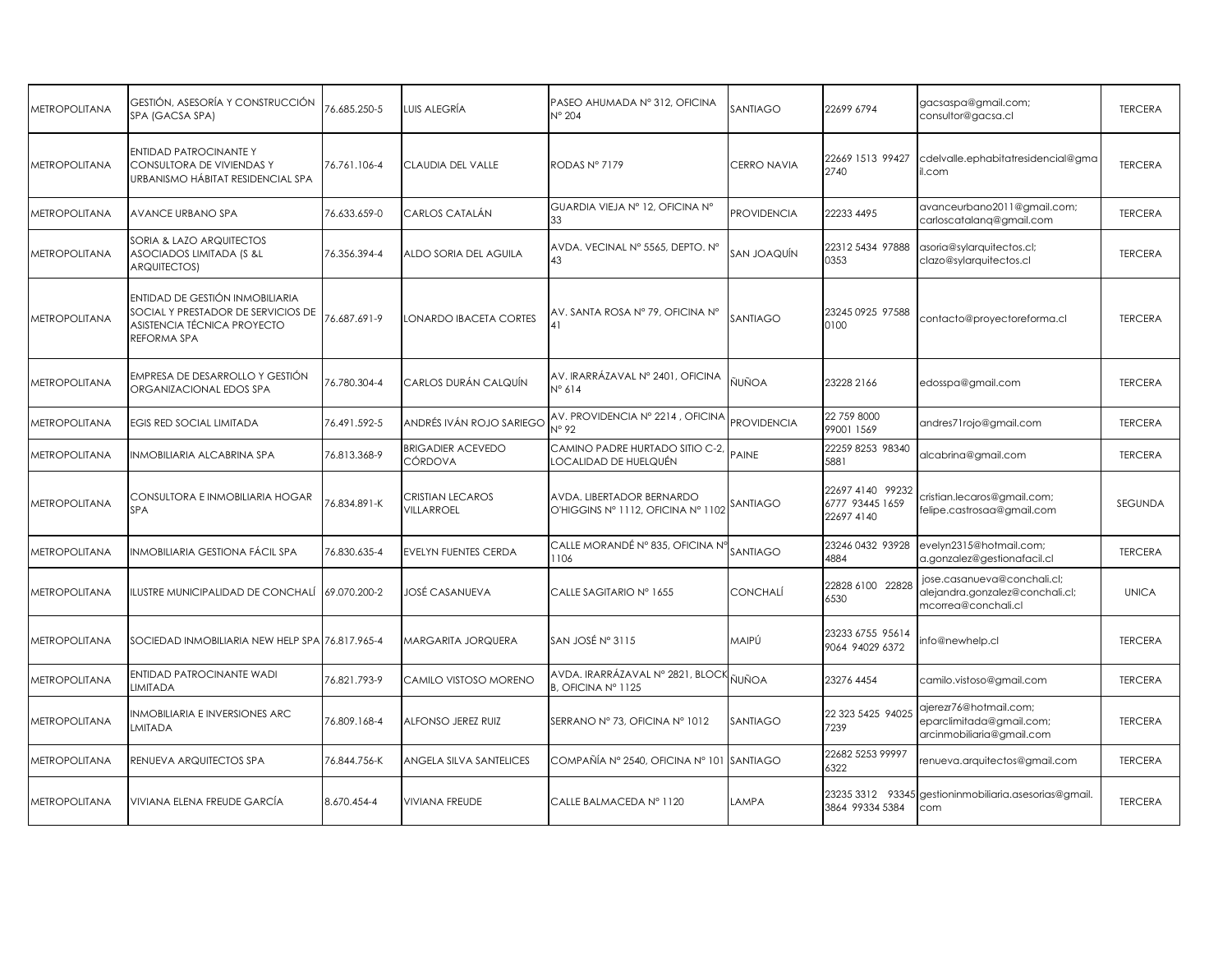| METROPOLITANA | GESTIÓN, ASESORÍA Y CONSTRUCCIÓN SPA (GACSA SPA) | 76.685.250-5 | LUIS ALEGRÍA | PASEO AHUMADA N° 312, OFICINA N° 204 | SANTIAGO | 22699 6794 | gacsaspa@gmail.com; consultor@gacsa.cl | TERCERA |
|---|---|---|---|---|---|---|---|---|
| METROPOLITANA | ENTIDAD PATROCINANTE Y CONSULTORA DE VIVIENDAS Y URBANISMO HÁBITAT RESIDENCIAL SPA | 76.761.106-4 | CLAUDIA DEL VALLE | RODAS N° 7179 | CERRO NAVIA | 22669 1513 99427 2740 | cdelvalle.ephabitatresidencial@gmail.com | TERCERA |
| METROPOLITANA | AVANCE URBANO SPA | 76.633.659-0 | CARLOS CATALÁN | GUARDIA VIEJA N° 12, OFICINA N° 33 | PROVIDENCIA | 22233 4495 | avanceurbano2011@gmail.com; carloscatalanq@gmail.com | TERCERA |
| METROPOLITANA | SORIA & LAZO ARQUITECTOS ASOCIADOS LIMITADA (S &L ARQUITECTOS) | 76.356.394-4 | ALDO SORIA DEL AGUILA | AVDA. VECINAL N° 5565, DEPTO. N° 43 | SAN JOAQUÍN | 22312 5434 97888 0353 | asoria@sylarquitectos.cl; clazo@sylarquitectos.cl | TERCERA |
| METROPOLITANA | ENTIDAD DE GESTIÓN INMOBILIARIA SOCIAL Y PRESTADOR DE SERVICIOS DE ASISTENCIA TÉCNICA PROYECTO REFORMA SPA | 76.687.691-9 | LONARDO IBACETA CORTES | AV. SANTA ROSA N° 79, OFICINA N° 41 | SANTIAGO | 23245 0925 97588 0100 | contacto@proyectoreforma.cl | TERCERA |
| METROPOLITANA | EMPRESA DE DESARROLLO Y GESTIÓN ORGANIZACIONAL EDOS SPA | 76.780.304-4 | CARLOS DURÁN CALQUÍN | AV. IRARRÁZAVAL N° 2401, OFICINA N° 614 | ÑUÑOA | 23228 2166 | edosspa@gmail.com | TERCERA |
| METROPOLITANA | EGIS RED SOCIAL LIMITADA | 76.491.592-5 | ANDRÉS IVÁN ROJO SARIEGO | AV. PROVIDENCIA N° 2214 , OFICINA N° 92 | PROVIDENCIA | 22 759 8000 99001 1569 | andres71rojo@gmail.com | TERCERA |
| METROPOLITANA | INMOBILIARIA ALCABRINA SPA | 76.813.368-9 | BRIGADIER ACEVEDO CÓRDOVA | CAMINO PADRE HURTADO SITIO C-2, LOCALIDAD DE HUELQUÉN | PAINE | 22259 8253 98340 5881 | alcabrina@gmail.com | TERCERA |
| METROPOLITANA | CONSULTORA E INMOBILIARIA HOGAR SPA | 76.834.891-K | CRISTIAN LECAROS VILLARROEL | AVDA. LIBERTADOR BERNARDO O'HIGGINS N° 1112, OFICINA N° 1102 | SANTIAGO | 22697 4140 99232 6777 93445 1659 22697 4140 | cristian.lecaros@gmail.com; felipe.castrosaa@gmail.com | SEGUNDA |
| METROPOLITANA | INMOBILIARIA GESTIONA FÁCIL SPA | 76.830.635-4 | EVELYN FUENTES CERDA | CALLE MORANDÉ N° 835, OFICINA N° 1106 | SANTIAGO | 23246 0432 93928 4884 | evelyn2315@hotmail.com; a.gonzalez@gestionafacil.cl | TERCERA |
| METROPOLITANA | ILUSTRE MUNICIPALIDAD DE CONCHALÍ | 69.070.200-2 | JOSÉ CASANUEVA | CALLE SAGITARIO N° 1655 | CONCHALÍ | 22828 6100 22828 6530 | jose.casanueva@conchali.cl; alejandra.gonzalez@conchali.cl; mcorrea@conchali.cl | UNICA |
| METROPOLITANA | SOCIEDAD INMOBILIARIA NEW HELP SPA | 76.817.965-4 | MARGARITA JORQUERA | SAN JOSÉ N° 3115 | MAIPÚ | 23233 6755 95614 9064 94029 6372 | info@newhelp.cl | TERCERA |
| METROPOLITANA | ENTIDAD PATROCINANTE WADI LIMITADA | 76.821.793-9 | CAMILO VISTOSO MORENO | AVDA. IRARRÁZAVAL N° 2821, BLOCK B, OFICINA N° 1125 | ÑUÑOA | 23276 4454 | camilo.vistoso@gmail.com | TERCERA |
| METROPOLITANA | INMOBILIARIA E INVERSIONES ARC LMITADA | 76.809.168-4 | ALFONSO JEREZ RUIZ | SERRANO N° 73, OFICINA N° 1012 | SANTIAGO | 22 323 5425 94025 7239 | ajerezr76@hotmail.com; eparclimitada@gmail.com; arcinmobiliaria@gmail.com | TERCERA |
| METROPOLITANA | RENUEVA ARQUITECTOS SPA | 76.844.756-K | ANGELA SILVA SANTELICES | COMPAÑÍA N° 2540, OFICINA N° 101 | SANTIAGO | 22682 5253 99997 6322 | renueva.arquitectos@gmail.com | TERCERA |
| METROPOLITANA | VIVIANA ELENA FREUDE GARCÍA | 8.670.454-4 | VIVIANA FREUDE | CALLE BALMACEDA N° 1120 | LAMPA | 23235 3312 93345 3864 99334 5384 | gestioninmobiliaria.asesorias@gmail.com | TERCERA |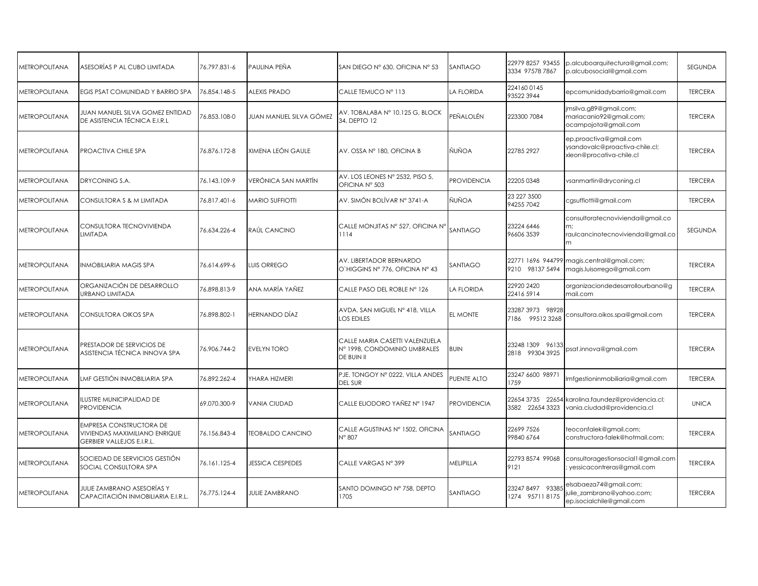| METROPOLITANA | ASESORÍAS P AL CUBO LIMITADA | 76.797.831-6 | PAULINA PEÑA | SAN DIEGO N° 630, OFICINA N° 53 | SANTIAGO | 22979 8257 93455 3334 97578 7867 | p.alcuboarquitectura@gmail.com; p.alcubosocial@gmail.com | SEGUNDA |
|---|---|---|---|---|---|---|---|---|
| METROPOLITANA | EGIS PSAT COMUNIDAD Y BARRIO SPA | 76.854.148-5 | ALEXIS PRADO | CALLE TEMUCO N° 113 | LA FLORIDA | 224160 0145 93522 3944 | epcomunidadybarrio@gmail.com | TERCERA |
| METROPOLITANA | JUAN MANUEL SILVA GOMEZ ENTIDAD DE ASISTENCIA TÉCNICA E.I.R.L | 76.853.108-0 | JUAN MANUEL SILVA GÓMEZ | AV. TOBALABA N° 10.125 G, BLOCK 34, DEPTO 12 | PEÑALOLÉN | 223300 7084 | jmsilva.g89@gmail.com; mariacanio92@gmail.com; ocampojota@gmail.com | TERCERA |
| METROPOLITANA | PROACTIVA CHILE SPA | 76.876.172-8 | XIMENA LEÓN GAULE | AV. OSSA N° 180, OFICINA B | ÑUÑOA | 22785 2927 | ep.proactiva@gmail.com ysandovalc@proactiva-chile.cl; xleon@procativa-chile.cl | TERCERA |
| METROPOLITANA | DRYCONING S.A. | 76.143.109-9 | VERÓNICA SAN MARTÍN | AV. LOS LEONES N° 2532, PISO 5, OFICINA N° 503 | PROVIDENCIA | 22205 0348 | vsanmartin@dryconing.cl | TERCERA |
| METROPOLITANA | CONSULTORA S & M LIMITADA | 76.817.401-6 | MARIO SUFFIOTTI | AV. SIMÓN BOLÍVAR N° 3741-A | ÑUÑOA | 23 227 3500 94255 7042 | cgsuffiotti@gmail.com | TERCERA |
| METROPOLITANA | CONSULTORA TECNOVIVIENDA LIMITADA | 76.634.226-4 | RAÚL CANCINO | CALLE MONJITAS N° 527, OFICINA N° 1114 | SANTIAGO | 23224 6446 96606 3539 | consultoratecnovivienda@gmail.com; raulcancinotecnovivienda@gmail.com | SEGUNDA |
| METROPOLITANA | INMOBILIARIA MAGIS SPA | 76.614.699-6 | LUIS ORREGO | AV. LIBERTADOR BERNARDO O`HIGGINS N° 776, OFICINA N° 43 | SANTIAGO | 22771 1696 944799 9210 98137 5494 | magis.central@gmail.com; magis.luisorrego@gmail.com | TERCERA |
| METROPOLITANA | ORGANIZACIÓN DE DESARROLLO URBANO LIMITADA | 76.898.813-9 | ANA MARÍA YAÑEZ | CALLE PASO DEL ROBLE N° 126 | LA FLORIDA | 22920 2420 22416 5914 | organizaciondedesarrollourbano@gmail.com | TERCERA |
| METROPOLITANA | CONSULTORA OIKOS SPA | 76.898.802-1 | HERNANDO DÍAZ | AVDA. SAN MIGUEL N° 418, VILLA LOS EDILES | EL MONTE | 23287 3973 98928 7186 99512 3268 | consultora.oikos.spa@gmail.com | TERCERA |
| METROPOLITANA | PRESTADOR DE SERVICIOS DE ASISTENCIA TÉCNICA INNOVA SPA | 76.906.744-2 | EVELYN TORO | CALLE MARIA CASETTI VALENZUELA N° 1998, CONDOMINIO UMBRALES DE BUIN II | BUIN | 23248 1309 96133 2818 99304 3925 | psat.innova@gmail.com | TERCERA |
| METROPOLITANA | LMF GESTIÓN INMOBILIARIA SPA | 76.892.262-4 | YHARA HIZMERI | PJE. TONGOY N° 0222, VILLA ANDES DEL SUR | PUENTE ALTO | 23247 6600 98971 1759 | lmfgestioninmobiliaria@gmail.com | TERCERA |
| METROPOLITANA | ILUSTRE MUNICIPALIDAD DE PROVIDENCIA | 69.070.300-9 | VANIA CIUDAD | CALLE ELIODORO YAÑEZ N° 1947 | PROVIDENCIA | 22654 3735 22654 3582 22654 3323 | karolina.faundez@providencia.cl; vania.ciudad@providencia.cl | UNICA |
| METROPOLITANA | EMPRESA CONSTRUCTORA DE VIVIENDAS MAXIMILIANO ENRIQUE GERBIER VALLEJOS E.I.R.L. | 76.156.843-4 | TEOBALDO CANCINO | CALLE AGUSTINAS N° 1502, OFICINA N° 807 | SANTIAGO | 22699 7526 99840 6764 | teoconfalek@gmail.com; constructora-falek@hotmail.com; | TERCERA |
| METROPOLITANA | SOCIEDAD DE SERVICIOS GESTIÓN SOCIAL CONSULTORA SPA | 76.161.125-4 | JESSICA CESPEDES | CALLE VARGAS N° 399 | MELIPILLA | 22793 8574 99068 9121 | consultoragestionsocial1@gmail.com ; yessicacontreras@gmail.com | TERCERA |
| METROPOLITANA | JULIE ZAMBRANO ASESORÍAS Y CAPACITACIÓN INMOBILIARIA E.I.R.L. | 76.775.124-4 | JULIE ZAMBRANO | SANTO DOMINGO N° 758, DEPTO 1705 | SANTIAGO | 23247 8497 93385 1274 95711 8175 | elsabaeza74@gmail.com; julie_zambrano@yahoo.com; ep.isocialchile@gmail.com | TERCERA |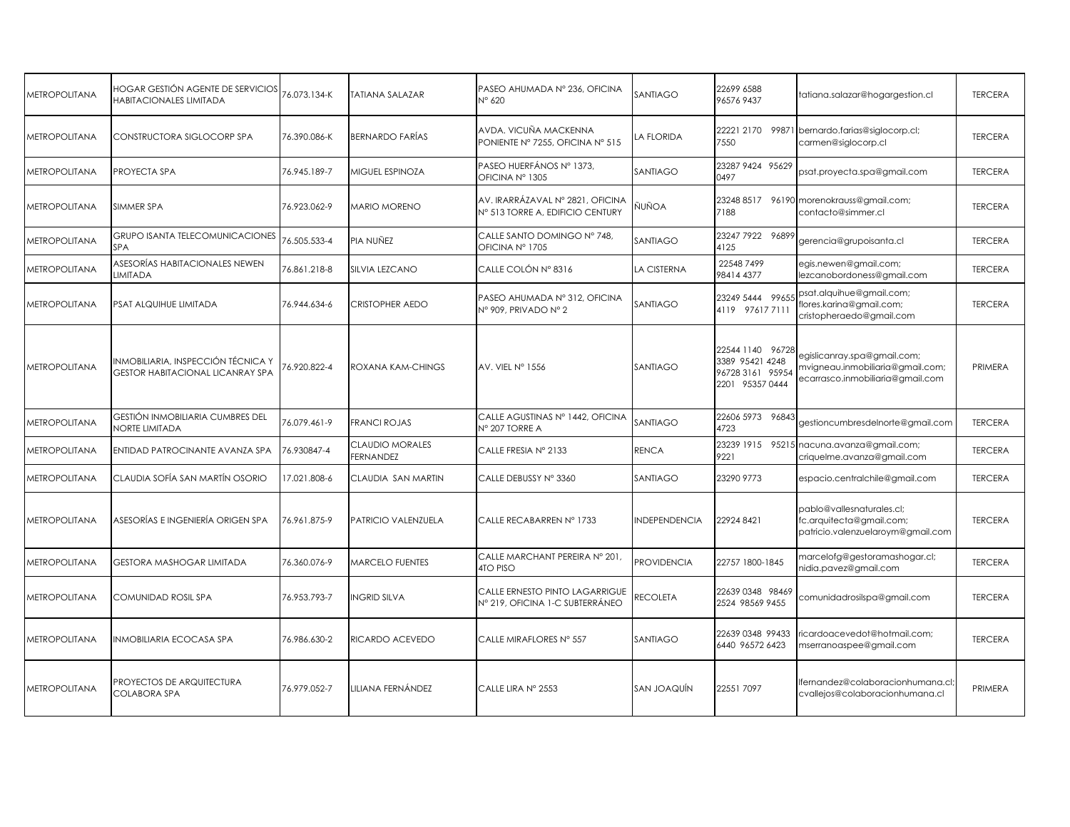| | | | | | | | | |
|---|---|---|---|---|---|---|---|---|
| METROPOLITANA | HOGAR GESTIÓN AGENTE DE SERVICIOS HABITACIONALES LIMITADA | 76.073.134-K | TATIANA SALAZAR | PASEO AHUMADA N° 236, OFICINA N° 620 | SANTIAGO | 22699 6588 96576 9437 | tatiana.salazar@hogargestion.cl | TERCERA |
| METROPOLITANA | CONSTRUCTORA SIGLOCORP SPA | 76.390.086-K | BERNARDO FARÍAS | AVDA. VICUÑA MACKENNA PONIENTE N° 7255, OFICINA N° 515 | LA FLORIDA | 22221 2170 99871 7550 | bernardo.farias@siglocorp.cl; carmen@siglocorp.cl | TERCERA |
| METROPOLITANA | PROYECTA SPA | 76.945.189-7 | MIGUEL ESPINOZA | PASEO HUERFÁNOS N° 1373, OFICINA N° 1305 | SANTIAGO | 23287 9424 95629 0497 | psat.proyecta.spa@gmail.com | TERCERA |
| METROPOLITANA | SIMMER SPA | 76.923.062-9 | MARIO MORENO | AV. IRARRÁZAVAL N° 2821, OFICINA N° 513 TORRE A, EDIFICIO CENTURY | ÑUÑOA | 23248 8517 96190 7188 | morenokrauss@gmail.com; contacto@simmer.cl | TERCERA |
| METROPOLITANA | GRUPO ISANTA TELECOMUNICACIONES SPA | 76.505.533-4 | PIA NUÑEZ | CALLE SANTO DOMINGO N° 748, OFICINA N° 1705 | SANTIAGO | 23247 7922 96899 4125 | gerencia@grupoisanta.cl | TERCERA |
| METROPOLITANA | ASESORÍAS HABITACIONALES NEWEN LIMITADA | 76.861.218-8 | SILVIA LEZCANO | CALLE COLÓN N° 8316 | LA CISTERNA | 22548 7499 98414 4377 | egis.newen@gmail.com; lezcanobordoness@gmail.com | TERCERA |
| METROPOLITANA | PSAT ALQUIHUE LIMITADA | 76.944.634-6 | CRISTOPHER AEDO | PASEO AHUMADA N° 312, OFICINA N° 909, PRIVADO N° 2 | SANTIAGO | 23249 5444 99655 4119 97617 7111 | psat.alquihue@gmail.com; flores.karina@gmail.com; cristopheraedo@gmail.com | TERCERA |
| METROPOLITANA | INMOBILIARIA, INSPECCIÓN TÉCNICA Y GESTOR HABITACIONAL LICANRAY SPA | 76.920.822-4 | ROXANA KAM-CHINGS | AV. VIEL N° 1556 | SANTIAGO | 22544 1140 96728 3389 95421 4248 96728 3161 95954 2201 95357 0444 | egislicanray.spa@gmail.com; mvigneau.inmobiliaria@gmail.com; ecarrasco.inmobiliaria@gmail.com | PRIMERA |
| METROPOLITANA | GESTIÓN INMOBILIARIA CUMBRES DEL NORTE LIMITADA | 76.079.461-9 | FRANCI ROJAS | CALLE AGUSTINAS N° 1442, OFICINA N° 207 TORRE A | SANTIAGO | 22606 5973 96843 4723 | gestioncumbresdelnorte@gmail.com | TERCERA |
| METROPOLITANA | ENTIDAD PATROCINANTE AVANZA SPA | 76.930847-4 | CLAUDIO MORALES FERNANDEZ | CALLE FRESIA N° 2133 | RENCA | 23239 1915 95215 9221 | nacuna.avanza@gmail.com; criquelme.avanza@gmail.com | TERCERA |
| METROPOLITANA | CLAUDIA SOFÍA SAN MARTÍN OSORIO | 17.021.808-6 | CLAUDIA SAN MARTIN | CALLE DEBUSSY N° 3360 | SANTIAGO | 23290 9773 | espacio.centralchile@gmail.com | TERCERA |
| METROPOLITANA | ASESORÍAS E INGENIERÍA ORIGEN SPA | 76.961.875-9 | PATRICIO VALENZUELA | CALLE RECABARREN N° 1733 | INDEPENDENCIA | 22924 8421 | pablo@vallesnaturales.cl; fc.arquitecta@gmail.com; patricio.valenzuelaroym@gmail.com | TERCERA |
| METROPOLITANA | GESTORA MASHOGAR LIMITADA | 76.360.076-9 | MARCELO FUENTES | CALLE MARCHANT PEREIRA N° 201, 4TO PISO | PROVIDENCIA | 22757 1800-1845 | marcelofg@gestoramashogar.cl; nidia.pavez@gmail.com | TERCERA |
| METROPOLITANA | COMUNIDAD ROSIL SPA | 76.953.793-7 | INGRID SILVA | CALLE ERNESTO PINTO LAGARRIGUE N° 219, OFICINA 1-C SUBTERRÁNEO | RECOLETA | 22639 0348 98469 2524 98569 9455 | comunidadrosilspa@gmail.com | TERCERA |
| METROPOLITANA | INMOBILIARIA ECOCASA SPA | 76.986.630-2 | RICARDO ACEVEDO | CALLE MIRAFLORES N° 557 | SANTIAGO | 22639 0348 99433 6440 96572 6423 | ricardoacevedot@hotmail.com; mserranoaspee@gmail.com | TERCERA |
| METROPOLITANA | PROYECTOS DE ARQUITECTURA COLABORA SPA | 76.979.052-7 | LILIANA FERNÁNDEZ | CALLE LIRA N° 2553 | SAN JOAQUÍN | 22551 7097 | lfernandez@colaboracionhumana.cl; cvallejos@colaboracionhumana.cl | PRIMERA |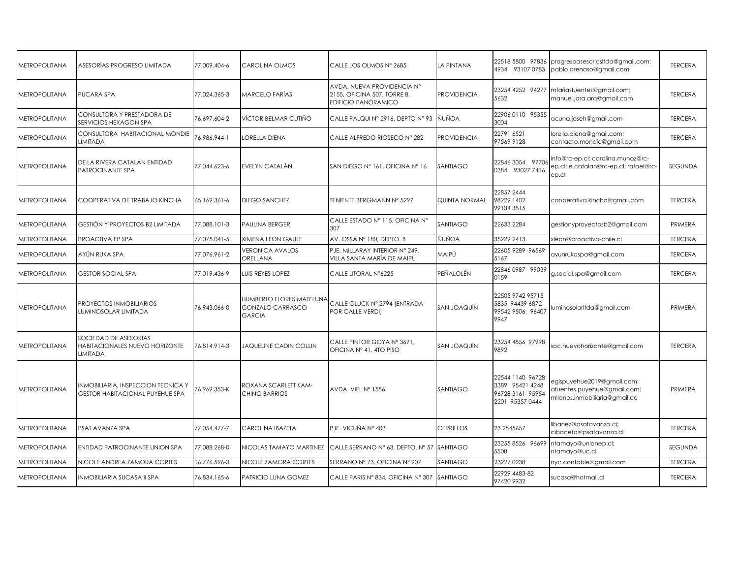| | | | | | | | | |
|---|---|---|---|---|---|---|---|---|
| METROPOLITANA | ASESORÍAS PROGRESO LIMITADA | 77.009.404-6 | CAROLINA OLMOS | CALLE LOS OLMOS N° 2685 | LA PINTANA | 22518 5800 97836 4934 93107 0783 | progresoasesoriasltda@gmail.com; pablo.arenaso@gmail.com | TERCERA |
| METROPOLITANA | PUCARA SPA | 77.024.365-3 | MARCELO FARÍAS | AVDA. NUEVA PROVIDENCIA N° 2155, OFICINA 507, TORRE B, EDIFICIO PANÓRAMICO | PROVIDENCIA | 23254 4252 94277 5632 | mfariasfuentes@gmail.com; manuel.jara.arq@gmail.com | TERCERA |
| METROPOLITANA | CONSULTORA Y PRESTADORA DE SERVICIOS HEXAGON SPA | 76.697.604-2 | VÍCTOR BELMAR CUTIÑO | CALLE PALQUI N° 2916, DEPTO N° 93 | ÑUÑOA | 22906 0110 95355 3004 | acuna.joseh@gmail.com | TERCERA |
| METROPOLITANA | CONSULTORA HABITACIONAL MONDIE LIMITADA | 76.986.944-1 | LORELLA DIENA | CALLE ALFREDO RIOSECO N° 282 | PROVIDENCIA | 22791 6521 97569 9128 | lorella.diena@gmail.com; contacto.mondie@gmail.com | TERCERA |
| METROPOLITANA | DE LA RIVERA CATALAN ENTIDAD PATROCINANTE SPA | 77.044.623-6 | EVELYN CATALÁN | SAN DIEGO N° 161, OFICINA N° 16 | SANTIAGO | 22846 3054 97706 0384 93027 7416 | info@rc-ep.cl; carolina.munoz@rc-ep.cl; e.catalan@rc-ep.cl; rafael@rc-ep.cl | SEGUNDA |
| METROPOLITANA | COOPERATIVA DE TRABAJO KINCHA | 65.169.361-6 | DIEGO SANCHEZ | TENIENTE BERGMANN N° 5297 | QUINTA NORMAL | 22857 2444 98229 1402 99134 3815 | cooperativa.kincha@gmail.com | TERCERA |
| METROPOLITANA | GESTIÓN Y PROYECTOS B2 LIMITADA | 77.088.101-3 | PAULINA BERGER | CALLE ESTADO N° 115, OFICINA N° 307 | SANTIAGO | 22633 2284 | gestionyproyectosb2@gmail.com | PRIMERA |
| METROPOLITANA | PROACTIVA EP SPA | 77.075.041-5 | XIMENA LEON GAULE | AV. OSSA N° 180, DEPTO. B | ÑUÑOA | 35229 2413 | xleon@proactiva-chile.cl | TERCERA |
| METROPOLITANA | AYÜN RUKA SPA | 77.076.961-2 | VERONICA AVALOS ORELLANA | PJE. MILLARAY INTERIOR N° 249, VILLA SANTA MARÍA DE MAIPÚ | MAIPÚ | 22605 9289 96569 5167 | ayunrukaspa@gmail.com | TERCERA |
| METROPOLITANA | GESTOR SOCIAL SPA | 77.019.436-9 | LUIS REYES LOPEZ | CALLE LITORAL N°6225 | PEÑALOLÉN | 22846 0987 99039 0159 | g.social.spa@gmail.com | TERCERA |
| METROPOLITANA | PROYECTOS INMOBILIARIOS LUMINOSOLAR LIMITADA | 76.943.066-0 | HUMBERTO FLORES MATELUNA GONZALO CARRASCO GARCIA | CALLE GLUCK N° 2794 (ENTRADA POR CALLE VERDI) | SAN JOAQUÍN | 22505 9742 95715 5835 94439 6872 99542 9506 96407 9947 | luminosolarltda@gmail.com | PRIMERA |
| METROPOLITANA | SOCIEDAD DE ASESORIAS HABITACIONALES NUEVO HORIZONTE LIMITADA | 76.814.914-3 | JAQUELINE CADIN COLLIN | CALLE PINTOR GOYA N° 3671, OFICINA N° 41, 4TO PISO | SAN JOAQUÍN | 23254 4856 97998 9892 | soc.nuevohorizonte@gmail.com | TERCERA |
| METROPOLITANA | INMOBILIARIA, INSPECCION TECNICA Y GESTOR HABITACIONAL PUYEHUE SPA | 76.969.353-K | ROXANA SCARLETT KAM-CHING BARRIOS | AVDA. VIEL N° 1556 | SANTIAGO | 22544 1140 96728 3389 95421 4248 96728 3161 95954 2201 95357 0444 | egispuyehue2019@gmail.com; afuentes.puyehue@gmail.com; mllanos.inmobiliaria@gmail.co | PRIMERA |
| METROPOLITANA | PSAT AVANZA SPA | 77.054.477-7 | CAROLINA IBAZETA | PJE. VICUÑA N° 403 | CERRILLOS | 23 2545657 | libanez@psatavanza.cl; cibaceta@psatavanza.cl | TERCERA |
| METROPOLITANA | ENTIDAD PATROCINANTE UNION SPA | 77.088.268-0 | NICOLAS TAMAYO MARTINEZ | CALLE SERRANO N° 63, DEPTO. N° 57 | SANTIAGO | 23255 8526 96699 5508 | ntamayo@unionep.cl; ntamayo@uc.cl | SEGUNDA |
| METROPOLITANA | NICOLE ANDREA ZAMORA CORTES | 16.776.596-3 | NICOLE ZAMORA CORTES | SERRANO N° 73, OFICINA N° 907 | SANTIAGO | 23227 0238 | nyc.contable@gmail.com | TERCERA |
| METROPOLITANA | INMOBILIARIA SUCASA II SPA | 76.834.165-6 | PATRICIO LUNA GOMEZ | CALLE PARIS N° 834, OFICINA N° 307 | SANTIAGO | 22929 4483-82 97420 9932 | sucasa@hotmail.cl | TERCERA |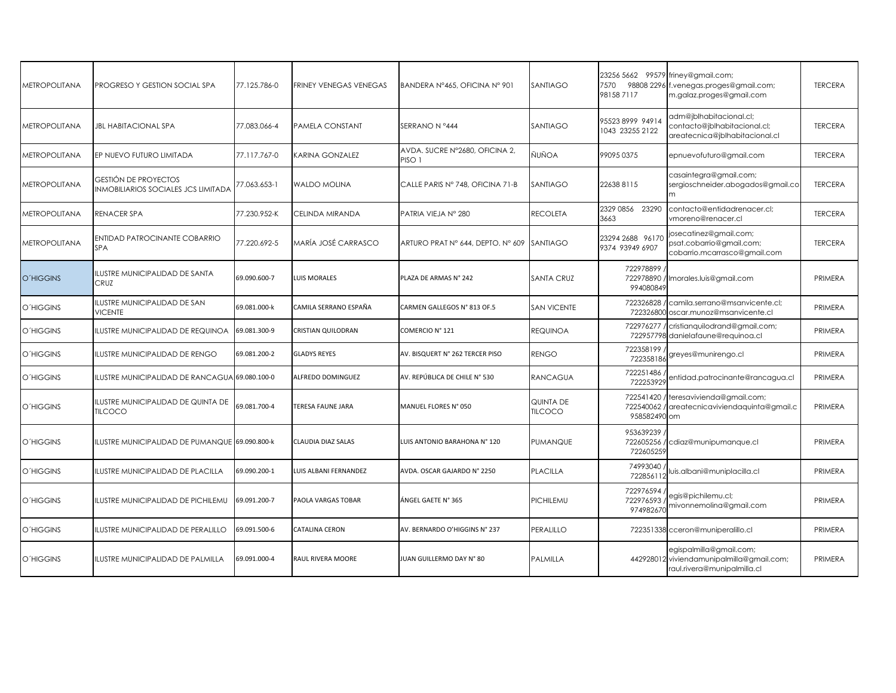| METROPOLITANA | PROGRESO Y GESTION SOCIAL SPA | 77.125.786-0 | FRINEY VENEGAS VENEGAS | BANDERA N°465, OFICINA N° 901 | SANTIAGO | 23256 5662 99579 7570 98808 2296 98158 7117 | friney@gmail.com; f.venegas.proges@gmail.com; m.galaz.proges@gmail.com | TERCERA |
|---|---|---|---|---|---|---|---|---|
| METROPOLITANA | JBL HABITACIONAL SPA | 77.083.066-4 | PAMELA CONSTANT | SERRANO N °444 | SANTIAGO | 95523 8999 94914 1043 23255 2122 | adm@jblhabitacional.cl; contacto@jblhabitacional.cl; areatecnica@jblhabitacional.cl | TERCERA |
| METROPOLITANA | EP NUEVO FUTURO LIMITADA | 77.117.767-0 | KARINA GONZALEZ | AVDA. SUCRE N°2680, OFICINA 2, PISO 1 | ÑUÑOA | 99095 0375 | epnuevofuturo@gmail.com | TERCERA |
| METROPOLITANA | GESTIÓN DE PROYECTOS INMOBILIARIOS SOCIALES JCS LIMITADA | 77.063.653-1 | WALDO MOLINA | CALLE PARIS N° 748, OFICINA 71-B | SANTIAGO | 22638 8115 | casaintegra@gmail.com; sergioschneider.abogados@gmail.com | TERCERA |
| METROPOLITANA | RENACER SPA | 77.230.952-K | CELINDA MIRANDA | PATRIA VIEJA N° 280 | RECOLETA | 2329 0856 23290 3663 | contacto@entidadrenacer.cl; vmoreno@renacer.cl | TERCERA |
| METROPOLITANA | ENTIDAD PATROCINANTE COBARRIO SPA | 77.220.692-5 | MARÍA JOSÉ CARRASCO | ARTURO PRAT N° 644, DEPTO. N° 609 | SANTIAGO | 23294 2688 96170 9374 93949 6907 | josecatinez@gmail.com; psat.cobarrio@gmail.com; cobarrio.mcarrasco@gmail.com | TERCERA |
| O´HIGGINS | ILUSTRE MUNICIPALIDAD DE SANTA CRUZ | 69.090.600-7 | LUIS MORALES | PLAZA DE ARMAS N° 242 | SANTA CRUZ | 722978899 / 722978890 / 994080849 | lmorales.luis@gmail.com | PRIMERA |
| O´HIGGINS | ILUSTRE MUNICIPALIDAD DE SAN VICENTE | 69.081.000-k | CAMILA SERRANO ESPAÑA | CARMEN GALLEGOS N° 813 OF.5 | SAN VICENTE | 722326828 / 722326800 | camila.serrano@msanvicente.cl; oscar.munoz@msanvicente.cl | PRIMERA |
| O´HIGGINS | ILUSTRE MUNICIPALIDAD DE REQUINOA | 69.081.300-9 | CRISTIAN QUILODRAN | COMERCIO N° 121 | REQUINOA | 722976277 / 722957798 | cristianquilodrand@gmail.com; danielafaune@requinoa.cl | PRIMERA |
| O´HIGGINS | ILUSTRE MUNICIPALIDAD DE RENGO | 69.081.200-2 | GLADYS REYES | AV. BISQUERT N° 262 TERCER PISO | RENGO | 722358199 / 722358186 | greyes@munirengo.cl | PRIMERA |
| O´HIGGINS | ILUSTRE MUNICIPALIDAD DE RANCAGUA | 69.080.100-0 | ALFREDO DOMINGUEZ | AV. REPÚBLICA DE CHILE N° 530 | RANCAGUA | 722251486 / 722253929 | entidad.patrocinante@rancagua.cl | PRIMERA |
| O´HIGGINS | ILUSTRE MUNICIPALIDAD DE QUINTA DE TILCOCO | 69.081.700-4 | TERESA FAUNE JARA | MANUEL FLORES N° 050 | QUINTA DE TILCOCO | 722541420 / 722540062 / 958582490 | teresavivienda@gmail.com; areatecnicaviviendaquinta@gmail.com | PRIMERA |
| O´HIGGINS | ILUSTRE MUNICIPALIDAD DE PUMANQUE | 69.090.800-k | CLAUDIA DIAZ SALAS | LUIS ANTONIO BARAHONA N° 120 | PUMANQUE | 953639239 / 722605256 / 722605259 | cdiaz@munipumanque.cl | PRIMERA |
| O´HIGGINS | ILUSTRE MUNICIPALIDAD DE PLACILLA | 69.090.200-1 | LUIS ALBANI FERNANDEZ | AVDA. OSCAR GAJARDO N° 2250 | PLACILLA | 74993040 / 722856112 | luis.albani@muniplacilla.cl | PRIMERA |
| O´HIGGINS | ILUSTRE MUNICIPALIDAD DE PICHILEMU | 69.091.200-7 | PAOLA VARGAS TOBAR | ÁNGEL GAETE N° 365 | PICHILEMU | 722976594 / 722976593 / 974982670 | egis@pichilemu.cl; mivonnemolina@gmail.com | PRIMERA |
| O´HIGGINS | ILUSTRE MUNICIPALIDAD DE PERALILLO | 69.091.500-6 | CATALINA CERON | AV. BERNARDO O'HIGGINS N° 237 | PERALILLO | 722351338 | cceron@muniperalillo.cl | PRIMERA |
| O´HIGGINS | ILUSTRE MUNICIPALIDAD DE PALMILLA | 69.091.000-4 | RAUL RIVERA MOORE | JUAN GUILLERMO DAY N° 80 | PALMILLA | 442928012 | egispalmilla@gmail.com; viviendamunipalmilla@gmail.com; raul.rivera@munipalmilla.cl | PRIMERA |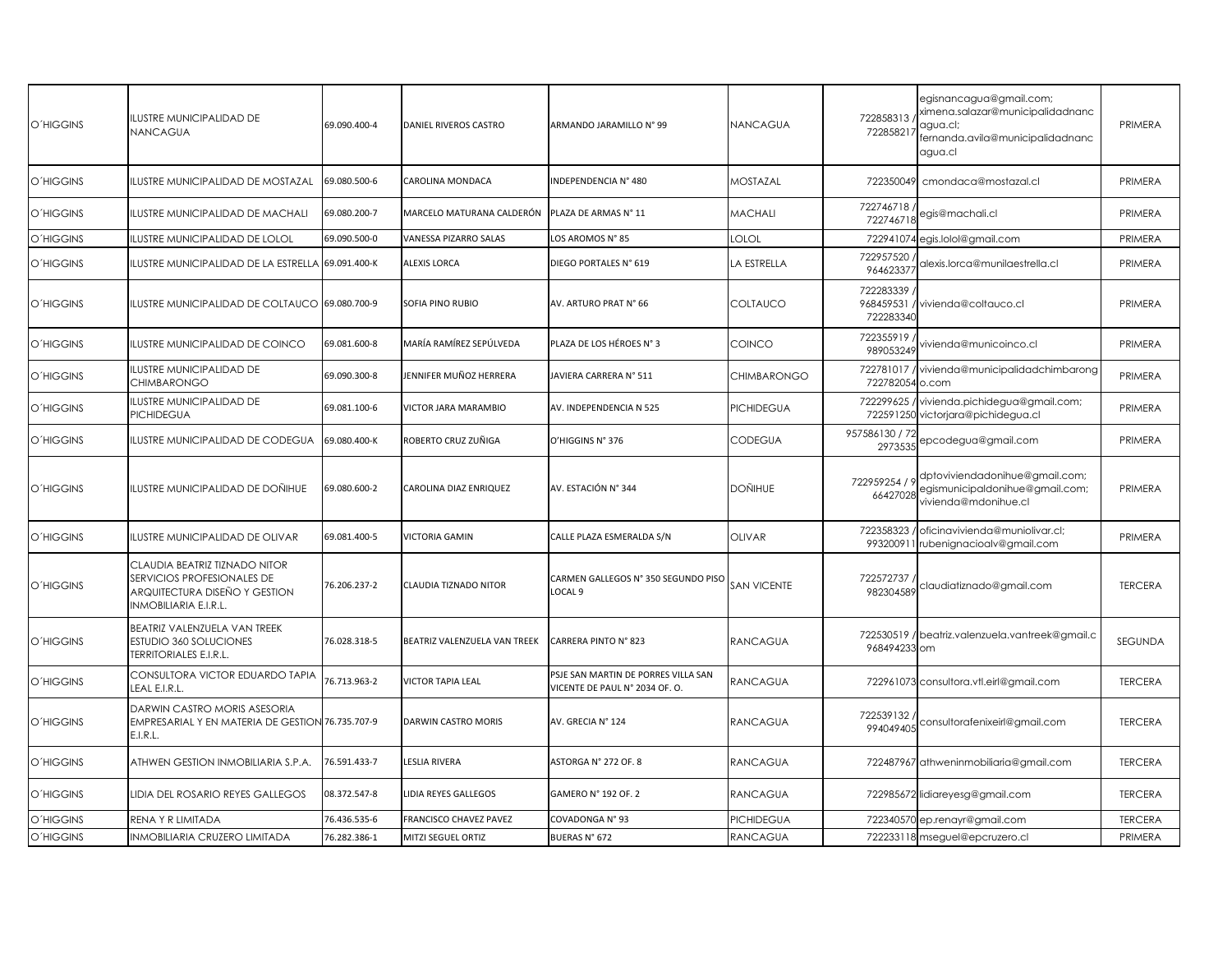| | | | | | | | | |
|---|---|---|---|---|---|---|---|---|
| O´HIGGINS | ILUSTRE MUNICIPALIDAD DE NANCAGUA | 69.090.400-4 | DANIEL RIVEROS CASTRO | ARMANDO JARAMILLO N° 99 | NANCAGUA | 722858313 / 722858217 | egisnancagua@gmail.com; ximena.salazar@municipalidadnancagua.cl; fernanda.avila@municipalidadnancagua.cl | PRIMERA |
| O´HIGGINS | ILUSTRE MUNICIPALIDAD DE MOSTAZAL | 69.080.500-6 | CAROLINA MONDACA | INDEPENDENCIA N° 480 | MOSTAZAL | 722350049 | cmondaca@mostazal.cl | PRIMERA |
| O´HIGGINS | ILUSTRE MUNICIPALIDAD DE MACHALI | 69.080.200-7 | MARCELO MATURANA CALDERÓN | PLAZA DE ARMAS N° 11 | MACHALI | 722746718 / 722746718 | egis@machali.cl | PRIMERA |
| O´HIGGINS | ILUSTRE MUNICIPALIDAD DE LOLOL | 69.090.500-0 | VANESSA PIZARRO SALAS | LOS AROMOS N° 85 | LOLOL | 722941074 | egis.lolol@gmail.com | PRIMERA |
| O´HIGGINS | ILUSTRE MUNICIPALIDAD DE LA ESTRELLA | 69.091.400-K | ALEXIS LORCA | DIEGO PORTALES N° 619 | LA ESTRELLA | 722957520 / 964623377 | alexis.lorca@munilaestrella.cl | PRIMERA |
| O´HIGGINS | ILUSTRE MUNICIPALIDAD DE COLTAUCO | 69.080.700-9 | SOFIA PINO RUBIO | AV. ARTURO PRAT N° 66 | COLTAUCO | 722283339 / 968459531 / 722283340 | vivienda@coltauco.cl | PRIMERA |
| O´HIGGINS | ILUSTRE MUNICIPALIDAD DE COINCO | 69.081.600-8 | MARÍA RAMÍREZ SEPÚLVEDA | PLAZA DE LOS HÉROES N° 3 | COINCO | 722355919 / 989053249 | vivienda@municoinco.cl | PRIMERA |
| O´HIGGINS | ILUSTRE MUNICIPALIDAD DE CHIMBARONGO | 69.090.300-8 | JENNIFER MUÑOZ HERRERA | JAVIERA CARRERA N° 511 | CHIMBARONGO | 722781017 / 722782054 | vivienda@municipalidadchimbarongo.com | PRIMERA |
| O´HIGGINS | ILUSTRE MUNICIPALIDAD DE PICHIDEGUA | 69.081.100-6 | VICTOR JARA MARAMBIO | AV. INDEPENDENCIA N 525 | PICHIDEGUA | 722299625 / 722591250 | vivienda.pichidegua@gmail.com; victorjara@pichidegua.cl | PRIMERA |
| O´HIGGINS | ILUSTRE MUNICIPALIDAD DE CODEGUA | 69.080.400-K | ROBERTO CRUZ ZUÑIGA | O'HIGGINS N° 376 | CODEGUA | 957586130 / 722973535 | epcodegua@gmail.com | PRIMERA |
| O´HIGGINS | ILUSTRE MUNICIPALIDAD DE DOÑIHUE | 69.080.600-2 | CAROLINA DIAZ ENRIQUEZ | AV. ESTACIÓN N° 344 | DOÑIHUE | 722959254 / 966427028 | dptoviviendadonihue@gmail.com; egismunicipaldonihue@gmail.com; vivienda@mdonihue.cl | PRIMERA |
| O´HIGGINS | ILUSTRE MUNICIPALIDAD DE OLIVAR | 69.081.400-5 | VICTORIA GAMIN | CALLE PLAZA ESMERALDA S/N | OLIVAR | 722358323 / 993200911 | oficinavivienda@muniolivar.cl; rubenignacioalv@gmail.com | PRIMERA |
| O´HIGGINS | CLAUDIA BEATRIZ TIZNADO NITOR SERVICIOS PROFESIONALES DE ARQUITECTURA DISEÑO Y GESTION INMOBILIARIA E.I.R.L. | 76.206.237-2 | CLAUDIA TIZNADO NITOR | CARMEN GALLEGOS N° 350 SEGUNDO PISO LOCAL 9 | SAN VICENTE | 722572737 / 982304589 | claudiatiznado@gmail.com | TERCERA |
| O´HIGGINS | BEATRIZ VALENZUELA VAN TREEK ESTUDIO 360 SOLUCIONES TERRITORIALES E.I.R.L. | 76.028.318-5 | BEATRIZ VALENZUELA VAN TREEK | CARRERA PINTO N° 823 | RANCAGUA | 722530519 / 968494233 | beatriz.valenzuela.vantreek@gmail.com | SEGUNDA |
| O´HIGGINS | CONSULTORA VICTOR EDUARDO TAPIA LEAL E.I.R.L. | 76.713.963-2 | VICTOR TAPIA LEAL | PSJE SAN MARTIN DE PORRES VILLA SAN VICENTE DE PAUL N° 2034 OF. O. | RANCAGUA | 722961073 | consultora.vtl.eirl@gmail.com | TERCERA |
| O´HIGGINS | DARWIN CASTRO MORIS ASESORIA EMPRESARIAL Y EN MATERIA DE GESTION E.I.R.L. | 76.735.707-9 | DARWIN CASTRO MORIS | AV. GRECIA N° 124 | RANCAGUA | 722539132 / 994049405 | consultorafenixeirl@gmail.com | TERCERA |
| O´HIGGINS | ATHWEN GESTION INMOBILIARIA S.P.A. | 76.591.433-7 | LESLIA RIVERA | ASTORGA N° 272 OF. 8 | RANCAGUA | 722487967 | athweninmobiliaria@gmail.com | TERCERA |
| O´HIGGINS | LIDIA DEL ROSARIO REYES GALLEGOS | 08.372.547-8 | LIDIA REYES GALLEGOS | GAMERO N° 192 OF. 2 | RANCAGUA | 722985672 | lidiareyesg@gmail.com | TERCERA |
| O´HIGGINS | RENA Y R LIMITADA | 76.436.535-6 | FRANCISCO CHAVEZ PAVEZ | COVADONGA N° 93 | PICHIDEGUA | 722340570 | ep.renayr@gmail.com | TERCERA |
| O´HIGGINS | INMOBILIARIA CRUZERO LIMITADA | 76.282.386-1 | MITZI SEGUEL ORTIZ | BUERAS N° 672 | RANCAGUA | 722233118 | mseguel@epcruzero.cl | PRIMERA |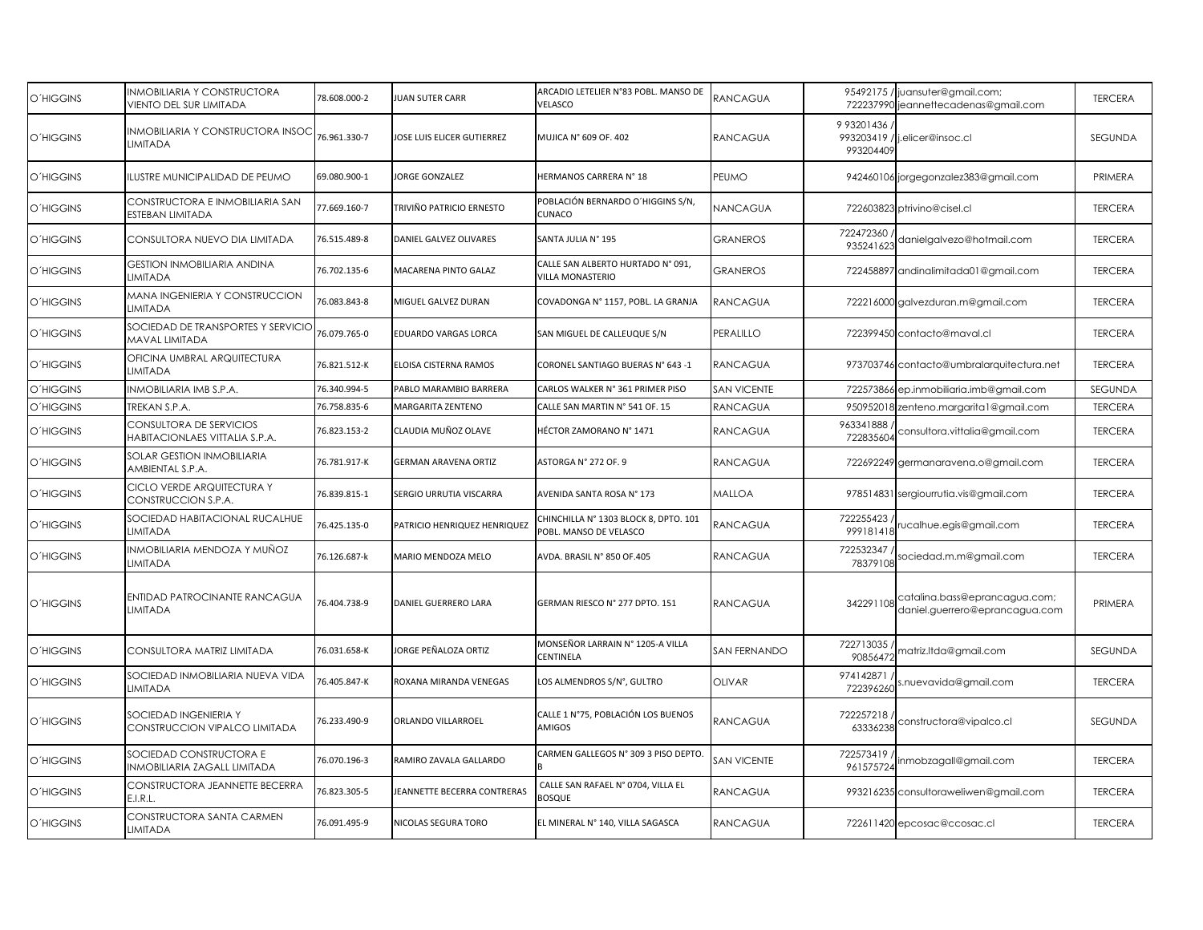| | | | | | | | | |
|---|---|---|---|---|---|---|---|---|
| O´HIGGINS | INMOBILIARIA Y CONSTRUCTORA VIENTO DEL SUR LIMITADA | 78.608.000-2 | JUAN SUTER CARR | ARCADIO LETELIER N°83 POBL. MANSO DE VELASCO | RANCAGUA | 95492175 / 722237990 | juansuter@gmail.com; jeannettecadenas@gmail.com | TERCERA |
| O´HIGGINS | INMOBILIARIA Y CONSTRUCTORA INSOC LIMITADA | 76.961.330-7 | JOSE LUIS ELICER GUTIERREZ | MUJICA N° 609 OF. 402 | RANCAGUA | 9 93201436 / 993203419 / 993204409 | j.elicer@insoc.cl | SEGUNDA |
| O´HIGGINS | ILUSTRE MUNICIPALIDAD DE PEUMO | 69.080.900-1 | JORGE GONZALEZ | HERMANOS CARRERA N° 18 | PEUMO | 942460106 | jorgegonzalez383@gmail.com | PRIMERA |
| O´HIGGINS | CONSTRUCTORA E INMOBILIARIA SAN ESTEBAN LIMITADA | 77.669.160-7 | TRIVIÑO PATRICIO ERNESTO | POBLACIÓN BERNARDO O´HIGGINS S/N, CUNACO | NANCAGUA | 722603823 | ptrivino@cisel.cl | TERCERA |
| O´HIGGINS | CONSULTORA NUEVO DIA LIMITADA | 76.515.489-8 | DANIEL GALVEZ OLIVARES | SANTA JULIA N° 195 | GRANEROS | 722472360 / 935241623 | danielgalvezo@hotmail.com | TERCERA |
| O´HIGGINS | GESTION INMOBILIARIA ANDINA LIMITADA | 76.702.135-6 | MACARENA PINTO GALAZ | CALLE SAN ALBERTO HURTADO N° 091, VILLA MONASTERIO | GRANEROS | 722458897 | andinalimitada01@gmail.com | TERCERA |
| O´HIGGINS | MANA INGENIERIA Y CONSTRUCCION LIMITADA | 76.083.843-8 | MIGUEL GALVEZ DURAN | COVADONGA N° 1157, POBL. LA GRANJA | RANCAGUA | 722216000 | galvezduran.m@gmail.com | TERCERA |
| O´HIGGINS | SOCIEDAD DE TRANSPORTES Y SERVICIO MAVAL LIMITADA | 76.079.765-0 | EDUARDO VARGAS LORCA | SAN MIGUEL DE CALLEUQUE S/N | PERALILLO | 722399450 | contacto@maval.cl | TERCERA |
| O´HIGGINS | OFICINA UMBRAL ARQUITECTURA LIMITADA | 76.821.512-K | ELOISA CISTERNA RAMOS | CORONEL SANTIAGO BUERAS N° 643 -1 | RANCAGUA | 973703746 | contacto@umbralarquitectura.net | TERCERA |
| O´HIGGINS | INMOBILIARIA IMB S.P.A. | 76.340.994-5 | PABLO MARAMBIO BARRERA | CARLOS WALKER N° 361 PRIMER PISO | SAN VICENTE | 722573866 | ep.inmobiliaria.imb@gmail.com | SEGUNDA |
| O´HIGGINS | TREKAN S.P.A. | 76.758.835-6 | MARGARITA ZENTENO | CALLE SAN MARTIN N° 541 OF. 15 | RANCAGUA | 950952018 | zenteno.margarita1@gmail.com | TERCERA |
| O´HIGGINS | CONSULTORA DE SERVICIOS HABITACIONLAES VITTALIA S.P.A. | 76.823.153-2 | CLAUDIA MUÑOZ OLAVE | HÉCTOR ZAMORANO N° 1471 | RANCAGUA | 963341888 / 722835604 | consultora.vittalia@gmail.com | TERCERA |
| O´HIGGINS | SOLAR GESTION INMOBILIARIA AMBIENTAL S.P.A. | 76.781.917-K | GERMAN ARAVENA ORTIZ | ASTORGA N° 272 OF. 9 | RANCAGUA | 722692249 | germanaravena.o@gmail.com | TERCERA |
| O´HIGGINS | CICLO VERDE ARQUITECTURA Y CONSTRUCCION S.P.A. | 76.839.815-1 | SERGIO URRUTIA VISCARRA | AVENIDA SANTA ROSA N° 173 | MALLOA | 978514831 | sergiourrutia.vis@gmail.com | TERCERA |
| O´HIGGINS | SOCIEDAD HABITACIONAL RUCALHUE LIMITADA | 76.425.135-0 | PATRICIO HENRIQUEZ HENRIQUEZ | CHINCHILLA N° 1303 BLOCK 8, DPTO. 101 POBL. MANSO DE VELASCO | RANCAGUA | 722255423 / 999181418 | rucalhue.egis@gmail.com | TERCERA |
| O´HIGGINS | INMOBILIARIA MENDOZA Y MUÑOZ LIMITADA | 76.126.687-k | MARIO MENDOZA MELO | AVDA. BRASIL N° 850 OF.405 | RANCAGUA | 722532347 / 78379108 | sociedad.m.m@gmail.com | TERCERA |
| O´HIGGINS | ENTIDAD PATROCINANTE RANCAGUA LIMITADA | 76.404.738-9 | DANIEL GUERRERO LARA | GERMAN RIESCO N° 277 DPTO. 151 | RANCAGUA | 342291108 | catalina.bass@eprancagua.com; daniel.guerrero@eprancagua.com | PRIMERA |
| O´HIGGINS | CONSULTORA MATRIZ LIMITADA | 76.031.658-K | JORGE PEÑALOZA ORTIZ | MONSEÑOR LARRAIN N° 1205-A VILLA CENTINELA | SAN FERNANDO | 722713035 / 90856472 | matriz.ltda@gmail.com | SEGUNDA |
| O´HIGGINS | SOCIEDAD INMOBILIARIA NUEVA VIDA LIMITADA | 76.405.847-K | ROXANA MIRANDA VENEGAS | LOS ALMENDROS S/N°, GULTRO | OLIVAR | 974142871 / 722396260 | s.nuevavida@gmail.com | TERCERA |
| O´HIGGINS | SOCIEDAD INGENIERIA Y CONSTRUCCION VIPALCO LIMITADA | 76.233.490-9 | ORLANDO VILLARROEL | CALLE 1 N°75, POBLACIÓN LOS BUENOS AMIGOS | RANCAGUA | 722257218 / 63336238 | constructora@vipalco.cl | SEGUNDA |
| O´HIGGINS | SOCIEDAD CONSTRUCTORA E INMOBILIARIA ZAGALL LIMITADA | 76.070.196-3 | RAMIRO ZAVALA GALLARDO | CARMEN GALLEGOS N° 309 3 PISO DEPTO. B | SAN VICENTE | 722573419 / 961575724 | inmobzagall@gmail.com | TERCERA |
| O´HIGGINS | CONSTRUCTORA JEANNETTE BECERRA E.I.R.L. | 76.823.305-5 | JEANNETTE BECERRA CONTRERAS | CALLE SAN RAFAEL N° 0704, VILLA EL BOSQUE | RANCAGUA | 993216235 | consultoraweliwen@gmail.com | TERCERA |
| O´HIGGINS | CONSTRUCTORA SANTA CARMEN LIMITADA | 76.091.495-9 | NICOLAS SEGURA TORO | EL MINERAL N° 140, VILLA SAGASCA | RANCAGUA | 722611420 | epcosac@ccosac.cl | TERCERA |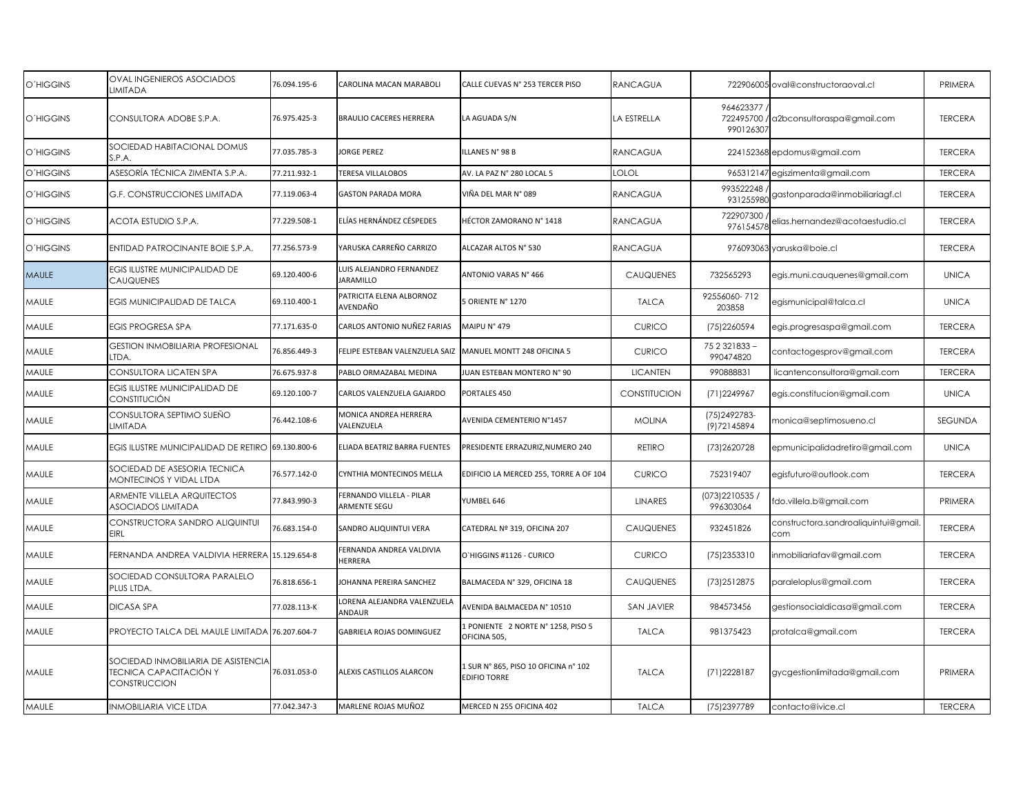| | | | | | | | | |
|---|---|---|---|---|---|---|---|---|
| O´HIGGINS | OVAL INGENIEROS ASOCIADOS LIMITADA | 76.094.195-6 | CAROLINA MACAN MARABOLI | CALLE CUEVAS N° 253 TERCER PISO | RANCAGUA | 722906005 | oval@constructoraoval.cl | PRIMERA |
| O´HIGGINS | CONSULTORA ADOBE S.P.A. | 76.975.425-3 | BRAULIO CACERES HERRERA | LA AGUADA S/N | LA ESTRELLA | 964623377 / 722495700 / 990126307 | a2bconsultoraspa@gmail.com | TERCERA |
| O´HIGGINS | SOCIEDAD HABITACIONAL DOMUS S.P.A. | 77.035.785-3 | JORGE PEREZ | ILLANES N° 98 B | RANCAGUA | 224152368 | epdomus@gmail.com | TERCERA |
| O´HIGGINS | ASESORÍA TÉCNICA ZIMENTA S.P.A. | 77.211.932-1 | TERESA VILLALOBOS | AV. LA PAZ N° 280 LOCAL 5 | LOLOL | 965312147 | egiszimenta@gmail.com | TERCERA |
| O´HIGGINS | G.F. CONSTRUCCIONES LIMITADA | 77.119.063-4 | GASTON PARADA MORA | VIÑA DEL MAR N° 089 | RANCAGUA | 993522248 / 931255980 | gastonparada@inmobiliariagf.cl | TERCERA |
| O´HIGGINS | ACOTA ESTUDIO S.P.A. | 77.229.508-1 | ELÍAS HERNÁNDEZ CÉSPEDES | HÉCTOR ZAMORANO N° 1418 | RANCAGUA | 722907300 / 976154578 | elias.hernandez@acotaestudio.cl | TERCERA |
| O´HIGGINS | ENTIDAD PATROCINANTE BOIE S.P.A. | 77.256.573-9 | YARUSKA CARREÑO CARRIZO | ALCAZAR ALTOS N° 530 | RANCAGUA | 976093063 | yaruska@boie.cl | TERCERA |
| MAULE | EGIS ILUSTRE MUNICIPALIDAD DE CAUQUENES | 69.120.400-6 | LUIS ALEJANDRO FERNANDEZ JARAMILLO | ANTONIO VARAS N° 466 | CAUQUENES | 732565293 | egis.muni.cauquenes@gmail.com | UNICA |
| MAULE | EGIS MUNICIPALIDAD DE TALCA | 69.110.400-1 | PATRICITA ELENA ALBORNOZ AVENDAÑO | 5 ORIENTE N° 1270 | TALCA | 92556060- 712 203858 | egismunicipal@talca.cl | UNICA |
| MAULE | EGIS PROGRESA SPA | 77.171.635-0 | CARLOS ANTONIO NUÑEZ FARIAS | MAIPU N° 479 | CURICO | (75)2260594 | egis.progresaspa@gmail.com | TERCERA |
| MAULE | GESTION INMOBILIARIA PROFESIONAL LTDA. | 76.856.449-3 | FELIPE ESTEBAN VALENZUELA SAIZ | MANUEL MONTT 248 OFICINA 5 | CURICO | 75 2 321833 – 990474820 | contactogesprov@gmail.com | TERCERA |
| MAULE | CONSULTORA LICATEN SPA | 76.675.937-8 | PABLO ORMAZABAL MEDINA | JUAN ESTEBAN MONTERO N° 90 | LICANTEN | 990888831 | licantenconsultora@gmail.com | TERCERA |
| MAULE | EGIS ILUSTRE MUNICIPALIDAD DE CONSTITUCIÓN | 69.120.100-7 | CARLOS VALENZUELA GAJARDO | PORTALES 450 | CONSTITUCION | (71)2249967 | egis.constitucion@gmail.com | UNICA |
| MAULE | CONSULTORA SEPTIMO SUEÑO LIMITADA | 76.442.108-6 | MONICA ANDREA HERRERA VALENZUELA | AVENIDA CEMENTERIO N°1457 | MOLINA | (75)2492783-(9)72145894 | monica@septimosueno.cl | SEGUNDA |
| MAULE | EGIS ILUSTRE MUNICIPALIDAD DE RETIRO | 69.130.800-6 | ELIADA BEATRIZ BARRA FUENTES | PRESIDENTE ERRAZURIZ,NUMERO 240 | RETIRO | (73)2620728 | epmunicipalidadretiro@gmail.com | UNICA |
| MAULE | SOCIEDAD DE ASESORIA TECNICA MONTECINOS Y VIDAL LTDA | 76.577.142-0 | CYNTHIA MONTECINOS MELLA | EDIFICIO LA MERCED 255, TORRE A OF 104 | CURICO | 752319407 | egisfuturo@outlook.com | TERCERA |
| MAULE | ARMENTE VILLELA ARQUITECTOS ASOCIADOS LIMITADA | 77.843.990-3 | FERNANDO VILLELA - PILAR ARMENTE SEGU | YUMBEL 646 | LINARES | (073)2210535 / 996303064 | fdo.villela.b@gmail.com | PRIMERA |
| MAULE | CONSTRUCTORA SANDRO ALIQUINTUI EIRL | 76.683.154-0 | SANDRO ALIQUINTUI VERA | CATEDRAL Nº 319, OFICINA 207 | CAUQUENES | 932451826 | constructora.sandroaliquintui@gmail.com | TERCERA |
| MAULE | FERNANDA ANDREA VALDIVIA HERRERA | 15.129.654-8 | FERNANDA ANDREA VALDIVIA HERRERA | O`HIGGINS #1126 - CURICO | CURICO | (75)2353310 | inmobiliariafav@gmail.com | TERCERA |
| MAULE | SOCIEDAD CONSULTORA PARALELO PLUS LTDA. | 76.818.656-1 | JOHANNA PEREIRA SANCHEZ | BALMACEDA N° 329, OFICINA 18 | CAUQUENES | (73)2512875 | paraleloplus@gmail.com | TERCERA |
| MAULE | DICASA SPA | 77.028.113-K | LORENA ALEJANDRA VALENZUELA ANDAUR | AVENIDA BALMACEDA N° 10510 | SAN JAVIER | 984573456 | gestionsocialdicasa@gmail.com | TERCERA |
| MAULE | PROYECTO TALCA DEL MAULE LIMITADA | 76.207.604-7 | GABRIELA ROJAS DOMINGUEZ | 1 PONIENTE 2 NORTE N° 1258, PISO 5 OFICINA 505, | TALCA | 981375423 | protalca@gmail.com | TERCERA |
| MAULE | SOCIEDAD INMOBILIARIA DE ASISTENCIA TECNICA CAPACITACIÓN Y CONSTRUCCION | 76.031.053-0 | ALEXIS CASTILLOS ALARCON | 1 SUR N° 865, PISO 10 OFICINA n° 102 EDIFIO TORRE | TALCA | (71)2228187 | gycgestionlimitada@gmail.com | PRIMERA |
| MAULE | INMOBILIARIA VICE LTDA | 77.042.347-3 | MARLENE ROJAS MUÑOZ | MERCED N 255 OFICINA 402 | TALCA | (75)2397789 | contacto@ivice.cl | TERCERA |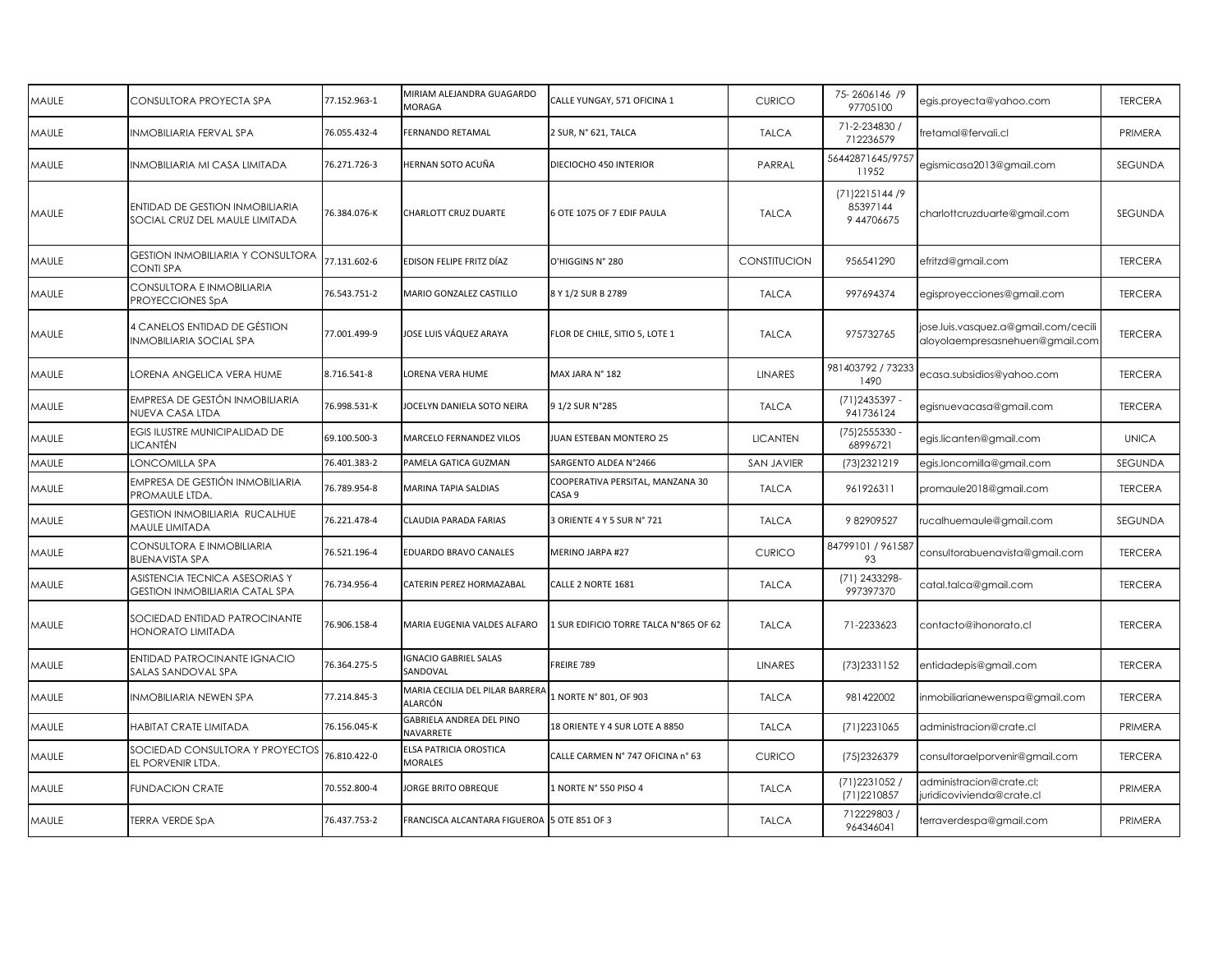| MAULE | CONSULTORA PROYECTA SPA | 77.152.963-1 | MIRIAM ALEJANDRA GUAGARDO MORAGA | CALLE YUNGAY, 571 OFICINA 1 | CURICO | 75- 2606146 /9 97705100 | egis.proyecta@yahoo.com | TERCERA |
|---|---|---|---|---|---|---|---|---|
| MAULE | INMOBILIARIA FERVAL SPA | 76.055.432-4 | FERNANDO RETAMAL | 2 SUR, N° 621, TALCA | TALCA | 71-2-234830 / 712236579 | fretamal@fervali.cl | PRIMERA |
| MAULE | INMOBILIARIA MI CASA LIMITADA | 76.271.726-3 | HERNAN SOTO ACUÑA | DIECIOCHO 450 INTERIOR | PARRAL | 56442871645/975711952 | egismicasa2013@gmail.com | SEGUNDA |
| MAULE | ENTIDAD DE GESTION INMOBILIARIA SOCIAL CRUZ DEL MAULE LIMITADA | 76.384.076-K | CHARLOTT CRUZ DUARTE | 6 OTE 1075 OF 7 EDIF PAULA | TALCA | (71)2215144 /9 85397144 9 44706675 | charlottcruzduarte@gmail.com | SEGUNDA |
| MAULE | GESTION INMOBILIARIA Y CONSULTORA CONTI SPA | 77.131.602-6 | EDISON FELIPE FRITZ DÍAZ | O'HIGGINS N° 280 | CONSTITUCION | 956541290 | efritzd@gmail.com | TERCERA |
| MAULE | CONSULTORA E INMOBILIARIA PROYECCIONES SpA | 76.543.751-2 | MARIO GONZALEZ CASTILLO | 8 Y 1/2 SUR B 2789 | TALCA | 997694374 | egisproyecciones@gmail.com | TERCERA |
| MAULE | 4 CANELOS ENTIDAD DE GÉSTION INMOBILIARIA SOCIAL SPA | 77.001.499-9 | JOSE LUIS VÁQUEZ ARAYA | FLOR DE CHILE, SITIO 5, LOTE 1 | TALCA | 975732765 | jose.luis.vasquez.a@gmail.com/ceciliaoloyaempresasnehuen@gmail.com | TERCERA |
| MAULE | LORENA ANGELICA VERA HUME | 8.716.541-8 | LORENA VERA HUME | MAX JARA N° 182 | LINARES | 981403792 / 732331490 | ecasa.subsidios@yahoo.com | TERCERA |
| MAULE | EMPRESA DE GESTÓN INMOBILIARIA NUEVA CASA LTDA | 76.998.531-K | JOCELYN DANIELA SOTO NEIRA | 9 1/2 SUR N°285 | TALCA | (71)2435397 - 941736124 | egisnuevacasa@gmail.com | TERCERA |
| MAULE | EGIS ILUSTRE MUNICIPALIDAD DE LICANTÉN | 69.100.500-3 | MARCELO FERNANDEZ VILOS | JUAN ESTEBAN MONTERO 25 | LICANTEN | (75)2555330 - 68996721 | egis.licanten@gmail.com | UNICA |
| MAULE | LONCOMILLA SPA | 76.401.383-2 | PAMELA GATICA GUZMAN | SARGENTO ALDEA N°2466 | SAN JAVIER | (73)2321219 | egis.loncomilla@gmail.com | SEGUNDA |
| MAULE | EMPRESA DE GESTIÓN INMOBILIARIA PROMAULE LTDA. | 76.789.954-8 | MARINA TAPIA SALDIAS | COOPERATIVA PERSITAL, MANZANA 30 CASA 9 | TALCA | 961926311 | promaule2018@gmail.com | TERCERA |
| MAULE | GESTION INMOBILIARIA RUCALHUE MAULE LIMITADA | 76.221.478-4 | CLAUDIA PARADA FARIAS | 3 ORIENTE 4 Y 5 SUR N° 721 | TALCA | 9 82909527 | rucalhuemaule@gmail.com | SEGUNDA |
| MAULE | CONSULTORA E INMOBILIARIA BUENAVISTA SPA | 76.521.196-4 | EDUARDO BRAVO CANALES | MERINO JARPA #27 | CURICO | 84799101 / 96158793 | consultorabuenavista@gmail.com | TERCERA |
| MAULE | ASISTENCIA TECNICA ASESORIAS Y GESTION INMOBILIARIA CATAL SPA | 76.734.956-4 | CATERIN PEREZ HORMAZABAL | CALLE 2 NORTE 1681 | TALCA | (71) 2433298- 997397370 | catal.talca@gmail.com | TERCERA |
| MAULE | SOCIEDAD ENTIDAD PATROCINANTE HONORATO LIMITADA | 76.906.158-4 | MARIA EUGENIA VALDES ALFARO | 1 SUR EDIFICIO TORRE TALCA N°865 OF 62 | TALCA | 71-2233623 | contacto@ihonorato.cl | TERCERA |
| MAULE | ENTIDAD PATROCINANTE IGNACIO SALAS SANDOVAL SPA | 76.364.275-5 | IGNACIO GABRIEL SALAS SANDOVAL | FREIRE 789 | LINARES | (73)2331152 | entidadepis@gmail.com | TERCERA |
| MAULE | INMOBILIARIA NEWEN SPA | 77.214.845-3 | MARIA CECILIA DEL PILAR BARRERA ALARCÓN | 1 NORTE N° 801, OF 903 | TALCA | 981422002 | inmobiliarianewenspa@gmail.com | TERCERA |
| MAULE | HABITAT CRATE LIMITADA | 76.156.045-K | GABRIELA ANDREA DEL PINO NAVARRETE | 18 ORIENTE Y 4 SUR LOTE A 8850 | TALCA | (71)2231065 | administracion@crate.cl | PRIMERA |
| MAULE | SOCIEDAD CONSULTORA Y PROYECTOS EL PORVENIR LTDA. | 76.810.422-0 | ELSA PATRICIA OROSTICA MORALES | CALLE CARMEN N° 747 OFICINA n° 63 | CURICO | (75)2326379 | consultoraelporvenir@gmail.com | TERCERA |
| MAULE | FUNDACION CRATE | 70.552.800-4 | JORGE BRITO OBREQUE | 1 NORTE N° 550 PISO 4 | TALCA | (71)2231052 / (71)2210857 | administracion@crate.cl; juridicovivienda@crate.cl | PRIMERA |
| MAULE | TERRA VERDE SpA | 76.437.753-2 | FRANCISCA ALCANTARA FIGUEROA | 5 OTE 851 OF 3 | TALCA | 712229803 / 964346041 | terraverdespa@gmail.com | PRIMERA |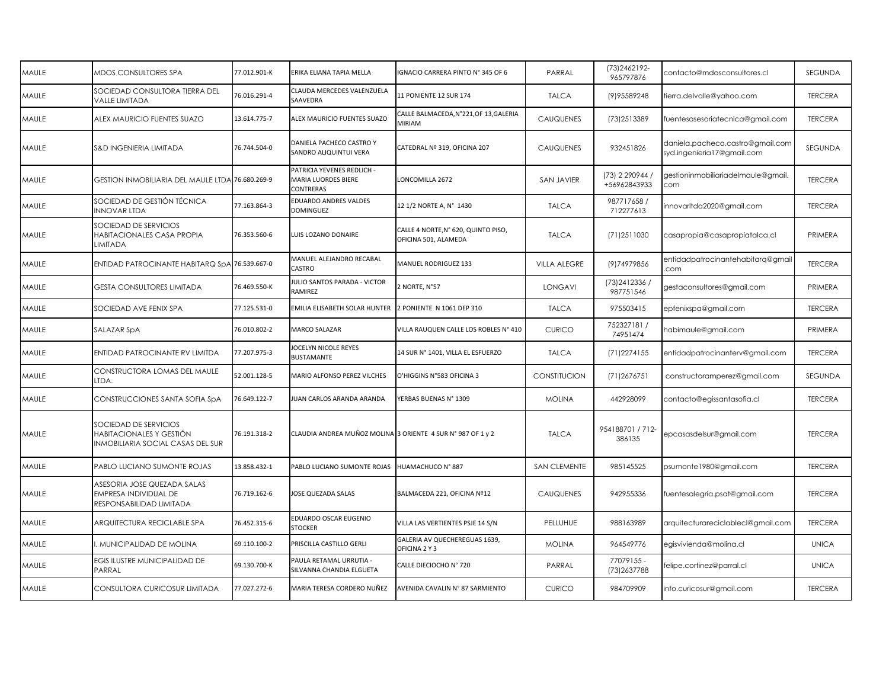| MAULE | MDOS CONSULTORES SPA | 77.012.901-K | ERIKA ELIANA TAPIA MELLA | IGNACIO CARRERA PINTO N° 345 OF 6 | PARRAL | (73)2462192-965797876 | contacto@mdosconsultores.cl | SEGUNDA |
|---|---|---|---|---|---|---|---|---|
| MAULE | SOCIEDAD CONSULTORA TIERRA DEL VALLE LIMITADA | 76.016.291-4 | CLAUDA MERCEDES VALENZUELA SAAVEDRA | 11 PONIENTE 12 SUR 174 | TALCA | (9)95589248 | tierra.delvalle@yahoo.com | TERCERA |
| MAULE | ALEX MAURICIO FUENTES SUAZO | 13.614.775-7 | ALEX MAURICIO FUENTES SUAZO | CALLE BALMACEDA,N°221,OF 13,GALERIA MIRIAM | CAUQUENES | (73)2513389 | fuentesasesoriatecnica@gmail.com | TERCERA |
| MAULE | S&D INGENIERIA LIMITADA | 76.744.504-0 | DANIELA PACHECO CASTRO Y SANDRO ALIQUINTUI VERA | CATEDRAL Nº 319, OFICINA 207 | CAUQUENES | 932451826 | daniela.pacheco.castro@gmail.com syd.ingenieria17@gmail.com | SEGUNDA |
| MAULE | GESTION INMOBILIARIA DEL MAULE LTDA | 76.680.269-9 | PATRICIA YEVENES REDLICH - MARIA LUORDES BIERE CONTRERAS | LONCOMILLA 2672 | SAN JAVIER | (73) 2 290944 / +56962843933 | gestioninmobiliariadelmaule@gmail.com | TERCERA |
| MAULE | SOCIEDAD DE GESTIÓN TÉCNICA INNOVAR LTDA | 77.163.864-3 | EDUARDO ANDRES VALDES DOMINGUEZ | 12 1/2 NORTE A, N° 1430 | TALCA | 987717658 / 712277613 | innovarltda2020@gmail.com | TERCERA |
| MAULE | SOCIEDAD DE SERVICIOS HABITACIONALES CASA PROPIA LIMITADA | 76.353.560-6 | LUIS LOZANO DONAIRE | CALLE 4 NORTE,N° 620, QUINTO PISO, OFICINA 501, ALAMEDA | TALCA | (71)2511030 | casapropia@casapropiatalca.cl | PRIMERA |
| MAULE | ENTIDAD PATROCINANTE HABITARQ SpA | 76.539.667-0 | MANUEL ALEJANDRO RECABAL CASTRO | MANUEL RODRIGUEZ 133 | VILLA ALEGRE | (9)74979856 | entidadpatrocinantehabitarq@gmail.com | TERCERA |
| MAULE | GESTA CONSULTORES LIMITADA | 76.469.550-K | JULIO SANTOS PARADA - VICTOR RAMIREZ | 2 NORTE, N°57 | LONGAVI | (73)2412336 / 987751546 | gestaconsultores@gmail.com | PRIMERA |
| MAULE | SOCIEDAD AVE FENIX SPA | 77.125.531-0 | EMILIA ELISABETH SOLAR HUNTER | 2 PONIENTE N 1061 DEP 310 | TALCA | 975503415 | epfenixspa@gmail.com | TERCERA |
| MAULE | SALAZAR SpA | 76.010.802-2 | MARCO SALAZAR | VILLA RAUQUEN CALLE LOS ROBLES N° 410 | CURICO | 752327181 / 74951474 | habimaule@gmail.com | PRIMERA |
| MAULE | ENTIDAD PATROCINANTE RV LIMITDA | 77.207.975-3 | JOCELYN NICOLE REYES BUSTAMANTE | 14 SUR N° 1401, VILLA EL ESFUERZO | TALCA | (71)2274155 | entidadpatrocinanterv@gmail.com | TERCERA |
| MAULE | CONSTRUCTORA LOMAS DEL MAULE LTDA. | 52.001.128-5 | MARIO ALFONSO PEREZ VILCHES | O'HIGGINS N°583 OFICINA 3 | CONSTITUCION | (71)2676751 | constructoramperez@gmail.com | SEGUNDA |
| MAULE | CONSTRUCCIONES SANTA SOFIA SpA | 76.649.122-7 | JUAN CARLOS ARANDA ARANDA | YERBAS BUENAS N° 1309 | MOLINA | 442928099 | contacto@egissantasofia.cl | TERCERA |
| MAULE | SOCIEDAD DE SERVICIOS HABITACIONALES Y GESTIÓN INMOBILIARIA SOCIAL CASAS DEL SUR | 76.191.318-2 | CLAUDIA ANDREA MUÑOZ MOLINA | 3 ORIENTE 4 SUR N° 987 OF 1 y 2 | TALCA | 954188701 / 712-386135 | epcasasdelsur@gmail.com | TERCERA |
| MAULE | PABLO LUCIANO SUMONTE ROJAS | 13.858.432-1 | PABLO LUCIANO SUMONTE ROJAS | HUAMACHUCO N° 887 | SAN CLEMENTE | 985145525 | psumonte1980@gmail.com | TERCERA |
| MAULE | ASESORIA JOSE QUEZADA SALAS EMPRESA INDIVIDUAL DE RESPONSABILIDAD LIMITADA | 76.719.162-6 | JOSE QUEZADA SALAS | BALMACEDA 221, OFICINA Nº12 | CAUQUENES | 942955336 | fuentesalegria.psat@gmail.com | TERCERA |
| MAULE | ARQUITECTURA RECICLABLE SPA | 76.452.315-6 | EDUARDO OSCAR EUGENIO STOCKER | VILLA LAS VERTIENTES PSJE 14 S/N | PELLUHUE | 988163989 | arquitecturareciclablecl@gmail.com | TERCERA |
| MAULE | I. MUNICIPALIDAD DE MOLINA | 69.110.100-2 | PRISCILLA CASTILLO GERLI | GALERIA AV QUECHEREGUAS 1639, OFICINA 2 Y 3 | MOLINA | 964549776 | egisvivienda@molina.cl | UNICA |
| MAULE | EGIS ILUSTRE MUNICIPALIDAD DE PARRAL | 69.130.700-K | PAULA RETAMAL URRUTIA - SILVANNA CHANDIA ELGUETA | CALLE DIECIOCHO N° 720 | PARRAL | 77079155 - (73)2637788 | felipe.cortinez@parral.cl | UNICA |
| MAULE | CONSULTORA CURICOSUR LIMITADA | 77.027.272-6 | MARIA TERESA CORDERO NUÑEZ | AVENIDA CAVALIN N° 87 SARMIENTO | CURICO | 984709909 | info.curicosur@gmail.com | TERCERA |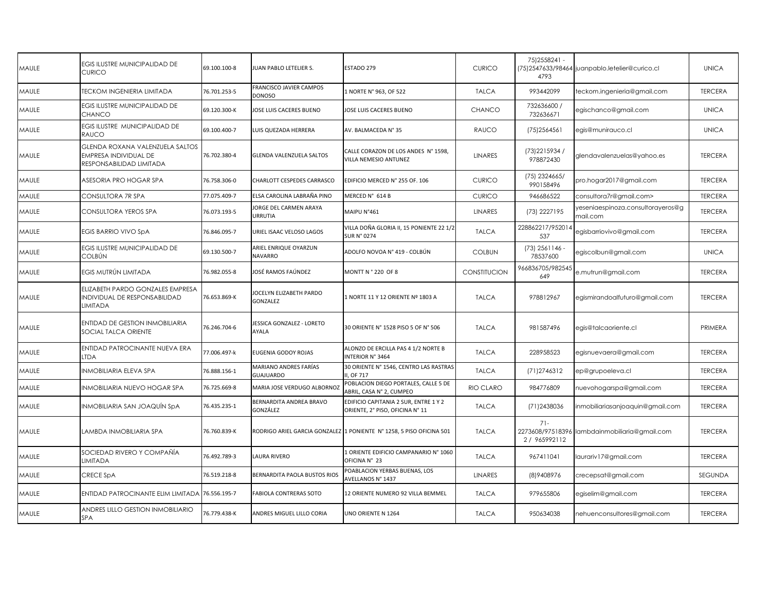| MAULE | EGIS ILUSTRE MUNICIPALIDAD DE CURICO | 69.100.100-8 | JUAN PABLO LETELIER S. | ESTADO 279 | CURICO | 75)2558241 - (75)2547633/984644793 | juanpablo.letelier@curico.cl | UNICA |
|---|---|---|---|---|---|---|---|---|
| MAULE | TECKOM INGENIERIA LIMITADA | 76.701.253-5 | FRANCISCO JAVIER CAMPOS DONOSO | 1 NORTE N° 963, OF 522 | TALCA | 993442099 | teckom.ingenieria@gmail.com | TERCERA |
| MAULE | EGIS ILUSTRE MUNICIPALIDAD DE CHANCO | 69.120.300-K | JOSE LUIS CACERES BUENO | JOSE LUIS CACERES BUENO | CHANCO | 732636600 / 732636671 | egischanco@gmail.com | UNICA |
| MAULE | EGIS ILUSTRE MUNICIPALIDAD DE RAUCO | 69.100.400-7 | LUIS QUEZADA HERRERA | AV. BALMACEDA N° 35 | RAUCO | (75)2564561 | egis@munirauco.cl | UNICA |
| MAULE | GLENDA ROXANA VALENZUELA SALTOS EMPRESA INDIVIDUAL DE RESPONSABILIDAD LIMITADA | 76.702.380-4 | GLENDA VALENZUELA SALTOS | CALLE CORAZON DE LOS ANDES N° 1598, VILLA NEMESIO ANTUNEZ | LINARES | (73)2215934 / 978872430 | glendavalenzuelas@yahoo.es | TERCERA |
| MAULE | ASESORIA PRO HOGAR SPA | 76.758.306-0 | CHARLOTT CESPEDES CARRASCO | EDIFICIO MERCED N° 255 OF. 106 | CURICO | (75) 2324665/ 990158496 | pro.hogar2017@gmail.com | TERCERA |
| MAULE | CONSULTORA 7R SPA | 77.075.409-7 | ELSA CAROLINA LABRAÑA PINO | MERCED N° 614 B | CURICO | 946686522 | consultora7r@gmail.com> | TERCERA |
| MAULE | CONSULTORA YEROS SPA | 76.073.193-5 | JORGE DEL CARMEN ARAYA URRUTIA | MAIPU N°461 | LINARES | (73) 2227195 | yeseniaespinoza.consultorayeros@gmail.com | TERCERA |
| MAULE | EGIS BARRIO VIVO SpA | 76.846.095-7 | URIEL ISAAC VELOSO LAGOS | VILLA DOÑA GLORIA II, 15 PONIENTE 22 1/2 SUR N° 0274 | TALCA | 228862217/952014537 | egisbarriovivo@gmail.com | TERCERA |
| MAULE | EGIS ILUSTRE MUNICIPALIDAD DE COLBÚN | 69.130.500-7 | ARIEL ENRIQUE OYARZUN NAVARRO | ADOLFO NOVOA N° 419 - COLBÚN | COLBUN | (73) 2561146 - 78537600 | egiscolbun@gmail.com | UNICA |
| MAULE | EGIS MUTRÚN LIMITADA | 76.982.055-8 | JOSÉ RAMOS FAÚNDEZ | MONTT N ° 220 OF 8 | CONSTITUCION | 966836705/982545649 | e.mutrun@gmail.com | TERCERA |
| MAULE | ELIZABETH PARDO GONZALES EMPRESA INDIVIDUAL DE RESPONSABILIDAD LIMITADA | 76.653.869-K | JOCELYN ELIZABETH PARDO GONZALEZ | 1 NORTE 11 Y 12 ORIENTE Nº 1803 A | TALCA | 978812967 | egismirandoalfuturo@gmail.com | TERCERA |
| MAULE | ENTIDAD DE GESTION INMOBILIARIA SOCIAL TALCA ORIENTE | 76.246.704-6 | JESSICA GONZALEZ - LORETO AYALA | 30 ORIENTE N° 1528 PISO 5 OF N° 506 | TALCA | 981587496 | egis@talcaoriente.cl | PRIMERA |
| MAULE | ENTIDAD PATROCINANTE NUEVA ERA LTDA | 77.006.497-k | EUGENIA GODOY ROJAS | ALONZO DE ERCILLA PAS 4 1/2 NORTE B INTERIOR N° 3464 | TALCA | 228958523 | egisnuevaera@gmail.com | TERCERA |
| MAULE | INMOBILIARIA ELEVA SPA | 76.888.156-1 | MARIANO ANDRES FARÍAS GUAJUARDO | 30 ORIENTE N° 1546, CENTRO LAS RASTRAS II, OF 717 | TALCA | (71)2746312 | ep@grupoeleva.cl | TERCERA |
| MAULE | INMOBILIARIA NUEVO HOGAR SPA | 76.725.669-8 | MARIA JOSE VERDUGO ALBORNOZ | POBLACION DIEGO PORTALES, CALLE 5 DE ABRIL, CASA N° 2, CUMPEO | RIO CLARO | 984776809 | nuevohogarspa@gmail.com | TERCERA |
| MAULE | INMOBILIARIA SAN JOAQUÍN SpA | 76.435.235-1 | BERNARDITA ANDREA BRAVO GONZÁLEZ | EDIFICIO CAPITANIA 2 SUR, ENTRE 1 Y 2 ORIENTE, 2° PISO, OFICINA N° 11 | TALCA | (71)2438036 | inmobiliariasanjoaquin@gmail.com | TERCERA |
| MAULE | LAMBDA INMOBILIARIA SPA | 76.760.839-K | RODRIGO ARIEL GARCIA GONZALEZ | 1 PONIENTE N° 1258, 5 PISO OFICINA 501 | TALCA | 71-2273608/97518396 2 / 965992112 | lambdainmobiliaria@gmail.com | TERCERA |
| MAULE | SOCIEDAD RIVERO Y COMPAÑÍA LIMITADA | 76.492.789-3 | LAURA RIVERO | 1 ORIENTE EDIFICIO CAMPANARIO N° 1060 OFICINA N° 23 | TALCA | 967411041 | laurariv17@gmail.com | TERCERA |
| MAULE | CRECE SpA | 76.519.218-8 | BERNARDITA PAOLA BUSTOS RIOS | POABLACION YERBAS BUENAS, LOS AVELLANOS N° 1437 | LINARES | (8)9408976 | crecepsat@gmail.com | SEGUNDA |
| MAULE | ENTIDAD PATROCINANTE ELIM LIMITADA | 76.556.195-7 | FABIOLA CONTRERAS SOTO | 12 ORIENTE NUMERO 92 VILLA BEMMEL | TALCA | 979655806 | egiselim@gmail.com | TERCERA |
| MAULE | ANDRES LILLO GESTION INMOBILIARIO SPA | 76.779.438-K | ANDRES MIGUEL LILLO CORIA | UNO ORIENTE N 1264 | TALCA | 950634038 | nehuenconsultores@gmail.com | TERCERA |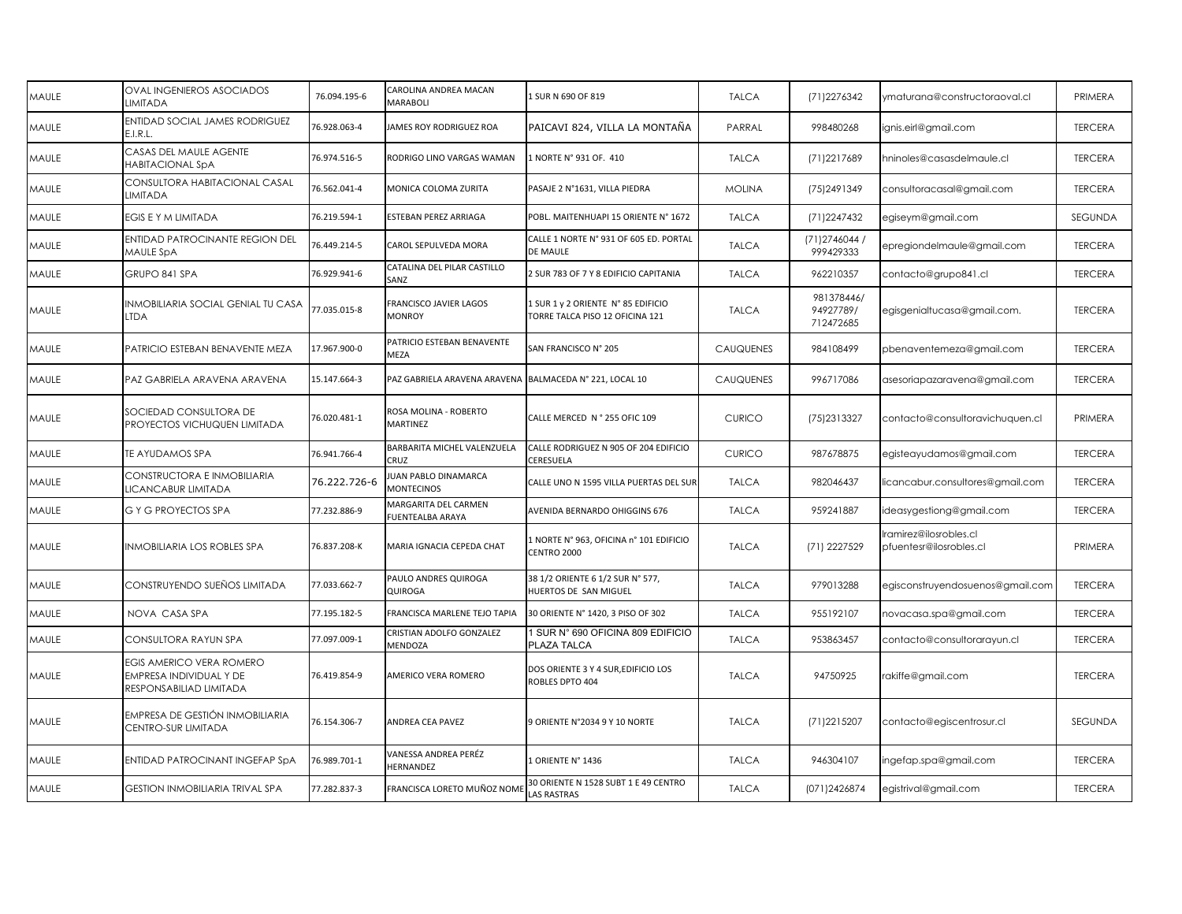| MAULE | OVAL INGENIEROS ASOCIADOS LIMITADA | 76.094.195-6 | CAROLINA ANDREA MACAN MARABOLI | 1 SUR N 690 OF 819 | TALCA | (71)2276342 | ymaturana@constructoraoval.cl | PRIMERA |
|---|---|---|---|---|---|---|---|---|
| MAULE | ENTIDAD SOCIAL JAMES RODRIGUEZ E.I.R.L. | 76.928.063-4 | JAMES ROY RODRIGUEZ ROA | PAICAVI 824, VILLA LA MONTAÑA | PARRAL | 998480268 | ignis.eirl@gmail.com | TERCERA |
| MAULE | CASAS DEL MAULE AGENTE HABITACIONAL SpA | 76.974.516-5 | RODRIGO LINO VARGAS WAMAN | 1 NORTE N° 931 OF. 410 | TALCA | (71)2217689 | hninoles@casasdelmaule.cl | TERCERA |
| MAULE | CONSULTORA HABITACIONAL CASAL LIMITADA | 76.562.041-4 | MONICA COLOMA ZURITA | PASAJE 2 N°1631, VILLA PIEDRA | MOLINA | (75)2491349 | consultoracasal@gmail.com | TERCERA |
| MAULE | EGIS E Y M LIMITADA | 76.219.594-1 | ESTEBAN PEREZ ARRIAGA | POBL. MAITENHUAPI 15 ORIENTE N° 1672 | TALCA | (71)2247432 | egiseym@gmail.com | SEGUNDA |
| MAULE | ENTIDAD PATROCINANTE REGION DEL MAULE SpA | 76.449.214-5 | CAROL SEPULVEDA MORA | CALLE 1 NORTE N° 931 OF 605 ED. PORTAL DE MAULE | TALCA | (71)2746044 / 999429333 | epregiondelmaule@gmail.com | TERCERA |
| MAULE | GRUPO 841 SPA | 76.929.941-6 | CATALINA DEL PILAR CASTILLO SANZ | 2 SUR 783 OF 7 Y 8 EDIFICIO CAPITANIA | TALCA | 962210357 | contacto@grupo841.cl | TERCERA |
| MAULE | INMOBILIARIA SOCIAL GENIAL TU CASA LTDA | 77.035.015-8 | FRANCISCO JAVIER LAGOS MONROY | 1 SUR 1 y 2 ORIENTE N° 85 EDIFICIO TORRE TALCA PISO 12 OFICINA 121 | TALCA | 981378446/ 94927789/ 712472685 | egisgenialtucasa@gmail.com. | TERCERA |
| MAULE | PATRICIO ESTEBAN BENAVENTE MEZA | 17.967.900-0 | PATRICIO ESTEBAN BENAVENTE MEZA | SAN FRANCISCO N° 205 | CAUQUENES | 984108499 | pbenaventemeza@gmail.com | TERCERA |
| MAULE | PAZ GABRIELA ARAVENA ARAVENA | 15.147.664-3 | PAZ GABRIELA ARAVENA ARAVENA | BALMACEDA N° 221, LOCAL 10 | CAUQUENES | 996717086 | asesoriapazaravena@gmail.com | TERCERA |
| MAULE | SOCIEDAD CONSULTORA DE PROYECTOS VICHUQUEN LIMITADA | 76.020.481-1 | ROSA MOLINA - ROBERTO MARTINEZ | CALLE MERCED N ° 255 OFIC 109 | CURICO | (75)2313327 | contacto@consultoravichuquen.cl | PRIMERA |
| MAULE | TE AYUDAMOS SPA | 76.941.766-4 | BARBARITA MICHEL VALENZUELA CRUZ | CALLE RODRIGUEZ N 905 OF 204 EDIFICIO CERESUELA | CURICO | 987678875 | egisteayudamos@gmail.com | TERCERA |
| MAULE | CONSTRUCTORA E INMOBILIARIA LICANCABUR LIMITADA | 76.222.726-6 | JUAN PABLO DINAMARCA MONTECINOS | CALLE UNO N 1595 VILLA PUERTAS DEL SUR | TALCA | 982046437 | licancabur.consultores@gmail.com | TERCERA |
| MAULE | G Y G PROYECTOS SPA | 77.232.886-9 | MARGARITA DEL CARMEN FUENTEALBA ARAYA | AVENIDA BERNARDO OHIGGINS 676 | TALCA | 959241887 | ideasygestiong@gmail.com | TERCERA |
| MAULE | INMOBILIARIA LOS ROBLES SPA | 76.837.208-K | MARIA IGNACIA CEPEDA CHAT | 1 NORTE N° 963, OFICINA n° 101 EDIFICIO CENTRO 2000 | TALCA | (71) 2227529 | lramirez@ilosrobles.cl pfuentesr@ilosrobles.cl | PRIMERA |
| MAULE | CONSTRUYENDO SUEÑOS LIMITADA | 77.033.662-7 | PAULO ANDRES QUIROGA QUIROGA | 38 1/2 ORIENTE 6 1/2 SUR N° 577, HUERTOS DE SAN MIGUEL | TALCA | 979013288 | egisconstruyendosuenos@gmail.com | TERCERA |
| MAULE | NOVA CASA SPA | 77.195.182-5 | FRANCISCA MARLENE TEJO TAPIA | 30 ORIENTE N° 1420, 3 PISO OF 302 | TALCA | 955192107 | novacasa.spa@gmail.com | TERCERA |
| MAULE | CONSULTORA RAYUN SPA | 77.097.009-1 | CRISTIAN ADOLFO GONZALEZ MENDOZA | 1 SUR N° 690 OFICINA 809 EDIFICIO PLAZA TALCA | TALCA | 953863457 | contacto@consultorarayun.cl | TERCERA |
| MAULE | EGIS AMERICO VERA ROMERO EMPRESA INDIVIDUAL Y DE RESPONSABILIAD LIMITADA | 76.419.854-9 | AMERICO VERA ROMERO | DOS ORIENTE 3 Y 4 SUR,EDIFICIO LOS ROBLES DPTO 404 | TALCA | 94750925 | rakiffe@gmail.com | TERCERA |
| MAULE | EMPRESA DE GESTIÓN INMOBILIARIA CENTRO-SUR LIMITADA | 76.154.306-7 | ANDREA CEA PAVEZ | 9 ORIENTE N°2034 9 Y 10 NORTE | TALCA | (71)2215207 | contacto@egiscentrosur.cl | SEGUNDA |
| MAULE | ENTIDAD PATROCINANT INGEFAP SpA | 76.989.701-1 | VANESSA ANDREA PERÉZ HERNANDEZ | 1 ORIENTE N° 1436 | TALCA | 946304107 | ingefap.spa@gmail.com | TERCERA |
| MAULE | GESTION INMOBILIARIA TRIVAL SPA | 77.282.837-3 | FRANCISCA LORETO MUÑOZ NOME | 30 ORIENTE N 1528 SUBT 1 E 49 CENTRO LAS RASTRAS | TALCA | (071)2426874 | egistrival@gmail.com | TERCERA |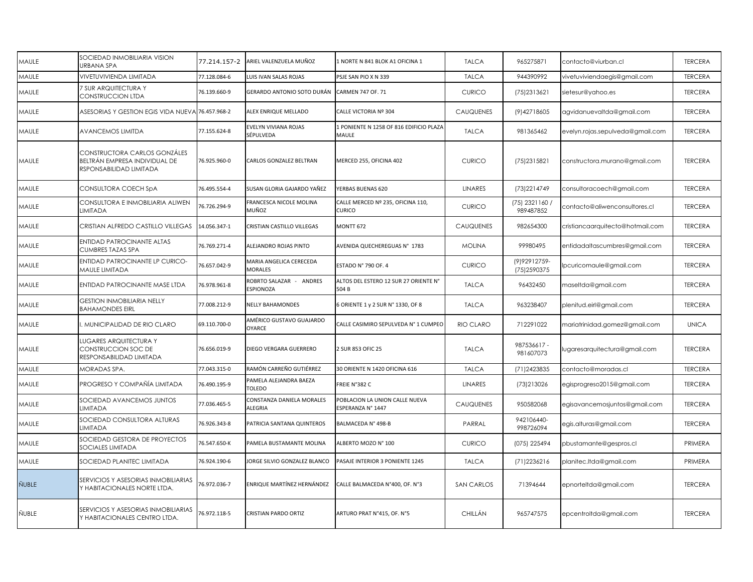| MAULE | SOCIEDAD INMOBILIARIA VISION URBANA SPA | 77.214.157-2 | ARIEL VALENZUELA MUÑOZ | 1 NORTE N 841 BLOK A1 OFICINA 1 | TALCA | 965275871 | contacto@viurban.cl | TERCERA |
|---|---|---|---|---|---|---|---|---|
| MAULE | VIVETUVIVIENDA LIMITADA | 77.128.084-6 | LUIS IVAN SALAS ROJAS | PSJE SAN PIO X N 339 | TALCA | 944390992 | vivetuviviendaegis@gmail.com | TERCERA |
| MAULE | 7 SUR ARQUITECTURA Y CONSTRUCCION LTDA | 76.139.660-9 | GERARDO ANTONIO SOTO DURÁN | CARMEN 747 OF. 71 | CURICO | (75)2313621 | sietesur@yahoo.es | TERCERA |
| MAULE | ASESORIAS Y GESTION EGIS VIDA NUEVA | 76.457.968-2 | ALEX ENRIQUE MELLADO | CALLE VICTORIA Nº 304 | CAUQUENES | (9)42718605 | agvidanuevaltda@gmail.com | TERCERA |
| MAULE | AVANCEMOS LIMITDA | 77.155.624-8 | EVELYN VIVIANA ROJAS SÉPULVEDA | 1 PONIENTE N 1258 OF 816 EDIFICIO PLAZA MAULE | TALCA | 981365462 | evelyn.rojas.sepulveda@gmail.com | TERCERA |
| MAULE | CONSTRUCTORA CARLOS GONZÁLES BELTRÁN EMPRESA INDIVIDUAL DE RSPONSABILIDAD LIMITADA | 76.925.960-0 | CARLOS GONZALEZ BELTRAN | MERCED 255, OFICINA 402 | CURICO | (75)2315821 | constructora.murano@gmail.com | TERCERA |
| MAULE | CONSULTORA COECH SpA | 76.495.554-4 | SUSAN GLORIA GAJARDO YAÑEZ | YERBAS BUENAS 620 | LINARES | (73)2214749 | consultoracoech@gmail.com | TERCERA |
| MAULE | CONSULTORA E INMOBILIARIA ALIWEN LIMITADA | 76.726.294-9 | FRANCESCA NICOLE MOLINA MUÑOZ | CALLE MERCED Nº 235, OFICINA 110, CURICO | CURICO | (75) 2321160 / 989487852 | contacto@aliwenconsultores.cl | TERCERA |
| MAULE | CRISTIAN ALFREDO CASTILLO VILLEGAS | 14.056.347-1 | CRISTIAN CASTILLO VILLEGAS | MONTT 672 | CAUQUENES | 982654300 | cristiancaarquitecto@hotmail.com | TERCERA |
| MAULE | ENTIDAD PATROCINANTE ALTAS CUMBRES TAZAS SPA | 76.769.271-4 | ALEJANDRO ROJAS PINTO | AVENIDA QUECHEREGUAS N° 1783 | MOLINA | 99980495 | entidadaltascumbres@gmail.com | TERCERA |
| MAULE | ENTIDAD PATROCINANTE LP CURICO-MAULE LIMITADA | 76.657.042-9 | MARIA ANGELICA CERECEDA MORALES | ESTADO N° 790 OF. 4 | CURICO | (9)92912759-(75)2590375 | lpcuricomaule@gmail.com | TERCERA |
| MAULE | ENTIDAD PATROCINANTE MASE LTDA | 76.978.961-8 | ROBRTO SALAZAR - ANDRES ESPIONOZA | ALTOS DEL ESTERO 12 SUR 27 ORIENTE N° 504 B | TALCA | 96432450 | maseltda@gmail.com | TERCERA |
| MAULE | GESTION INMOBILIARIA NELLY BAHAMONDES EIRL | 77.008.212-9 | NELLY BAHAMONDES | 6 ORIENTE 1 y 2 SUR N° 1330, OF 8 | TALCA | 963238407 | plenitud.eirl@gmail.com | TERCERA |
| MAULE | I. MUNICIPALIDAD DE RIO CLARO | 69.110.700-0 | AMÉRICO GUSTAVO GUAJARDO OYARCE | CALLE CASIMIRO SEPULVEDA N° 1 CUMPEO | RIO CLARO | 712291022 | mariatrinidad.gomez@gmail.com | UNICA |
| MAULE | LUGARES ARQUITECTURA Y CONSTRUCCION SOC DE RESPONSABILIDAD LIMITADA | 76.656.019-9 | DIEGO VERGARA GUERRERO | 2 SUR 853 OFIC 25 | TALCA | 987536617 - 981607073 | lugaresarquitectura@gmail.com | TERCERA |
| MAULE | MORADAS SPA. | 77.043.315-0 | RAMÓN CARREÑO GUTIÉRREZ | 30 ORIENTE N 1420 OFICINA 616 | TALCA | (71)2423835 | contacto@moradas.cl | TERCERA |
| MAULE | PROGRESO Y COMPAÑÍA LIMITADA | 76.490.195-9 | PAMELA ALEJANDRA BAEZA TOLEDO | FREIE N°382 C | LINARES | (73)213026 | egisprogreso2015@gmail.com | TERCERA |
| MAULE | SOCIEDAD AVANCEMOS JUNTOS LIMITADA | 77.036.465-5 | CONSTANZA DANIELA MORALES ALEGRIA | POBLACION LA UNION CALLE NUEVA ESPERANZA N° 1447 | CAUQUENES | 950582068 | egisavancemosjuntos@gmail.com | TERCERA |
| MAULE | SOCIEDAD CONSULTORA ALTURAS LIMITADA | 76.926.343-8 | PATRICIA SANTANA QUINTEROS | BALMACEDA N° 498-B | PARRAL | 942106440-998726094 | egis.alturas@gmail.com | TERCERA |
| MAULE | SOCIEDAD GESTORA DE PROYECTOS SOCIALES LIMITADA | 76.547.650-K | PAMELA BUSTAMANTE MOLINA | ALBERTO MOZO N° 100 | CURICO | (075) 225494 | pbustamante@gespros.cl | PRIMERA |
| MAULE | SOCIEDAD PLANITEC LIMITADA | 76.924.190-6 | JORGE SILVIO GONZALEZ BLANCO | PASAJE INTERIOR 3 PONIENTE 1245 | TALCA | (71)2236216 | planitec.ltda@gmail.com | PRIMERA |
| ÑUBLE | SERVICIOS Y ASESORIAS INMOBILIARIAS Y HABITACIONALES NORTE LTDA. | 76.972.036-7 | ENRIQUE MARTÍNEZ HERNÁNDEZ | CALLE BALMACEDA N°400, OF. N°3 | SAN CARLOS | 71394644 | epnorteltda@gmail.com | TERCERA |
| ÑUBLE | SERVICIOS Y ASESORIAS INMOBILIARIAS Y HABITACIONALES CENTRO LTDA. | 76.972.118-5 | CRISTIAN PARDO ORTIZ | ARTURO PRAT N°415, OF. N°5 | CHILLÁN | 965747575 | epcentroltda@gmail.com | TERCERA |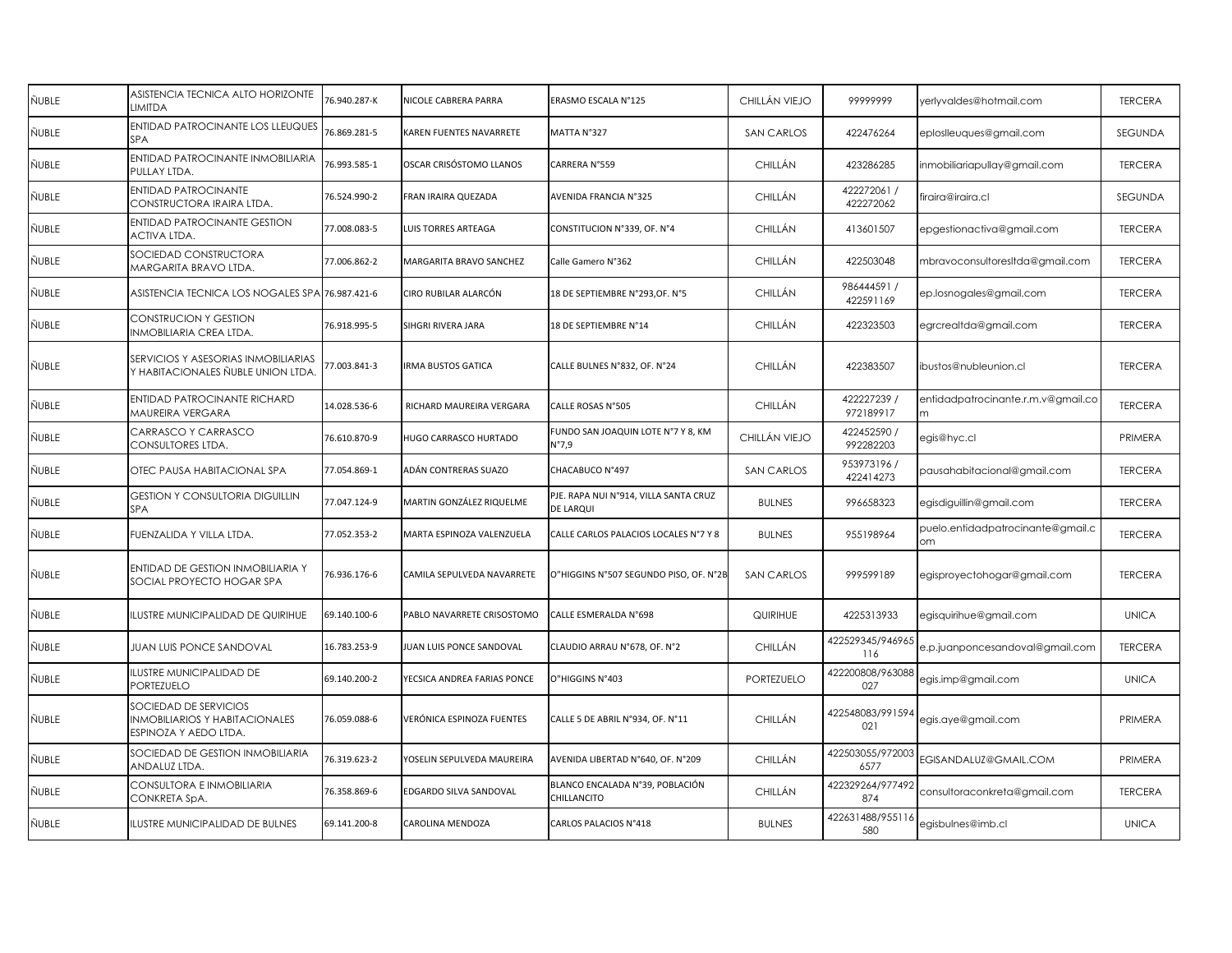| | | | | | | | | |
|---|---|---|---|---|---|---|---|---|
| ÑUBLE | ASISTENCIA TECNICA ALTO HORIZONTE LIMITDA | 76.940.287-K | NICOLE CABRERA PARRA | ERASMO ESCALA N°125 | CHILLÁN VIEJO | 99999999 | yerlyvaldes@hotmail.com | TERCERA |
| ÑUBLE | ENTIDAD PATROCINANTE LOS LLEUQUES SPA | 76.869.281-5 | KAREN FUENTES NAVARRETE | MATTA N°327 | SAN CARLOS | 422476264 | eploslleuques@gmail.com | SEGUNDA |
| ÑUBLE | ENTIDAD PATROCINANTE INMOBILIARIA PULLAY LTDA. | 76.993.585-1 | OSCAR CRISÓSTOMO LLANOS | CARRERA N°559 | CHILLÁN | 423286285 | inmobiliariapullay@gmail.com | TERCERA |
| ÑUBLE | ENTIDAD PATROCINANTE CONSTRUCTORA IRAIRA LTDA. | 76.524.990-2 | FRAN IRAIRA QUEZADA | AVENIDA FRANCIA N°325 | CHILLÁN | 422272061 / 422272062 | firaira@iraira.cl | SEGUNDA |
| ÑUBLE | ENTIDAD PATROCINANTE GESTION ACTIVA LTDA. | 77.008.083-5 | LUIS TORRES ARTEAGA | CONSTITUCION N°339, OF. N°4 | CHILLÁN | 413601507 | epgestionactiva@gmail.com | TERCERA |
| ÑUBLE | SOCIEDAD CONSTRUCTORA MARGARITA BRAVO LTDA. | 77.006.862-2 | MARGARITA BRAVO SANCHEZ | Calle Gamero N°362 | CHILLÁN | 422503048 | mbravoconsultoresltda@gmail.com | TERCERA |
| ÑUBLE | ASISTENCIA TECNICA LOS NOGALES SPA | 76.987.421-6 | CIRO RUBILAR ALARCÓN | 18 DE SEPTIEMBRE N°293,OF. N°5 | CHILLÁN | 986444591 / 422591169 | ep.losnogales@gmail.com | TERCERA |
| ÑUBLE | CONSTRUCION Y GESTION INMOBILIARIA CREA LTDA. | 76.918.995-5 | SIHGRI RIVERA JARA | 18 DE SEPTIEMBRE N°14 | CHILLÁN | 422323503 | egrcrealtda@gmail.com | TERCERA |
| ÑUBLE | SERVICIOS Y ASESORIAS INMOBILIARIAS Y HABITACIONALES ÑUBLE UNION LTDA. | 77.003.841-3 | IRMA BUSTOS GATICA | CALLE BULNES N°832, OF. N°24 | CHILLÁN | 422383507 | ibustos@nubleunion.cl | TERCERA |
| ÑUBLE | ENTIDAD PATROCINANTE RICHARD MAUREIRA VERGARA | 14.028.536-6 | RICHARD MAUREIRA VERGARA | CALLE ROSAS N°505 | CHILLÁN | 422227239 / 972189917 | entidadpatrocinante.r.m.v@gmail.com | TERCERA |
| ÑUBLE | CARRASCO Y CARRASCO CONSULTORES LTDA. | 76.610.870-9 | HUGO CARRASCO HURTADO | FUNDO SAN JOAQUIN LOTE N°7 Y 8, KM N°7,9 | CHILLÁN VIEJO | 422452590 / 992282203 | egis@hyc.cl | PRIMERA |
| ÑUBLE | OTEC PAUSA HABITACIONAL SPA | 77.054.869-1 | ADÁN CONTRERAS SUAZO | CHACABUCO N°497 | SAN CARLOS | 953973196 / 422414273 | pausahabitacional@gmail.com | TERCERA |
| ÑUBLE | GESTION Y CONSULTORIA DIGUILLIN SPA | 77.047.124-9 | MARTIN GONZÁLEZ RIQUELME | PJE. RAPA NUI N°914, VILLA SANTA CRUZ DE LARQUI | BULNES | 996658323 | egisdiguillin@gmail.com | TERCERA |
| ÑUBLE | FUENZALIDA Y VILLA LTDA. | 77.052.353-2 | MARTA ESPINOZA VALENZUELA | CALLE CARLOS PALACIOS LOCALES N°7 Y 8 | BULNES | 955198964 | puelo.entidadpatrocinante@gmail.com | TERCERA |
| ÑUBLE | ENTIDAD DE GESTION INMOBILIARIA Y SOCIAL PROYECTO HOGAR SPA | 76.936.176-6 | CAMILA SEPULVEDA NAVARRETE | O"HIGGINS N°507 SEGUNDO PISO, OF. N°2B | SAN CARLOS | 999599189 | egisproyectohogar@gmail.com | TERCERA |
| ÑUBLE | ILUSTRE MUNICIPALIDAD DE QUIRIHUE | 69.140.100-6 | PABLO NAVARRETE CRISOSTOMO | CALLE ESMERALDA N°698 | QUIRIHUE | 4225313933 | egisquirihue@gmail.com | UNICA |
| ÑUBLE | JUAN LUIS PONCE SANDOVAL | 16.783.253-9 | JUAN LUIS PONCE SANDOVAL | CLAUDIO ARRAU N°678, OF. N°2 | CHILLÁN | 422529345/946965116 | e.p.juanponcesandoval@gmail.com | TERCERA |
| ÑUBLE | ILUSTRE MUNICIPALIDAD DE PORTEZUELO | 69.140.200-2 | YECSICA ANDREA FARIAS PONCE | O"HIGGINS N°403 | PORTEZUELO | 422200808/963088027 | egis.imp@gmail.com | UNICA |
| ÑUBLE | SOCIEDAD DE SERVICIOS INMOBILIARIOS Y HABITACIONALES ESPINOZA Y AEDO LTDA. | 76.059.088-6 | VERÓNICA ESPINOZA FUENTES | CALLE 5 DE ABRIL N°934, OF. N°11 | CHILLÁN | 422548083/991594021 | egis.aye@gmail.com | PRIMERA |
| ÑUBLE | SOCIEDAD DE GESTION INMOBILIARIA ANDALUZ LTDA. | 76.319.623-2 | YOSELIN SEPULVEDA MAUREIRA | AVENIDA LIBERTAD N°640, OF. N°209 | CHILLÁN | 422503055/9720036577 | EGISANDALUZ@GMAIL.COM | PRIMERA |
| ÑUBLE | CONSULTORA E INMOBILIARIA CONKRETA SpA. | 76.358.869-6 | EDGARDO SILVA SANDOVAL | BLANCO ENCALADA N°39, POBLACIÓN CHILLANCITO | CHILLÁN | 422329264/977492874 | consultoraconkreta@gmail.com | TERCERA |
| ÑUBLE | ILUSTRE MUNICIPALIDAD DE BULNES | 69.141.200-8 | CAROLINA MENDOZA | CARLOS PALACIOS N°418 | BULNES | 422631488/955116580 | egisbulnes@imb.cl | UNICA |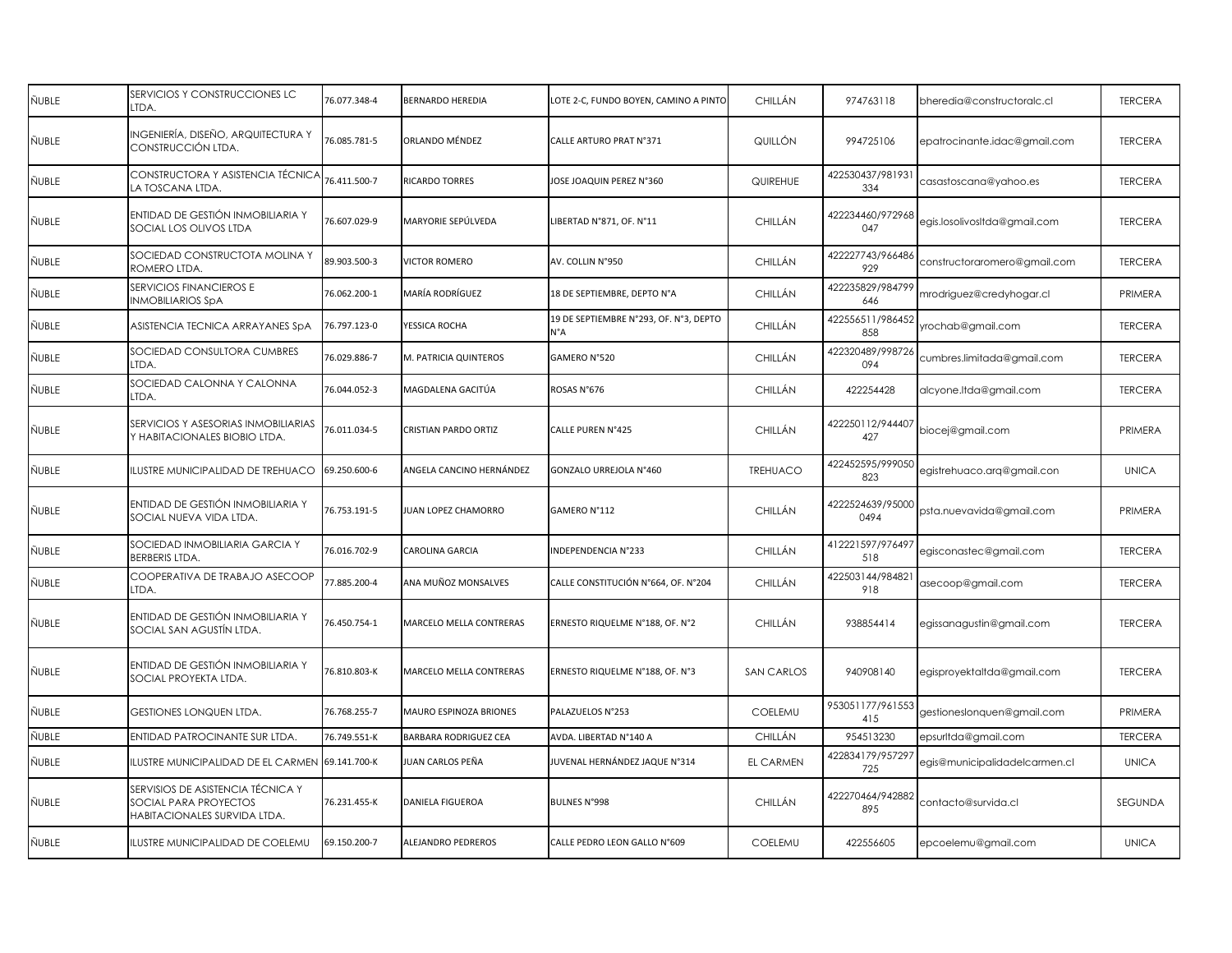| | | | | | | | | |
|---|---|---|---|---|---|---|---|---|
| ÑUBLE | SERVICIOS Y CONSTRUCCIONES LC LTDA. | 76.077.348-4 | BERNARDO HEREDIA | LOTE 2-C, FUNDO BOYEN, CAMINO A PINTO | CHILLÁN | 974763118 | bheredia@constructoralc.cl | TERCERA |
| ÑUBLE | INGENIERÍA, DISEÑO, ARQUITECTURA Y CONSTRUCCIÓN LTDA. | 76.085.781-5 | ORLANDO MÉNDEZ | CALLE ARTURO PRAT N°371 | QUILLÓN | 994725106 | epatrocinante.idac@gmail.com | TERCERA |
| ÑUBLE | CONSTRUCTORA Y ASISTENCIA TÉCNICA LA TOSCANA LTDA. | 76.411.500-7 | RICARDO TORRES | JOSE JOAQUIN PEREZ N°360 | QUIREHUE | 422530437/981931334 | casastoscana@yahoo.es | TERCERA |
| ÑUBLE | ENTIDAD DE GESTIÓN INMOBILIARIA Y SOCIAL LOS OLIVOS LTDA | 76.607.029-9 | MARYORIE SEPÚLVEDA | LIBERTAD N°871, OF. N°11 | CHILLÁN | 422234460/972968047 | egis.losolivosltda@gmail.com | TERCERA |
| ÑUBLE | SOCIEDAD CONSTRUCTOTA MOLINA Y ROMERO LTDA. | 89.903.500-3 | VICTOR ROMERO | AV. COLLIN N°950 | CHILLÁN | 422227743/966486929 | constructoraromero@gmail.com | TERCERA |
| ÑUBLE | SERVICIOS FINANCIEROS E INMOBILIARIOS SpA | 76.062.200-1 | MARÍA RODRÍGUEZ | 18 DE SEPTIEMBRE, DEPTO N°A | CHILLÁN | 422235829/984799646 | mrodriguez@credyhogar.cl | PRIMERA |
| ÑUBLE | ASISTENCIA TECNICA ARRAYANES SpA | 76.797.123-0 | YESSICA ROCHA | 19 DE SEPTIEMBRE N°293, OF. N°3, DEPTO N°A | CHILLÁN | 422556511/986452858 | yrochab@gmail.com | TERCERA |
| ÑUBLE | SOCIEDAD CONSULTORA CUMBRES LTDA. | 76.029.886-7 | M. PATRICIA QUINTEROS | GAMERO N°520 | CHILLÁN | 422320489/998726094 | cumbres.limitada@gmail.com | TERCERA |
| ÑUBLE | SOCIEDAD CALONNA Y CALONNA LTDA. | 76.044.052-3 | MAGDALENA GACITÚA | ROSAS N°676 | CHILLÁN | 422254428 | alcyone.ltda@gmail.com | TERCERA |
| ÑUBLE | SERVICIOS Y ASESORIAS INMOBILIARIAS Y HABITACIONALES BIOBIO LTDA. | 76.011.034-5 | CRISTIAN PARDO ORTIZ | CALLE PUREN N°425 | CHILLÁN | 422250112/944407427 | biocej@gmail.com | PRIMERA |
| ÑUBLE | ILUSTRE MUNICIPALIDAD DE TREHUACO | 69.250.600-6 | ANGELA CANCINO HERNÁNDEZ | GONZALO URREJOLA N°460 | TREHUACO | 424452595/999050823 | egistrehuaco.arq@gmail.com | UNICA |
| ÑUBLE | ENTIDAD DE GESTIÓN INMOBILIARIA Y SOCIAL NUEVA VIDA LTDA. | 76.753.191-5 | JUAN LOPEZ CHAMORRO | GAMERO N°112 | CHILLÁN | 4222524639/950000494 | psta.nuevavida@gmail.com | PRIMERA |
| ÑUBLE | SOCIEDAD INMOBILIARIA GARCIA Y BERBERIS LTDA. | 76.016.702-9 | CAROLINA GARCIA | INDEPENDENCIA N°233 | CHILLÁN | 412221597/976497518 | egisconastec@gmail.com | TERCERA |
| ÑUBLE | COOPERATIVA DE TRABAJO ASECOOP LTDA. | 77.885.200-4 | ANA MUÑOZ MONSALVES | CALLE CONSTITUCIÓN N°664, OF. N°204 | CHILLÁN | 422503144/984821918 | asecoop@gmail.com | TERCERA |
| ÑUBLE | ENTIDAD DE GESTIÓN INMOBILIARIA Y SOCIAL SAN AGUSTÍN LTDA. | 76.450.754-1 | MARCELO MELLA CONTRERAS | ERNESTO RIQUELME N°188, OF. N°2 | CHILLÁN | 938854414 | egissanagustin@gmail.com | TERCERA |
| ÑUBLE | ENTIDAD DE GESTIÓN INMOBILIARIA Y SOCIAL PROYEKTA LTDA. | 76.810.803-K | MARCELO MELLA CONTRERAS | ERNESTO RIQUELME N°188, OF. N°3 | SAN CARLOS | 940908140 | egisproyektaltda@gmail.com | TERCERA |
| ÑUBLE | GESTIONES LONQUEN LTDA. | 76.768.255-7 | MAURO ESPINOZA BRIONES | PALAZUELOS N°253 | COELEMU | 953051177/961553415 | gestioneslonquen@gmail.com | PRIMERA |
| ÑUBLE | ENTIDAD PATROCINANTE SUR LTDA. | 76.749.551-K | BARBARA RODRIGUEZ CEA | AVDA. LIBERTAD N°140 A | CHILLÁN | 954513230 | epsurltda@gmail.com | TERCERA |
| ÑUBLE | ILUSTRE MUNICIPALIDAD DE EL CARMEN | 69.141.700-K | JUAN CARLOS PEÑA | JUVENAL HERNÁNDEZ JAQUE N°314 | EL CARMEN | 422834179/957297725 | egis@municipalidadelcarmen.cl | UNICA |
| ÑUBLE | SERVISIOS DE ASISTENCIA TÉCNICA Y SOCIAL PARA PROYECTOS HABITACIONALES SURVIDA LTDA. | 76.231.455-K | DANIELA FIGUEROA | BULNES N°998 | CHILLÁN | 422270464/942882895 | contacto@survida.cl | SEGUNDA |
| ÑUBLE | ILUSTRE MUNICIPALIDAD DE COELEMU | 69.150.200-7 | ALEJANDRO PEDREROS | CALLE PEDRO LEON GALLO N°609 | COELEMU | 422556605 | epcoelemu@gmail.com | UNICA |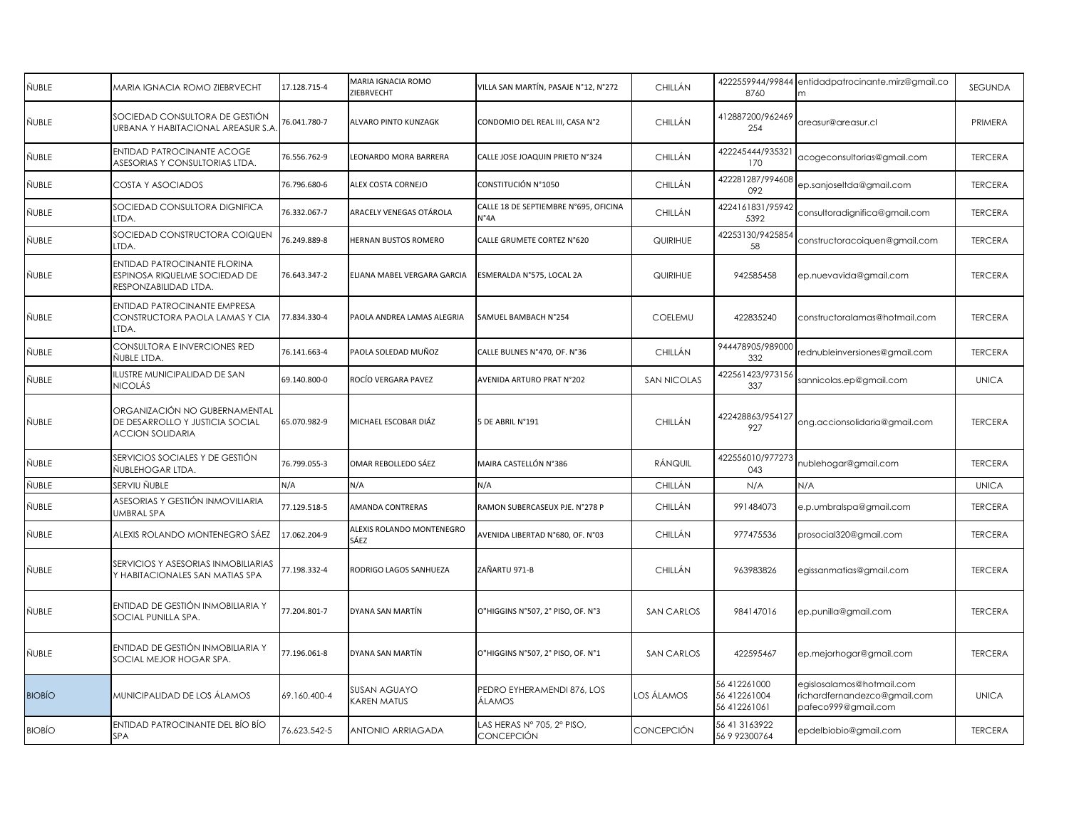| | | | | | | | | |
|---|---|---|---|---|---|---|---|---|
| ÑUBLE | MARIA IGNACIA ROMO ZIEBRVECHT | 17.128.715-4 | MARIA IGNACIA ROMO ZIEBRVECHT | VILLA SAN MARTÍN, PASAJE N°12, N°272 | CHILLÁN | 4222559944/998448760 | entidadpatrocinante.mirz@gmail.com | SEGUNDA |
| ÑUBLE | SOCIEDAD CONSULTORA DE GESTIÓN URBANA Y HABITACIONAL AREASUR S.A. | 76.041.780-7 | ALVARO PINTO KUNZAGK | CONDOMIO DEL REAL III, CASA N°2 | CHILLÁN | 412887200/962469254 | areasur@areasur.cl | PRIMERA |
| ÑUBLE | ENTIDAD PATROCINANTE ACOGE ASESORIAS Y CONSULTORIAS LTDA. | 76.556.762-9 | LEONARDO MORA BARRERA | CALLE JOSE JOAQUIN PRIETO N°324 | CHILLÁN | 422245444/935321170 | acogeconsultorias@gmail.com | TERCERA |
| ÑUBLE | COSTA Y ASOCIADOS | 76.796.680-6 | ALEX COSTA CORNEJO | CONSTITUCIÓN N°1050 | CHILLÁN | 422281287/994608092 | ep.sanjoseltda@gmail.com | TERCERA |
| ÑUBLE | SOCIEDAD CONSULTORA DIGNIFICA LTDA. | 76.332.067-7 | ARACELY VENEGAS OTÁROLA | CALLE 18 DE SEPTIEMBRE N°695, OFICINA N°4A | CHILLÁN | 4224161831/959425392 | consultoradignifica@gmail.com | TERCERA |
| ÑUBLE | SOCIEDAD CONSTRUCTORA COIQUEN LTDA. | 76.249.889-8 | HERNAN BUSTOS ROMERO | CALLE GRUMETE CORTEZ N°620 | QUIRIHUE | 42253130/942585458 | constructoracoiquen@gmail.com | TERCERA |
| ÑUBLE | ENTIDAD PATROCINANTE FLORINA ESPINOSA RIQUELME SOCIEDAD DE RESPONZABILIDAD LTDA. | 76.643.347-2 | ELIANA MABEL VERGARA GARCIA | ESMERALDA N°575, LOCAL 2A | QUIRIHUE | 942585458 | ep.nuevavida@gmail.com | TERCERA |
| ÑUBLE | ENTIDAD PATROCINANTE EMPRESA CONSTRUCTORA PAOLA LAMAS Y CIA LTDA. | 77.834.330-4 | PAOLA ANDREA LAMAS ALEGRIA | SAMUEL BAMBACH N°254 | COELEMU | 422835240 | constructoralamas@hotmail.com | TERCERA |
| ÑUBLE | CONSULTORA E INVERCIONES RED ÑUBLE LTDA. | 76.141.663-4 | PAOLA SOLEDAD MUÑOZ | CALLE BULNES N°470, OF. N°36 | CHILLÁN | 944478905/989000332 | rednubleinversiones@gmail.com | TERCERA |
| ÑUBLE | ILUSTRE MUNICIPALIDAD DE SAN NICOLÁS | 69.140.800-0 | ROCÍO VERGARA PAVEZ | AVENIDA ARTURO PRAT N°202 | SAN NICOLAS | 422561423/973156337 | sannicolas.ep@gmail.com | UNICA |
| ÑUBLE | ORGANIZACIÓN NO GUBERNAMENTAL DE DESARROLLO Y JUSTICIA SOCIAL ACCION SOLIDARIA | 65.070.982-9 | MICHAEL ESCOBAR DIÁZ | 5 DE ABRIL N°191 | CHILLÁN | 422428863/954127927 | ong.accionsolidaria@gmail.com | TERCERA |
| ÑUBLE | SERVICIOS SOCIALES Y DE GESTIÓN ÑUBLEHOGAR LTDA. | 76.799.055-3 | OMAR REBOLLEDO SÁEZ | MAIRA CASTELLÓN N°386 | RÁNQUIL | 422556010/977273043 | nublehogar@gmail.com | TERCERA |
| ÑUBLE | SERVIU ÑUBLE | N/A | N/A | N/A | CHILLÁN | N/A | N/A | UNICA |
| ÑUBLE | ASESORIAS Y GESTIÓN INMOVILIARIA UMBRAL SPA | 77.129.518-5 | AMANDA CONTRERAS | RAMON SUBERCASEUX PJE. N°278 P | CHILLÁN | 991484073 | e.p.umbralspa@gmail.com | TERCERA |
| ÑUBLE | ALEXIS ROLANDO MONTENEGRO SÁEZ | 17.062.204-9 | ALEXIS ROLANDO MONTENEGRO SÁEZ | AVENIDA LIBERTAD N°680, OF. N°03 | CHILLÁN | 977475536 | prosocial320@gmail.com | TERCERA |
| ÑUBLE | SERVICIOS Y ASESORIAS INMOBILIARIAS Y HABITACIONALES SAN MATIAS SPA | 77.198.332-4 | RODRIGO LAGOS SANHUEZA | ZAÑARTU 971-B | CHILLÁN | 963983826 | egissanmatias@gmail.com | TERCERA |
| ÑUBLE | ENTIDAD DE GESTIÓN INMOBILIARIA Y SOCIAL PUNILLA SPA. | 77.204.801-7 | DYANA SAN MARTÍN | O"HIGGINS N°507, 2° PISO, OF. N°3 | SAN CARLOS | 984147016 | ep.punilla@gmail.com | TERCERA |
| ÑUBLE | ENTIDAD DE GESTIÓN INMOBILIARIA Y SOCIAL MEJOR HOGAR SPA. | 77.196.061-8 | DYANA SAN MARTÍN | O"HIGGINS N°507, 2° PISO, OF. N°1 | SAN CARLOS | 422595467 | ep.mejorhogar@gmail.com | TERCERA |
| BIOBÍO | MUNICIPALIDAD DE LOS ÁLAMOS | 69.160.400-4 | SUSAN AGUAYO KAREN MATUS | PEDRO EYHERAMENDI 876, LOS ÁLAMOS | LOS ÁLAMOS | 56 412261000 56 412261004 56 412261061 | egislosalamos@hotmail.com richardfernandezco@gmail.com pafeco999@gmail.com | UNICA |
| BIOBÍO | ENTIDAD PATROCINANTE DEL BÍO BÍO SPA | 76.623.542-5 | ANTONIO ARRIAGADA | LAS HERAS N° 705, 2° PISO, CONCEPCIÓN | CONCEPCIÓN | 56 41 3163922 56 9 92300764 | epdelbiobio@gmail.com | TERCERA |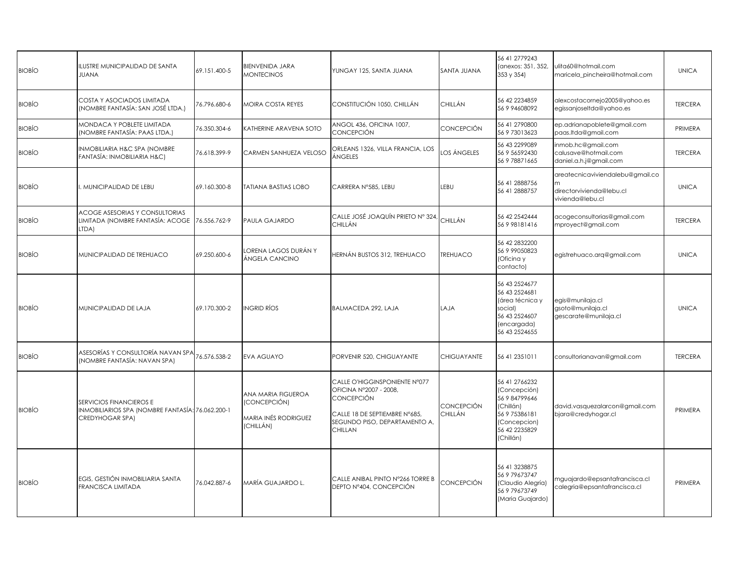| BIOBÍO | ILUSTRE MUNICIPALIDAD DE SANTA JUANA | 69.151.400-5 | BIENVENIDA JARA MONTECINOS | YUNGAY 125, SANTA JUANA | SANTA JUANA | 56 41 2779243 (anexos: 351, 352, 353 y 354) | ulita60@hotmail.com maricela_pincheira@hotmail.com | UNICA |
|---|---|---|---|---|---|---|---|---|
| BIOBÍO | COSTA Y ASOCIADOS LIMITADA (NOMBRE FANTASÍA: SAN JOSÉ LTDA.) | 76.796.680-6 | MOIRA COSTA REYES | CONSTITUCIÓN 1050, CHILLÁN | CHILLÁN | 56 42 2234859 56 9 94608092 | alexcostacornejo2005@yahoo.es egissanjoseltda@yahoo.es | TERCERA |
| BIOBÍO | MONDACA Y POBLETE LIMITADA (NOMBRE FANTASÍA: PAAS LTDA.) | 76.350.304-6 | KATHERINE ARAVENA SOTO | ANGOL 436, OFICINA 1007, CONCEPCIÓN | CONCEPCIÓN | 56 41 2790800 56 9 73013623 | ep.adrianapoblete@gmail.com paas.ltda@gmail.com | PRIMERA |
| BIOBÍO | INMOBILIARIA H&C SPA (NOMBRE FANTASÍA: INMOBILIARIA H&C) | 76.618.399-9 | CARMEN SANHUEZA VELOSO | ORLEANS 1326, VILLA FRANCIA, LOS ÁNGELES | LOS ÁNGELES | 56 43 2299089 56 9 56592430 56 9 78871665 | inmob.hc@gmail.com calusave@hotmail.com daniel.a.h.j@gmail.com | TERCERA |
| BIOBÍO | I. MUNICIPALIDAD DE LEBU | 69.160.300-8 | TATIANA BASTIAS LOBO | CARRERA N°585, LEBU | LEBU | 56 41 2888756 56 41 2888757 | areatecnicaviviendalebu@gmail.com directorvivienda@lebu.cl vivienda@lebu.cl | UNICA |
| BIOBÍO | ACOGE ASESORIAS Y CONSULTORIAS LIMITADA (NOMBRE FANTASÍA: ACOGE LTDA) | 76.556.762-9 | PAULA GAJARDO | CALLE JOSÉ JOAQUÍN PRIETO N° 324, CHILLÁN | CHILLÁN | 56 42 2542444 56 9 98181416 | acogeconsultorias@gmail.com mproyect@gmail.com | TERCERA |
| BIOBÍO | MUNICIPALIDAD DE TREHUACO | 69.250.600-6 | LORENA LAGOS DURÁN Y ÁNGELA CANCINO | HERNÁN BUSTOS 312, TREHUACO | TREHUACO | 56 42 2832200 56 9 99050823 (Oficina y contacto) | egistrehuaco.arq@gmail.com | UNICA |
| BIOBÍO | MUNICIPALIDAD DE LAJA | 69.170.300-2 | INGRID RÍOS | BALMACEDA 292, LAJA | LAJA | 56 43 2524677 56 43 2524681 (área técnica y social) 56 43 2524607 (encargada) 56 43 2524655 | egis@munilaja.cl gsoto@munilaja.cl gescarate@munilaja.cl | UNICA |
| BIOBÍO | ASESORÍAS Y CONSULTORÍA NAVAN SPA (NOMBRE FANTASÍA: NAVAN SPA) | 76.576.538-2 | EVA AGUAYO | PORVENIR 520, CHIGUAYANTE | CHIGUAYANTE | 56 41 2351011 | consultorianavan@gmail.com | TERCERA |
| BIOBÍO | SERVICIOS FINANCIEROS E INMOBILIARIOS SPA (NOMBRE FANTASÍA: CREDYHOGAR SPA) | 76.062.200-1 | ANA MARIA FIGUEROA (CONCEPCIÓN) MARIA INÉS RODRIGUEZ (CHILLÁN) | CALLE O'HIGGINSPONIENTE N°077 OFICINA N°2007 - 2008, CONCEPCIÓN CALLE 18 DE SEPTIEMBRE N°685, SEGUNDO PISO, DEPARTAMENTO A, CHILLAN | CONCEPCIÓN CHILLÁN | 56 41 2766232 (Concepción) 56 9 84799646 (Chillán) 56 9 75386181 (Concepcion) 56 42 2235829 (Chillán) | david.vasquezalarcon@gmail.com bjara@credyhogar.cl | PRIMERA |
| BIOBÍO | EGIS, GESTIÓN INMOBILIARIA SANTA FRANCISCA LIMITADA | 76.042.887-6 | MARÍA GUAJARDO L. | CALLE ANIBAL PINTO N°266 TORRE B DEPTO N°404, CONCEPCIÓN | CONCEPCIÓN | 56 41 3238875 56 9 79673747 (Claudio Alegría) 56 9 79673749 (Maria Guajardo) | mguajardo@epsantafrancisca.cl calegria@epsantafrancisca.cl | PRIMERA |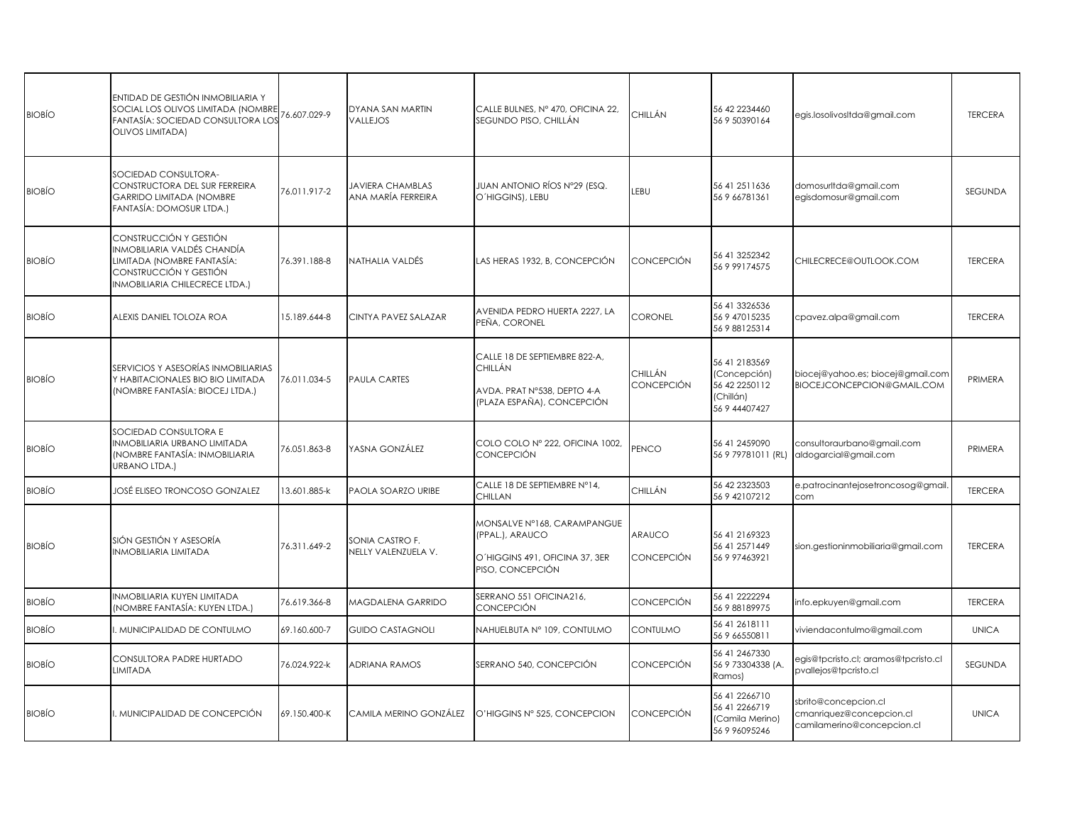| | | | | | | | | |
|---|---|---|---|---|---|---|---|---|
| BIOBÍO | ENTIDAD DE GESTIÓN INMOBILIARIA Y SOCIAL LOS OLIVOS LIMITADA (NOMBRE FANTASÍA: SOCIEDAD CONSULTORA LOS OLIVOS LIMITADA) | 76.607.029-9 | DYANA SAN MARTIN VALLEJOS | CALLE BULNES, N° 470, OFICINA 22, SEGUNDO PISO, CHILLÁN | CHILLÁN | 56 42 2234460<br>56 9 50390164 | egis.losolivosltda@gmail.com | TERCERA |
| BIOBÍO | SOCIEDAD CONSULTORA-CONSTRUCTORA DEL SUR FERREIRA GARRIDO LIMITADA (NOMBRE FANTASÍA: DOMOSUR LTDA.) | 76.011.917-2 | JAVIERA CHAMBLAS<br>ANA MARÍA FERREIRA | JUAN ANTONIO RÍOS N°29 (ESQ. O´HIGGINS), LEBU | LEBU | 56 41 2511636<br>56 9 66781361 | domosurltda@gmail.com<br>egisdomosur@gmail.com | SEGUNDA |
| BIOBÍO | CONSTRUCCIÓN Y GESTIÓN INMOBILIARIA VALDÉS CHANDÍA LIMITADA (NOMBRE FANTASÍA: CONSTRUCCIÓN Y GESTIÓN INMOBILIARIA CHILECRECE LTDA.) | 76.391.188-8 | NATHALIA VALDÉS | LAS HERAS 1932, B, CONCEPCIÓN | CONCEPCIÓN | 56 41 3252342<br>56 9 99174575 | CHILECRECE@OUTLOOK.COM | TERCERA |
| BIOBÍO | ALEXIS DANIEL TOLOZA ROA | 15.189.644-8 | CINTYA PAVEZ SALAZAR | AVENIDA PEDRO HUERTA 2227, LA PEÑA, CORONEL | CORONEL | 56 41 3326536<br>56 9 47015235<br>56 9 88125314 | cpavez.alpa@gmail.com | TERCERA |
| BIOBÍO | SERVICIOS Y ASESORÍAS INMOBILIARIAS Y HABITACIONALES BIO BIO LIMITADA (NOMBRE FANTASÍA: BIOCEJ LTDA.) | 76.011.034-5 | PAULA CARTES | CALLE 18 DE SEPTIEMBRE 822-A, CHILLÁN<br><br>AVDA. PRAT N°538, DEPTO 4-A (PLAZA ESPAÑA), CONCEPCIÓN | CHILLÁN<br>CONCEPCIÓN | 56 41 2183569 (Concepción)<br>56 42 2250112 (Chillán)<br>56 9 44407427 | biocej@yahoo.es; biocej@gmail.com<br>BIOCEJCONCEPCION@GMAIL.COM | PRIMERA |
| BIOBÍO | SOCIEDAD CONSULTORA E INMOBILIARIA URBANO LIMITADA (NOMBRE FANTASÍA: INMOBILIARIA URBANO LTDA.) | 76.051.863-8 | YASNA GONZÁLEZ | COLO COLO N° 222, OFICINA 1002, CONCEPCIÓN | PENCO | 56 41 2459090<br>56 9 79781011 (RL) | consultoraurbano@gmail.com<br>aldogarcial@gmail.com | PRIMERA |
| BIOBÍO | JOSÉ ELISEO TRONCOSO GONZALEZ | 13.601.885-k | PAOLA SOARZO URIBE | CALLE 18 DE SEPTIEMBRE N°14, CHILLAN | CHILLÁN | 56 42 2323503<br>56 9 42107212 | e.patrocinantejosetroncosog@gmail.com | TERCERA |
| BIOBÍO | SIÓN GESTIÓN Y ASESORÍA INMOBILIARIA LIMITADA | 76.311.649-2 | SONIA CASTRO F.<br>NELLY VALENZUELA V. | MONSALVE N°168, CARAMPANGUE (PPAL.), ARAUCO<br><br>O´HIGGINS 491, OFICINA 37, 3ER PISO, CONCEPCIÓN | ARAUCO<br>CONCEPCIÓN | 56 41 2169323<br>56 41 2571449<br>56 9 97463921 | sion.gestioninmobiliaria@gmail.com | TERCERA |
| BIOBÍO | INMOBILIARIA KUYEN LIMITADA (NOMBRE FANTASÍA: KUYEN LTDA.) | 76.619.366-8 | MAGDALENA GARRIDO | SERRANO 551 OFICINA216, CONCEPCIÓN | CONCEPCIÓN | 56 41 2222294<br>56 9 88189975 | info.epkuyen@gmail.com | TERCERA |
| BIOBÍO | I. MUNICIPALIDAD DE CONTULMO | 69.160.600-7 | GUIDO CASTAGNOLI | NAHUELBUTA N° 109, CONTULMO | CONTULMO | 56 41 2618111<br>56 9 66550811 | viviendacontulmo@gmail.com | UNICA |
| BIOBÍO | CONSULTORA PADRE HURTADO LIMITADA | 76.024.922-k | ADRIANA RAMOS | SERRANO 540, CONCEPCIÓN | CONCEPCIÓN | 56 41 2467330<br>56 9 73304338 (A. Ramos) | egis@tpcristo.cl; aramos@tpcristo.cl<br>pvallejos@tpcristo.cl | SEGUNDA |
| BIOBÍO | I. MUNICIPALIDAD DE CONCEPCIÓN | 69.150.400-K | CAMILA MERINO GONZÁLEZ | O'HIGGINS N° 525, CONCEPCION | CONCEPCIÓN | 56 41 2266710<br>56 41 2266719 (Camila Merino)<br>56 9 96095246 | sbrito@concepcion.cl<br>cmanriquez@concepcion.cl<br>camilamerino@concepcion.cl | UNICA |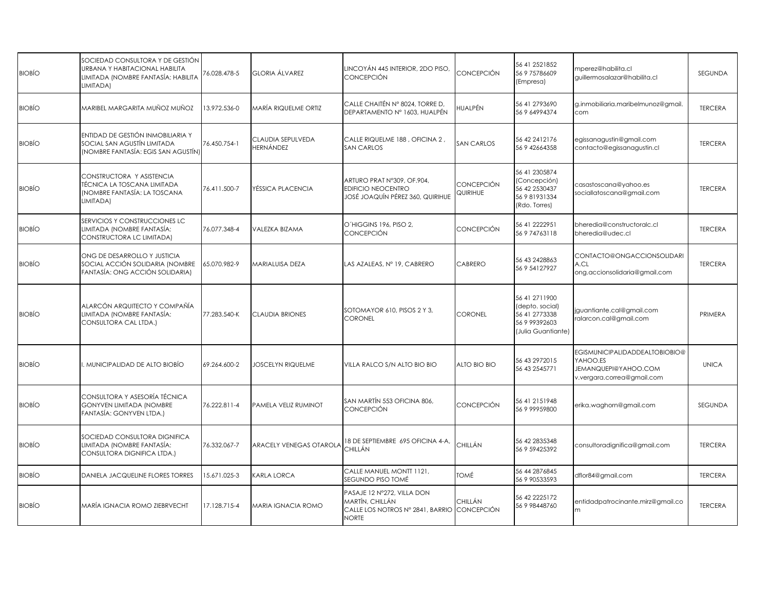| | | | | | | | | |
|---|---|---|---|---|---|---|---|---|
| BIOBÍO | SOCIEDAD CONSULTORA Y DE GESTIÓN URBANA Y HABITACIONAL HABILITA LIMITADA (NOMBRE FANTASÍA: HABILITA LIMITADA) | 76.028.478-5 | GLORIA ÁLVAREZ | LINCOYÁN 445 INTERIOR, 2DO PISO, CONCEPCIÓN | CONCEPCIÓN | 56 41 2521852<br>56 9 75786609 (Empresa) | mperez@habilita.cl<br>guillermosalazar@habilita.cl | SEGUNDA |
| BIOBÍO | MARIBEL MARGARITA MUÑOZ MUÑOZ | 13.972.536-0 | MARÍA RIQUELME ORTIZ | CALLE CHAITÉN N° 8024, TORRE D, DEPARTAMENTO N° 1603, HUALPÉN | HUALPÉN | 56 41 2793690<br>56 9 64994374 | g.inmobiliaria.maribelmunoz@gmail.com | TERCERA |
| BIOBÍO | ENTIDAD DE GESTIÓN INMOBILIARIA Y SOCIAL SAN AGUSTÍN LIMITADA (NOMBRE FANTASÍA: EGIS SAN AGUSTÍN) | 76.450.754-1 | CLAUDIA SEPULVEDA HERNÁNDEZ | CALLE RIQUELME 188 , OFICINA 2 , SAN CARLOS | SAN CARLOS | 56 42 2412176<br>56 9 42664358 | egissanagustin@gmail.com<br>contacto@egissanagustin.cl | TERCERA |
| BIOBÍO | CONSTRUCTORA Y ASISTENCIA TÉCNICA LA TOSCANA LIMITADA (NOMBRE FANTASÍA: LA TOSCANA LIMITADA) | 76.411.500-7 | YÉSSICA PLACENCIA | ARTURO PRAT N°309, OF.904, EDIFICIO NEOCENTRO<br>JOSÉ JOAQUÍN PÉREZ 360, QUIRIHUE | CONCEPCIÓN<br>QUIRIHUE | 56 41 2305874 (Concepción)<br>56 42 2530437<br>56 9 81931334 (Rdo. Torres) | casastoscana@yahoo.es<br>sociallatoscana@gmail.com | TERCERA |
| BIOBÍO | SERVICIOS Y CONSTRUCCIONES LC LIMITADA (NOMBRE FANTASÍA: CONSTRUCTORA LC LIMITADA) | 76.077.348-4 | VALEZKA BIZAMA | O´HIGGINS 196, PISO 2, CONCEPCIÓN | CONCEPCIÓN | 56 41 2222951<br>56 9 74763118 | bheredia@constructoralc.cl<br>bheredia@udec.cl | TERCERA |
| BIOBÍO | ONG DE DESARROLLO Y JUSTICIA SOCIAL ACCIÓN SOLIDARIA (NOMBRE FANTASÍA: ONG ACCIÓN SOLIDARIA) | 65.070.982-9 | MARIALUISA DEZA | LAS AZALEAS, N° 19, CABRERO | CABRERO | 56 43 2428863<br>56 9 54127927 | CONTACTO@ONGACCIONSOLIDARIA.CL<br>ong.accionsolidaria@gmail.com | TERCERA |
| BIOBÍO | ALARCÓN ARQUITECTO Y COMPAÑÍA LIMITADA (NOMBRE FANTASÍA: CONSULTORA CAL LTDA.) | 77.283.540-K | CLAUDIA BRIONES | SOTOMAYOR 610, PISOS 2 Y 3, CORONEL | CORONEL | 56 41 2711900 (depto. social)<br>56 41 2773338<br>56 9 99392603 (Julia Guantiante) | jguantiante.cal@gmail.com<br>ralarcon.cal@gmail.com | PRIMERA |
| BIOBÍO | I. MUNICIPALIDAD DE ALTO BIOBÍO | 69.264.600-2 | JOSCELYN RIQUELME | VILLA RALCO S/N ALTO BIO BIO | ALTO BIO BIO | 56 43 2972015<br>56 43 2545771 | EGISMUNICIPALIDADDEALTOBIOBIO@YAHOO.ES<br>JEMANQUEPI@YAHOO.COM<br>v.vergara.correa@gmail.com | UNICA |
| BIOBÍO | CONSULTORA Y ASESORÍA TÉCNICA GONYVEN LIMITADA (NOMBRE FANTASÍA: GONYVEN LTDA.) | 76.222.811-4 | PAMELA VELIZ RUMINOT | SAN MARTÍN 553 OFICINA 806, CONCEPCIÓN | CONCEPCIÓN | 56 41 2151948<br>56 9 99959800 | erika.waghorn@gmail.com | SEGUNDA |
| BIOBÍO | SOCIEDAD CONSULTORA DIGNIFICA LIMITADA (NOMBRE FANTASÍA: CONSULTORA DIGNIFICA LTDA.) | 76.332.067-7 | ARACELY VENEGAS OTAROLA | 18 DE SEPTIEMBRE 695 OFICINA 4-A, CHILLÁN | CHILLÁN | 56 42 2835348<br>56 9 59425392 | consultoradignifica@gmail.com | TERCERA |
| BIOBÍO | DANIELA JACQUELINE FLORES TORRES | 15.671.025-3 | KARLA LORCA | CALLE MANUEL MONTT 1121, SEGUNDO PISO TOMÉ | TOMÉ | 56 44 2876845<br>56 9 90533593 | dflor84@gmail.com | TERCERA |
| BIOBÍO | MARÍA IGNACIA ROMO ZIEBRVECHT | 17.128.715-4 | MARIA IGNACIA ROMO | PASAJE 12 N°272, VILLA DON MARTÍN, CHILLÁN<br>CALLE LOS NOTROS N° 2841, BARRIO NORTE | CHILLÁN<br>CONCEPCIÓN | 56 42 2225172<br>56 9 98448760 | entidadpatrocinante.mirz@gmail.com | TERCERA |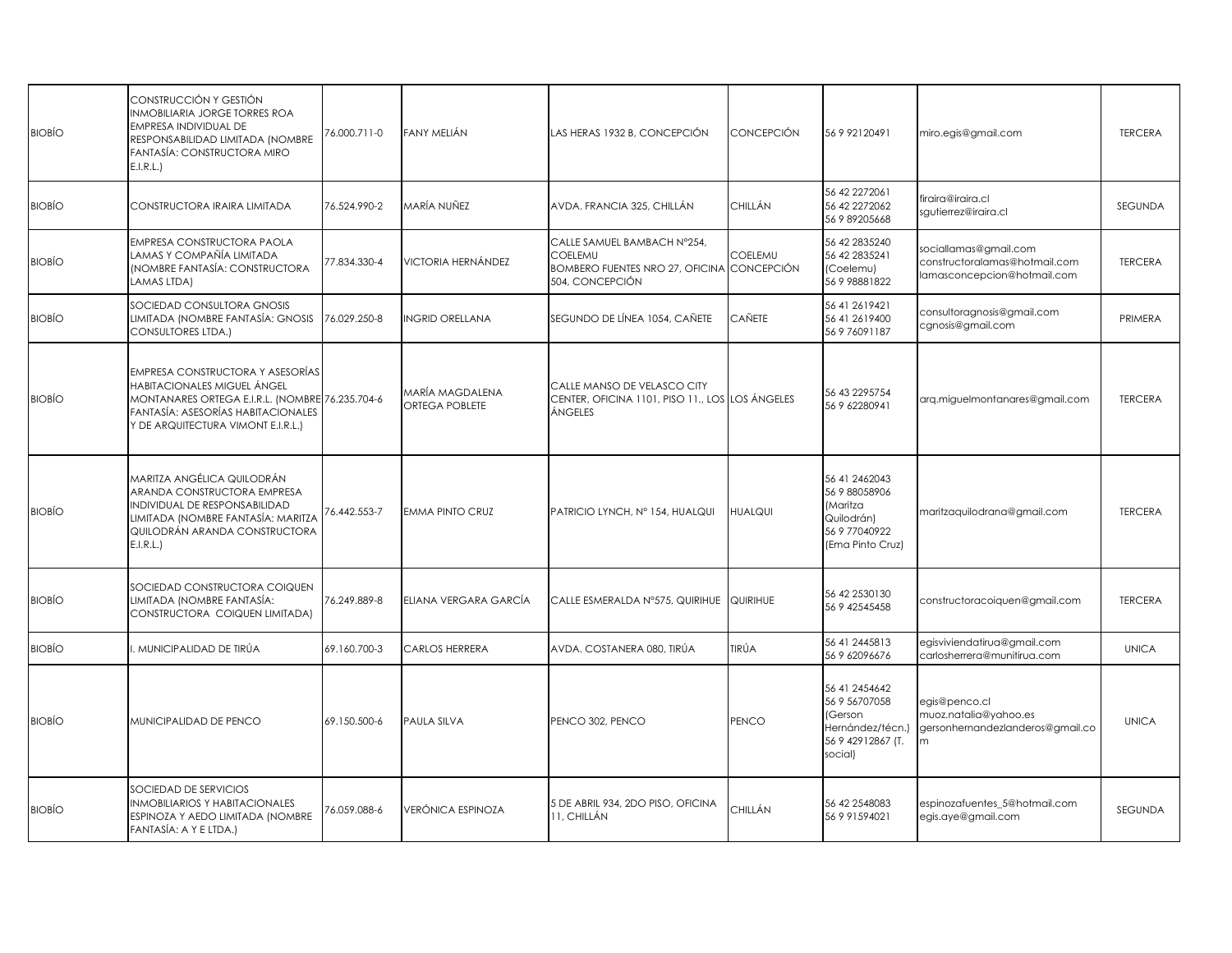| | | | | | | | | |
|---|---|---|---|---|---|---|---|---|
| BIOBÍO | CONSTRUCCIÓN Y GESTIÓN INMOBILIARIA JORGE TORRES ROA EMPRESA INDIVIDUAL DE RESPONSABILIDAD LIMITADA (NOMBRE FANTASÍA: CONSTRUCTORA MIRO E.I.R.L.) | 76.000.711-0 | FANY MELIÁN | LAS HERAS 1932 B, CONCEPCIÓN | CONCEPCIÓN | 56 9 92120491 | miro.egis@gmail.com | TERCERA |
| BIOBÍO | CONSTRUCTORA IRAIRA LIMITADA | 76.524.990-2 | MARÍA NUÑEZ | AVDA. FRANCIA 325, CHILLÁN | CHILLÁN | 56 42 2272061<br>56 42 2272062<br>56 9 89205668 | firaira@iraira.cl<br>sgutierrez@iraira.cl | SEGUNDA |
| BIOBÍO | EMPRESA CONSTRUCTORA PAOLA LAMAS Y COMPAÑÍA LIMITADA (NOMBRE FANTASÍA: CONSTRUCTORA LAMAS LTDA) | 77.834.330-4 | VICTORIA HERNÁNDEZ | CALLE SAMUEL BAMBACH N°254, COELEMU<br>BOMBERO FUENTES NRO 27, OFICINA 504, CONCEPCIÓN | COELEMU<br>CONCEPCIÓN | 56 42 2835240<br>56 42 2835241<br>(Coelemu)<br>56 9 98881822 | sociallamas@gmail.com<br>constructoralamas@hotmail.com<br>lamasconcepcion@hotmail.com | TERCERA |
| BIOBÍO | SOCIEDAD CONSULTORA GNOSIS LIMITADA (NOMBRE FANTASÍA: GNOSIS CONSULTORES LTDA.) | 76.029.250-8 | INGRID ORELLANA | SEGUNDO DE LÍNEA 1054, CAÑETE | CAÑETE | 56 41 2619421<br>56 41 2619400<br>56 9 76091187 | consultoragnosis@gmail.com<br>cgnosis@gmail.com | PRIMERA |
| BIOBÍO | EMPRESA CONSTRUCTORA Y ASESORÍAS HABITACIONALES MIGUEL ÁNGEL MONTANARES ORTEGA E.I.R.L. (NOMBRE FANTASÍA: ASESORÍAS HABITACIONALES Y DE ARQUITECTURA VIMONT E.I.R.L.) | 76.235.704-6 | MARÍA MAGDALENA ORTEGA POBLETE | CALLE MANSO DE VELASCO CITY CENTER, OFICINA 1101, PISO 11., LOS ÁNGELES | LOS ÁNGELES | 56 43 2295754<br>56 9 62280941 | arq.miguelmontanares@gmail.com | TERCERA |
| BIOBÍO | MARITZA ANGÉLICA QUILODRÁN ARANDA CONSTRUCTORA EMPRESA INDIVIDUAL DE RESPONSABILIDAD LIMITADA (NOMBRE FANTASÍA: MARITZA QUILODRÁN ARANDA CONSTRUCTORA E.I.R.L.) | 76.442.553-7 | EMMA PINTO CRUZ | PATRICIO LYNCH, N° 154, HUALQUI | HUALQUI | 56 41 2462043<br>56 9 88058906<br>(Maritza Quilodrán)<br>56 9 77040922<br>(Ema Pinto Cruz) | maritzaquilodrana@gmail.com | TERCERA |
| BIOBÍO | SOCIEDAD CONSTRUCTORA COIQUEN LIMITADA (NOMBRE FANTASÍA: CONSTRUCTORA COIQUEN LIMITADA) | 76.249.889-8 | ELIANA VERGARA GARCÍA | CALLE ESMERALDA N°575, QUIRIHUE | QUIRIHUE | 56 42 2530130<br>56 9 42545458 | constructoracoiquen@gmail.com | TERCERA |
| BIOBÍO | I. MUNICIPALIDAD DE TIRÚA | 69.160.700-3 | CARLOS HERRERA | AVDA. COSTANERA 080, TIRÚA | TIRÚA | 56 41 2445813<br>56 9 62096676 | egisviviendatirua@gmail.com<br>carlosherrera@munitirua.com | UNICA |
| BIOBÍO | MUNICIPALIDAD DE PENCO | 69.150.500-6 | PAULA SILVA | PENCO 302, PENCO | PENCO | 56 41 2454642<br>56 9 56707058<br>(Gerson Hernández/técn.)<br>56 9 42912867 (T. social) | egis@penco.cl<br>muoz.natalia@yahoo.es<br>gersonhernandezlanderos@gmail.com | UNICA |
| BIOBÍO | SOCIEDAD DE SERVICIOS INMOBILIARIOS Y HABITACIONALES ESPINOZA Y AEDO LIMITADA (NOMBRE FANTASÍA: A Y E LTDA.) | 76.059.088-6 | VERÓNICA ESPINOZA | 5 DE ABRIL 934, 2DO PISO, OFICINA 11, CHILLÁN | CHILLÁN | 56 42 2548083<br>56 9 91594021 | espinozafuentes_5@hotmail.com<br>egis.aye@gmail.com | SEGUNDA |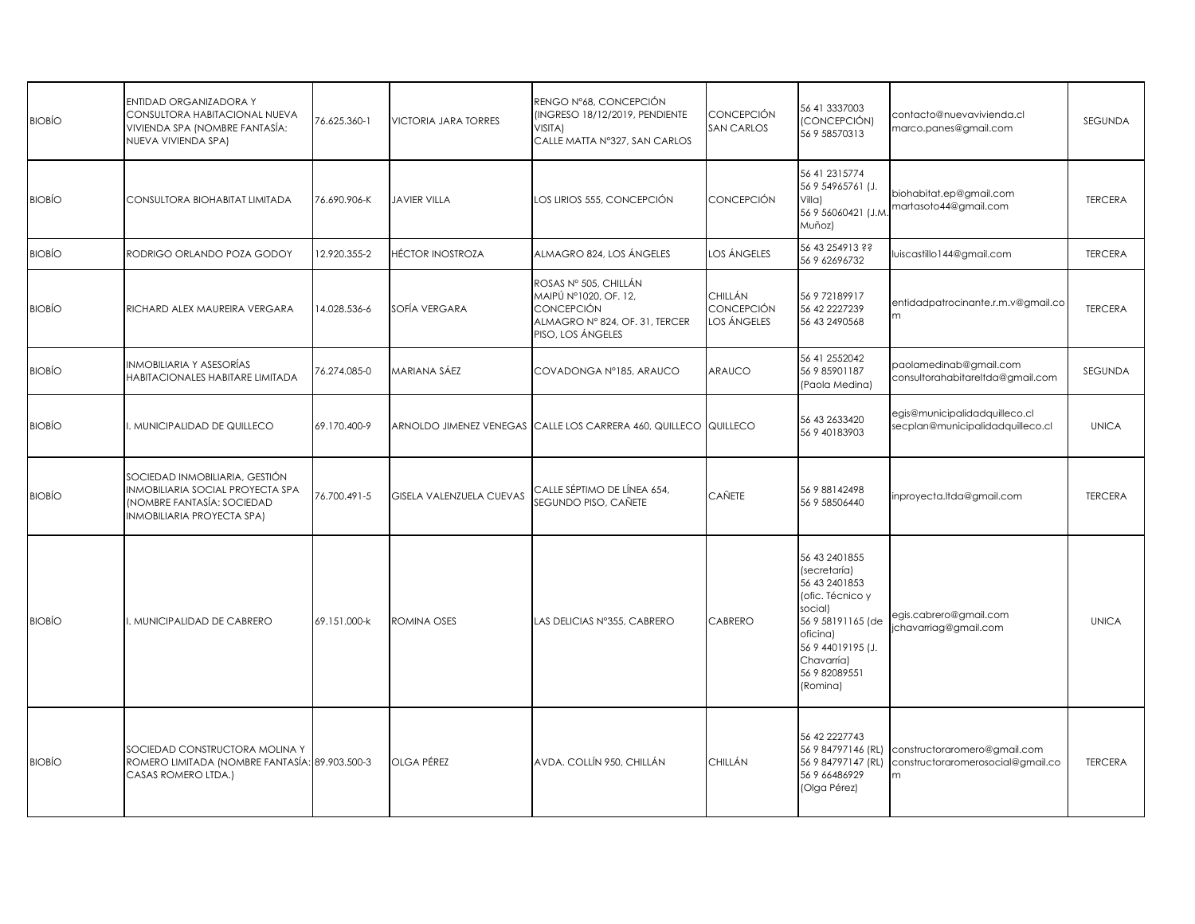| | | | | | | | | |
|---|---|---|---|---|---|---|---|---|
| BIOBÍO | ENTIDAD ORGANIZADORA Y CONSULTORA HABITACIONAL NUEVA VIVIENDA SPA (NOMBRE FANTASÍA: NUEVA VIVIENDA SPA) | 76.625.360-1 | VICTORIA JARA TORRES | RENGO N°68, CONCEPCIÓN (INGRESO 18/12/2019, PENDIENTE VISITA) CALLE MATTA N°327, SAN CARLOS | CONCEPCIÓN SAN CARLOS | 56 41 3337003 (CONCEPCIÓN) 56 9 58570313 | contacto@nuevavivienda.cl marco.panes@gmail.com | SEGUNDA |
| BIOBÍO | CONSULTORA BIOHABITAT LIMITADA | 76.690.906-K | JAVIER VILLA | LOS LIRIOS 555, CONCEPCIÓN | CONCEPCIÓN | 56 41 2315774 56 9 54965761 (J. Villa) 56 9 56060421 (J.M. Muñoz) | biohabitat.ep@gmail.com martasoto44@gmail.com | TERCERA |
| BIOBÍO | RODRIGO ORLANDO POZA GODOY | 12.920.355-2 | HÉCTOR INOSTROZA | ALMAGRO 824, LOS ÁNGELES | LOS ÁNGELES | 56 43 254913 ?? 56 9 62696732 | luiscastillo144@gmail.com | TERCERA |
| BIOBÍO | RICHARD ALEX MAUREIRA VERGARA | 14.028.536-6 | SOFÍA VERGARA | ROSAS N° 505, CHILLÁN MAIPÚ N°1020, OF. 12, CONCEPCIÓN ALMAGRO N° 824, OF. 31, TERCER PISO, LOS ÁNGELES | CHILLÁN CONCEPCIÓN LOS ÁNGELES | 56 9 72189917 56 42 2227239 56 43 2490568 | entidadpatrocinante.r.m.v@gmail.com | TERCERA |
| BIOBÍO | INMOBILIARIA Y ASESORÍAS HABITACIONALES HABITARE LIMITADA | 76.274.085-0 | MARIANA SÁEZ | COVADONGA N°185, ARAUCO | ARAUCO | 56 41 2552042 56 9 85901187 (Paola Medina) | paolamedinab@gmail.com consultorahabitareltda@gmail.com | SEGUNDA |
| BIOBÍO | I. MUNICIPALIDAD DE QUILLECO | 69.170.400-9 | ARNOLDO JIMENEZ VENEGAS | CALLE LOS CARRERA 460, QUILLECO | QUILLECO | 56 43 2633420 56 9 40183903 | egis@municipalidadquilleco.cl secplan@municipalidadquilleco.cl | UNICA |
| BIOBÍO | SOCIEDAD INMOBILIARIA, GESTIÓN INMOBILIARIA SOCIAL PROYECTA SPA (NOMBRE FANTASÍA: SOCIEDAD INMOBILIARIA PROYECTA SPA) | 76.700.491-5 | GISELA VALENZUELA CUEVAS | CALLE SÉPTIMO DE LÍNEA 654, SEGUNDO PISO, CAÑETE | CAÑETE | 56 9 88142498 56 9 58506440 | inproyecta.ltda@gmail.com | TERCERA |
| BIOBÍO | I. MUNICIPALIDAD DE CABRERO | 69.151.000-k | ROMINA OSES | LAS DELICIAS N°355, CABRERO | CABRERO | 56 43 2401855 (secretaría) 56 43 2401853 (ofic. Técnico y social) 56 9 58191165 (de oficina) 56 9 44019195 (J. Chavarría) 56 9 82089551 (Romina) | egis.cabrero@gmail.com jchavarriag@gmail.com | UNICA |
| BIOBÍO | SOCIEDAD CONSTRUCTORA MOLINA Y ROMERO LIMITADA (NOMBRE FANTASÍA: CASAS ROMERO LTDA.) | 89.903.500-3 | OLGA PÉREZ | AVDA. COLLÍN 950, CHILLÁN | CHILLÁN | 56 42 2227743 56 9 84797146 (RL) 56 9 84797147 (RL) 56 9 66486929 (Olga Pérez) | constructoraromero@gmail.com constructoraromerosocial@gmail.com | TERCERA |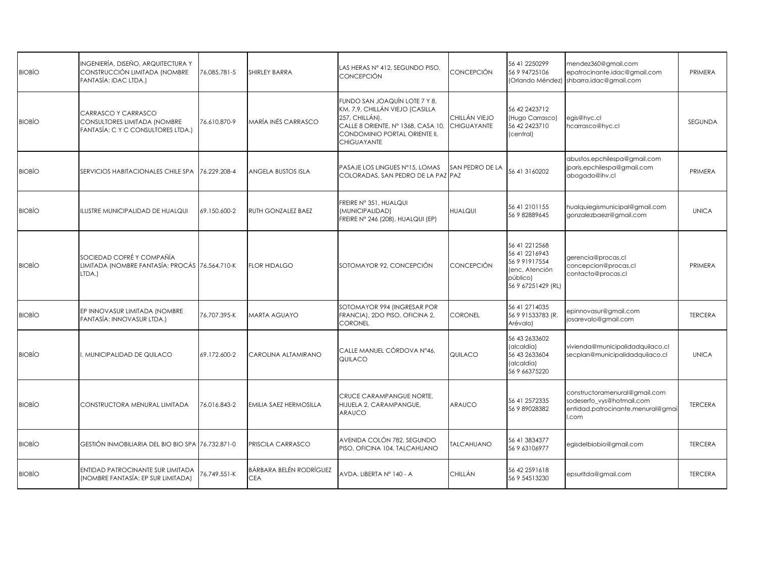| | | | | | | | | |
|---|---|---|---|---|---|---|---|---|
| BIOBÍO | INGENIERÍA, DISEÑO, ARQUITECTURA Y CONSTRUCCIÓN LIMITADA (NOMBRE FANTASÍA: IDAC LTDA.) | 76.085.781-5 | SHIRLEY BARRA | LAS HERAS N° 412, SEGUNDO PISO, CONCEPCION | CONCEPCIÓN | 56 41 2250299<br>56 9 94725106<br>(Orlando Méndez) | mendez360@gmail.com<br>epatrocinante.idac@gmail.com<br>shbarra.idac@gmail.com | PRIMERA |
| BIOBÍO | CARRASCO Y CARRASCO CONSULTORES LIMITADA (NOMBRE FANTASÍA: C Y C CONSULTORES LTDA.) | 76.610.870-9 | MARÍA INÉS CARRASCO | FUNDO SAN JOAQUÍN LOTE 7 Y 8, KM. 7,9, CHILLÁN VIEJO (CASILLA 257, CHILLÁN).<br>CALLE 8 ORIENTE, N° 1368, CASA 10, CONDOMINIO PORTAL ORIENTE II, CHIGUAYANTE | CHILLÁN VIEJO<br>CHIGUAYANTE | 56 42 2423712<br>(Hugo Carrasco)<br>56 42 2423710<br>(central) | egis@hyc.cl<br>hcarrasco@hyc.cl | SEGUNDA |
| BIOBÍO | SERVICIOS HABITACIONALES CHILE SPA | 76.229.208-4 | ANGELA BUSTOS ISLA | PASAJE LOS LINGUES N°15, LOMAS COLORADAS, SAN PEDRO DE LA PAZ | SAN PEDRO DE LA PAZ | 56 41 3160202 | abustos.epchilespa@gmail.com<br>jparis.epchilespa@gmail.com<br>abogado@ihv.cl | PRIMERA |
| BIOBÍO | ILUSTRE MUNICIPALIDAD DE HUALQUI | 69.150.600-2 | RUTH GONZALEZ BAEZ | FREIRE N° 351, HUALQUI (MUNICIPALIDAD)<br>FREIRE N° 246 (208), HUALQUI (EP) | HUALQUI | 56 41 2101155<br>56 9 82889645 | hualquiegismunicipal@gmail.com<br>gonzalezbaezr@gmail.com | UNICA |
| BIOBÍO | SOCIEDAD COFRÉ Y COMPAÑÍA LIMITADA (NOMBRE FANTASÍA: PROCÁS LTDA.) | 76.564.710-K | FLOR HIDALGO | SOTOMAYOR 92, CONCEPCIÓN | CONCEPCIÓN | 56 41 2212568<br>56 41 2216943<br>56 9 91917554<br>(enc. Atención público)<br>56 9 67251429 (RL) | gerencia@procas.cl<br>concepcion@procas.cl<br>contacto@procas.cl | PRIMERA |
| BIOBÍO | EP INNOVASUR LIMITADA (NOMBRE FANTASÍA: INNOVASUR LTDA.) | 76.707.395-K | MARTA AGUAYO | SOTOMAYOR 994 (INGRESAR POR FRANCIA), 2DO PISO, OFICINA 2, CORONEL | CORONEL | 56 41 2714035<br>56 9 91533783 (R. Arévalo) | epinnovasur@gmail.com<br>josarevalo@gmail.com | TERCERA |
| BIOBÍO | I. MUNICIPALIDAD DE QUILACO | 69.172.600-2 | CAROLINA ALTAMIRANO | CALLE MANUEL CÓRDOVA N°46, QUILACO | QUILACO | 56 43 2633602<br>(alcaldía)<br>56 43 2633604<br>(alcaldía)<br>56 9 66375220 | vivienda@municipalidadquilaco.cl<br>secplan@municipalidadquilaco.cl | UNICA |
| BIOBÍO | CONSTRUCTORA MENURAL LIMITADA | 76.016.843-2 | EMILIA SAEZ HERMOSILLA | CRUCE CARAMPANGUE NORTE, HIJUELA 2, CARAMPANGUE, ARAUCO | ARAUCO | 56 41 2572335<br>56 9 89028382 | constructoramenural@gmail.com<br>sodeserfo_vys@hotmail.com<br>entidad.patrocinante.menural@gmail.com | TERCERA |
| BIOBÍO | GESTIÓN INMOBILIARIA DEL BIO BIO SPA | 76.732.871-0 | PRISCILA CARRASCO | AVENIDA COLÓN 782, SEGUNDO PISO, OFICINA 104, TALCAHUANO | TALCAHUANO | 56 41 3834377<br>56 9 63106977 | egisdelbiobio@gmail.com | TERCERA |
| BIOBÍO | ENTIDAD PATROCINANTE SUR LIMITADA (NOMBRE FANTASÍA: EP SUR LIMITADA) | 76.749.551-K | BÁRBARA BELÉN RODRÍGUEZ CEA | AVDA. LIBERTA N° 140 - A | CHILLÁN | 56 42 2591618<br>56 9 54513230 | epsurltda@gmail.com | TERCERA |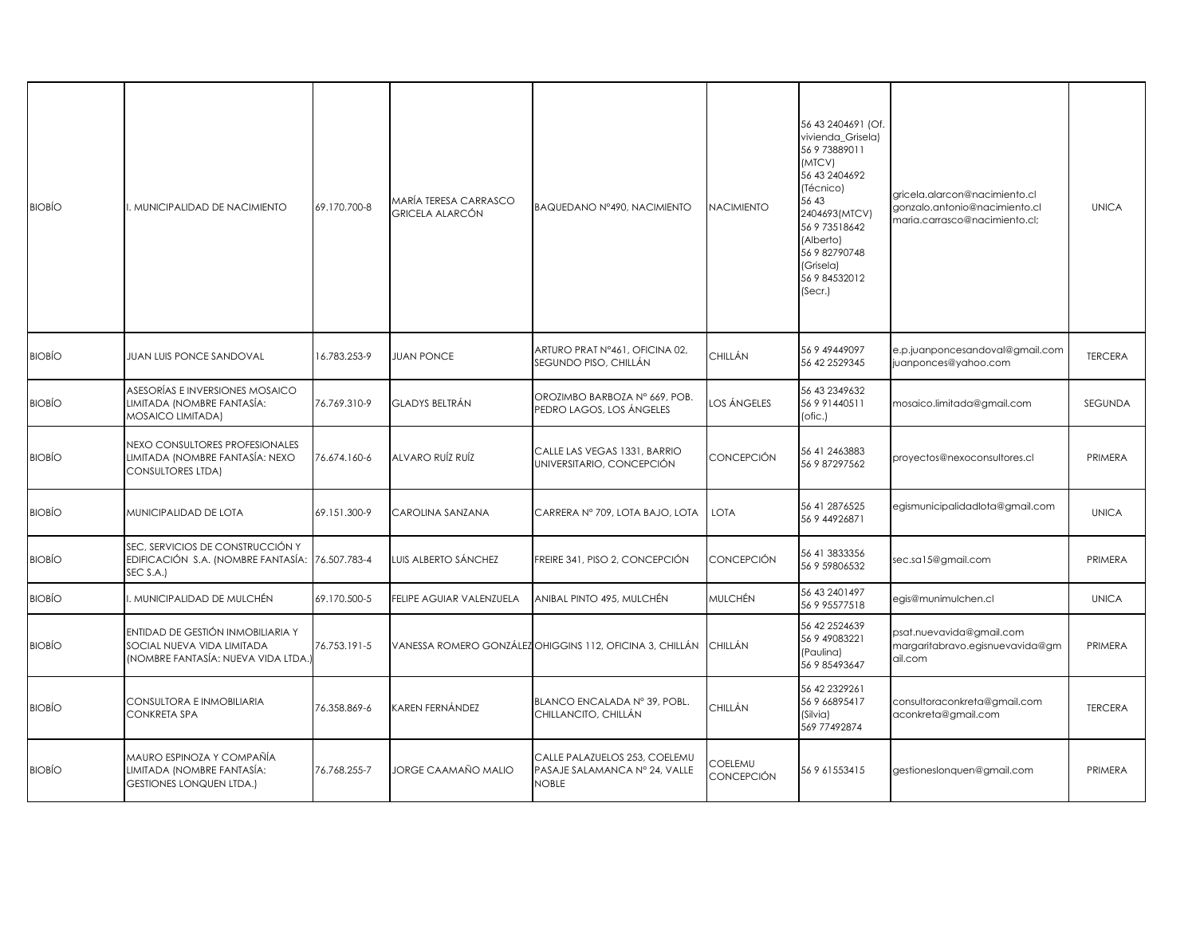| | | | | | | | | |
|---|---|---|---|---|---|---|---|---|
| BIOBÍO | I. MUNICIPALIDAD DE NACIMIENTO | 69.170.700-8 | MARÍA TERESA CARRASCO GRICELA ALARCÓN | BAQUEDANO N°490, NACIMIENTO | NACIMIENTO | 56 43 2404691 (Of. vivienda_Grisela) 56 9 73889011 (MTCV) 56 43 2404692 (Técnico) 56 43 2404693(MTCV) 56 9 73518642 (Alberto) 56 9 82790748 (Grisela) 56 9 84532012 (Secr.) | gricela.alarcon@nacimiento.cl gonzalo.antonio@nacimiento.cl maria.carrasco@nacimiento.cl; | UNICA |
| BIOBÍO | JUAN LUIS PONCE SANDOVAL | 16.783.253-9 | JUAN PONCE | ARTURO PRAT N°461, OFICINA 02, SEGUNDO PISO, CHILLÁN | CHILLÁN | 56 9 49449097 56 42 2529345 | e.p.juanponcesandoval@gmail.com juanponces@yahoo.com | TERCERA |
| BIOBÍO | ASESORÍAS E INVERSIONES MOSAICO LIMITADA (NOMBRE FANTASÍA: MOSAICO LIMITADA) | 76.769.310-9 | GLADYS BELTRÁN | OROZIMBO BARBOZA N° 669, POB. PEDRO LAGOS, LOS ÁNGELES | LOS ÁNGELES | 56 43 2349632 56 9 91440511 (ofic.) | mosaico.limitada@gmail.com | SEGUNDA |
| BIOBÍO | NEXO CONSULTORES PROFESIONALES LIMITADA (NOMBRE FANTASÍA: NEXO CONSULTORES LTDA) | 76.674.160-6 | ALVARO RUÍZ RUÍZ | CALLE LAS VEGAS 1331, BARRIO UNIVERSITARIO, CONCEPCIÓN | CONCEPCIÓN | 56 41 2463883 56 9 87297562 | proyectos@nexoconsultores.cl | PRIMERA |
| BIOBÍO | MUNICIPALIDAD DE LOTA | 69.151.300-9 | CAROLINA SANZANA | CARRERA N° 709, LOTA BAJO, LOTA | LOTA | 56 41 2876525 56 9 44926871 | egismunicipalidadlota@gmail.com | UNICA |
| BIOBÍO | SEC, SERVICIOS DE CONSTRUCCIÓN Y EDIFICACIÓN S.A. (NOMBRE FANTASÍA: SEC S.A.) | 76.507.783-4 | LUIS ALBERTO SÁNCHEZ | FREIRE 341, PISO 2, CONCEPCIÓN | CONCEPCIÓN | 56 41 3833356 56 9 59806532 | sec.sa15@gmail.com | PRIMERA |
| BIOBÍO | I. MUNICIPALIDAD DE MULCHÉN | 69.170.500-5 | FELIPE AGUIAR VALENZUELA | ANIBAL PINTO 495, MULCHÉN | MULCHÉN | 56 43 2401497 56 9 95577518 | egis@munimulchen.cl | UNICA |
| BIOBÍO | ENTIDAD DE GESTIÓN INMOBILIARIA Y SOCIAL NUEVA VIDA LIMITADA (NOMBRE FANTASÍA: NUEVA VIDA LTDA.) | 76.753.191-5 | VANESSA ROMERO GONZÁLEZ | OHIGGINS 112, OFICINA 3, CHILLÁN | CHILLÁN | 56 42 2524639 56 9 49083221 (Paulina) 56 9 85493647 | psat.nuevavida@gmail.com margaritabravo.egisnuevavida@gmail.com | PRIMERA |
| BIOBÍO | CONSULTORA E INMOBILIARIA CONKRETA SPA | 76.358.869-6 | KAREN FERNÁNDEZ | BLANCO ENCALADA N° 39, POBL. CHILLANCITO, CHILLÁN | CHILLÁN | 56 42 2329261 56 9 66895417 (Silvia) 569 77492874 | consultoraconkreta@gmail.com aconkreta@gmail.com | TERCERA |
| BIOBÍO | MAURO ESPINOZA Y COMPAÑÍA LIMITADA (NOMBRE FANTASÍA: GESTIONES LONQUEN LTDA.) | 76.768.255-7 | JORGE CAAMAÑO MALIO | CALLE PALAZUELOS 253, COELEMU PASAJE SALAMANCA N° 24, VALLE NOBLE | COELEMU CONCEPCIÓN | 56 9 61553415 | gestioneslonquen@gmail.com | PRIMERA |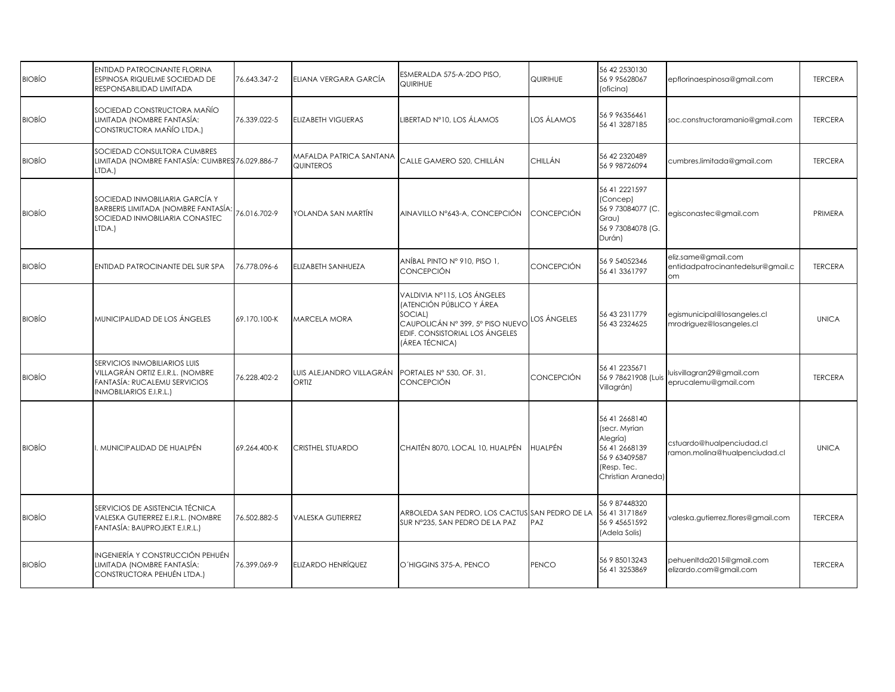| | | | | | | | | |
|---|---|---|---|---|---|---|---|---|
| BIOBÍO | ENTIDAD PATROCINANTE FLORINA ESPINOSA RIQUELME SOCIEDAD DE RESPONSABILIDAD LIMITADA | 76.643.347-2 | ELIANA VERGARA GARCÍA | ESMERALDA 575-A-2DO PISO, QUIRIHUE | QUIRIHUE | 56 42 2530130<br>56 9 95628067 (oficina) | epflorinaespinosa@gmail.com | TERCERA |
| BIOBÍO | SOCIEDAD CONSTRUCTORA MAÑÍO LIMITADA (NOMBRE FANTASÍA: CONSTRUCTORA MAÑÍO LTDA.) | 76.339.022-5 | ELIZABETH VIGUERAS | LIBERTAD N°10, LOS ÁLAMOS | LOS ÁLAMOS | 56 9 96356461<br>56 41 3287185 | soc.constructoramanio@gmail.com | TERCERA |
| BIOBÍO | SOCIEDAD CONSULTORA CUMBRES LIMITADA (NOMBRE FANTASÍA: CUMBRES LTDA.) | 76.029.886-7 | MAFALDA PATRICA SANTANA QUINTEROS | CALLE GAMERO 520, CHILLÁN | CHILLÁN | 56 42 2320489<br>56 9 98726094 | cumbres.limitada@gmail.com | TERCERA |
| BIOBÍO | SOCIEDAD INMOBILIARIA GARCÍA Y BARBERIS LIMITADA (NOMBRE FANTASÍA: SOCIEDAD INMOBILIARIA CONASTEC LTDA.) | 76.016.702-9 | YOLANDA SAN MARTÍN | AINAVILLO N°643-A, CONCEPCIÓN | CONCEPCIÓN | 56 41 2221597 (Concep)<br>56 9 73084077 (C. Grau)<br>56 9 73084078 (G. Durán) | egisconastec@gmail.com | PRIMERA |
| BIOBÍO | ENTIDAD PATROCINANTE DEL SUR SPA | 76.778.096-6 | ELIZABETH SANHUEZA | ANÍBAL PINTO N° 910, PISO 1, CONCEPCIÓN | CONCEPCIÓN | 56 9 54052346<br>56 41 3361797 | eliz.same@gmail.com<br>entidadpatrocinantedelsur@gmail.com | TERCERA |
| BIOBÍO | MUNICIPALIDAD DE LOS ÁNGELES | 69.170.100-K | MARCELA MORA | VALDIVIA N°115, LOS ÁNGELES (ATENCIÓN PÚBLICO Y ÁREA SOCIAL)<br>CAUPOLICÁN N° 399, 5° PISO NUEVO EDIF. CONSISTORIAL LOS ÁNGELES (ÁREA TÉCNICA) | LOS ÁNGELES | 56 43 2311779<br>56 43 2324625 | egismunicipal@losangeles.cl<br>mrodriguez@losangeles.cl | UNICA |
| BIOBÍO | SERVICIOS INMOBILIARIOS LUIS VILLAGRÁN ORTIZ E.I.R.L. (NOMBRE FANTASÍA: RUCALEMU SERVICIOS INMOBILIARIOS E.I.R.L.) | 76.228.402-2 | LUIS ALEJANDRO VILLAGRÁN ORTIZ | PORTALES N° 530, OF. 31, CONCEPCIÓN | CONCEPCIÓN | 56 41 2235671<br>56 9 78621908 (Luis Villagrán) | luisvillagran29@gmail.com<br>eprucalemu@gmail.com | TERCERA |
| BIOBÍO | I. MUNICIPALIDAD DE HUALPÉN | 69.264.400-K | CRISTHEL STUARDO | CHAITÉN 8070, LOCAL 10, HUALPÉN | HUALPÉN | 56 41 2668140 (secr. Myrian Alegría)<br>56 41 2668139<br>56 9 63409587 (Resp. Tec. Christian Araneda) | cstuardo@hualpenciudad.cl<br>ramon.molina@hualpenciudad.cl | UNICA |
| BIOBÍO | SERVICIOS DE ASISTENCIA TÉCNICA VALESKA GUTIERREZ E.I.R.L. (NOMBRE FANTASÍA: BAUPROJEKT E.I.R.L.) | 76.502.882-5 | VALESKA GUTIERREZ | ARBOLEDA SAN PEDRO, LOS CACTUS SUR N°235, SAN PEDRO DE LA PAZ | SAN PEDRO DE LA PAZ | 56 9 87448320<br>56 41 3171869<br>56 9 45651592 (Adela Solis) | valeska.gutierrez.flores@gmail.com | TERCERA |
| BIOBÍO | INGENIERÍA Y CONSTRUCCIÓN PEHUÉN LIMITADA (NOMBRE FANTASÍA: CONSTRUCTORA PEHUÉN LTDA.) | 76.399.069-9 | ELIZARDO HENRÍQUEZ | O´HIGGINS 375-A, PENCO | PENCO | 56 9 85013243<br>56 41 3253869 | pehuenltda2015@gmail.com<br>elizardo.com@gmail.com | TERCERA |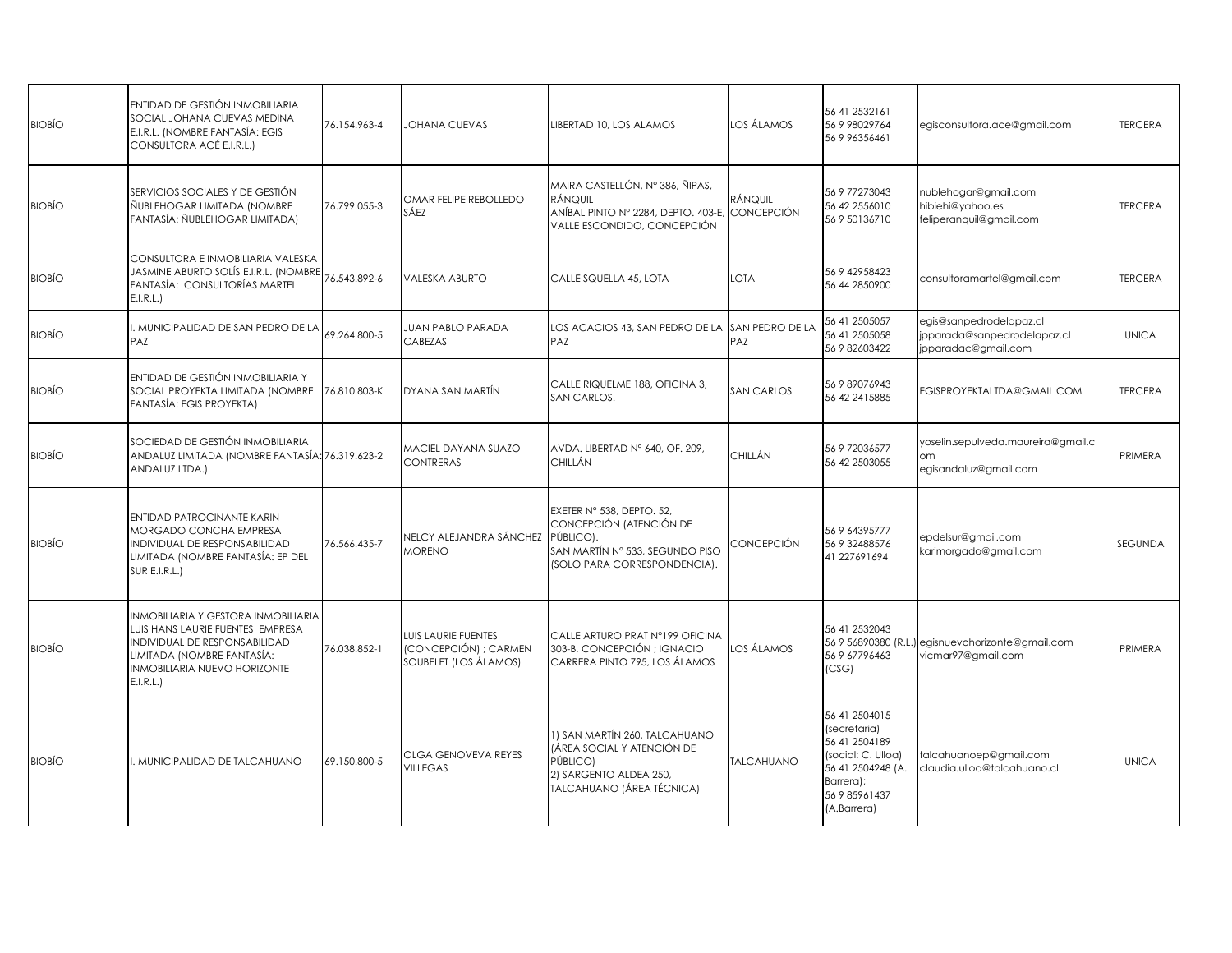| | | | | | | | | |
|---|---|---|---|---|---|---|---|---|
| BIOBÍO | ENTIDAD DE GESTIÓN INMOBILIARIA SOCIAL JOHANA CUEVAS MEDINA E.I.R.L. (NOMBRE FANTASÍA: EGIS CONSULTORA ACÉ E.I.R.L.) | 76.154.963-4 | JOHANA CUEVAS | LIBERTAD 10, LOS ALAMOS | LOS ÁLAMOS | 56 41 2532161<br>56 9 98029764<br>56 9 96356461 | egisconsultora.ace@gmail.com | TERCERA |
| BIOBÍO | SERVICIOS SOCIALES Y DE GESTIÓN ÑUBLEHOGAR LIMITADA (NOMBRE FANTASÍA: ÑUBLEHOGAR LIMITADA) | 76.799.055-3 | OMAR FELIPE REBOLLEDO SÁEZ | MAIRA CASTELLÓN, N° 386, ÑIPAS, RÁNQUIL<br>ANÍBAL PINTO N° 2284, DEPTO. 403-E, VALLE ESCONDIDO, CONCEPCIÓN | RÁNQUIL<br>CONCEPCIÓN | 56 9 77273043<br>56 42 2556010<br>56 9 50136710 | nublehogar@gmail.com<br>hibiehi@yahoo.es<br>feliperanquil@gmail.com | TERCERA |
| BIOBÍO | CONSULTORA E INMOBILIARIA VALESKA JASMINE ABURTO SOLÍS E.I.R.L. (NOMBRE FANTASÍA: CONSULTORÍAS MARTEL E.I.R.L.) | 76.543.892-6 | VALESKA ABURTO | CALLE SQUELLA 45, LOTA | LOTA | 56 9 42958423<br>56 44 2850900 | consultoramartel@gmail.com | TERCERA |
| BIOBÍO | I. MUNICIPALIDAD DE SAN PEDRO DE LA PAZ | 69.264.800-5 | JUAN PABLO PARADA CABEZAS | LOS ACACIOS 43, SAN PEDRO DE LA PAZ | SAN PEDRO DE LA PAZ | 56 41 2505057<br>56 41 2505058<br>56 9 82603422 | egis@sanpedrodelapaz.cl<br>jpparada@sanpedrodelapaz.cl<br>jpparadac@gmail.com | UNICA |
| BIOBÍO | ENTIDAD DE GESTIÓN INMOBILIARIA Y SOCIAL PROYEKTA LIMITADA (NOMBRE FANTASÍA: EGIS PROYEKTA) | 76.810.803-K | DYANA SAN MARTÍN | CALLE RIQUELME 188, OFICINA 3, SAN CARLOS. | SAN CARLOS | 56 9 89076943<br>56 42 2415885 | EGISPROYEKTALTDA@GMAIL.COM | TERCERA |
| BIOBÍO | SOCIEDAD DE GESTIÓN INMOBILIARIA ANDALUZ LIMITADA (NOMBRE FANTASÍA: ANDALUZ LTDA.) | 76.319.623-2 | MACIEL DAYANA SUAZO CONTRERAS | AVDA. LIBERTAD N° 640, OF. 209, CHILLÁN | CHILLÁN | 56 9 72036577<br>56 42 2503055 | yoselin.sepulveda.maureira@gmail.com<br>egisandaluz@gmail.com | PRIMERA |
| BIOBÍO | ENTIDAD PATROCINANTE KARIN MORGADO CONCHA EMPRESA INDIVIDUAL DE RESPONSABILIDAD LIMITADA (NOMBRE FANTASÍA: EP DEL SUR E.I.R.L.) | 76.566.435-7 | NELCY ALEJANDRA SÁNCHEZ MORENO | EXETER N° 538, DEPTO. 52, CONCEPCIÓN (ATENCIÓN DE PÚBLICO).<br>SAN MARTÍN N° 533, SEGUNDO PISO (SOLO PARA CORRESPONDENCIA). | CONCEPCIÓN | 56 9 64395777<br>56 9 32488576<br>41 227691694 | epdelsur@gmail.com<br>karimorgado@gmail.com | SEGUNDA |
| BIOBÍO | INMOBILIARIA Y GESTORA INMOBILIARIA LUIS HANS LAURIE FUENTES EMPRESA INDIVIDUAL DE RESPONSABILIDAD LIMITADA (NOMBRE FANTASÍA: INMOBILIARIA NUEVO HORIZONTE E.I.R.L.) | 76.038.852-1 | LUIS LAURIE FUENTES (CONCEPCIÓN) ; CARMEN SOUBELET (LOS ÁLAMOS) | CALLE ARTURO PRAT N°199 OFICINA 303-B, CONCEPCIÓN ; IGNACIO CARRERA PINTO 795, LOS ÁLAMOS | LOS ÁLAMOS | 56 41 2532043<br>56 9 56890380 (R.L.)<br>56 9 67796463 (CSG) | egisnuevohorizonte@gmail.com<br>vicmar97@gmail.com | PRIMERA |
| BIOBÍO | I. MUNICIPALIDAD DE TALCAHUANO | 69.150.800-5 | OLGA GENOVEVA REYES VILLEGAS | 1) SAN MARTÍN 260, TALCAHUANO (ÁREA SOCIAL Y ATENCIÓN DE PÚBLICO)<br>2) SARGENTO ALDEA 250, TALCAHUANO (ÁREA TÉCNICA) | TALCAHUANO | 56 41 2504015 (secretaria)<br>56 41 2504189 (social: C. Ulloa)<br>56 41 2504248 (A. Barrera);<br>56 9 85961437 (A.Barrera) | talcahuanoep@gmail.com<br>claudia.ulloa@talcahuano.cl | UNICA |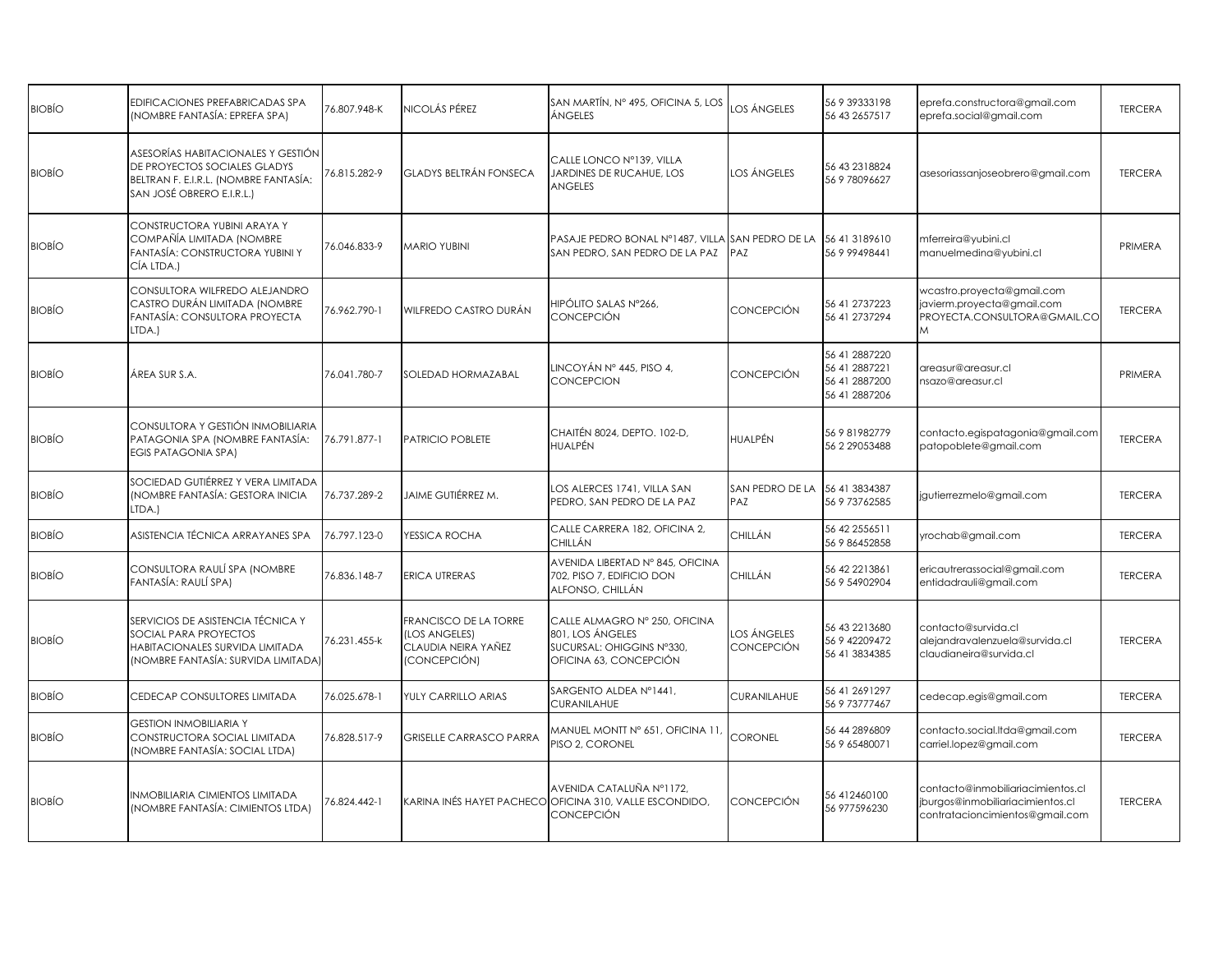| | | | | | | | | |
|---|---|---|---|---|---|---|---|---|
| BIOBÍO | EDIFICACIONES PREFABRICADAS SPA (NOMBRE FANTASÍA: EPREFA SPA) | 76.807.948-K | NICOLÁS PÉREZ | SAN MARTÍN, N° 495, OFICINA 5, LOS ÁNGELES | LOS ÁNGELES | 56 9 39333198<br>56 43 2657517 | eprefa.constructora@gmail.com<br>eprefa.social@gmail.com | TERCERA |
| BIOBÍO | ASESORÍAS HABITACIONALES Y GESTIÓN DE PROYECTOS SOCIALES GLADYS BELTRAN F. E.I.R.L. (NOMBRE FANTASÍA: SAN JOSÉ OBRERO E.I.R.L.) | 76.815.282-9 | GLADYS BELTRÁN FONSECA | CALLE LONCO N°139, VILLA JARDINES DE RUCAHUE, LOS ANGELES | LOS ÁNGELES | 56 43 2318824<br>56 9 78096627 | asesoriassanjoseobrero@gmail.com | TERCERA |
| BIOBÍO | CONSTRUCTORA YUBINI ARAYA Y COMPAÑÍA LIMITADA (NOMBRE FANTASÍA: CONSTRUCTORA YUBINI Y CÍA LTDA.) | 76.046.833-9 | MARIO YUBINI | PASAJE PEDRO BONAL N°1487, VILLA SAN PEDRO, SAN PEDRO DE LA PAZ | SAN PEDRO DE LA PAZ | 56 41 3189610<br>56 9 99498441 | mferreira@yubini.cl<br>manuelmedina@yubini.cl | PRIMERA |
| BIOBÍO | CONSULTORA WILFREDO ALEJANDRO CASTRO DURÁN LIMITADA (NOMBRE FANTASÍA: CONSULTORA PROYECTA LTDA.) | 76.962.790-1 | WILFREDO CASTRO DURÁN | HIPÓLITO SALAS N°266, CONCEPCIÓN | CONCEPCIÓN | 56 41 2737223<br>56 41 2737294 | wcastro.proyecta@gmail.com<br>javierm.proyecta@gmail.com<br>PROYECTA.CONSULTORA@GMAIL.COM | TERCERA |
| BIOBÍO | ÁREA SUR S.A. | 76.041.780-7 | SOLEDAD HORMAZABAL | LINCOYÁN N° 445, PISO 4, CONCEPCION | CONCEPCIÓN | 56 41 2887220<br>56 41 2887221<br>56 41 2887200<br>56 41 2887206 | areasur@areasur.cl<br>nsazo@areasur.cl | PRIMERA |
| BIOBÍO | CONSULTORA Y GESTIÓN INMOBILIARIA PATAGONIA SPA (NOMBRE FANTASÍA: EGIS PATAGONIA SPA) | 76.791.877-1 | PATRICIO POBLETE | CHAITÉN 8024, DEPTO. 102-D, HUALPÉN | HUALPÉN | 56 9 81982779<br>56 2 29053488 | contacto.egispatagonia@gmail.com<br>patopoblete@gmail.com | TERCERA |
| BIOBÍO | SOCIEDAD GUTIÉRREZ Y VERA LIMITADA (NOMBRE FANTASÍA: GESTORA INICIA LTDA.) | 76.737.289-2 | JAIME GUTIÉRREZ M. | LOS ALERCES 1741, VILLA SAN PEDRO, SAN PEDRO DE LA PAZ | SAN PEDRO DE LA PAZ | 56 41 3834387<br>56 9 73762585 | jgutierrezmelo@gmail.com | TERCERA |
| BIOBÍO | ASISTENCIA TÉCNICA ARRAYANES SPA | 76.797.123-0 | YESSICA ROCHA | CALLE CARRERA 182, OFICINA 2, CHILLÁN | CHILLÁN | 56 42 2556511<br>56 9 86452858 | yrochab@gmail.com | TERCERA |
| BIOBÍO | CONSULTORA RAULÍ SPA (NOMBRE FANTASÍA: RAULÍ SPA) | 76.836.148-7 | ERICA UTRERAS | AVENIDA LIBERTAD N° 845, OFICINA 702, PISO 7, EDIFICIO DON ALFONSO, CHILLÁN | CHILLÁN | 56 42 2213861<br>56 9 54902904 | ericautrerassocial@gmail.com<br>entidadrauli@gmail.com | TERCERA |
| BIOBÍO | SERVICIOS DE ASISTENCIA TÉCNICA Y SOCIAL PARA PROYECTOS HABITACIONALES SURVIDA LIMITADA (NOMBRE FANTASÍA: SURVIDA LIMITADA) | 76.231.455-k | FRANCISCO DE LA TORRE (LOS ANGELES)<br>CLAUDIA NEIRA YAÑEZ (CONCEPCIÓN) | CALLE ALMAGRO N° 250, OFICINA 801, LOS ÁNGELES<br>SUCURSAL: OHIGGINS N°330, OFICINA 63, CONCEPCIÓN | LOS ÁNGELES<br>CONCEPCIÓN | 56 43 2213680<br>56 9 42209472<br>56 41 3834385 | contacto@survida.cl<br>alejandravalenzuela@survida.cl<br>claudianeira@survida.cl | TERCERA |
| BIOBÍO | CEDECAP CONSULTORES LIMITADA | 76.025.678-1 | YULY CARRILLO ARIAS | SARGENTO ALDEA N°1441, CURANILAHUE | CURANILAHUE | 56 41 2691297<br>56 9 73777467 | cedecap.egis@gmail.com | TERCERA |
| BIOBÍO | GESTION INMOBILIARIA Y CONSTRUCTORA SOCIAL LIMITADA (NOMBRE FANTASÍA: SOCIAL LTDA) | 76.828.517-9 | GRISELLE CARRASCO PARRA | MANUEL MONTT N° 651, OFICINA 11, PISO 2, CORONEL | CORONEL | 56 44 2896809<br>56 9 65480071 | contacto.social.ltda@gmail.com<br>carriel.lopez@gmail.com | TERCERA |
| BIOBÍO | INMOBILIARIA CIMIENTOS LIMITADA (NOMBRE FANTASÍA: CIMIENTOS LTDA) | 76.824.442-1 | KARINA INÉS HAYET PACHECO | AVENIDA CATALUÑA N°1172, OFICINA 310, VALLE ESCONDIDO, CONCEPCIÓN | CONCEPCIÓN | 56 412460100<br>56 977596230 | contacto@inmobiliariacimientos.cl<br>jburgos@inmobiliariacimientos.cl<br>contratacioncimientos@gmail.com | TERCERA |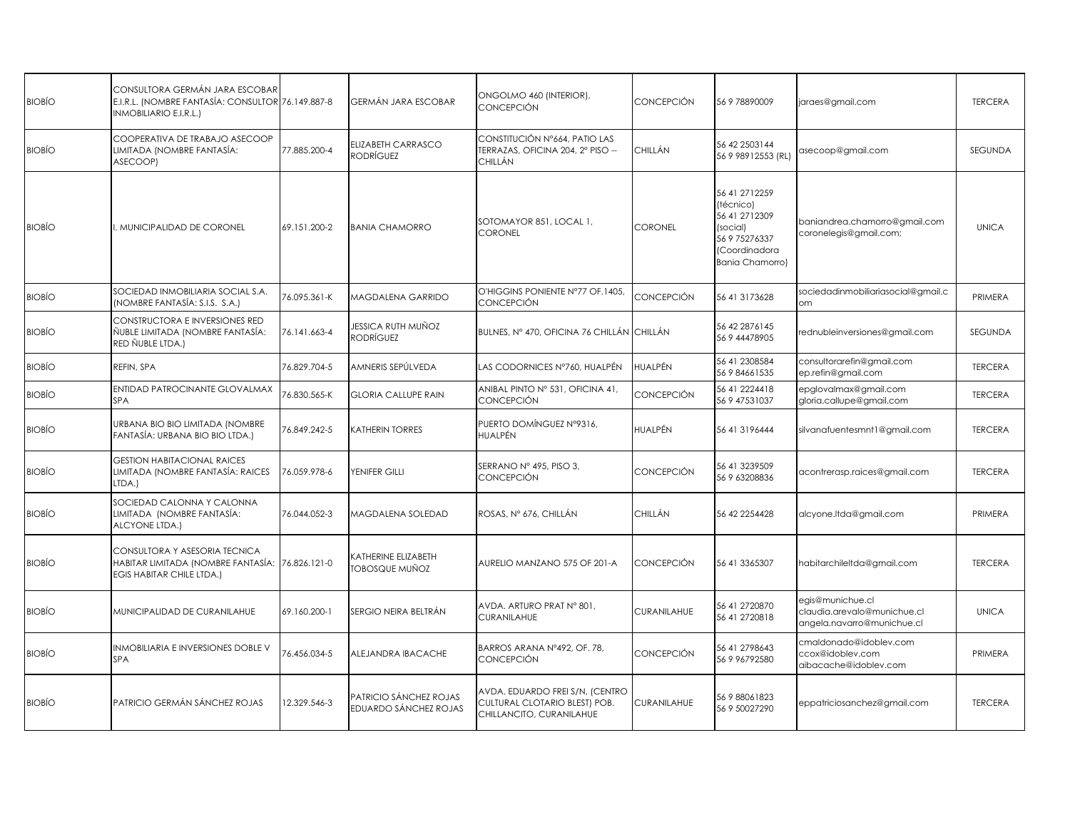| BIOBÍO | CONSULTORA GERMÁN JARA ESCOBAR E.I.R.L. (NOMBRE FANTASÍA: CONSULTOR INMOBILIARIO E.I.R.L.) | 76.149.887-8 | GERMÁN JARA ESCOBAR | ONGOLMO 460 (INTERIOR), CONCEPCIÓN | CONCEPCIÓN | 56 9 78890009 | jaraes@gmail.com | TERCERA |
|---|---|---|---|---|---|---|---|---|
| BIOBÍO | COOPERATIVA DE TRABAJO ASECOOP LIMITADA (NOMBRE FANTASÍA: ASECOOP) | 77.885.200-4 | ELIZABETH CARRASCO RODRÍGUEZ | CONSTITUCIÓN N°664, PATIO LAS TERRAZAS, OFICINA 204, 2° PISO -- CHILLÁN | CHILLÁN | 56 42 2503144<br>56 9 98912553 (RL) | asecoop@gmail.com | SEGUNDA |
| BIOBÍO | I. MUNICIPALIDAD DE CORONEL | 69.151.200-2 | BANIA CHAMORRO | SOTOMAYOR 851, LOCAL 1, CORONEL | CORONEL | 56 41 2712259 (técnico)<br>56 41 2712309 (social)<br>56 9 75276337 (Coordinadora Bania Chamorro) | baniandrea.chamorro@gmail.com<br>coronelegis@gmail.com; | UNICA |
| BIOBÍO | SOCIEDAD INMOBILIARIA SOCIAL S.A. (NOMBRE FANTASÍA: S.I.S. S.A.) | 76.095.361-K | MAGDALENA GARRIDO | O'HIGGINS PONIENTE N°77 OF.1405, CONCEPCIÓN | CONCEPCIÓN | 56 41 3173628 | sociedadinmobiliariasocial@gmail.com | PRIMERA |
| BIOBÍO | CONSTRUCTORA E INVERSIONES RED ÑUBLE LIMITADA (NOMBRE FANTASÍA: RED ÑUBLE LTDA.) | 76.141.663-4 | JESSICA RUTH MUÑOZ RODRÍGUEZ | BULNES, N° 470, OFICINA 76 CHILLÁN | CHILLÁN | 56 42 2876145<br>56 9 44478905 | rednubleinversiones@gmail.com | SEGUNDA |
| BIOBÍO | REFIN, SPA | 76.829.704-5 | AMNERIS SEPÚLVEDA | LAS CODORNICES N°760, HUALPÉN | HUALPÉN | 56 41 2308584<br>56 9 84661535 | consultorarefin@gmail.com<br>ep.refin@gmail.com | TERCERA |
| BIOBÍO | ENTIDAD PATROCINANTE GLOVALMAX SPA | 76.830.565-K | GLORIA CALLUPE RAIN | ANIBAL PINTO N° 531, OFICINA 41, CONCEPCIÓN | CONCEPCIÓN | 56 41 2224418<br>56 9 47531037 | epglovalmax@gmail.com<br>gloria.callupe@gmail.com | TERCERA |
| BIOBÍO | URBANA BIO BIO LIMITADA (NOMBRE FANTASÍA: URBANA BIO BIO LTDA.) | 76.849.242-5 | KATHERIN TORRES | PUERTO DOMÍNGUEZ N°9316, HUALPÉN | HUALPÉN | 56 41 3196444 | silvanafuentesmnt1@gmail.com | TERCERA |
| BIOBÍO | GESTION HABITACIONAL RAICES LIMITADA (NOMBRE FANTASÍA: RAICES LTDA.) | 76.059.978-6 | YENIFER GILLI | SERRANO N° 495, PISO 3, CONCEPCIÓN | CONCEPCIÓN | 56 41 3239509<br>56 9 63208836 | acontrerasp.raices@gmail.com | TERCERA |
| BIOBÍO | SOCIEDAD CALONNA Y CALONNA LIMITADA (NOMBRE FANTASÍA: ALCYONE LTDA.) | 76.044.052-3 | MAGDALENA SOLEDAD | ROSAS, N° 676, CHILLÁN | CHILLÁN | 56 42 2254428 | alcyone.ltda@gmail.com | PRIMERA |
| BIOBÍO | CONSULTORA Y ASESORIA TECNICA HABITAR LIMITADA (NOMBRE FANTASÍA: EGIS HABITAR CHILE LTDA.) | 76.826.121-0 | KATHERINE ELIZABETH TOBOSQUE MUÑOZ | AURELIO MANZANO 575 OF 201-A | CONCEPCIÓN | 56 41 3365307 | habitarchileltda@gmail.com | TERCERA |
| BIOBÍO | MUNICIPALIDAD DE CURANILAHUE | 69.160.200-1 | SERGIO NEIRA BELTRÁN | AVDA. ARTURO PRAT N° 801, CURANILAHUE | CURANILAHUE | 56 41 2720870<br>56 41 2720818 | egis@munichue.cl<br>claudia.arevalo@munichue.cl<br>angela.navarro@munichue.cl | UNICA |
| BIOBÍO | INMOBILIARIA E INVERSIONES DOBLE V SPA | 76.456.034-5 | ALEJANDRA IBACACHE | BARROS ARANA N°492, OF. 78, CONCEPCIÓN | CONCEPCIÓN | 56 41 2798643<br>56 9 96792580 | cmaldonado@idoblev.com<br>ccox@idoblev.com<br>aibacache@idoblev.com | PRIMERA |
| BIOBÍO | PATRICIO GERMÁN SÁNCHEZ ROJAS | 12.329.546-3 | PATRICIO SÁNCHEZ ROJAS<br>EDUARDO SÁNCHEZ ROJAS | AVDA. EDUARDO FREI S/N, (CENTRO CULTURAL CLOTARIO BLEST) POB. CHILLANCITO, CURANILAHUE | CURANILAHUE | 56 9 88061823<br>56 9 50027290 | eppatriciosanchez@gmail.com | TERCERA |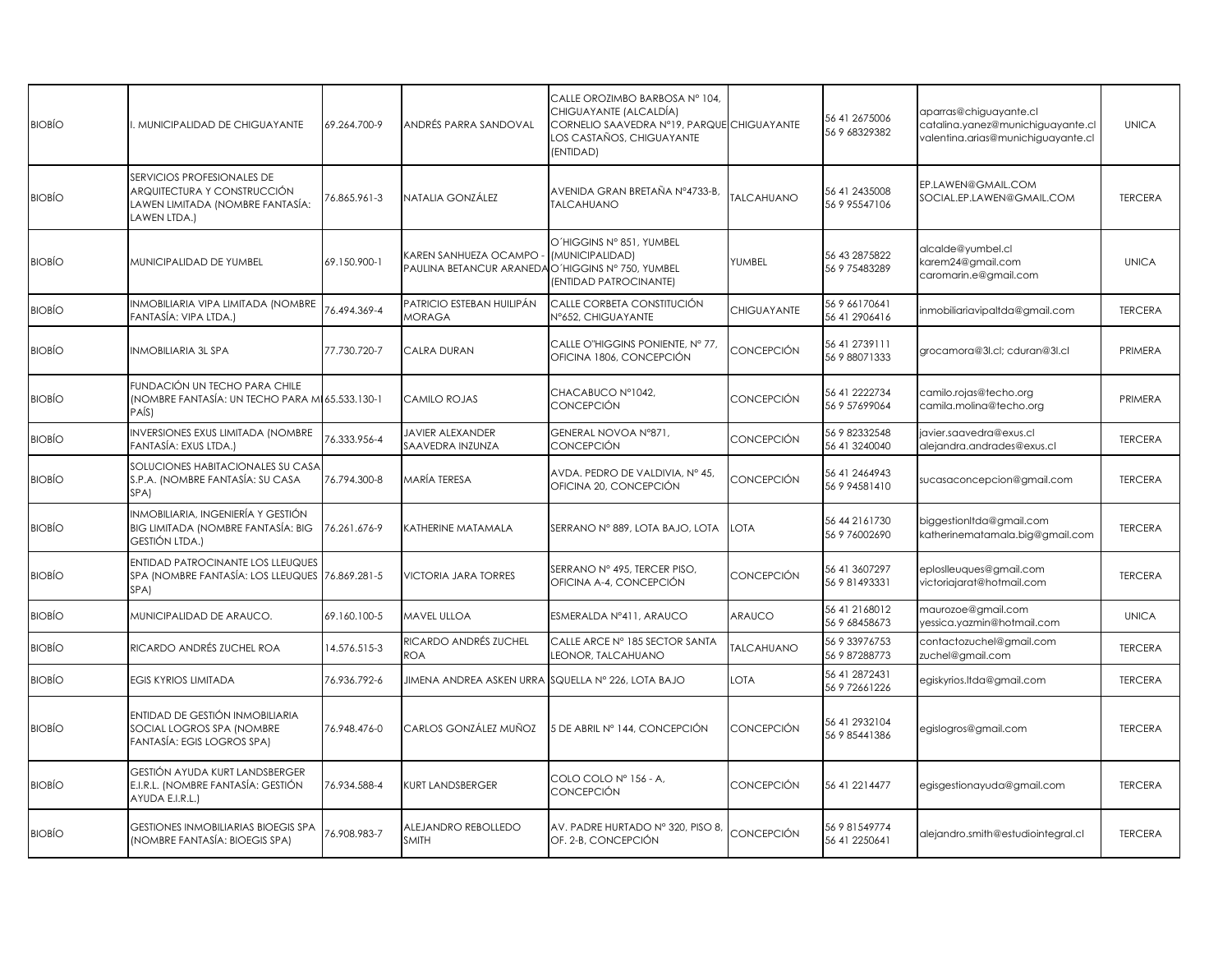| | | | | | | | | |
|---|---|---|---|---|---|---|---|---|
| BIOBÍO | I. MUNICIPALIDAD DE CHIGUAYANTE | 69.264.700-9 | ANDRÉS PARRA SANDOVAL | CALLE OROZIMBO BARBOSA N° 104, CHIGUAYANTE (ALCALDÍA) CORNELIO SAAVEDRA N°19, PARQUE LOS CASTAÑOS, CHIGUAYANTE (ENTIDAD) | CHIGUAYANTE | 56 41 2675006 56 9 68329382 | aparras@chiguayante.cl catalina.yanez@munichiguayante.cl valentina.arias@munichiguayante.cl | UNICA |
| BIOBÍO | SERVICIOS PROFESIONALES DE ARQUITECTURA Y CONSTRUCCIÓN LAWEN LIMITADA (NOMBRE FANTASÍA: LAWEN LTDA.) | 76.865.961-3 | NATALIA GONZÁLEZ | AVENIDA GRAN BRETAÑA N°4733-B, TALCAHUANO | TALCAHUANO | 56 41 2435008 56 9 95547106 | EP.LAWEN@GMAIL.COM SOCIAL.EP.LAWEN@GMAIL.COM | TERCERA |
| BIOBÍO | MUNICIPALIDAD DE YUMBEL | 69.150.900-1 | KAREN SANHUEZA OCAMPO - PAULINA BETANCUR ARANEDA | O´HIGGINS N° 851, YUMBEL (MUNICIPALIDAD) O´HIGGINS N° 750, YUMBEL (ENTIDAD PATROCINANTE) | YUMBEL | 56 43 2875822 56 9 75483289 | alcalde@yumbel.cl karem24@gmail.com caromarin.e@gmail.com | UNICA |
| BIOBÍO | INMOBILIARIA VIPA LIMITADA (NOMBRE FANTASÍA: VIPA LTDA.) | 76.494.369-4 | PATRICIO ESTEBAN HUILIPÁN MORAGA | CALLE CORBETA CONSTITUCIÓN N°652, CHIGUAYANTE | CHIGUAYANTE | 56 9 66170641 56 41 2906416 | inmobiliariavipaltda@gmail.com | TERCERA |
| BIOBÍO | INMOBILIARIA 3L SPA | 77.730.720-7 | CALRA DURAN | CALLE O"HIGGINS PONIENTE, N° 77, OFICINA 1806, CONCEPCIÓN | CONCEPCIÓN | 56 41 2739111 56 9 88071333 | grocamora@3l.cl; cduran@3l.cl | PRIMERA |
| BIOBÍO | FUNDACIÓN UN TECHO PARA CHILE (NOMBRE FANTASÍA: UN TECHO PARA MI PAÍS) | 65.533.130-1 | CAMILO ROJAS | CHACABUCO N°1042, CONCEPCIÓN | CONCEPCIÓN | 56 41 2222734 56 9 57699064 | camilo.rojas@techo.org camila.molina@techo.org | PRIMERA |
| BIOBÍO | INVERSIONES EXUS LIMITADA (NOMBRE FANTASÍA: EXUS LTDA.) | 76.333.956-4 | JAVIER ALEXANDER SAAVEDRA INZUNZA | GENERAL NOVOA N°871, CONCEPCIÓN | CONCEPCIÓN | 56 9 82332548 56 41 3240040 | javier.saavedra@exus.cl alejandra.andrades@exus.cl | TERCERA |
| BIOBÍO | SOLUCIONES HABITACIONALES SU CASA S.P.A. (NOMBRE FANTASÍA: SU CASA SPA) | 76.794.300-8 | MARÍA TERESA | AVDA. PEDRO DE VALDIVIA, N° 45, OFICINA 20, CONCEPCIÓN | CONCEPCIÓN | 56 41 2464943 56 9 94581410 | sucasaconcepcion@gmail.com | TERCERA |
| BIOBÍO | INMOBILIARIA, INGENIERÍA Y GESTIÓN BIG LIMITADA (NOMBRE FANTASÍA: BIG GESTIÓN LTDA.) | 76.261.676-9 | KATHERINE MATAMALA | SERRANO N° 889, LOTA BAJO, LOTA | LOTA | 56 44 2161730 56 9 76002690 | biggestionltda@gmail.com katherinematamala.big@gmail.com | TERCERA |
| BIOBÍO | ENTIDAD PATROCINANTE LOS LLEUQUES SPA (NOMBRE FANTASÍA: LOS LLEUQUES SPA) | 76.869.281-5 | VICTORIA JARA TORRES | SERRANO N° 495, TERCER PISO, OFICINA A-4, CONCEPCIÓN | CONCEPCIÓN | 56 41 3607297 56 9 81493331 | eploslleuques@gmail.com victoriajarat@hotmail.com | TERCERA |
| BIOBÍO | MUNICIPALIDAD DE ARAUCO. | 69.160.100-5 | MAVEL ULLOA | ESMERALDA N°411, ARAUCO | ARAUCO | 56 41 2168012 56 9 68458673 | maurozoe@gmail.com yessica.yazmin@hotmail.com | UNICA |
| BIOBÍO | RICARDO ANDRÉS ZUCHEL ROA | 14.576.515-3 | RICARDO ANDRÉS ZUCHEL ROA | CALLE ARCE N° 185 SECTOR SANTA LEONOR, TALCAHUANO | TALCAHUANO | 56 9 33976753 56 9 87288773 | contactozuchel@gmail.com zuchel@gmail.com | TERCERA |
| BIOBÍO | EGIS KYRIOS LIMITADA | 76.936.792-6 | JIMENA ANDREA ASKEN URRA | SQUELLA N° 226, LOTA BAJO | LOTA | 56 41 2872431 56 9 72661226 | egiskyrios.ltda@gmail.com | TERCERA |
| BIOBÍO | ENTIDAD DE GESTIÓN INMOBILIARIA SOCIAL LOGROS SPA (NOMBRE FANTASÍA: EGIS LOGROS SPA) | 76.948.476-0 | CARLOS GONZÁLEZ MUÑOZ | 5 DE ABRIL N° 144, CONCEPCIÓN | CONCEPCIÓN | 56 41 2932104 56 9 85441386 | egislogros@gmail.com | TERCERA |
| BIOBÍO | GESTIÓN AYUDA KURT LANDSBERGER E.I.R.L. (NOMBRE FANTASÍA: GESTIÓN AYUDA E.I.R.L.) | 76.934.588-4 | KURT LANDSBERGER | COLO COLO N° 156 - A, CONCEPCIÓN | CONCEPCIÓN | 56 41 2214477 | egisgestionayuda@gmail.com | TERCERA |
| BIOBÍO | GESTIONES INMOBILIARIAS BIOEGIS SPA (NOMBRE FANTASÍA: BIOEGIS SPA) | 76.908.983-7 | ALEJANDRO REBOLLEDO SMITH | AV. PADRE HURTADO N° 320, PISO 8, OF. 2-B, CONCEPCIÓN | CONCEPCIÓN | 56 9 81549774 56 41 2250641 | alejandro.smith@estudiointegral.cl | TERCERA |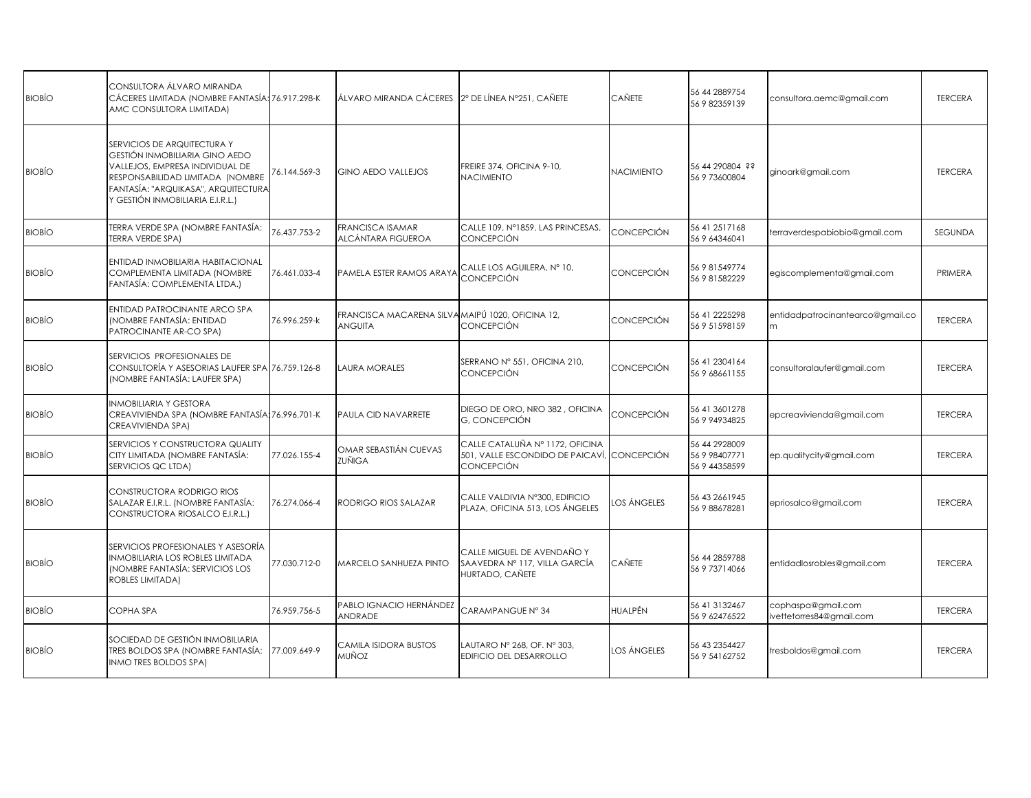| | | | | | | | | |
|---|---|---|---|---|---|---|---|---|
| BIOBÍO | CONSULTORA ÁLVARO MIRANDA CÁCERES LIMITADA (NOMBRE FANTASÍA: AMC CONSULTORA LIMITADA) | 76.917.298-K | ÁLVARO MIRANDA CÁCERES | 2° DE LÍNEA N°251, CAÑETE | CAÑETE | 56 44 2889754<br>56 9 82359139 | consultora.aemc@gmail.com | TERCERA |
| BIOBÍO | SERVICIOS DE ARQUITECTURA Y GESTIÓN INMOBILIARIA GINO AEDO VALLEJOS, EMPRESA INDIVIDUAL DE RESPONSABILIDAD LIMITADA (NOMBRE FANTASÍA: "ARQUIKASA", ARQUITECTURA Y GESTIÓN INMOBILIARIA E.I.R.L.) | 76.144.569-3 | GINO AEDO VALLEJOS | FREIRE 374, OFICINA 9-10, NACIMIENTO | NACIMIENTO | 56 44 290804 ??<br>56 9 73600804 | ginoark@gmail.com | TERCERA |
| BIOBÍO | TERRA VERDE SPA (NOMBRE FANTASÍA: TERRA VERDE SPA) | 76.437.753-2 | FRANCISCA ISAMAR ALCÁNTARA FIGUEROA | CALLE 109, N°1859, LAS PRINCESAS, CONCEPCIÓN | CONCEPCIÓN | 56 41 2517168<br>56 9 64346041 | terraverdespabiobio@gmail.com | SEGUNDA |
| BIOBÍO | ENTIDAD INMOBILIARIA HABITACIONAL COMPLEMENTA LIMITADA (NOMBRE FANTASÍA: COMPLEMENTA LTDA.) | 76.461.033-4 | PAMELA ESTER RAMOS ARAYA | CALLE LOS AGUILERA, N° 10, CONCEPCIÓN | CONCEPCIÓN | 56 9 81549774<br>56 9 81582229 | egiscomplementa@gmail.com | PRIMERA |
| BIOBÍO | ENTIDAD PATROCINANTE ARCO SPA (NOMBRE FANTASÍA: ENTIDAD PATROCINANTE AR-CO SPA) | 76.996.259-k | FRANCISCA MACARENA SILVA ANGUITA | MAIPÚ 1020, OFICINA 12, CONCEPCIÓN | CONCEPCIÓN | 56 41 2225298<br>56 9 51598159 | entidadpatrocinantearco@gmail.com | TERCERA |
| BIOBÍO | SERVICIOS PROFESIONALES DE CONSULTORÍA Y ASESORIAS LAUFER SPA (NOMBRE FANTASÍA: LAUFER SPA) | 76.759.126-8 | LAURA MORALES | SERRANO N° 551, OFICINA 210, CONCEPCIÓN | CONCEPCIÓN | 56 41 2304164<br>56 9 68661155 | consultoralaufer@gmail.com | TERCERA |
| BIOBÍO | INMOBILIARIA Y GESTORA CREAVIVIENDA SPA (NOMBRE FANTASÍA: CREAVIVIENDA SPA) | 76.996.701-K | PAULA CID NAVARRETE | DIEGO DE ORO, NRO 382 , OFICINA G, CONCEPCIÓN | CONCEPCIÓN | 56 41 3601278<br>56 9 94934825 | epcreavivienda@gmail.com | TERCERA |
| BIOBÍO | SERVICIOS Y CONSTRUCTORA QUALITY CITY LIMITADA (NOMBRE FANTASÍA: SERVICIOS QC LTDA) | 77.026.155-4 | OMAR SEBASTIÁN CUEVAS ZUÑIGA | CALLE CATALUÑA N° 1172, OFICINA 501, VALLE ESCONDIDO DE PAICAVÍ, CONCEPCIÓN | CONCEPCIÓN | 56 44 2928009<br>56 9 98407771<br>56 9 44358599 | ep.qualitycity@gmail.com | TERCERA |
| BIOBÍO | CONSTRUCTORA RODRIGO RIOS SALAZAR E.I.R.L. (NOMBRE FANTASÍA: CONSTRUCTORA RIOSALCO E.I.R.L.) | 76.274.066-4 | RODRIGO RIOS SALAZAR | CALLE VALDIVIA N°300, EDIFICIO PLAZA, OFICINA 513, LOS ÁNGELES | LOS ÁNGELES | 56 43 2661945<br>56 9 88678281 | epriosalco@gmail.com | TERCERA |
| BIOBÍO | SERVICIOS PROFESIONALES Y ASESORÍA INMOBILIARIA LOS ROBLES LIMITADA (NOMBRE FANTASÍA: SERVICIOS LOS ROBLES LIMITADA) | 77.030.712-0 | MARCELO SANHUEZA PINTO | CALLE MIGUEL DE AVENDAÑO Y SAAVEDRA N° 117, VILLA GARCÍA HURTADO, CAÑETE | CAÑETE | 56 44 2859788<br>56 9 73714066 | entidadlosrobles@gmail.com | TERCERA |
| BIOBÍO | COPHA SPA | 76.959.756-5 | PABLO IGNACIO HERNÁNDEZ ANDRADE | CARAMPANGUE N° 34 | HUALPÉN | 56 41 3132467<br>56 9 62476522 | cophaspa@gmail.com<br>ivettetorres84@gmail.com | TERCERA |
| BIOBÍO | SOCIEDAD DE GESTIÓN INMOBILIARIA TRES BOLDOS SPA (NOMBRE FANTASÍA: INMO TRES BOLDOS SPA) | 77.009.649-9 | CAMILA ISIDORA BUSTOS MUÑOZ | LAUTARO N° 268, OF. N° 303, EDIFICIO DEL DESARROLLO | LOS ÁNGELES | 56 43 2354427<br>56 9 54162752 | tresboldos@gmail.com | TERCERA |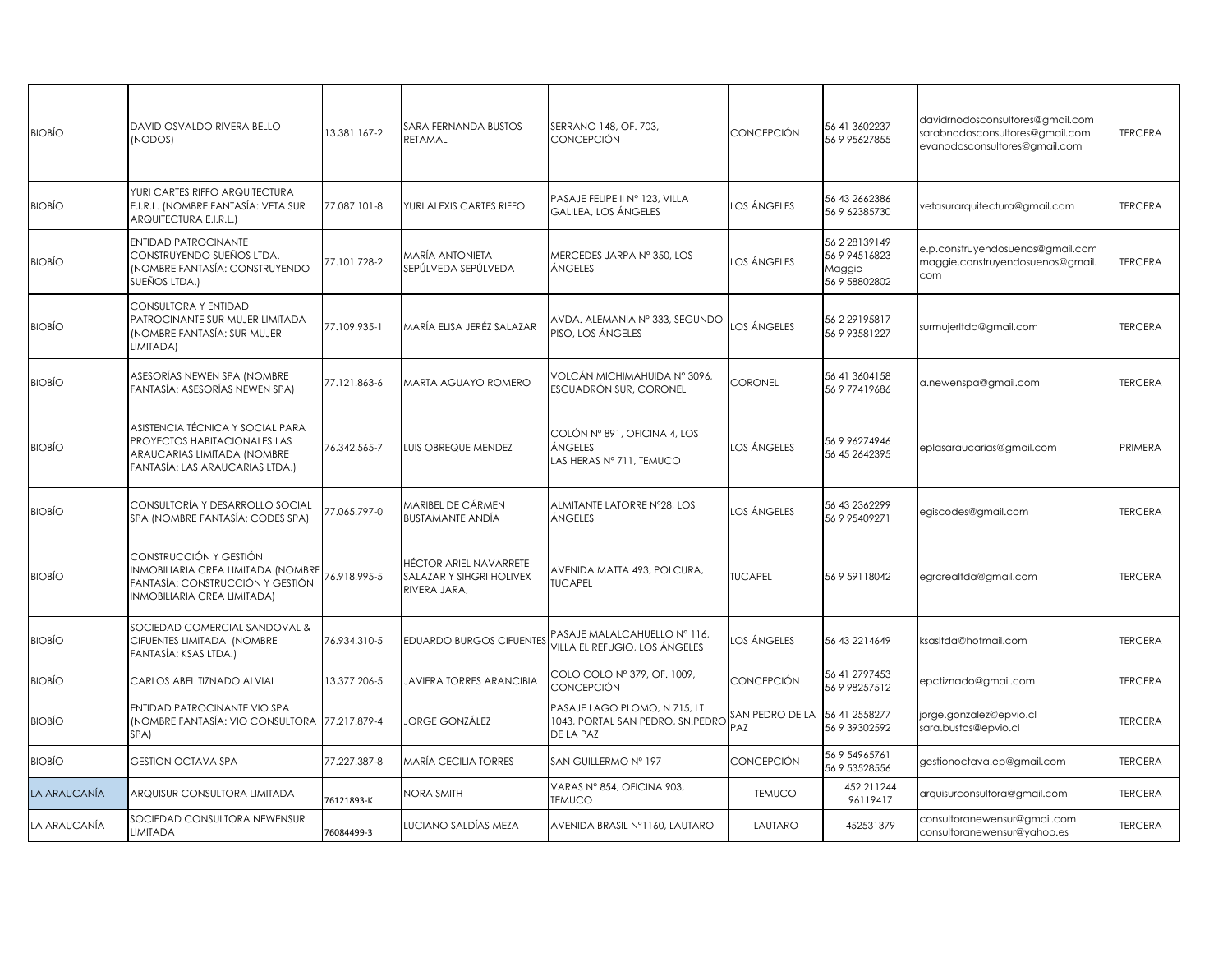| | | | | | | | | |
|---|---|---|---|---|---|---|---|---|
| BIOBÍO | DAVID OSVALDO RIVERA BELLO (NODOS) | 13.381.167-2 | SARA FERNANDA BUSTOS RETAMAL | SERRANO 148, OF. 703, CONCEPCIÓN | CONCEPCIÓN | 56 41 3602237<br>56 9 95627855 | davidrnodosconsultores@gmail.com<br>sarabnodosconsultores@gmail.com<br>evanodosconsultores@gmail.com | TERCERA |
| BIOBÍO | YURI CARTES RIFFO ARQUITECTURA E.I.R.L. (NOMBRE FANTASÍA: VETA SUR ARQUITECTURA E.I.R.L.) | 77.087.101-8 | YURI ALEXIS CARTES RIFFO | PASAJE FELIPE II N° 123, VILLA GALILEA, LOS ÁNGELES | LOS ÁNGELES | 56 43 2662386<br>56 9 62385730 | vetasurarquitectura@gmail.com | TERCERA |
| BIOBÍO | ENTIDAD PATROCINANTE CONSTRUYENDO SUEÑOS LTDA. (NOMBRE FANTASÍA: CONSTRUYENDO SUEÑOS LTDA.) | 77.101.728-2 | MARÍA ANTONIETA SEPÚLVEDA SEPÚLVEDA | MERCEDES JARPA N° 350, LOS ÁNGELES | LOS ÁNGELES | 56 2 28139149<br>56 9 94516823<br>Maggie<br>56 9 58802802 | e.p.construyendosuenos@gmail.com<br>maggie.construyendosuenos@gmail.com | TERCERA |
| BIOBÍO | CONSULTORA Y ENTIDAD PATROCINANTE SUR MUJER LIMITADA (NOMBRE FANTASÍA: SUR MUJER LIMITADA) | 77.109.935-1 | MARÍA ELISA JERÉZ SALAZAR | AVDA. ALEMANIA N° 333, SEGUNDO PISO, LOS ÁNGELES | LOS ÁNGELES | 56 2 29195817<br>56 9 93581227 | surmujerltda@gmail.com | TERCERA |
| BIOBÍO | ASESORÍAS NEWEN SPA (NOMBRE FANTASÍA: ASESORÍAS NEWEN SPA) | 77.121.863-6 | MARTA AGUAYO ROMERO | VOLCÁN MICHIMAHUIDA N° 3096, ESCUADRÓN SUR, CORONEL | CORONEL | 56 41 3604158<br>56 9 77419686 | a.newenspa@gmail.com | TERCERA |
| BIOBÍO | ASISTENCIA TÉCNICA Y SOCIAL PARA PROYECTOS HABITACIONALES LAS ARAUCARIAS LIMITADA (NOMBRE FANTASÍA: LAS ARAUCARIAS LTDA.) | 76.342.565-7 | LUIS OBREQUE MENDEZ | COLÓN N° 891, OFICINA 4, LOS ÁNGELES<br>LAS HERAS N° 711, TEMUCO | LOS ÁNGELES | 56 9 96274946<br>56 45 2642395 | eplasaraucarias@gmail.com | PRIMERA |
| BIOBÍO | CONSULTORÍA Y DESARROLLO SOCIAL SPA (NOMBRE FANTASÍA: CODES SPA) | 77.065.797-0 | MARIBEL DE CÁRMEN BUSTAMANTE ANDÍA | ALMITANTE LATORRE N°28, LOS ÁNGELES | LOS ÁNGELES | 56 43 2362299<br>56 9 95409271 | egiscodes@gmail.com | TERCERA |
| BIOBÍO | CONSTRUCCIÓN Y GESTIÓN INMOBILIARIA CREA LIMITADA (NOMBRE FANTASÍA: CONSTRUCCIÓN Y GESTIÓN INMOBILIARIA CREA LIMITADA) | 76.918.995-5 | HÉCTOR ARIEL NAVARRETE SALAZAR Y SIHGRI HOLIVEX RIVERA JARA, | AVENIDA MATTA 493, POLCURA, TUCAPEL | TUCAPEL | 56 9 59118042 | egrcrealtda@gmail.com | TERCERA |
| BIOBÍO | SOCIEDAD COMERCIAL SANDOVAL & CIFUENTES LIMITADA (NOMBRE FANTASÍA: KSAS LTDA.) | 76.934.310-5 | EDUARDO BURGOS CIFUENTES | PASAJE MALALCAHUELLO N° 116, VILLA EL REFUGIO, LOS ÁNGELES | LOS ÁNGELES | 56 43 2214649 | ksasltda@hotmail.com | TERCERA |
| BIOBÍO | CARLOS ABEL TIZNADO ALVIAL | 13.377.206-5 | JAVIERA TORRES ARANCIBIA | COLO COLO N° 379, OF. 1009, CONCEPCIÓN | CONCEPCIÓN | 56 41 2797453<br>56 9 98257512 | epctiznado@gmail.com | TERCERA |
| BIOBÍO | ENTIDAD PATROCINANTE VIO SPA (NOMBRE FANTASÍA: VIO CONSULTORA SPA) | 77.217.879-4 | JORGE GONZÁLEZ | PASAJE LAGO PLOMO, N 715, LT 1043, PORTAL SAN PEDRO, SN.PEDRO DE LA PAZ | SAN PEDRO DE LA PAZ | 56 41 2558277<br>56 9 39302592 | jorge.gonzalez@epvio.cl<br>sara.bustos@epvio.cl | TERCERA |
| BIOBÍO | GESTION OCTAVA SPA | 77.227.387-8 | MARÍA CECILIA TORRES | SAN GUILLERMO N° 197 | CONCEPCIÓN | 56 9 54965761<br>56 9 53528556 | gestionoctava.ep@gmail.com | TERCERA |
| LA ARAUCANÍA | ARQUISUR CONSULTORA LIMITADA | 76121893-K | NORA SMITH | VARAS N° 854, OFICINA 903, TEMUCO | TEMUCO | 452 211244<br>96119417 | arquisurconsultora@gmail.com | TERCERA |
| LA ARAUCANÍA | SOCIEDAD CONSULTORA NEWENSUR LIMITADA | 76084499-3 | LUCIANO SALDÍAS MEZA | AVENIDA BRASIL N°1160, LAUTARO | LAUTARO | 452531379 | consultoranewensur@gmail.com<br>consultoranewensur@yahoo.es | TERCERA |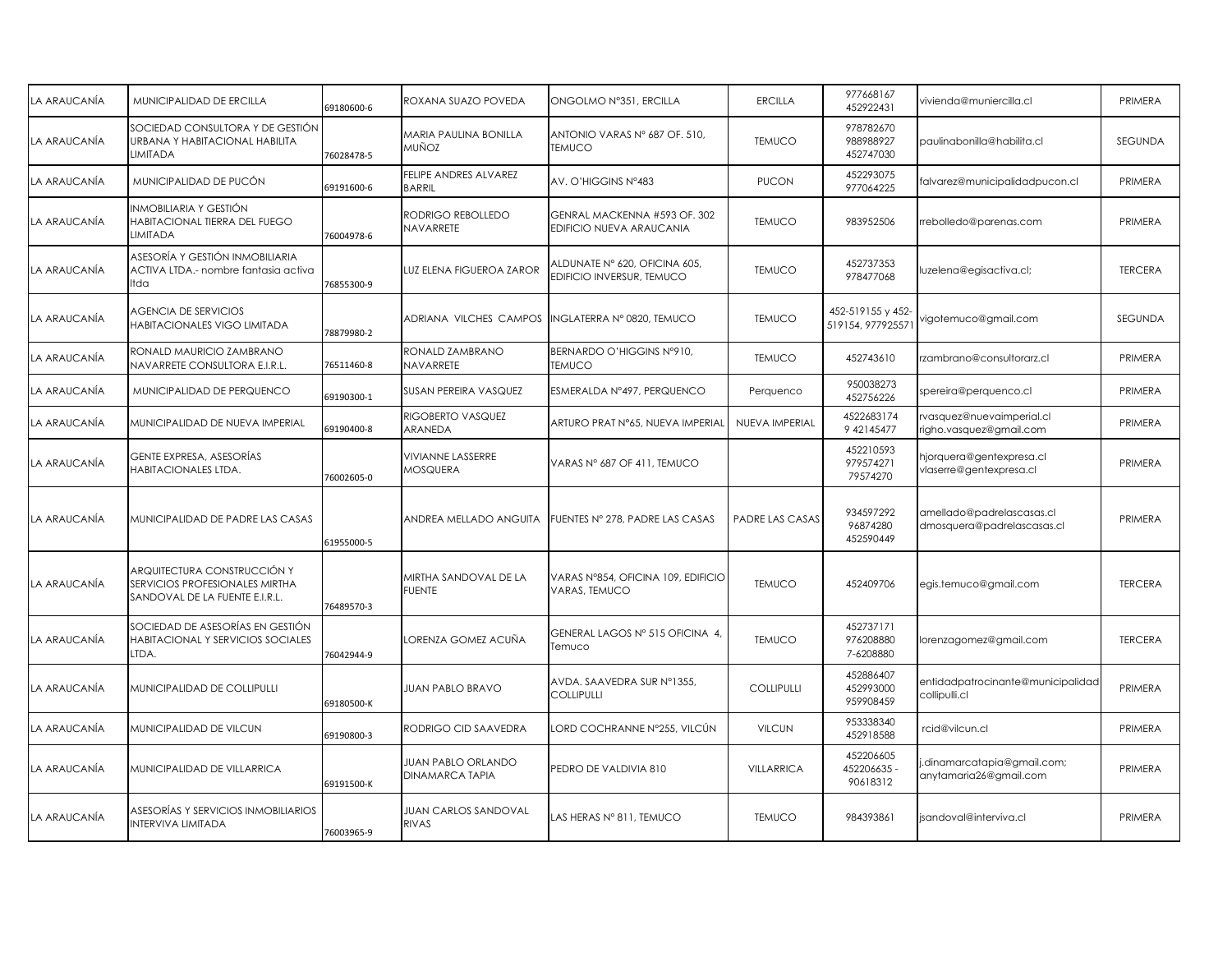| | | | | | | | | |
|---|---|---|---|---|---|---|---|---|
| LA ARAUCANÍA | MUNICIPALIDAD DE ERCILLA | 69180600-6 | ROXANA SUAZO POVEDA | ONGOLMO N°351, ERCILLA | ERCILLA | 977668167 452922431 | vivienda@muniercilla.cl | PRIMERA |
| LA ARAUCANÍA | SOCIEDAD CONSULTORA Y DE GESTIÓN URBANA Y HABITACIONAL HABILITA LIMITADA | 76028478-5 | MARIA PAULINA BONILLA MUÑOZ | ANTONIO VARAS N° 687 OF. 510, TEMUCO | TEMUCO | 978782670 988988927 452747030 | paulinabonilla@habilita.cl | SEGUNDA |
| LA ARAUCANÍA | MUNICIPALIDAD DE PUCÓN | 69191600-6 | FELIPE ANDRES ALVAREZ BARRIL | AV. O'HIGGINS N°483 | PUCON | 452293075 977064225 | falvarez@municipalidadpucon.cl | PRIMERA |
| LA ARAUCANÍA | INMOBILIARIA Y GESTIÓN HABITACIONAL TIERRA DEL FUEGO LIMITADA | 76004978-6 | RODRIGO REBOLLEDO NAVARRETE | GENRAL MACKENNA #593 OF. 302 EDIFICIO NUEVA ARAUCANIA | TEMUCO | 983952506 | rrebolledo@parenas.com | PRIMERA |
| LA ARAUCANÍA | ASESORÍA Y GESTIÓN INMOBILIARIA ACTIVA LTDA.- nombre fantasia activa ltda | 76855300-9 | LUZ ELENA FIGUEROA ZAROR | ALDUNATE N° 620, OFICINA 605, EDIFICIO INVERSUR, TEMUCO | TEMUCO | 452737353 978477068 | luzelena@egisactiva.cl; | TERCERA |
| LA ARAUCANÍA | AGENCIA DE SERVICIOS HABITACIONALES VIGO LIMITADA | 78879980-2 | ADRIANA VILCHES CAMPOS | INGLATERRA N° 0820, TEMUCO | TEMUCO | 452-519155 y 452-519154, 977925571 | vigotemuco@gmail.com | SEGUNDA |
| LA ARAUCANÍA | RONALD MAURICIO ZAMBRANO NAVARRETE CONSULTORA E.I.R.L. | 76511460-8 | RONALD ZAMBRANO NAVARRETE | BERNARDO O'HIGGINS N°910, TEMUCO | TEMUCO | 452743610 | rzambrano@consultorarz.cl | PRIMERA |
| LA ARAUCANÍA | MUNICIPALIDAD DE PERQUENCO | 69190300-1 | SUSAN PEREIRA VASQUEZ | ESMERALDA N°497, PERQUENCO | Perquenco | 950038273 452756226 | spereira@perquenco.cl | PRIMERA |
| LA ARAUCANÍA | MUNICIPALIDAD DE NUEVA IMPERIAL | 69190400-8 | RIGOBERTO VASQUEZ ARANEDA | ARTURO PRAT N°65, NUEVA IMPERIAL | NUEVA IMPERIAL | 4522683174 9 42145477 | rvasquez@nuevaimperial.cl righo.vasquez@gmail.com | PRIMERA |
| LA ARAUCANÍA | GENTE EXPRESA, ASESORÍAS HABITACIONALES LTDA. | 76002605-0 | VIVIANNE LASSERRE MOSQUERA | VARAS N° 687 OF 411, TEMUCO | | 452210593 979574271 79574270 | hjorquera@gentexpresa.cl vlaserre@gentexpresa.cl | PRIMERA |
| LA ARAUCANÍA | MUNICIPALIDAD DE PADRE LAS CASAS | 61955000-5 | ANDREA MELLADO ANGUITA | FUENTES N° 278, PADRE LAS CASAS | PADRE LAS CASAS | 934597292 96874280 452590449 | amellado@padrelascasas.cl dmosquera@padrelascasas.cl | PRIMERA |
| LA ARAUCANÍA | ARQUITECTURA CONSTRUCCIÓN Y SERVICIOS PROFESIONALES MIRTHA SANDOVAL DE LA FUENTE E.I.R.L. | 76489570-3 | MIRTHA SANDOVAL DE LA FUENTE | VARAS N°854, OFICINA 109, EDIFICIO VARAS, TEMUCO | TEMUCO | 452409706 | egis.temuco@gmail.com | TERCERA |
| LA ARAUCANÍA | SOCIEDAD DE ASESORÍAS EN GESTIÓN HABITACIONAL Y SERVICIOS SOCIALES LTDA. | 76042944-9 | LORENZA GOMEZ ACUÑA | GENERAL LAGOS N° 515 OFICINA 4, Temuco | TEMUCO | 452737171 976208880 7-6208880 | lorenzagomez@gmail.com | TERCERA |
| LA ARAUCANÍA | MUNICIPALIDAD DE COLLIPULLI | 69180500-K | JUAN PABLO BRAVO | AVDA. SAAVEDRA SUR N°1355, COLLIPULLI | COLLIPULLI | 452886407 452993000 959908459 | entidadpatrocinante@municipalidadcollipulli.cl | PRIMERA |
| LA ARAUCANÍA | MUNICIPALIDAD DE VILCUN | 69190800-3 | RODRIGO CID SAAVEDRA | LORD COCHRANNE N°255, VILCÚN | VILCUN | 953338340 452918588 | rcid@vilcun.cl | PRIMERA |
| LA ARAUCANÍA | MUNICIPALIDAD DE VILLARRICA | 69191500-K | JUAN PABLO ORLANDO DINAMARCA TAPIA | PEDRO DE VALDIVIA 810 | VILLARRICA | 452206605 452206635 - 90618312 | j.dinamarcatapia@gmail.com; anytamaria26@gmail.com | PRIMERA |
| LA ARAUCANÍA | ASESORÍAS Y SERVICIOS INMOBILIARIOS INTERVIVA LIMITADA | 76003965-9 | JUAN CARLOS SANDOVAL RIVAS | LAS HERAS N° 811, TEMUCO | TEMUCO | 984393861 | jsandoval@interviva.cl | PRIMERA |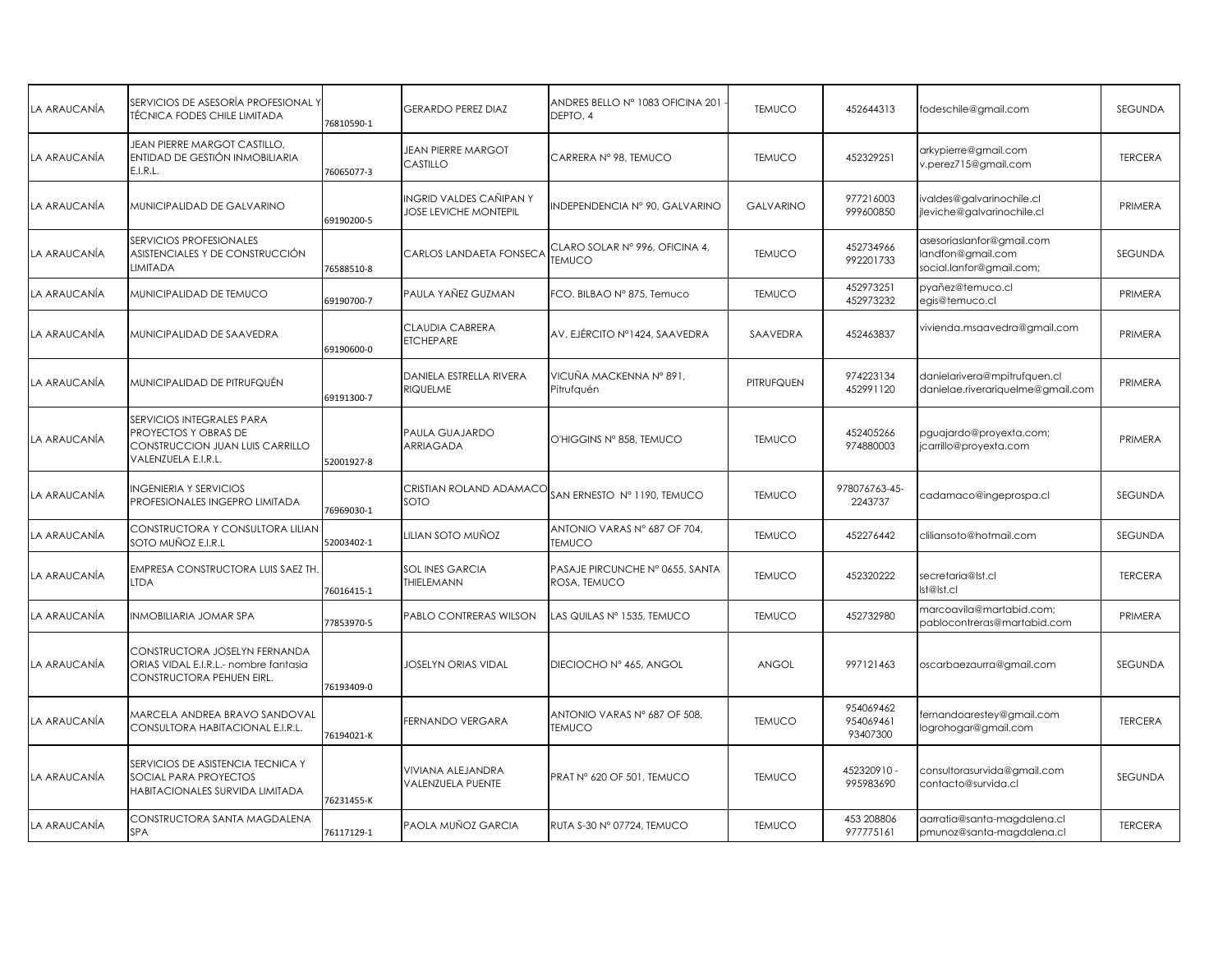| | | | | | | | | |
|---|---|---|---|---|---|---|---|---|
| LA ARAUCANÍA | SERVICIOS DE ASESORÍA PROFESIONAL Y TÉCNICA FODES CHILE LIMITADA | 76810590-1 | GERARDO PEREZ DIAZ | ANDRES BELLO N° 1083 OFICINA 201 - DEPTO. 4 | TEMUCO | 452644313 | fodeschile@gmail.com | SEGUNDA |
| LA ARAUCANÍA | JEAN PIERRE MARGOT CASTILLO, ENTIDAD DE GESTIÓN INMOBILIARIA E.I.R.L. | 76065077-3 | JEAN PIERRE MARGOT CASTILLO | CARRERA N° 98, TEMUCO | TEMUCO | 452329251 | arkypierre@gmail.com v.perez715@gmail.com | TERCERA |
| LA ARAUCANÍA | MUNICIPALIDAD DE GALVARINO | 69190200-5 | INGRID VALDES CAÑIPAN Y JOSE LEVICHE MONTEPIL | INDEPENDENCIA N° 90, GALVARINO | GALVARINO | 977216003 999600850 | ivaldes@galvarinochile.cl jleviche@galvarinochile.cl | PRIMERA |
| LA ARAUCANÍA | SERVICIOS PROFESIONALES ASISTENCIALES Y DE CONSTRUCCIÓN LIMITADA | 76588510-8 | CARLOS LANDAETA FONSECA | CLARO SOLAR N° 996, OFICINA 4, TEMUCO | TEMUCO | 452734966 992201733 | asesoriaslanfor@gmail.com landfon@gmail.com social.lanfor@gmail.com; | SEGUNDA |
| LA ARAUCANÍA | MUNICIPALIDAD DE TEMUCO | 69190700-7 | PAULA YAÑEZ GUZMAN | FCO. BILBAO N° 875, Temuco | TEMUCO | 452973251 452973232 | pyañez@temuco.cl egis@temuco.cl | PRIMERA |
| LA ARAUCANÍA | MUNICIPALIDAD DE SAAVEDRA | 69190600-0 | CLAUDIA CABRERA ETCHEPARE | AV. EJÉRCITO N°1424, SAAVEDRA | SAAVEDRA | 452463837 | vivienda.msaavedra@gmail.com | PRIMERA |
| LA ARAUCANÍA | MUNICIPALIDAD DE PITRUFQUÉN | 69191300-7 | DANIELA ESTRELLA RIVERA RIQUELME | VICUÑA MACKENNA N° 891, Pitrufquén | PITRUFQUEN | 974223134 452991120 | danielarivera@mpitrufquen.cl danielae.riverariquelme@gmail.com | PRIMERA |
| LA ARAUCANÍA | SERVICIOS INTEGRALES PARA PROYECTOS Y OBRAS DE CONSTRUCCION JUAN LUIS CARRILLO VALENZUELA E.I.R.L. | 52001927-8 | PAULA GUAJARDO ARRIAGADA | O'HIGGINS N° 858, TEMUCO | TEMUCO | 452405266 974880003 | pguajardo@proyexta.com; jcarrillo@proyexta.com | PRIMERA |
| LA ARAUCANÍA | INGENIERIA Y SERVICIOS PROFESIONALES INGEPRO LIMITADA | 76969030-1 | CRISTIAN ROLAND ADAMACO SOTO | SAN ERNESTO N° 1190, TEMUCO | TEMUCO | 978076763-45-2243737 | cadamaco@ingeprospa.cl | SEGUNDA |
| LA ARAUCANÍA | CONSTRUCTORA Y CONSULTORA LILIAN SOTO MUÑOZ E.I.R.L | 52003402-1 | LILIAN SOTO MUÑOZ | ANTONIO VARAS N° 687 OF 704, TEMUCO | TEMUCO | 452276442 | cliliansoto@hotmail.com | SEGUNDA |
| LA ARAUCANÍA | EMPRESA CONSTRUCTORA LUIS SAEZ TH. LTDA | 76016415-1 | SOL INES GARCIA THIELEMANN | PASAJE PIRCUNCHE N° 0655, SANTA ROSA, TEMUCO | TEMUCO | 452320222 | secretaria@lst.cl lst@lst.cl | TERCERA |
| LA ARAUCANÍA | INMOBILIARIA JOMAR SPA | 77853970-5 | PABLO CONTRERAS WILSON | LAS QUILAS N° 1535, TEMUCO | TEMUCO | 452732980 | marcoavila@martabid.com; pablocontreras@martabid.com | PRIMERA |
| LA ARAUCANÍA | CONSTRUCTORA JOSELYN FERNANDA ORIAS VIDAL E.I.R.L.- nombre fantasia CONSTRUCTORA PEHUEN EIRL. | 76193409-0 | JOSELYN ORIAS VIDAL | DIECIOCHO N° 465, ANGOL | ANGOL | 997121463 | oscarbaezaurra@gmail.com | SEGUNDA |
| LA ARAUCANÍA | MARCELA ANDREA BRAVO SANDOVAL CONSULTORA HABITACIONAL E.I.R.L. | 76194021-K | FERNANDO VERGARA | ANTONIO VARAS N° 687 OF 508, TEMUCO | TEMUCO | 954069462 954069461 93407300 | fernandoarestey@gmail.com logrohogar@gmail.com | TERCERA |
| LA ARAUCANÍA | SERVICIOS DE ASISTENCIA TECNICA Y SOCIAL PARA PROYECTOS HABITACIONALES SURVIDA LIMITADA | 76231455-K | VIVIANA ALEJANDRA VALENZUELA PUENTE | PRAT N° 620 OF 501, TEMUCO | TEMUCO | 452320910 - 995983690 | consultorasurvida@gmail.com contacto@survida.cl | SEGUNDA |
| LA ARAUCANÍA | CONSTRUCTORA SANTA MAGDALENA SPA | 76117129-1 | PAOLA MUÑOZ GARCIA | RUTA S-30 N° 07724, TEMUCO | TEMUCO | 453 208806 977775161 | aarratia@santa-magdalena.cl pmunoz@santa-magdalena.cl | TERCERA |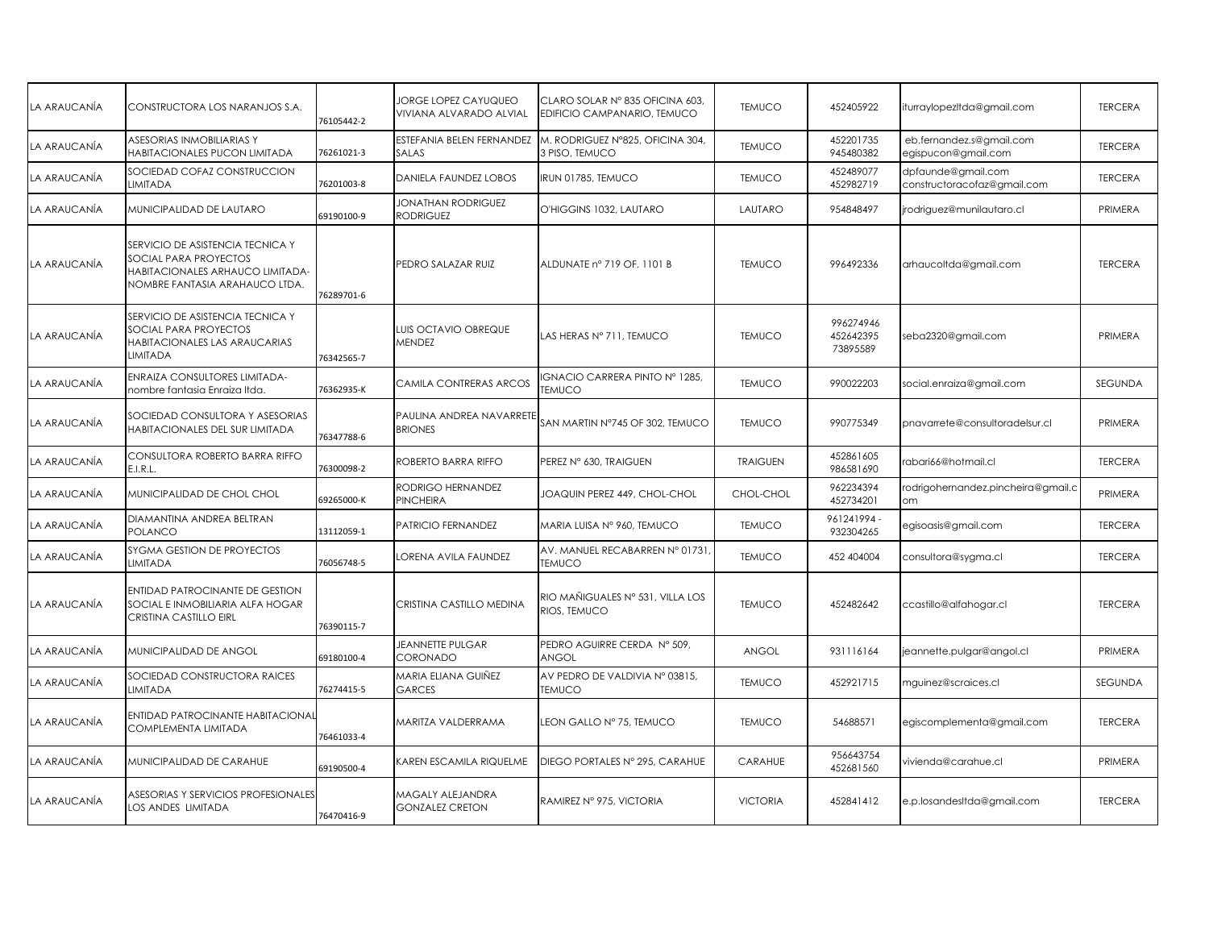| | | | | | | | | |
|---|---|---|---|---|---|---|---|---|
| LA ARAUCANÍA | CONSTRUCTORA LOS NARANJOS S.A. | 76105442-2 | JORGE LOPEZ CAYUQUEO VIVIANA ALVARADO ALVIAL | CLARO SOLAR N° 835 OFICINA 603, EDIFICIO CAMPANARIO, TEMUCO | TEMUCO | 452405922 | iturraylopezltda@gmail.com | TERCERA |
| LA ARAUCANÍA | ASESORIAS INMOBILIARIAS Y HABITACIONALES PUCON LIMITADA | 76261021-3 | ESTEFANIA BELEN FERNANDEZ SALAS | M. RODRIGUEZ N°825, OFICINA 304, 3 PISO, TEMUCO | TEMUCO | 452201735 945480382 | eb.fernandez.s@gmail.com egispucon@gmail.com | TERCERA |
| LA ARAUCANÍA | SOCIEDAD COFAZ CONSTRUCCION LIMITADA | 76201003-8 | DANIELA FAUNDEZ LOBOS | IRUN 01785, TEMUCO | TEMUCO | 452489077 452982719 | dpfaunde@gmail.com constructoracofaz@gmail.com | TERCERA |
| LA ARAUCANÍA | MUNICIPALIDAD DE LAUTARO | 69190100-9 | JONATHAN RODRIGUEZ RODRIGUEZ | O'HIGGINS 1032, LAUTARO | LAUTARO | 954848497 | jrodriguez@munilautaro.cl | PRIMERA |
| LA ARAUCANÍA | SERVICIO DE ASISTENCIA TECNICA Y SOCIAL PARA PROYECTOS HABITACIONALES ARHAUCO LIMITADA- NOMBRE FANTASIA ARAHAUCO LTDA. | 76289701-6 | PEDRO SALAZAR RUIZ | ALDUNATE n° 719 OF. 1101 B | TEMUCO | 996492336 | arhaucoltda@gmail.com | TERCERA |
| LA ARAUCANÍA | SERVICIO DE ASISTENCIA TECNICA Y SOCIAL PARA PROYECTOS HABITACIONALES LAS ARAUCARIAS LIMITADA | 76342565-7 | LUIS OCTAVIO OBREQUE MENDEZ | LAS HERAS N° 711, TEMUCO | TEMUCO | 996274946 452642395 73895589 | seba2320@gmail.com | PRIMERA |
| LA ARAUCANÍA | ENRAIZA CONSULTORES LIMITADA- nombre fantasia Enraiza ltda. | 76362935-K | CAMILA CONTRERAS ARCOS | IGNACIO CARRERA PINTO N° 1285, TEMUCO | TEMUCO | 990022203 | social.enraiza@gmail.com | SEGUNDA |
| LA ARAUCANÍA | SOCIEDAD CONSULTORA Y ASESORIAS HABITACIONALES DEL SUR LIMITADA | 76347788-6 | PAULINA ANDREA NAVARRETE BRIONES | SAN MARTIN N°745 OF 302, TEMUCO | TEMUCO | 990775349 | pnavarrete@consultoradelsur.cl | PRIMERA |
| LA ARAUCANÍA | CONSULTORA ROBERTO BARRA RIFFO E.I.R.L. | 76300098-2 | ROBERTO BARRA RIFFO | PEREZ N° 630, TRAIGUEN | TRAIGUEN | 452861605 986581690 | rabari66@hotmail.cl | TERCERA |
| LA ARAUCANÍA | MUNICIPALIDAD DE CHOL CHOL | 69265000-K | RODRIGO HERNANDEZ PINCHEIRA | JOAQUIN PEREZ 449, CHOL-CHOL | CHOL-CHOL | 962234394 452734201 | rodrigohernandez.pincheira@gmail.com | PRIMERA |
| LA ARAUCANÍA | DIAMANTINA ANDREA BELTRAN POLANCO | 13112059-1 | PATRICIO FERNANDEZ | MARIA LUISA N° 960, TEMUCO | TEMUCO | 961241994 - 932304265 | egisoasis@gmail.com | TERCERA |
| LA ARAUCANÍA | SYGMA GESTION DE PROYECTOS LIMITADA | 76056748-5 | LORENA AVILA FAUNDEZ | AV. MANUEL RECABARREN N° 01731, TEMUCO | TEMUCO | 452 404004 | consultora@sygma.cl | TERCERA |
| LA ARAUCANÍA | ENTIDAD PATROCINANTE DE GESTION SOCIAL E INMOBILIARIA ALFA HOGAR CRISTINA CASTILLO EIRL | 76390115-7 | CRISTINA CASTILLO MEDINA | RIO MAÑIGUALES N° 531, VILLA LOS RIOS, TEMUCO | TEMUCO | 452482642 | ccastillo@alfahogar.cl | TERCERA |
| LA ARAUCANÍA | MUNICIPALIDAD DE ANGOL | 69180100-4 | JEANNETTE PULGAR CORONADO | PEDRO AGUIRRE CERDA N° 509, ANGOL | ANGOL | 931116164 | jeannette.pulgar@angol.cl | PRIMERA |
| LA ARAUCANÍA | SOCIEDAD CONSTRUCTORA RAICES LIMITADA | 76274415-5 | MARIA ELIANA GUIÑEZ GARCES | AV PEDRO DE VALDIVIA N° 03815, TEMUCO | TEMUCO | 452921715 | mguinez@scraices.cl | SEGUNDA |
| LA ARAUCANÍA | ENTIDAD PATROCINANTE HABITACIONAL COMPLEMENTA LIMITADA | 76461033-4 | MARITZA VALDERRAMA | LEON GALLO N° 75, TEMUCO | TEMUCO | 54688571 | egiscomplementa@gmail.com | TERCERA |
| LA ARAUCANÍA | MUNICIPALIDAD DE CARAHUE | 69190500-4 | KAREN ESCAMILA RIQUELME | DIEGO PORTALES N° 295, CARAHUE | CARAHUE | 956643754 452681560 | vivienda@carahue.cl | PRIMERA |
| LA ARAUCANÍA | ASESORIAS Y SERVICIOS PROFESIONALES LOS ANDES LIMITADA | 76470416-9 | MAGALY ALEJANDRA GONZALEZ CRETON | RAMIREZ N° 975, VICTORIA | VICTORIA | 452841412 | e.p.losandesltda@gmail.com | TERCERA |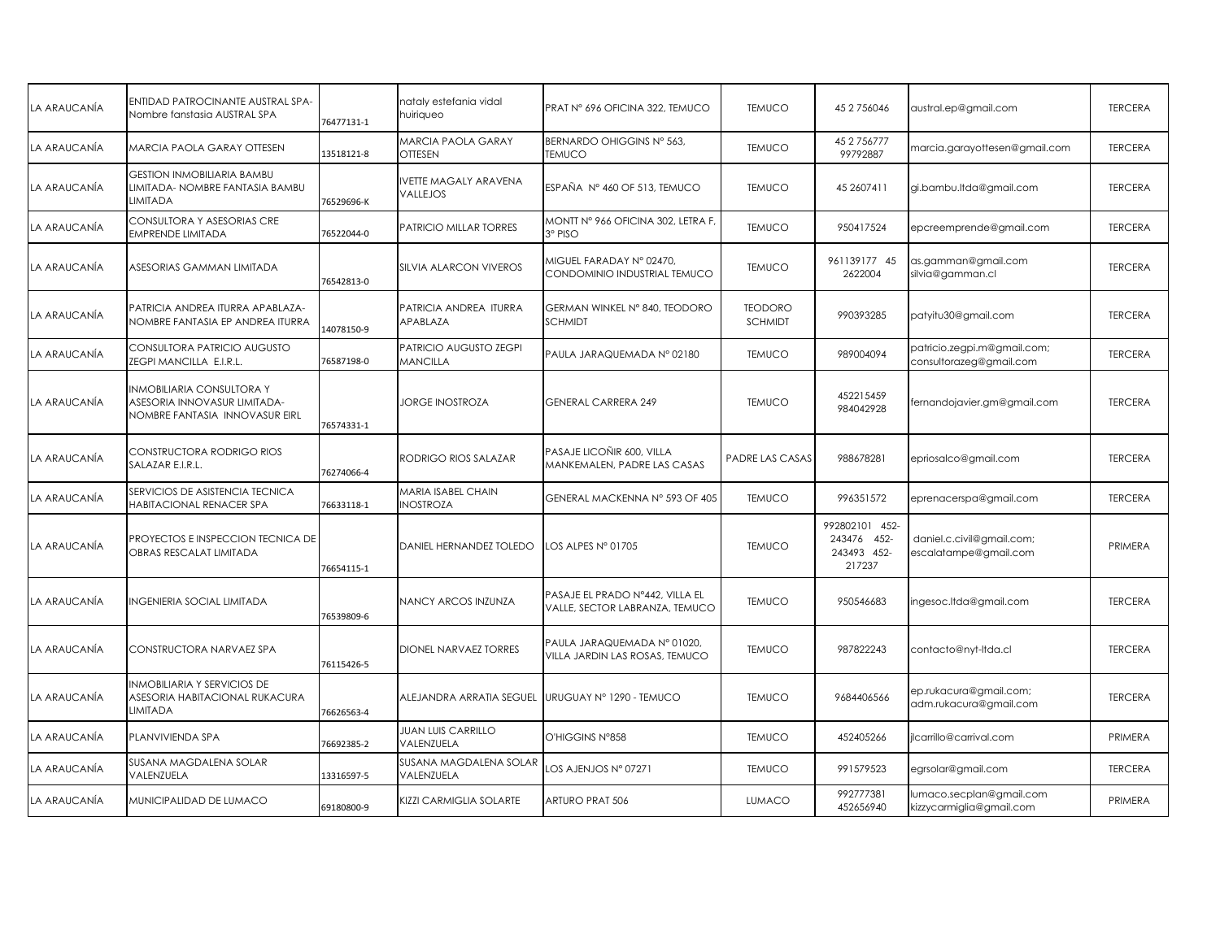| | | | | | | | | |
|---|---|---|---|---|---|---|---|---|
| LA ARAUCANÍA | ENTIDAD PATROCINANTE AUSTRAL SPA-Nombre fanstasia AUSTRAL SPA | 76477131-1 | nataly estefania vidal huiriqueo | PRAT N° 696 OFICINA 322, TEMUCO | TEMUCO | 45 2 756046 | austral.ep@gmail.com | TERCERA |
| LA ARAUCANÍA | MARCIA PAOLA GARAY OTTESEN | 13518121-8 | MARCIA PAOLA GARAY OTTESEN | BERNARDO OHIGGINS N° 563, TEMUCO | TEMUCO | 45 2 756777 99792887 | marcia.garayottesen@gmail.com | TERCERA |
| LA ARAUCANÍA | GESTION INMOBILIARIA BAMBU LIMITADA- NOMBRE FANTASIA BAMBU LIMITADA | 76529696-K | IVETTE MAGALY ARAVENA VALLEJOS | ESPAÑA N° 460 OF 513, TEMUCO | TEMUCO | 45 2607411 | gi.bambu.ltda@gmail.com | TERCERA |
| LA ARAUCANÍA | CONSULTORA Y ASESORIAS CRE EMPRENDE LIMITADA | 76522044-0 | PATRICIO MILLAR TORRES | MONTT N° 966 OFICINA 302, LETRA F, 3° PISO | TEMUCO | 950417524 | epcreemprende@gmail.com | TERCERA |
| LA ARAUCANÍA | ASESORIAS GAMMAN LIMITADA | 76542813-0 | SILVIA ALARCON VIVEROS | MIGUEL FARADAY N° 02470, CONDOMINIO INDUSTRIAL TEMUCO | TEMUCO | 961139177 45 2622004 | as.gamman@gmail.com silvia@gamman.cl | TERCERA |
| LA ARAUCANÍA | PATRICIA ANDREA ITURRA APABLAZA-NOMBRE FANTASIA EP ANDREA ITURRA | 14078150-9 | PATRICIA ANDREA ITURRA APABLAZA | GERMAN WINKEL N° 840, TEODORO SCHMIDT | TEODORO SCHMIDT | 990393285 | patyitu30@gmail.com | TERCERA |
| LA ARAUCANÍA | CONSULTORA PATRICIO AUGUSTO ZEGPI MANCILLA E.I.R.L. | 76587198-0 | PATRICIO AUGUSTO ZEGPI MANCILLA | PAULA JARAQUEMADA N° 02180 | TEMUCO | 989004094 | patricio.zegpi.m@gmail.com; consultorazeg@gmail.com | TERCERA |
| LA ARAUCANÍA | INMOBILIARIA CONSULTORA Y ASESORIA INNOVASUR LIMITADA-NOMBRE FANTASIA INNOVASUR EIRL | 76574331-1 | JORGE INOSTROZA | GENERAL CARRERA 249 | TEMUCO | 452215459 984042928 | fernandojavier.gm@gmail.com | TERCERA |
| LA ARAUCANÍA | CONSTRUCTORA RODRIGO RIOS SALAZAR E.I.R.L. | 76274066-4 | RODRIGO RIOS SALAZAR | PASAJE LICOÑIR 600, VILLA MANKEMALEN, PADRE LAS CASAS | PADRE LAS CASAS | 988678281 | epriosalco@gmail.com | TERCERA |
| LA ARAUCANÍA | SERVICIOS DE ASISTENCIA TECNICA HABITACIONAL RENACER SPA | 76633118-1 | MARIA ISABEL CHAIN INOSTROZA | GENERAL MACKENNA N° 593 OF 405 | TEMUCO | 996351572 | eprenacerspa@gmail.com | TERCERA |
| LA ARAUCANÍA | PROYECTOS E INSPECCION TECNICA DE OBRAS RESCALAT LIMITADA | 76654115-1 | DANIEL HERNANDEZ TOLEDO | LOS ALPES N° 01705 | TEMUCO | 992802101 452-243476 452-243493 452-217237 | daniel.c.civil@gmail.com; escalatampe@gmail.com | PRIMERA |
| LA ARAUCANÍA | INGENIERIA SOCIAL LIMITADA | 76539809-6 | NANCY ARCOS INZUNZA | PASAJE EL PRADO N°442, VILLA EL VALLE, SECTOR LABRANZA, TEMUCO | TEMUCO | 950546683 | ingesoc.ltda@gmail.com | TERCERA |
| LA ARAUCANÍA | CONSTRUCTORA NARVAEZ SPA | 76115426-5 | DIONEL NARVAEZ TORRES | PAULA JARAQUEMADA N° 01020, VILLA JARDIN LAS ROSAS, TEMUCO | TEMUCO | 987822243 | contacto@nyt-ltda.cl | TERCERA |
| LA ARAUCANÍA | INMOBILIARIA Y SERVICIOS DE ASESORIA HABITACIONAL RUKACURA LIMITADA | 76626563-4 | ALEJANDRA ARRATIA SEGUEL | URUGUAY N° 1290 - TEMUCO | TEMUCO | 9684406566 | ep.rukacura@gmail.com; adm.rukacura@gmail.com | TERCERA |
| LA ARAUCANÍA | PLANVIVIENDA SPA | 76692385-2 | JUAN LUIS CARRILLO VALENZUELA | O'HIGGINS N°858 | TEMUCO | 452405266 | jlcarrillo@carrival.com | PRIMERA |
| LA ARAUCANÍA | SUSANA MAGDALENA SOLAR VALENZUELA | 13316597-5 | SUSANA MAGDALENA SOLAR VALENZUELA | LOS AJENJOS N° 07271 | TEMUCO | 991579523 | egrsolar@gmail.com | TERCERA |
| LA ARAUCANÍA | MUNICIPALIDAD DE LUMACO | 69180800-9 | KIZZI CARMIGLIA SOLARTE | ARTURO PRAT 506 | LUMACO | 992777381 452656940 | lumaco.secplan@gmail.com kizzycarmiglia@gmail.com | PRIMERA |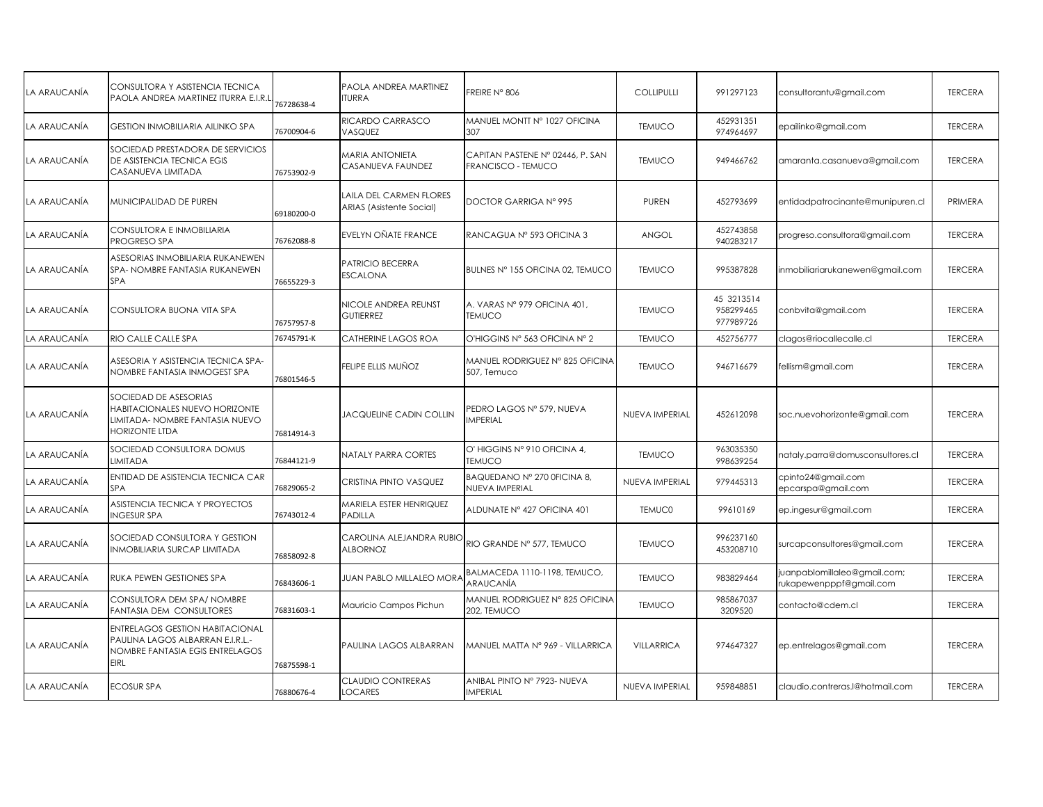| LA ARAUCANÍA | CONSULTORA Y ASISTENCIA TECNICA PAOLA ANDREA MARTINEZ ITURRA E.I.R.L | 76728638-4 | PAOLA ANDREA MARTINEZ ITURRA | FREIRE N° 806 | COLLIPULLI | 991297123 | consultorantu@gmail.com | TERCERA |
|---|---|---|---|---|---|---|---|---|
| LA ARAUCANÍA | GESTION INMOBILIARIA AILINKO SPA | 76700904-6 | RICARDO CARRASCO VASQUEZ | MANUEL MONTT N° 1027 OFICINA 307 | TEMUCO | 452931351 974964697 | epailinko@gmail.com | TERCERA |
| LA ARAUCANÍA | SOCIEDAD PRESTADORA DE SERVICIOS DE ASISTENCIA TECNICA EGIS CASANUEVA LIMITADA | 76753902-9 | MARIA ANTONIETA CASANUEVA FAUNDEZ | CAPITAN PASTENE N° 02446, P. SAN FRANCISCO - TEMUCO | TEMUCO | 949466762 | amaranta.casanueva@gmail.com | TERCERA |
| LA ARAUCANÍA | MUNICIPALIDAD DE PUREN | 69180200-0 | LAILA DEL CARMEN FLORES ARIAS (Asistente Social) | DOCTOR GARRIGA N° 995 | PUREN | 452793699 | entidadpatrocinante@munipuren.cl | PRIMERA |
| LA ARAUCANÍA | CONSULTORA E INMOBILIARIA PROGRESO SPA | 76762088-8 | EVELYN OÑATE FRANCE | RANCAGUA N° 593 OFICINA 3 | ANGOL | 452743858 940283217 | progreso.consultora@gmail.com | TERCERA |
| LA ARAUCANÍA | ASESORIAS INMOBILIARIA RUKANEWEN SPA- NOMBRE FANTASIA RUKANEWEN SPA | 76655229-3 | PATRICIO BECERRA ESCALONA | BULNES N° 155 OFICINA 02, TEMUCO | TEMUCO | 995387828 | inmobiliariarukanewen@gmail.com | TERCERA |
| LA ARAUCANÍA | CONSULTORA BUONA VITA SPA | 76757957-8 | NICOLE ANDREA REUNST GUTIERREZ | A. VARAS N° 979 OFICINA 401, TEMUCO | TEMUCO | 45 3213514 958299465 977989726 | conbvita@gmail.com | TERCERA |
| LA ARAUCANÍA | RIO CALLE CALLE SPA | 76745791-K | CATHERINE LAGOS ROA | O'HIGGINS N° 563 OFICINA N° 2 | TEMUCO | 452756777 | clagos@riocallecalle.cl | TERCERA |
| LA ARAUCANÍA | ASESORIA Y ASISTENCIA TECNICA SPA- NOMBRE FANTASIA INMOGEST SPA | 76801546-5 | FELIPE ELLIS MUÑOZ | MANUEL RODRIGUEZ N° 825 OFICINA 507, Temuco | TEMUCO | 946716679 | fellism@gmail.com | TERCERA |
| LA ARAUCANÍA | SOCIEDAD DE ASESORIAS HABITACIONALES NUEVO HORIZONTE LIMITADA- NOMBRE FANTASIA NUEVO HORIZONTE LTDA | 76814914-3 | JACQUELINE CADIN COLLIN | PEDRO LAGOS N° 579, NUEVA IMPERIAL | NUEVA IMPERIAL | 452612098 | soc.nuevohorizonte@gmail.com | TERCERA |
| LA ARAUCANÍA | SOCIEDAD CONSULTORA DOMUS LIMITADA | 76844121-9 | NATALY PARRA CORTES | O' HIGGINS N° 910 OFICINA 4, TEMUCO | TEMUCO | 963035350 998639254 | nataly.parra@domusconsultores.cl | TERCERA |
| LA ARAUCANÍA | ENTIDAD DE ASISTENCIA TECNICA CAR SPA | 76829065-2 | CRISTINA PINTO VASQUEZ | BAQUEDANO N° 270 0FICINA 8, NUEVA IMPERIAL | NUEVA IMPERIAL | 979445313 | cpinto24@gmail.com epcarspa@gmail.com | TERCERA |
| LA ARAUCANÍA | ASISTENCIA TECNICA Y PROYECTOS INGESUR SPA | 76743012-4 | MARIELA ESTER HENRIQUEZ PADILLA | ALDUNATE N° 427 OFICINA 401 | TEMUC0 | 99610169 | ep.ingesur@gmail.com | TERCERA |
| LA ARAUCANÍA | SOCIEDAD CONSULTORA Y GESTION INMOBILIARIA SURCAP LIMITADA | 76858092-8 | CAROLINA ALEJANDRA RUBIO ALBORNOZ | RIO GRANDE N° 577, TEMUCO | TEMUCO | 996237160 453208710 | surcapconsultores@gmail.com | TERCERA |
| LA ARAUCANÍA | RUKA PEWEN GESTIONES SPA | 76843606-1 | JUAN PABLO MILLALEO MORA | BALMACEDA 1110-1198, TEMUCO, ARAUCANÍA | TEMUCO | 983829464 | juanpablomillaleo@gmail.com; rukapewenpppf@gmail.com | TERCERA |
| LA ARAUCANÍA | CONSULTORA DEM SPA/ NOMBRE FANTASIA DEM CONSULTORES | 76831603-1 | Mauricio Campos Pichun | MANUEL RODRIGUEZ N° 825 OFICINA 202, TEMUCO | TEMUCO | 985867037 3209520 | contacto@cdem.cl | TERCERA |
| LA ARAUCANÍA | ENTRELAGOS GESTION HABITACIONAL PAULINA LAGOS ALBARRAN E.I.R.L.- NOMBRE FANTASIA EGIS ENTRELAGOS EIRL | 76875598-1 | PAULINA LAGOS ALBARRAN | MANUEL MATTA N° 969 - VILLARRICA | VILLARRICA | 974647327 | ep.entrelagos@gmail.com | TERCERA |
| LA ARAUCANÍA | ECOSUR SPA | 76880676-4 | CLAUDIO CONTRERAS LOCARES | ANIBAL PINTO N° 7923- NUEVA IMPERIAL | NUEVA IMPERIAL | 959848851 | claudio.contreras.l@hotmail.com | TERCERA |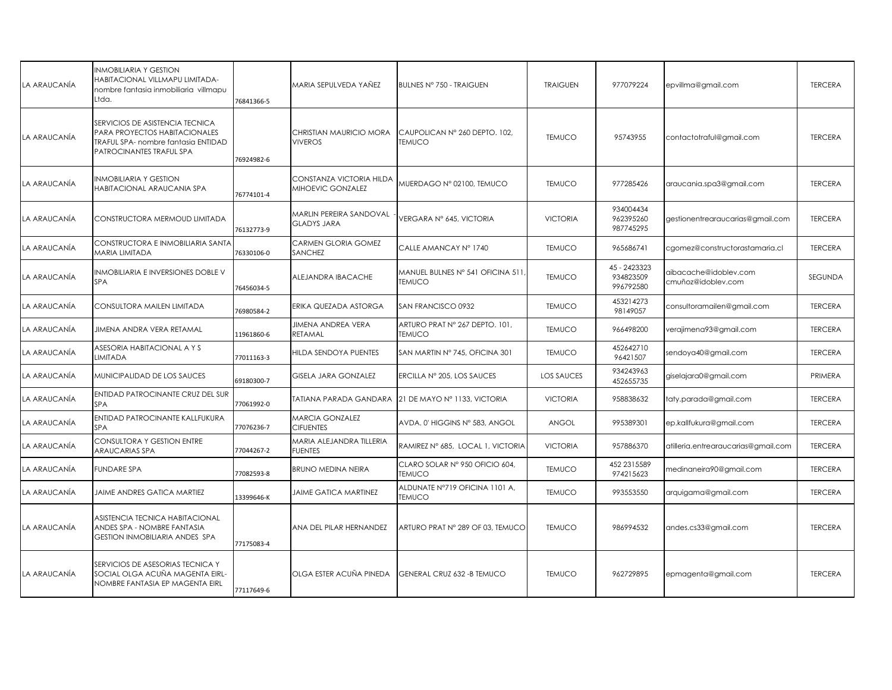| | | | | | | | | |
|---|---|---|---|---|---|---|---|---|
| LA ARAUCANÍA | INMOBILIARIA Y GESTION HABITACIONAL VILLMAPU LIMITADA- nombre fantasia inmobiliaria villmapu Ltda. | 76841366-5 | MARIA SEPULVEDA YAÑEZ | BULNES N° 750 - TRAIGUEN | TRAIGUEN | 977079224 | epvillma@gmail.com | TERCERA |
| LA ARAUCANÍA | SERVICIOS DE ASISTENCIA TECNICA PARA PROYECTOS HABITACIONALES TRAFUL SPA- nombre fantasia ENTIDAD PATROCINANTES TRAFUL SPA | 76924982-6 | CHRISTIAN MAURICIO MORA VIVEROS | CAUPOLICAN N° 260 DEPTO. 102, TEMUCO | TEMUCO | 95743955 | contactotraful@gmail.com | TERCERA |
| LA ARAUCANÍA | INMOBILIARIA Y GESTION HABITACIONAL ARAUCANIA SPA | 76774101-4 | CONSTANZA VICTORIA HILDA MIHOEVIC GONZALEZ | MUERDAGO N° 02100, TEMUCO | TEMUCO | 977285426 | araucania.spa3@gmail.com | TERCERA |
| LA ARAUCANÍA | CONSTRUCTORA MERMOUD LIMITADA | 76132773-9 | MARLIN PEREIRA SANDOVAL - GLADYS JARA | VERGARA N° 645, VICTORIA | VICTORIA | 934004434 962395260 987745295 | gestionentrearaucarias@gmail.com | TERCERA |
| LA ARAUCANÍA | CONSTRUCTORA E INMOBILIARIA SANTA MARIA LIMITADA | 76330106-0 | CARMEN GLORIA GOMEZ SANCHEZ | CALLE AMANCAY N° 1740 | TEMUCO | 965686741 | cgomez@constructorastamaria.cl | TERCERA |
| LA ARAUCANÍA | INMOBILIARIA E INVERSIONES DOBLE V SPA | 76456034-5 | ALEJANDRA IBACACHE | MANUEL BULNES N° 541 OFICINA 511, TEMUCO | TEMUCO | 45 - 2423323 934823509 996792580 | aibacache@idoblev.com cmuñoz@idoblev.com | SEGUNDA |
| LA ARAUCANÍA | CONSULTORA MAILEN LIMITADA | 76980584-2 | ERIKA QUEZADA ASTORGA | SAN FRANCISCO 0932 | TEMUCO | 453214273 98149057 | consultoramailen@gmail.com | TERCERA |
| LA ARAUCANÍA | JIMENA ANDRA VERA RETAMAL | 11961860-6 | JIMENA ANDREA VERA RETAMAL | ARTURO PRAT N° 267 DEPTO. 101, TEMUCO | TEMUCO | 966498200 | verajimena93@gmail.com | TERCERA |
| LA ARAUCANÍA | ASESORIA HABITACIONAL A Y S LIMITADA | 77011163-3 | HILDA SENDOYA PUENTES | SAN MARTIN N° 745, OFICINA 301 | TEMUCO | 452642710 96421507 | sendoya40@gmail.com | TERCERA |
| LA ARAUCANÍA | MUNICIPALIDAD DE LOS SAUCES | 69180300-7 | GISELA JARA GONZALEZ | ERCILLA N° 205, LOS SAUCES | LOS SAUCES | 934243963 452655735 | giselajara0@gmail.com | PRIMERA |
| LA ARAUCANÍA | ENTIDAD PATROCINANTE CRUZ DEL SUR SPA | 77061992-0 | TATIANA PARADA GANDARA | 21 DE MAYO N° 1133, VICTORIA | VICTORIA | 958838632 | taty.parada@gmail.com | TERCERA |
| LA ARAUCANÍA | ENTIDAD PATROCINANTE KALLFUKURA SPA | 77076236-7 | MARCIA GONZALEZ CIFUENTES | AVDA. 0' HIGGINS N° 583, ANGOL | ANGOL | 995389301 | ep.kallfukura@gmail.com | TERCERA |
| LA ARAUCANÍA | CONSULTORA Y GESTION ENTRE ARAUCARIAS SPA | 77044267-2 | MARIA ALEJANDRA TILLERIA FUENTES | RAMIREZ N° 685, LOCAL 1, VICTORIA | VICTORIA | 957886370 | atilleria.entrearaucarias@gmail.com | TERCERA |
| LA ARAUCANÍA | FUNDARE SPA | 77082593-8 | BRUNO MEDINA NEIRA | CLARO SOLAR N° 950 OFICIO 604, TEMUCO | TEMUCO | 452 2315589 974215623 | medinaneira90@gmail.com | TERCERA |
| LA ARAUCANÍA | JAIME ANDRES GATICA MARTIEZ | 13399646-K | JAIME GATICA MARTINEZ | ALDUNATE N°719 OFICINA 1101 A, TEMUCO | TEMUCO | 993553550 | arquigama@gmail.com | TERCERA |
| LA ARAUCANÍA | ASISTENCIA TECNICA HABITACIONAL ANDES SPA - NOMBRE FANTASIA GESTION INMOBILIARIA ANDES SPA | 77175083-4 | ANA DEL PILAR HERNANDEZ | ARTURO PRAT N° 289 OF 03, TEMUCO | TEMUCO | 986994532 | andes.cs33@gmail.com | TERCERA |
| LA ARAUCANÍA | SERVICIOS DE ASESORIAS TECNICA Y SOCIAL OLGA ACUÑA MAGENTA EIRL- NOMBRE FANTASIA EP MAGENTA EIRL | 77117649-6 | OLGA ESTER ACUÑA PINEDA | GENERAL CRUZ 632 -B TEMUCO | TEMUCO | 962729895 | epmagenta@gmail.com | TERCERA |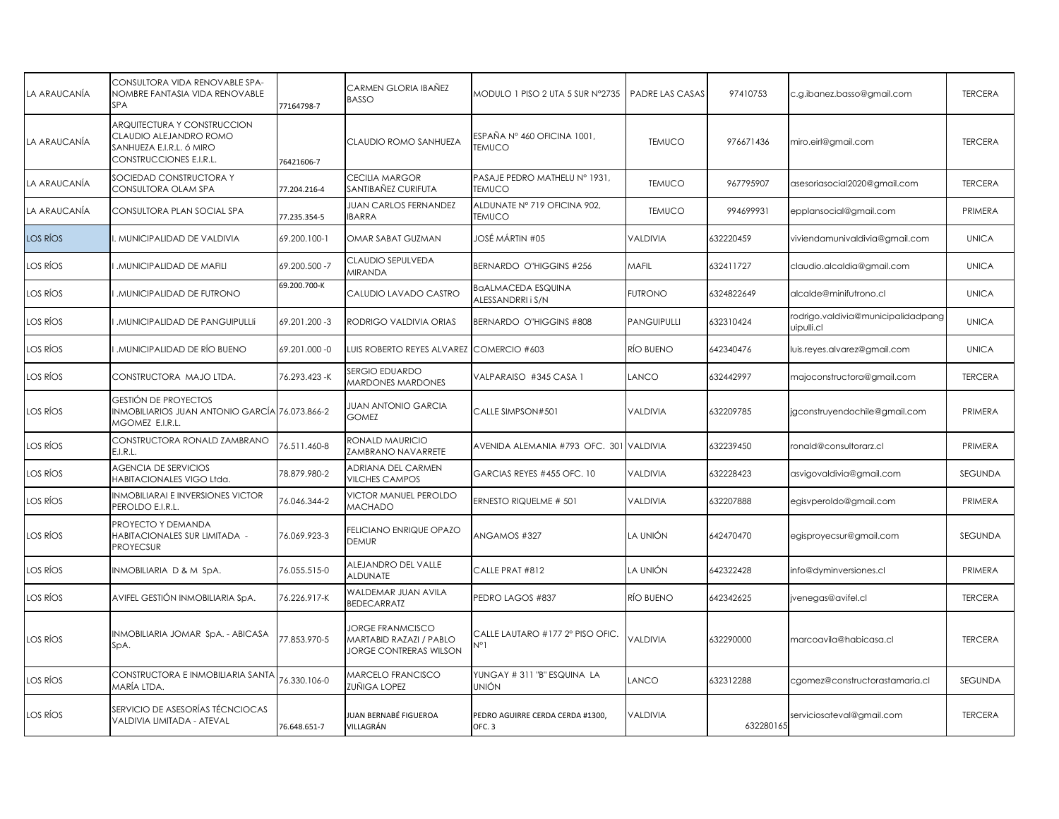| LA ARAUCANÍA | CONSULTORA VIDA RENOVABLE SPA- NOMBRE FANTASIA VIDA RENOVABLE SPA | 77164798-7 | CARMEN GLORIA IBAÑEZ BASSO | MODULO 1 PISO 2 UTA 5 SUR N°2735 | PADRE LAS CASAS | 97410753 | c.g.ibanez.basso@gmail.com | TERCERA |
|---|---|---|---|---|---|---|---|---|
| LA ARAUCANÍA | ARQUITECTURA Y CONSTRUCCION CLAUDIO ALEJANDRO ROMO SANHUEZA E.I.R.L. ó MIRO CONSTRUCCIONES E.I.R.L. | 76421606-7 | CLAUDIO ROMO SANHUEZA | ESPAÑA N° 460 OFICINA 1001, TEMUCO | TEMUCO | 976671436 | miro.eirl@gmail.com | TERCERA |
| LA ARAUCANÍA | SOCIEDAD CONSTRUCTORA Y CONSULTORA OLAM SPA | 77.204.216-4 | CECILIA MARGOR SANTIBAÑEZ CURIFUTA | PASAJE PEDRO MATHELU N° 1931, TEMUCO | TEMUCO | 967795907 | asesoriasocial2020@gmail.com | TERCERA |
| LA ARAUCANÍA | CONSULTORA PLAN SOCIAL SPA | 77.235.354-5 | JUAN CARLOS FERNANDEZ IBARRA | ALDUNATE N° 719 OFICINA 902, TEMUCO | TEMUCO | 994699931 | epplansocial@gmail.com | PRIMERA |
| LOS RÍOS | I. MUNICIPALIDAD DE VALDIVIA | 69.200.100-1 | OMAR SABAT GUZMAN | JOSÉ MÁRTIN #05 | VALDIVIA | 632220459 | viviendamunivaldivia@gmail.com | UNICA |
| LOS RÍOS | I .MUNICIPALIDAD DE MAFILI | 69.200.500 -7 | CLAUDIO SEPULVEDA MIRANDA | BERNARDO O"HIGGINS #256 | MAFIL | 632411727 | claudio.alcaldia@gmail.com | UNICA |
| LOS RÍOS | I .MUNICIPALIDAD DE FUTRONO | 69.200.700-K | CALUDIO LAVADO CASTRO | BaALMACEDA ESQUINA ALESSANDRRI i S/N | FUTRONO | 6324822649 | alcalde@minifutrono.cl | UNICA |
| LOS RÍOS | I .MUNICIPALIDAD DE PANGUIPULLIi | 69.201.200 -3 | RODRIGO VALDIVIA ORIAS | BERNARDO O"HIGGINS #808 | PANGUIPULLI | 632310424 | rodrigo.valdivia@municipalidadpanguipulli.cl | UNICA |
| LOS RÍOS | I .MUNICIPALIDAD DE RÍO BUENO | 69.201.000 -0 | LUIS ROBERTO REYES ALVAREZ | COMERCIO #603 | RÍO BUENO | 642340476 | luis.reyes.alvarez@gmail.com | UNICA |
| LOS RÍOS | CONSTRUCTORA MAJO LTDA. | 76.293.423 -K | SERGIO EDUARDO MARDONES MARDONES | VALPARAISO #345 CASA 1 | LANCO | 632442997 | majoconstructora@gmail.com | TERCERA |
| LOS RÍOS | GESTIÓN DE PROYECTOS INMOBILIARIOS JUAN ANTONIO GARCÍA MGOMEZ E.I.R.L. | 76.073.866-2 | JUAN ANTONIO GARCIA GOMEZ | CALLE SIMPSON#501 | VALDIVIA | 632209785 | jgconstruyendochile@gmail.com | PRIMERA |
| LOS RÍOS | CONSTRUCTORA RONALD ZAMBRANO E.I.R.L. | 76.511.460-8 | RONALD MAURICIO ZAMBRANO NAVARRETE | AVENIDA ALEMANIA #793 OFC. 301 | VALDIVIA | 632239450 | ronald@consultorarz.cl | PRIMERA |
| LOS RÍOS | AGENCIA DE SERVICIOS HABITACIONALES VIGO Ltda. | 78.879.980-2 | ADRIANA DEL CARMEN VILCHES CAMPOS | GARCIAS REYES #455 OFC. 10 | VALDIVIA | 632228423 | asvigovaldivia@gmail.com | SEGUNDA |
| LOS RÍOS | INMOBILIARAI E INVERSIONES VICTOR PEROLDO E.I.R.L. | 76.046.344-2 | VICTOR MANUEL PEROLDO MACHADO | ERNESTO RIQUELME # 501 | VALDIVIA | 632207888 | egisvperoldo@gmail.com | PRIMERA |
| LOS RÍOS | PROYECTO Y DEMANDA HABITACIONALES SUR LIMITADA - PROYECSUR | 76.069.923-3 | FELICIANO ENRIQUE OPAZO DEMUR | ANGAMOS #327 | LA UNIÓN | 642470470 | egisproyecsur@gmail.com | SEGUNDA |
| LOS RÍOS | INMOBILIARIA D & M SpA. | 76.055.515-0 | ALEJANDRO DEL VALLE ALDUNATE | CALLE PRAT #812 | LA UNIÓN | 642322428 | info@dyminversiones.cl | PRIMERA |
| LOS RÍOS | AVIFEL GESTIÓN INMOBILIARIA SpA. | 76.226.917-K | WALDEMAR JUAN AVILA BEDECARRATZ | PEDRO LAGOS #837 | RÍO BUENO | 642342625 | jvenegas@avifel.cl | TERCERA |
| LOS RÍOS | INMOBILIARIA JOMAR SpA. - ABICASA SpA. | 77.853.970-5 | JORGE FRANMCISCO MARTABID RAZAZI / PABLO JORGE CONTRERAS WILSON | CALLE LAUTARO #177 2° PISO OFIC. N°1 | VALDIVIA | 632290000 | marcoavila@habicasa.cl | TERCERA |
| LOS RÍOS | CONSTRUCTORA E INMOBILIARIA SANTA MARÍA LTDA. | 76.330.106-0 | MARCELO FRANCISCO ZUÑIGA LOPEZ | YUNGAY # 311 "B" ESQUINA LA UNIÓN | LANCO | 632312288 | cgomez@constructorastamaria.cl | SEGUNDA |
| LOS RÍOS | SERVICIO DE ASESORÍAS TÉCNCIOCAS VALDIVIA LIMITADA - ATEVAL | 76.648.651-7 | JUAN BERNABÉ FIGUEROA VILLAGRÁN | PEDRO AGUIRRE CERDA CERDA #1300, OFC. 3 | VALDIVIA | 632280165 | serviciosateval@gmail.com | TERCERA |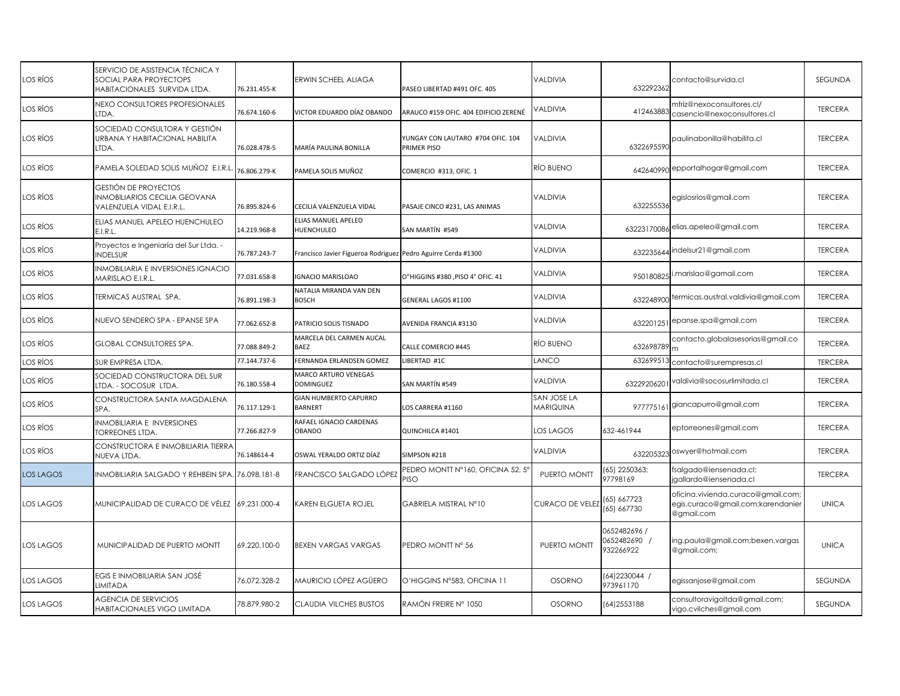| | | | | | | | | |
|---|---|---|---|---|---|---|---|---|
| LOS RÍOS | SERVICIO DE ASISTENCIA TÉCNICA Y SOCIAL PARA PROYECTOPS HABITACIONALES SURVIDA LTDA. | 76.231.455-K | ERWIN SCHEEL ALIAGA | PASEO LIBERTAD #491 OFC. 405 | VALDIVIA | 632292362 | contacto@survida.cl | SEGUNDA |
| LOS RÍOS | NEXO CONSULTORES PROFESIONALES LTDA. | 76.674.160-6 | VICTOR EDUARDO DÍAZ OBANDO | ARAUCO #159 OFIC. 404 EDIFICIO ZERENÉ | VALDIVIA | 412463883 | mfriz@nexoconsultores.cl/ casencio@nexoconsultores.cl | TERCERA |
| LOS RÍOS | SOCIEDAD CONSULTORA Y GESTIÓN URBANA Y HABITACIONAL HABILITA LTDA. | 76.028.478-5 | MARÍA PAULINA BONILLA | YUNGAY CON LAUTARO #704 OFIC. 104 PRIMER PISO | VALDIVIA | 6322695590 | paulinabonilla@habilita.cl | TERCERA |
| LOS RÍOS | PAMELA SOLEDAD SOLIS MUÑOZ E.I.R.L. | 76.806.279-K | PAMELA SOLIS MUÑOZ | COMERCIO #313, OFIC. 1 | RÍO BUENO | 642640990 | epportalhogar@gmail.com | TERCERA |
| LOS RÍOS | GESTIÓN DE PROYECTOS INMOBILIARIOS CECILIA GEOVANA VALENZUELA VIDAL E.I.R.L. | 76.895.824-6 | CECILIA VALENZUELA VIDAL | PASAJE CINCO #231, LAS ANIMAS | VALDIVIA | 632255536 | egislosrios@gmail.com | TERCERA |
| LOS RÍOS | ELIAS MANUEL APELEO HUENCHULEO E.I.R.L. | 14.219.968-8 | ELIAS MANUEL APELEO HUENCHULEO | SAN MARTÍN #549 | VALDIVIA | 63223170086 | elias.apeleo@gmail.com | TERCERA |
| LOS RÍOS | Proyectos e Ingeniaría del Sur Ltda. - INDELSUR | 76.787.243-7 | Francisco Javier Figueroa Rodriguez | Pedro Aguirre Cerda #1300 | VALDIVIA | 632235644 | indelsur21@gmail.com | TERCERA |
| LOS RÍOS | INMOBILIARIA E INVERSIONES IGNACIO MARISLAO E.I.R.L. | 77.031.658-8 | IGNACIO MARISLOAO | O"HIGGINS #380 ,PISO 4° OFIC. 41 | VALDIVIA | 950180825 | i.marislao@gamail.com | TERCERA |
| LOS RÍOS | TERMICAS AUSTRAL SPA. | 76.891.198-3 | NATALIA MIRANDA VAN DEN BOSCH | GENERAL LAGOS #1100 | VALDIVIA | 632248900 | termicas.austral.valdivia@gmail.com | TERCERA |
| LOS RÍOS | NUEVO SENDERO SPA - EPANSE SPA | 77.062.652-8 | PATRICIO SOLIS TISNADO | AVENIDA FRANCIA #3130 | VALDIVIA | 632201251 | epanse.spa@gmail.com | TERCERA |
| LOS RÍOS | GLOBAL CONSULTORES SPA. | 77.088.849-2 | MARCELA DEL CARMEN AUCAL BAEZ | CALLE COMERCIO #445 | RÍO BUENO | 632698789 | contacto.globalasesorias@gmail.com | TERCERA |
| LOS RÍOS | SUR EMPRESA LTDA. | 77.144.737-6 | FERNANDA ERLANDSEN GOMEZ | LIBERTAD #1C | LANCO | 632699513 | contacto@surempresas.cl | TERCERA |
| LOS RÍOS | SOCIEDAD CONSTRUCTORA DEL SUR LTDA. - SOCOSUR LTDA. | 76.180.558-4 | MARCO ARTURO VENEGAS DOMINGUEZ | SAN MARTÍN #549 | VALDIVIA | 63229206201 | valdivia@socosurlimitada.cl | TERCERA |
| LOS RÍOS | CONSTRUCTORA SANTA MAGDALENA SPA. | 76.117.129-1 | GIAN HUMBERTO CAPURRO BARNERT | LOS CARRERA #1160 | SAN JOSE LA MARIQUINA | 977775161 | giancapurro@gmail.com | TERCERA |
| LOS RÍOS | INMOBILIARIA E INVERSIONES TORREONES LTDA. | 77.266.827-9 | RAFAEL IGNACIO CARDENAS OBANDO | QUINCHILCA #1401 | LOS LAGOS | 632-461944 | eptorreones@gmail.com | TERCERA |
| LOS RÍOS | CONSTRUCTORA E INMOBILIARIA TIERRA NUEVA LTDA. | 76.148614-4 | OSWAL YERALDO ORTIZ DÍAZ | SIMPSON #218 | VALDIVIA | 632205323 | oswyer@hotmail.com | TERCERA |
| LOS LAGOS | INMOBILIARIA SALGADO Y REHBEIN SPA. | 76.098.181-8 | FRANCISCO SALGADO LÓPEZ | PEDRO MONTT N°160, OFICINA 52, 5° PISO | PUERTO MONTT | (65) 2250363; 97798169 | fsalgado@iensenada.cl; jgallardo@iensenada.cl | TERCERA |
| LOS LAGOS | MUNICIPALIDAD DE CURACO DE VÉLEZ | 69.231.000-4 | KAREN ELGUETA ROJEL | GABRIELA MISTRAL N°10 | CURACO DE VELEZ | (65) 667723 (65) 667730 | oficina.vivienda.curaco@gmail.com; egis.curaco@gmail.com;karendanier@gmail.com | UNICA |
| LOS LAGOS | MUNICIPALIDAD DE PUERTO MONTT | 69.220.100-0 | BEXEN VARGAS VARGAS | PEDRO MONTT N° 56 | PUERTO MONTT | 0652482696 / 0652482690 / 932266922 | ing.paula@gmail.com;bexen.vargas@gmail.com; | UNICA |
| LOS LAGOS | EGIS E INMOBILIARIA SAN JOSÉ LIMITADA | 76.072.328-2 | MAURICIO LÓPEZ AGÜERO | O'HIGGINS N°583, OFICINA 11 | OSORNO | (64)2230044 / 973961170 | egissanjose@gmail.com | SEGUNDA |
| LOS LAGOS | AGENCIA DE SERVICIOS HABITACIONALES VIGO LIMITADA | 78.879.980-2 | CLAUDIA VILCHES BUSTOS | RAMÓN FREIRE N° 1050 | OSORNO | (64)2553188 | consultoravigoltda@gmail.com; vigo.cvilches@gmail.com | SEGUNDA |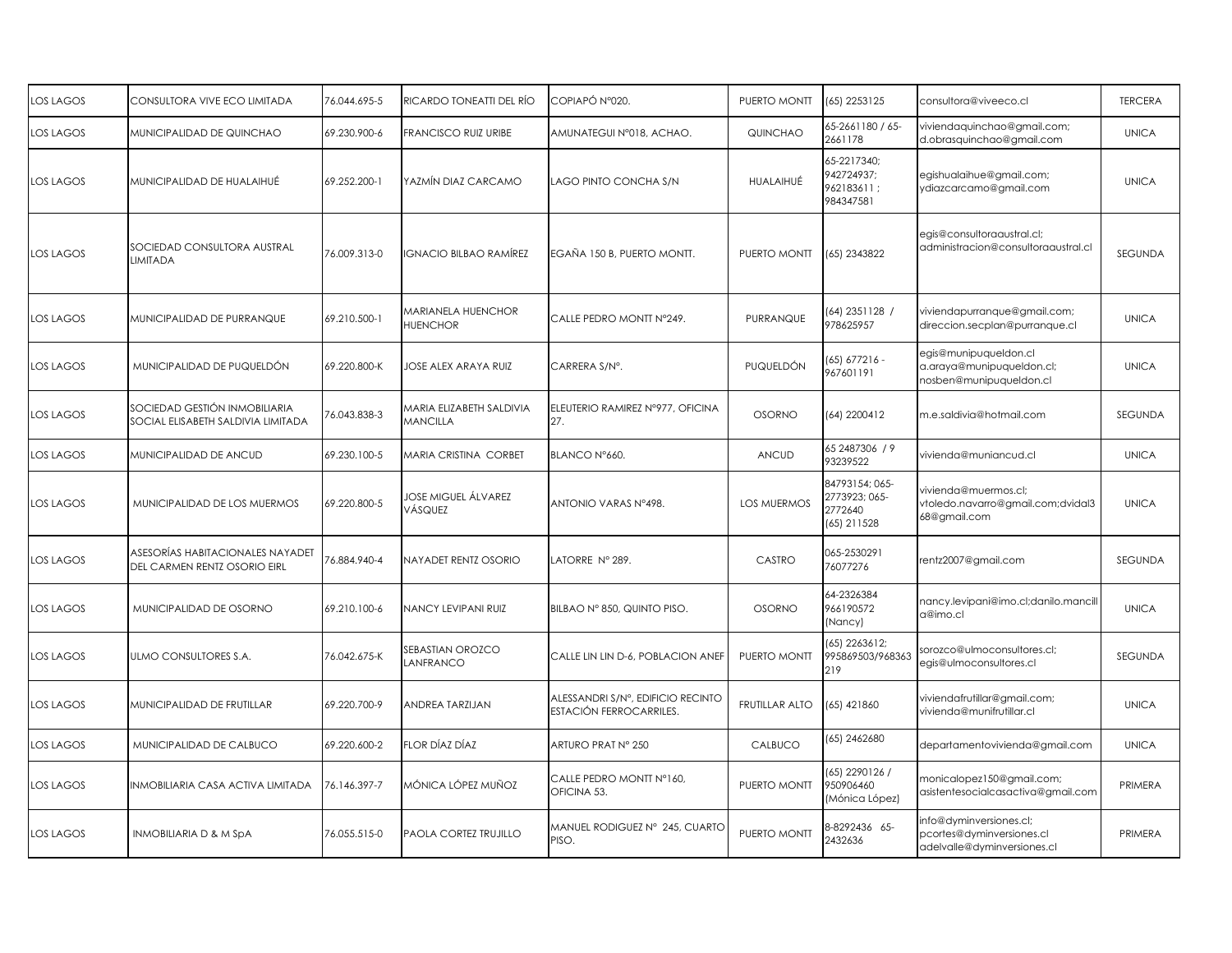| LOS LAGOS | CONSULTORA VIVE ECO LIMITADA | 76.044.695-5 | RICARDO TONEATTI DEL RÍO | COPIAPÓ N°020. | PUERTO MONTT | (65) 2253125 | consultora@viveeco.cl | TERCERA |
|---|---|---|---|---|---|---|---|---|
| LOS LAGOS | MUNICIPALIDAD DE QUINCHAO | 69.230.900-6 | FRANCISCO RUIZ URIBE | AMUNATEGUI N°018, ACHAO. | QUINCHAO | 65-2661180 / 65-2661178 | viviendaquinchao@gmail.com; d.obrasquinchao@gmail.com | UNICA |
| LOS LAGOS | MUNICIPALIDAD DE HUALAIHUÉ | 69.252.200-1 | YAZMÍN DIAZ CARCAMO | LAGO PINTO CONCHA S/N | HUALAIHUÉ | 65-2217340; 942724937; 962183611 ; 984347581 | egishualaihue@gmail.com; ydiazcarcamo@gmail.com | UNICA |
| LOS LAGOS | SOCIEDAD CONSULTORA AUSTRAL LIMITADA | 76.009.313-0 | IGNACIO BILBAO RAMÍREZ | EGAÑA 150 B, PUERTO MONTT. | PUERTO MONTT | (65) 2343822 | egis@consultoraaustral.cl; administracion@consultoraaustral.cl | SEGUNDA |
| LOS LAGOS | MUNICIPALIDAD DE PURRANQUE | 69.210.500-1 | MARIANELA HUENCHOR HUENCHOR | CALLE PEDRO MONTT N°249. | PURRANQUE | (64) 2351128 / 978625957 | viviendapurranque@gmail.com; direccion.secplan@purranque.cl | UNICA |
| LOS LAGOS | MUNICIPALIDAD DE PUQUELDÓN | 69.220.800-K | JOSE ALEX ARAYA RUIZ | CARRERA S/N°. | PUQUELDÓN | (65) 677216 - 967601191 | egis@munipuqueldon.cl a.araya@munipuqueldon.cl; nosben@munipuqueldon.cl | UNICA |
| LOS LAGOS | SOCIEDAD GESTIÓN INMOBILIARIA SOCIAL ELISABETH SALDIVIA LIMITADA | 76.043.838-3 | MARIA ELIZABETH SALDIVIA MANCILLA | ELEUTERIO RAMIREZ N°977, OFICINA 27. | OSORNO | (64) 2200412 | m.e.saldivia@hotmail.com | SEGUNDA |
| LOS LAGOS | MUNICIPALIDAD DE ANCUD | 69.230.100-5 | MARIA CRISTINA CORBET | BLANCO N°660. | ANCUD | 65 2487306 / 9 93239522 | vivienda@muniancud.cl | UNICA |
| LOS LAGOS | MUNICIPALIDAD DE LOS MUERMOS | 69.220.800-5 | JOSE MIGUEL ÁLVAREZ VÁSQUEZ | ANTONIO VARAS N°498. | LOS MUERMOS | 84793154; 065-2773923; 065-2772640 (65) 211528 | vivienda@muermos.cl; vtoledo.navarro@gmail.com;dvidal368@gmail.com | UNICA |
| LOS LAGOS | ASESORÍAS HABITACIONALES NAYADET DEL CARMEN RENTZ OSORIO EIRL | 76.884.940-4 | NAYADET RENTZ OSORIO | LATORRE N° 289. | CASTRO | 065-2530291 76077276 | rentz2007@gmail.com | SEGUNDA |
| LOS LAGOS | MUNICIPALIDAD DE OSORNO | 69.210.100-6 | NANCY LEVIPANI RUIZ | BILBAO N° 850, QUINTO PISO. | OSORNO | 64-2326384 966190572 (Nancy) | nancy.levipani@imo.cl;danilo.mancilla@imo.cl | UNICA |
| LOS LAGOS | ULMO CONSULTORES S.A. | 76.042.675-K | SEBASTIAN OROZCO LANFRANCO | CALLE LIN LIN D-6, POBLACION ANEF | PUERTO MONTT | (65) 2263612; 995869503/968363219 | sorozco@ulmoconsultores.cl; egis@ulmoconsultores.cl | SEGUNDA |
| LOS LAGOS | MUNICIPALIDAD DE FRUTILLAR | 69.220.700-9 | ANDREA TARZIJAN | ALESSANDRI S/N°, EDIFICIO RECINTO ESTACIÓN FERROCARRILES. | FRUTILLAR ALTO | (65) 421860 | viviendafrutillar@gmail.com; vivienda@munifrutillar.cl | UNICA |
| LOS LAGOS | MUNICIPALIDAD DE CALBUCO | 69.220.600-2 | FLOR DÍAZ DÍAZ | ARTURO PRAT N° 250 | CALBUCO | (65) 2462680 | departamentovivienda@gmail.com | UNICA |
| LOS LAGOS | INMOBILIARIA CASA ACTIVA LIMITADA | 76.146.397-7 | MÓNICA LÓPEZ MUÑOZ | CALLE PEDRO MONTT N°160, OFICINA 53. | PUERTO MONTT | (65) 2290126 / 950906460 (Mónica López) | monicalopez150@gmail.com; asistentesocialcasactiva@gmail.com | PRIMERA |
| LOS LAGOS | INMOBILIARIA D & M SpA | 76.055.515-0 | PAOLA CORTEZ TRUJILLO | MANUEL RODIGUEZ N° 245, CUARTO PISO. | PUERTO MONTT | 8-8292436 65-2432636 | info@dyminversiones.cl; pcortes@dyminversiones.cl adelvalle@dyminversiones.cl | PRIMERA |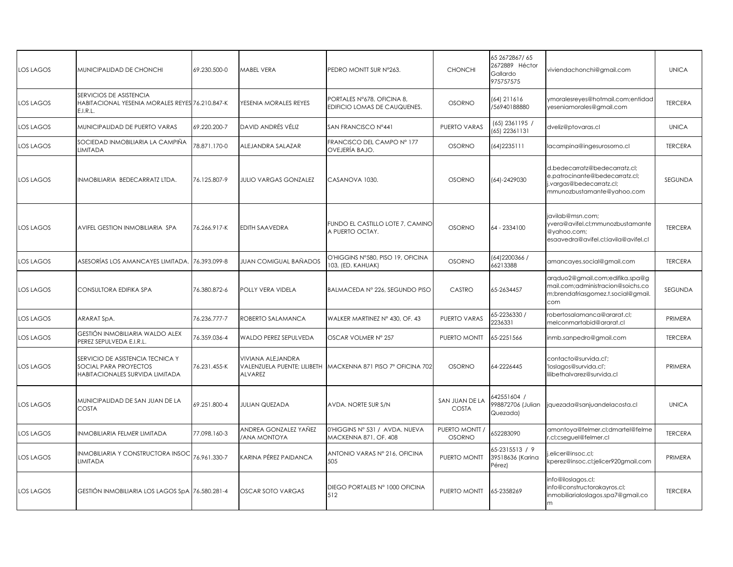| LOS LAGOS | MUNICIPALIDAD DE CHONCHI | 69.230.500-0 | MABEL VERA | PEDRO MONTT SUR N°263. | CHONCHI | 65 2672867/ 65 2672889 Héctor Gallardo 975757575 | viviendachonchi@gmail.com | UNICA |
|---|---|---|---|---|---|---|---|---|
| LOS LAGOS | SERVICIOS DE ASISTENCIA HABITACIONAL YESENIA MORALES REYES E.I.R.L. | 76.210.847-K | YESENIA MORALES REYES | PORTALES N°678, OFICINA 8, EDIFICIO LOMAS DE CAUQUENES. | OSORNO | (64) 211616 /56940188880 | ymoralesreyes@hotmail.com;entidad yeseniamorales@gmail.com | TERCERA |
| LOS LAGOS | MUNICIPALIDAD DE PUERTO VARAS | 69.220.200-7 | DAVID ANDRÉS VÉLIZ | SAN FRANCISCO N°441 | PUERTO VARAS | (65) 2361195 / (65) 22361131 | dveliz@ptovaras.cl | UNICA |
| LOS LAGOS | SOCIEDAD INMOBILIARIA LA CAMPIÑA LIMITADA | 78.871.170-0 | ALEJANDRA SALAZAR | FRANCISCO DEL CAMPO N° 177 OVEJERÍA BAJO. | OSORNO | (64)2235111 | lacampina@ingesurosorno.cl | TERCERA |
| LOS LAGOS | INMOBILIARIA BEDECARRATZ LTDA. | 76.125.807-9 | JULIO VARGAS GONZALEZ | CASANOVA 1030. | OSORNO | (64)-2429030 | d.bedecarratz@bedecarratz.cl; e.patrocinante@bedecarratz.cl; j.vargas@bedecarratz.cl; mmunozbustamante@yahoo.com | SEGUNDA |
| LOS LAGOS | AVIFEL GESTION INMOBILIARIA SPA | 76.266.917-K | EDITH SAAVEDRA | FUNDO EL CASTILLO LOTE 7, CAMINO A PUERTO OCTAY. | OSORNO | 64 - 2334100 | javilab@msn.com; yvera@avifel.cl;mmunozbustamante@yahoo.com; esaavedra@avifel.cl;javila@avifel.cl | TERCERA |
| LOS LAGOS | ASESORÍAS LOS AMANCAYES LIMITADA. | 76.393.099-8 | JUAN COMIGUAL BAÑADOS | O'HIGGINS N°580, PISO 19, OFICINA 103, (ED. KAHUAK) | OSORNO | (64)2200366 / 66213388 | amancayes.social@gmail.com | TERCERA |
| LOS LAGOS | CONSULTORA EDIFIKA SPA | 76.380.872-6 | POLLY VERA VIDELA | BALMACEDA N° 226, SEGUNDO PISO | CASTRO | 65-2634457 | arqduo2@gmail.com;edifika.spa@gmail.com;administracion@soichs.com;brendafriasgomez.t.social@gmail.com | SEGUNDA |
| LOS LAGOS | ARARAT SpA. | 76.236.777-7 | ROBERTO SALAMANCA | WALKER MARTINEZ N° 430, OF. 43 | PUERTO VARAS | 65-2236330 / 2236331 | robertosalamanca@ararat.cl; melconmartabid@ararat.cl | PRIMERA |
| LOS LAGOS | GESTIÓN INMOBILIARIA WALDO ALEX PEREZ SEPULVEDA E.I.R.L. | 76.359.036-4 | WALDO PEREZ SEPULVEDA | OSCAR VOLMER N° 257 | PUERTO MONTT | 65-2251566 | inmb.sanpedro@gmail.com | TERCERA |
| LOS LAGOS | SERVICIO DE ASISTENCIA TECNICA Y SOCIAL PARA PROYECTOS HABITACIONALES SURVIDA LIMITADA | 76.231.455-K | VIVIANA ALEJANDRA VALENZUELA PUENTE; LILIBETH ALVAREZ | MACKENNA 871 PISO 7° OFICINA 702 | OSORNO | 64-2226445 | contacto@survida.cl'; 'loslagos@survida.cl'; lilibethalvarez@survida.cl | PRIMERA |
| LOS LAGOS | MUNICIPALIDAD DE SAN JUAN DE LA COSTA | 69.251.800-4 | JULIAN QUEZADA | AVDA. NORTE SUR S/N | SAN JUAN DE LA COSTA | 642551604 / 998872706 (Julian Quezada) | jquezada@sanjuandelacosta.cl | UNICA |
| LOS LAGOS | INMOBILIARIA FELMER LIMITADA | 77.098.160-3 | ANDREA GONZALEZ YAÑEZ /ANA MONTOYA | 0'HIGGINS N° 531 / AVDA. NUEVA MACKENNA 871, OF. 408 | PUERTO MONTT / OSORNO | 652283090 | amontoya@felmer.cl;dmartel@felmer.cl;cseguel@felmer.cl | TERCERA |
| LOS LAGOS | INMOBILIARIA Y CONSTRUCTORA INSOC LIMITADA | 76.961.330-7 | KARINA PÉREZ PAIDANCA | ANTONIO VARAS N° 216, OFICINA 505 | PUERTO MONTT | 65-2315513 / 9 39518636 (Karina Pérez) | j.elicer@insoc.cl; kperez@insoc.cl;jelicer920gmail.com | PRIMERA |
| LOS LAGOS | GESTIÓN INMOBILIARIA LOS LAGOS SpA | 76.580.281-4 | OSCAR SOTO VARGAS | DIEGO PORTALES N° 1000 OFICINA 512 | PUERTO MONTT | 65-2358269 | info@iloslagos.cl; info@constructorakayros.cl; inmobiliarialoslagos.spa7@gmail.com | TERCERA |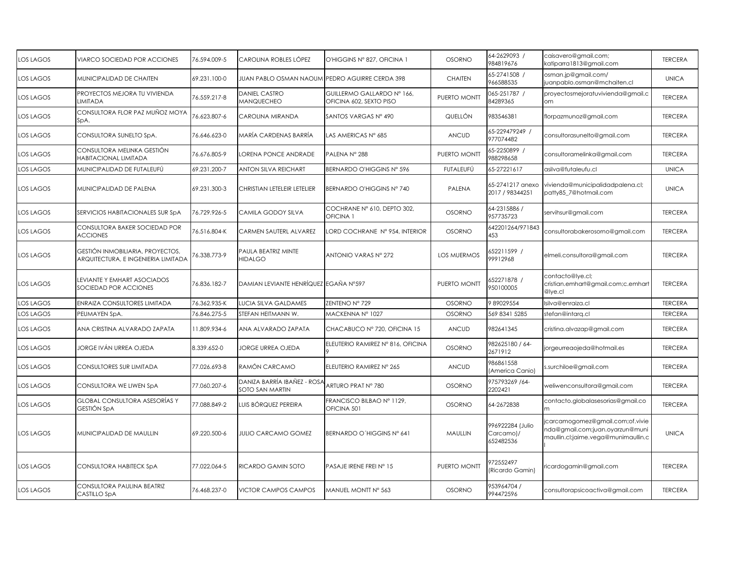| LOS LAGOS | VIARCO SOCIEDAD POR ACCIONES | 76.594.009-5 | CAROLINA ROBLES LÓPEZ | O'HIGGINS N° 827, OFICINA 1 | OSORNO | 64-2629093 / 984819676 | caisavero@gmail.com; katiparra1813@gmail.com | TERCERA |
|---|---|---|---|---|---|---|---|---|
| LOS LAGOS | MUNICIPALIDAD DE CHAITEN | 69.231.100-0 | JUAN PABLO OSMAN NAOUM | PEDRO AGUIRRE CERDA 398 | CHAITEN | 65-2741508 / 966588535 | osman.jp@gmail.com/ juanpablo.osman@mchaiten.cl | UNICA |
| LOS LAGOS | PROYECTOS MEJORA TU VIVIENDA LIMITADA | 76.559.217-8 | DANIEL CASTRO MANQUECHEO | GUILLERMO GALLARDO N° 166, OFICINA 602, SEXTO PISO | PUERTO MONTT | 065-251787 / 84289365 | proyectosmejoratuvivienda@gmail.com | TERCERA |
| LOS LAGOS | CONSULTORA FLOR PAZ MUÑOZ MOYA SpA. | 76.623.807-6 | CAROLINA MIRANDA | SANTOS VARGAS N° 490 | QUELLÓN | 983546381 | florpazmunoz@gmail.com | TERCERA |
| LOS LAGOS | CONSULTORA SUNELTO SpA. | 76.646.623-0 | MARÍA CARDENAS BARRÍA | LAS AMERICAS N° 685 | ANCUD | 65-229479249 / 977074482 | consultorasunelto@gmail.com | TERCERA |
| LOS LAGOS | CONSULTORA MELINKA GESTIÓN HABITACIONAL LIMITADA | 76.676.805-9 | LORENA PONCE ANDRADE | PALENA N° 288 | PUERTO MONTT | 65-2250899 / 988298658 | consultoramelinka@gmail.com | TERCERA |
| LOS LAGOS | MUNICIPALIDAD DE FUTALEUFÚ | 69.231.200-7 | ANTON SILVA REICHART | BERNARDO O'HIGGINS N° 596 | FUTALEUFÚ | 65-27221617 | asilva@futaleufu.cl | UNICA |
| LOS LAGOS | MUNICIPALIDAD DE PALENA | 69.231.300-3 | CHRISTIAN LETELEIR LETELIER | BERNARDO O'HIGGINS N° 740 | PALENA | 65-2741217 anexo 2017 / 98344251 | vivienda@municipalidadpalena.cl; patty85_7@hotmail.com | UNICA |
| LOS LAGOS | SERVICIOS HABITACIONALES SUR SpA | 76.729.926-5 | CAMILA GODOY SILVA | COCHRANE N° 610, DEPTO 302, OFICINA 1 | OSORNO | 64-2315886 / 957735723 | servihsur@gmail.com | TERCERA |
| LOS LAGOS | CONSULTORA BAKER SOCIEDAD POR ACCIONES | 76.516.804-K | CARMEN SAUTERL ALVAREZ | LORD COCHRANE N° 954, INTERIOR | OSORNO | 642201264/971843453 | consultorabakerosorno@gmail.com | TERCERA |
| LOS LAGOS | GESTIÓN INMOBILIARIA, PROYECTOS, ARQUITECTURA, E INGENIERIA LIMITADA | 76.338.773-9 | PAULA BEATRIZ MINTE HIDALGO | ANTONIO VARAS N° 272 | LOS MUERMOS | 652211599 / 99912968 | elmeli.consultora@gmail.com | TERCERA |
| LOS LAGOS | LEVIANTE Y EMHART ASOCIADOS SOCIEDAD POR ACCIONES | 76.836.182-7 | DAMIAN LEVIANTE HENRÍQUEZ | EGAÑA N°597 | PUERTO MONTT | 652271878 / 950100005 | contacto@lye.cl; cristian.emhart@gmail.com;c.emhart@lye.cl | TERCERA |
| LOS LAGOS | ENRAIZA CONSULTORES LIMITADA | 76.362.935-K | LUCIA SILVA GALDAMES | ZENTENO N° 729 | OSORNO | 9 89029554 | lsilva@enraiza.cl | TERCERA |
| LOS LAGOS | PEUMAYEN SpA. | 76.846.275-5 | STEFAN HEITMANN W. | MACKENNA N° 1027 | OSORNO | 569 8341 5285 | stefan@intarq.cl | TERCERA |
| LOS LAGOS | ANA CRISTINA ALVARADO ZAPATA | 11.809.934-6 | ANA ALVARADO ZAPATA | CHACABUCO N° 720, OFICINA 15 | ANCUD | 982641345 | cristina.alvazap@gmail.com | TERCERA |
| LOS LAGOS | JORGE IVÁN URREA OJEDA | 8.339.652-0 | JORGE URREA OJEDA | ELEUTERIO RAMIREZ N° 816, OFICINA 9 | OSORNO | 982625180 / 64-2671912 | jorgeurreaojeda@hotmail.es | TERCERA |
| LOS LAGOS | CONSULTORES SUR LIMITADA | 77.026.693-8 | RAMÓN CARCAMO | ELEUTERIO RAMIREZ N° 265 | ANCUD | 986861558 (America Canio) | s.surchiloe@gmail.com | TERCERA |
| LOS LAGOS | CONSULTORA WE LIWEN SpA | 77.060.207-6 | DANIZA BARRÍA IBAÑEZ - ROSA SOTO SAN MARTIN | ARTURO PRAT N° 780 | OSORNO | 975793269 /64-2202421 | weliwenconsultora@gmail.com | TERCERA |
| LOS LAGOS | GLOBAL CONSULTORA ASESORÍAS Y GESTIÓN SpA | 77.088.849-2 | LUIS BÓRQUEZ PEREIRA | FRANCISCO BILBAO N° 1129, OFICINA 501 | OSORNO | 64-2672838 | contacto.globalasesorias@gmail.com | TERCERA |
| LOS LAGOS | MUNICIPALIDAD DE MAULLIN | 69.220.500-6 | JULIO CARCAMO GOMEZ | BERNARDO O´HIGGINS N° 641 | MAULLIN | 996922284 (Julio Carcamo)/ 652482536 | jcarcamogomez@gmail.com;of.vivienda@gmail.com;juan.oyarzun@munimaullin.cl;jaime.vega@munimaullin.cl | UNICA |
| LOS LAGOS | CONSULTORA HABITECK SpA | 77.022.064-5 | RICARDO GAMIN SOTO | PASAJE IRENE FREI N° 15 | PUERTO MONTT | 972552497 (Ricardo Gamin) | ricardogamin@gmail.com | TERCERA |
| LOS LAGOS | CONSULTORA PAULINA BEATRIZ CASTILLO SpA | 76.468.237-0 | VICTOR CAMPOS CAMPOS | MANUEL MONTT N° 563 | OSORNO | 953964704 / 994472596 | consultorapsicoactiva@gmail.com | TERCERA |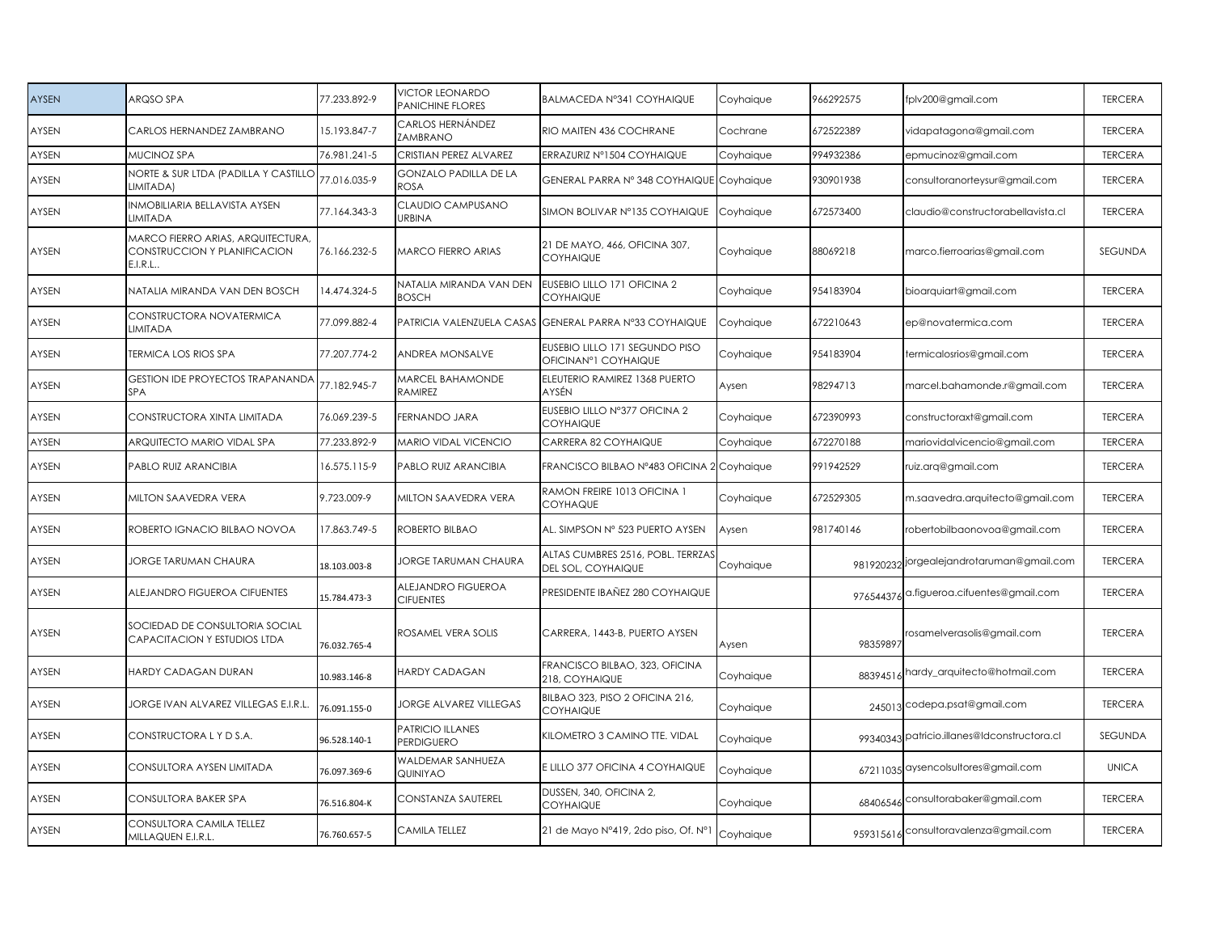| AYSEN | ARQSO SPA | 77.233.892-9 | VICTOR LEONARDO PANICHINE FLORES | BALMACEDA N°341 COYHAIQUE | Coyhaique | 966292575 | fplv200@gmail.com | TERCERA |
|---|---|---|---|---|---|---|---|---|
| AYSEN | CARLOS HERNANDEZ ZAMBRANO | 15.193.847-7 | CARLOS HERNÁNDEZ ZAMBRANO | RIO MAITEN 436 COCHRANE | Cochrane | 672522389 | vidapatagona@gmail.com | TERCERA |
| AYSEN | MUCINOZ SPA | 76.981.241-5 | CRISTIAN PEREZ ALVAREZ | ERRAZURIZ N°1504 COYHAIQUE | Coyhaique | 994932386 | epmucinoz@gmail.com | TERCERA |
| AYSEN | NORTE & SUR LTDA (PADILLA Y CASTILLO LIMITADA) | 77.016.035-9 | GONZALO PADILLA DE LA ROSA | GENERAL PARRA N° 348 COYHAIQUE | Coyhaique | 930901938 | consultoranorteysur@gmail.com | TERCERA |
| AYSEN | INMOBILIARIA BELLAVISTA AYSEN LIMITADA | 77.164.343-3 | CLAUDIO CAMPUSANO URBINA | SIMON BOLIVAR N°135 COYHAIQUE | Coyhaique | 672573400 | claudio@constructorabellavista.cl | TERCERA |
| AYSEN | MARCO FIERRO ARIAS, ARQUITECTURA, CONSTRUCCION Y PLANIFICACION E.I.R.L.. | 76.166.232-5 | MARCO FIERRO ARIAS | 21 DE MAYO, 466, OFICINA 307, COYHAIQUE | Coyhaique | 88069218 | marco.fierroarias@gmail.com | SEGUNDA |
| AYSEN | NATALIA MIRANDA VAN DEN BOSCH | 14.474.324-5 | NATALIA MIRANDA VAN DEN BOSCH | EUSEBIO LILLO 171 OFICINA 2 COYHAIQUE | Coyhaique | 954183904 | bioarquiart@gmail.com | TERCERA |
| AYSEN | CONSTRUCTORA NOVATERMICA LIMITADA | 77.099.882-4 | PATRICIA VALENZUELA CASAS | GENERAL PARRA N°33 COYHAIQUE | Coyhaique | 672210643 | ep@novatermica.com | TERCERA |
| AYSEN | TERMICA LOS RIOS SPA | 77.207.774-2 | ANDREA MONSALVE | EUSEBIO LILLO 171 SEGUNDO PISO OFICINAN°1 COYHAIQUE | Coyhaique | 954183904 | termicalosrios@gmail.com | TERCERA |
| AYSEN | GESTION IDE PROYECTOS TRAPANANDA SPA | 77.182.945-7 | MARCEL BAHAMONDE RAMIREZ | ELEUTERIO RAMIREZ 1368 PUERTO AYSÉN | Aysen | 98294713 | marcel.bahamonde.r@gmail.com | TERCERA |
| AYSEN | CONSTRUCTORA XINTA LIMITADA | 76.069.239-5 | FERNANDO JARA | EUSEBIO LILLO N°377 OFICINA 2 COYHAIQUE | Coyhaique | 672390993 | constructoraxt@gmail.com | TERCERA |
| AYSEN | ARQUITECTO MARIO VIDAL SPA | 77.233.892-9 | MARIO VIDAL VICENCIO | CARRERA 82 COYHAIQUE | Coyhaique | 672270188 | mariovidalvicencio@gmail.com | TERCERA |
| AYSEN | PABLO RUIZ ARANCIBIA | 16.575.115-9 | PABLO RUIZ ARANCIBIA | FRANCISCO BILBAO N°483 OFICINA 2 | Coyhaique | 991942529 | ruiz.arq@gmail.com | TERCERA |
| AYSEN | MILTON SAAVEDRA VERA | 9.723.009-9 | MILTON SAAVEDRA VERA | RAMON FREIRE 1013 OFICINA 1 COYHAQUE | Coyhaique | 672529305 | m.saavedra.arquitecto@gmail.com | TERCERA |
| AYSEN | ROBERTO IGNACIO BILBAO NOVOA | 17.863.749-5 | ROBERTO BILBAO | AL. SIMPSON N° 523 PUERTO AYSEN | Aysen | 981740146 | robertobilbaonovoa@gmail.com | TERCERA |
| AYSEN | JORGE TARUMAN CHAURA | 18.103.003-8 | JORGE TARUMAN CHAURA | ALTAS CUMBRES 2516, POBL. TERRZAS DEL SOL, COYHAIQUE | Coyhaique | 981920232 | jorgealejandrotaruman@gmail.com | TERCERA |
| AYSEN | ALEJANDRO FIGUEROA CIFUENTES | 15.784.473-3 | ALEJANDRO FIGUEROA CIFUENTES | PRESIDENTE IBAÑEZ 280 COYHAIQUE | | 976544376 | a.figueroa.cifuentes@gmail.com | TERCERA |
| AYSEN | SOCIEDAD DE CONSULTORIA SOCIAL CAPACITACION Y ESTUDIOS LTDA | 76.032.765-4 | ROSAMEL VERA SOLIS | CARRERA, 1443-B, PUERTO AYSEN | Aysen | 98359897 | rosamelverasolis@gmail.com | TERCERA |
| AYSEN | HARDY CADAGAN DURAN | 10.983.146-8 | HARDY CADAGAN | FRANCISCO BILBAO, 323, OFICINA 218, COYHAIQUE | Coyhaique | 88394516 | hardy_arquitecto@hotmail.com | TERCERA |
| AYSEN | JORGE IVAN ALVAREZ VILLEGAS E.I.R.L. | 76.091.155-0 | JORGE ALVAREZ VILLEGAS | BILBAO 323, PISO 2 OFICINA 216, COYHAIQUE | Coyhaique | 245013 | codepa.psat@gmail.com | TERCERA |
| AYSEN | CONSTRUCTORA L Y D S.A. | 96.528.140-1 | PATRICIO ILLANES PERDIGUERO | KILOMETRO 3 CAMINO TTE. VIDAL | Coyhaique | 99340343 | patricio.illanes@ldconstructora.cl | SEGUNDA |
| AYSEN | CONSULTORA AYSEN LIMITADA | 76.097.369-6 | WALDEMAR SANHUEZA QUINIYAO | E LILLO 377 OFICINA 4 COYHAIQUE | Coyhaique | 67211035 | aysencolsultores@gmail.com | UNICA |
| AYSEN | CONSULTORA BAKER SPA | 76.516.804-K | CONSTANZA SAUTEREL | DUSSEN, 340, OFICINA 2, COYHAIQUE | Coyhaique | 68406546 | consultorabaker@gmail.com | TERCERA |
| AYSEN | CONSULTORA CAMILA TELLEZ MILLAQUEN E.I.R.L. | 76.760.657-5 | CAMILA TELLEZ | 21 de Mayo N°419, 2do piso, Of. N°1 | Coyhaique | 959315616 | consultoravalenza@gmail.com | TERCERA |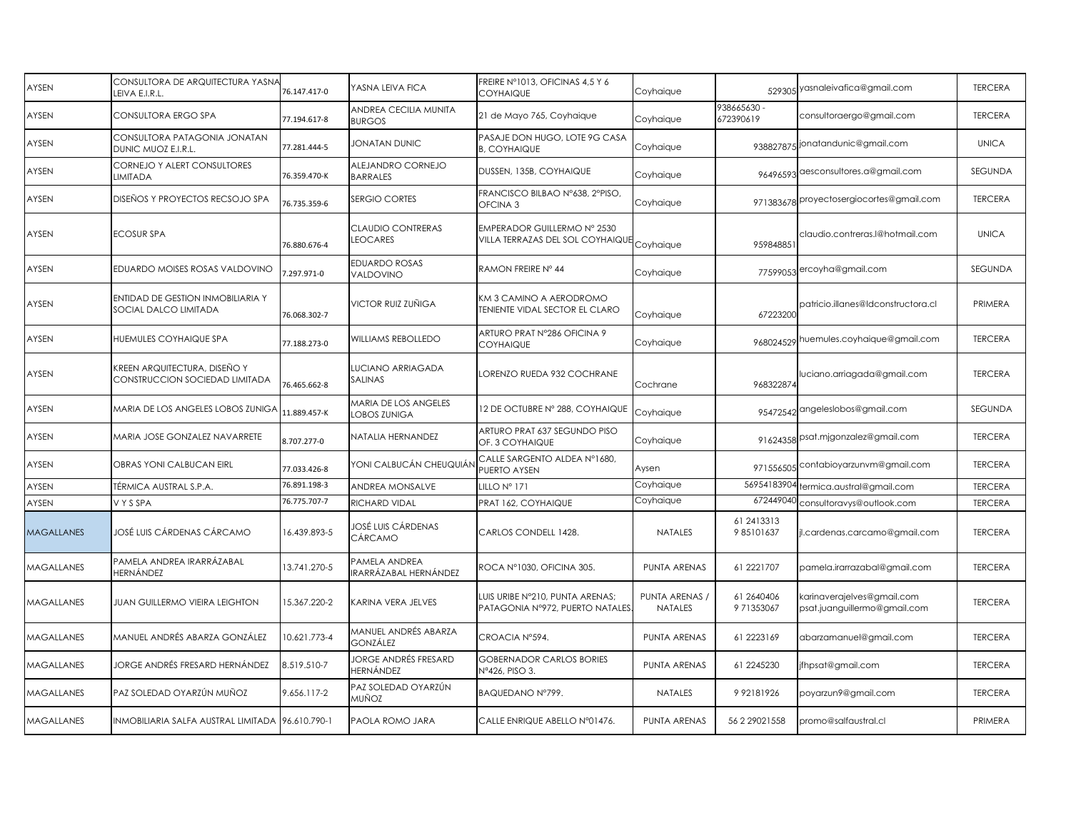| AYSEN | CONSULTORA DE ARQUITECTURA YASNA LEIVA E.I.R.L. | 76.147.417-0 | YASNA LEIVA FICA | FREIRE N°1013, OFICINAS 4,5 Y 6 COYHAIQUE | Coyhaique | 529305 | yasnaleivafica@gmail.com | TERCERA |
|---|---|---|---|---|---|---|---|---|
| AYSEN | CONSULTORA ERGO SPA | 77.194.617-8 | ANDREA CECILIA MUNITA BURGOS | 21 de Mayo 765, Coyhaique | Coyhaique | 938665630 - 672390619 | consultoraergo@gmail.com | TERCERA |
| AYSEN | CONSULTORA PATAGONIA JONATAN DUNIC MUOZ E.I.R.L. | 77.281.444-5 | JONATAN DUNIC | PASAJE DON HUGO, LOTE 9G CASA B, COYHAIQUE | Coyhaique | 938827875 | jonatandunic@gmail.com | UNICA |
| AYSEN | CORNEJO Y ALERT CONSULTORES LIMITADA | 76.359.470-K | ALEJANDRO CORNEJO BARRALES | DUSSEN, 135B, COYHAIQUE | Coyhaique | 96496593 | aesconsultores.a@gmail.com | SEGUNDA |
| AYSEN | DISEÑOS Y PROYECTOS RECSOJO SPA | 76.735.359-6 | SERGIO CORTES | FRANCISCO BILBAO N°638, 2°PISO, OFCINA 3 | Coyhaique | 971383678 | proyectosergiocortes@gmail.com | TERCERA |
| AYSEN | ECOSUR SPA | 76.880.676-4 | CLAUDIO CONTRERAS LEOCARES | EMPERADOR GUILLERMO N° 2530 VILLA TERRAZAS DEL SOL COYHAIQUE | Coyhaique | 959848851 | claudio.contreras.l@hotmail.com | UNICA |
| AYSEN | EDUARDO MOISES ROSAS VALDOVINO | 7.297.971-0 | EDUARDO ROSAS VALDOVINO | RAMON FREIRE N° 44 | Coyhaique | 77599053 | ercoyha@gmail.com | SEGUNDA |
| AYSEN | ENTIDAD DE GESTION INMOBILIARIA Y SOCIAL DALCO LIMITADA | 76.068.302-7 | VICTOR RUIZ ZUÑIGA | KM 3 CAMINO A AERODROMO TENIENTE VIDAL SECTOR EL CLARO | Coyhaique | 67223200 | patricio.illanes@ldconstructora.cl | PRIMERA |
| AYSEN | HUEMULES COYHAIQUE SPA | 77.188.273-0 | WILLIAMS REBOLLEDO | ARTURO PRAT N°286 OFICINA 9 COYHAIQUE | Coyhaique | 968024529 | huemules.coyhaique@gmail.com | TERCERA |
| AYSEN | KREEN ARQUITECTURA, DISEÑO Y CONSTRUCCION SOCIEDAD LIMITADA | 76.465.662-8 | LUCIANO ARRIAGADA SALINAS | LORENZO RUEDA 932 COCHRANE | Cochrane | 968322874 | luciano.arriagada@gmail.com | TERCERA |
| AYSEN | MARIA DE LOS ANGELES LOBOS ZUNIGA | 11.889.457-K | MARIA DE LOS ANGELES LOBOS ZUNIGA | 12 DE OCTUBRE N° 288, COYHAIQUE | Coyhaique | 95472542 | angeleslobos@gmail.com | SEGUNDA |
| AYSEN | MARIA JOSE GONZALEZ NAVARRETE | 8.707.277-0 | NATALIA HERNANDEZ | ARTURO PRAT 637 SEGUNDO PISO OF. 3 COYHAIQUE | Coyhaique | 91624358 | psat.mjgonzalez@gmail.com | TERCERA |
| AYSEN | OBRAS YONI CALBUCAN EIRL | 77.033.426-8 | YONI CALBUCÁN CHEUQUIÁN | CALLE SARGENTO ALDEA N°1680, PUERTO AYSEN | Aysen | 971556505 | contabioyarzunvm@gmail.com | TERCERA |
| AYSEN | TÉRMICA AUSTRAL S.P.A. | 76.891.198-3 | ANDREA MONSALVE | LILLO N° 171 | Coyhaique | 56954183904 | termica.austral@gmail.com | TERCERA |
| AYSEN | V Y S SPA | 76.775.707-7 | RICHARD VIDAL | PRAT 162, COYHAIQUE | Coyhaique | 672449040 | consultoravys@outlook.com | TERCERA |
| MAGALLANES | JOSÉ LUIS CÁRDENAS CÁRCAMO | 16.439.893-5 | JOSÉ LUIS CÁRDENAS CÁRCAMO | CARLOS CONDELL 1428. | NATALES | 61 2413313 9 85101637 | jl.cardenas.carcamo@gmail.com | TERCERA |
| MAGALLANES | PAMELA ANDREA IRARRÁZABAL HERNÁNDEZ | 13.741.270-5 | PAMELA ANDREA IRARRÁZABAL HERNÁNDEZ | ROCA N°1030, OFICINA 305. | PUNTA ARENAS | 61 2221707 | pamela.irarrazabal@gmail.com | TERCERA |
| MAGALLANES | JUAN GUILLERMO VIEIRA LEIGHTON | 15.367.220-2 | KARINA VERA JELVES | LUIS URIBE N°210, PUNTA ARENAS; PATAGONIA N°972, PUERTO NATALES. | PUNTA ARENAS / NATALES | 61 2640406 9 71353067 | karinaverajelves@gmail.com psat.juanguillermo@gmail.com | TERCERA |
| MAGALLANES | MANUEL ANDRÉS ABARZA GONZÁLEZ | 10.621.773-4 | MANUEL ANDRÉS ABARZA GONZÁLEZ | CROACIA N°594. | PUNTA ARENAS | 61 2223169 | abarzamanuel@gmail.com | TERCERA |
| MAGALLANES | JORGE ANDRÉS FRESARD HERNÁNDEZ | 8.519.510-7 | JORGE ANDRÉS FRESARD HERNÁNDEZ | GOBERNADOR CARLOS BORIES N°426, PISO 3. | PUNTA ARENAS | 61 2245230 | jfhpsat@gmail.com | TERCERA |
| MAGALLANES | PAZ SOLEDAD OYARZÚN MUÑOZ | 9.656.117-2 | PAZ SOLEDAD OYARZÚN MUÑOZ | BAQUEDANO N°799. | NATALES | 9 92181926 | poyarzun9@gmail.com | TERCERA |
| MAGALLANES | INMOBILIARIA SALFA AUSTRAL LIMITADA | 96.610.790-1 | PAOLA ROMO JARA | CALLE ENRIQUE ABELLO N°01476. | PUNTA ARENAS | 56 2 29021558 | promo@salfaustral.cl | PRIMERA |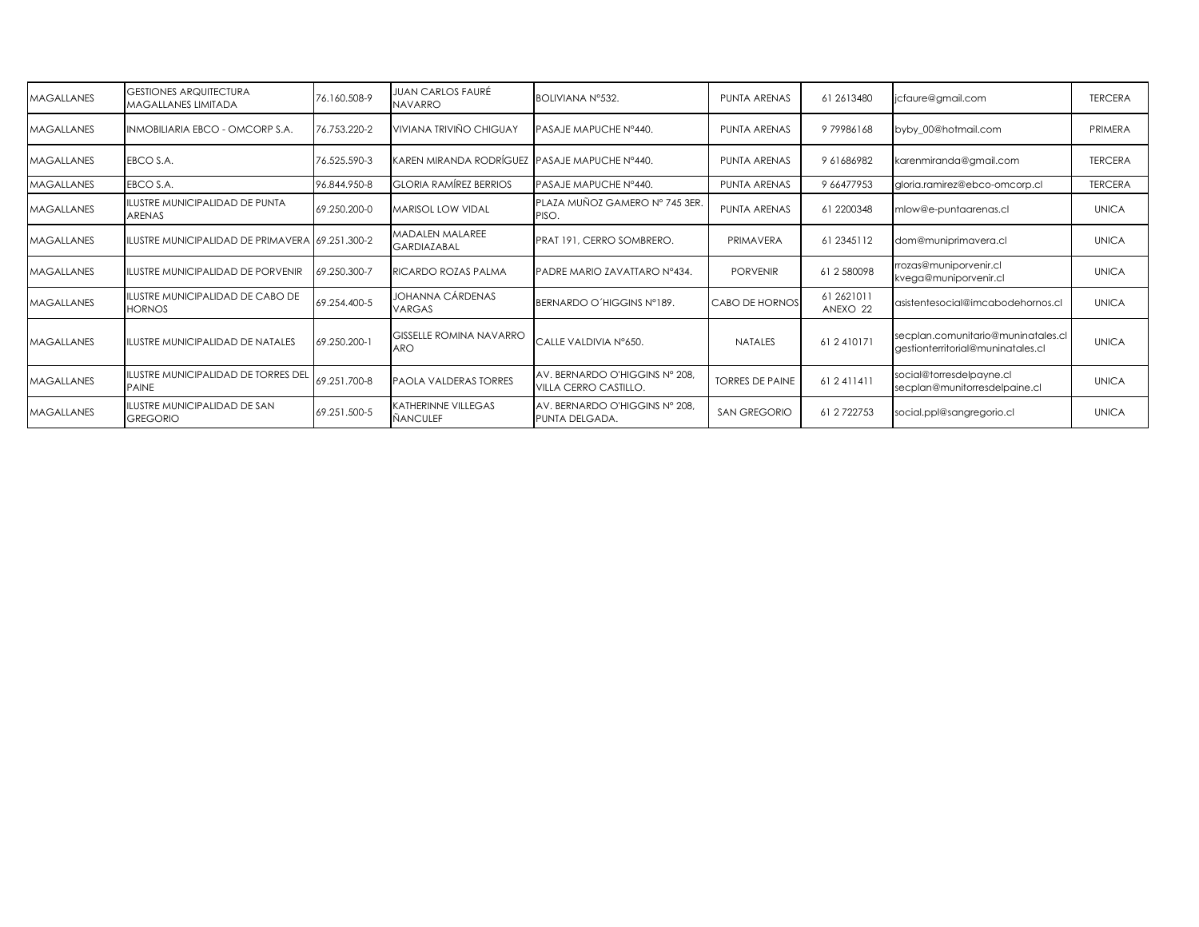| | | | | | | | | |
|---|---|---|---|---|---|---|---|---|
| MAGALLANES | GESTIONES ARQUITECTURA MAGALLANES LIMITADA | 76.160.508-9 | JUAN CARLOS FAURÉ NAVARRO | BOLIVIANA N°532. | PUNTA ARENAS | 61 2613480 | jcfaure@gmail.com | TERCERA |
| MAGALLANES | INMOBILIARIA EBCO - OMCORP S.A. | 76.753.220-2 | VIVIANA TRIVIÑO CHIGUAY | PASAJE MAPUCHE N°440. | PUNTA ARENAS | 9 79986168 | byby_00@hotmail.com | PRIMERA |
| MAGALLANES | EBCO S.A. | 76.525.590-3 | KAREN MIRANDA RODRÍGUEZ | PASAJE MAPUCHE N°440. | PUNTA ARENAS | 9 61686982 | karenmiranda@gmail.com | TERCERA |
| MAGALLANES | EBCO S.A. | 96.844.950-8 | GLORIA RAMÍREZ BERRIOS | PASAJE MAPUCHE N°440. | PUNTA ARENAS | 9 66477953 | gloria.ramirez@ebco-omcorp.cl | TERCERA |
| MAGALLANES | ILUSTRE MUNICIPALIDAD DE PUNTA ARENAS | 69.250.200-0 | MARISOL LOW VIDAL | PLAZA MUÑOZ GAMERO N° 745 3ER. PISO. | PUNTA ARENAS | 61 2200348 | mlow@e-puntaarenas.cl | UNICA |
| MAGALLANES | ILUSTRE MUNICIPALIDAD DE PRIMAVERA | 69.251.300-2 | MADALEN MALAREE GARDIAZABAL | PRAT 191, CERRO SOMBRERO. | PRIMAVERA | 61 2345112 | dom@muniprimavera.cl | UNICA |
| MAGALLANES | ILUSTRE MUNICIPALIDAD DE PORVENIR | 69.250.300-7 | RICARDO ROZAS PALMA | PADRE MARIO ZAVATTARO N°434. | PORVENIR | 61 2 580098 | rrozas@muniporvenir.cl kvega@muniporvenir.cl | UNICA |
| MAGALLANES | ILUSTRE MUNICIPALIDAD DE CABO DE HORNOS | 69.254.400-5 | JOHANNA CÁRDENAS VARGAS | BERNARDO O´HIGGINS N°189. | CABO DE HORNOS | 61 2621011 ANEXO 22 | asistentesocial@imcabodehornos.cl | UNICA |
| MAGALLANES | ILUSTRE MUNICIPALIDAD DE NATALES | 69.250.200-1 | GISSELLE ROMINA NAVARRO ARO | CALLE VALDIVIA N°650. | NATALES | 61 2 410171 | secplan.comunitario@muninatales.cl gestionterritorial@muninatales.cl | UNICA |
| MAGALLANES | ILUSTRE MUNICIPALIDAD DE TORRES DEL PAINE | 69.251.700-8 | PAOLA VALDERAS TORRES | AV. BERNARDO O'HIGGINS N° 208, VILLA CERRO CASTILLO. | TORRES DE PAINE | 61 2 411411 | social@torresdelpayne.cl secplan@munitorresdelpaine.cl | UNICA |
| MAGALLANES | ILUSTRE MUNICIPALIDAD DE SAN GREGORIO | 69.251.500-5 | KATHERINNE VILLEGAS ÑANCULEF | AV. BERNARDO O'HIGGINS N° 208, PUNTA DELGADA. | SAN GREGORIO | 61 2 722753 | social.ppl@sangregorio.cl | UNICA |